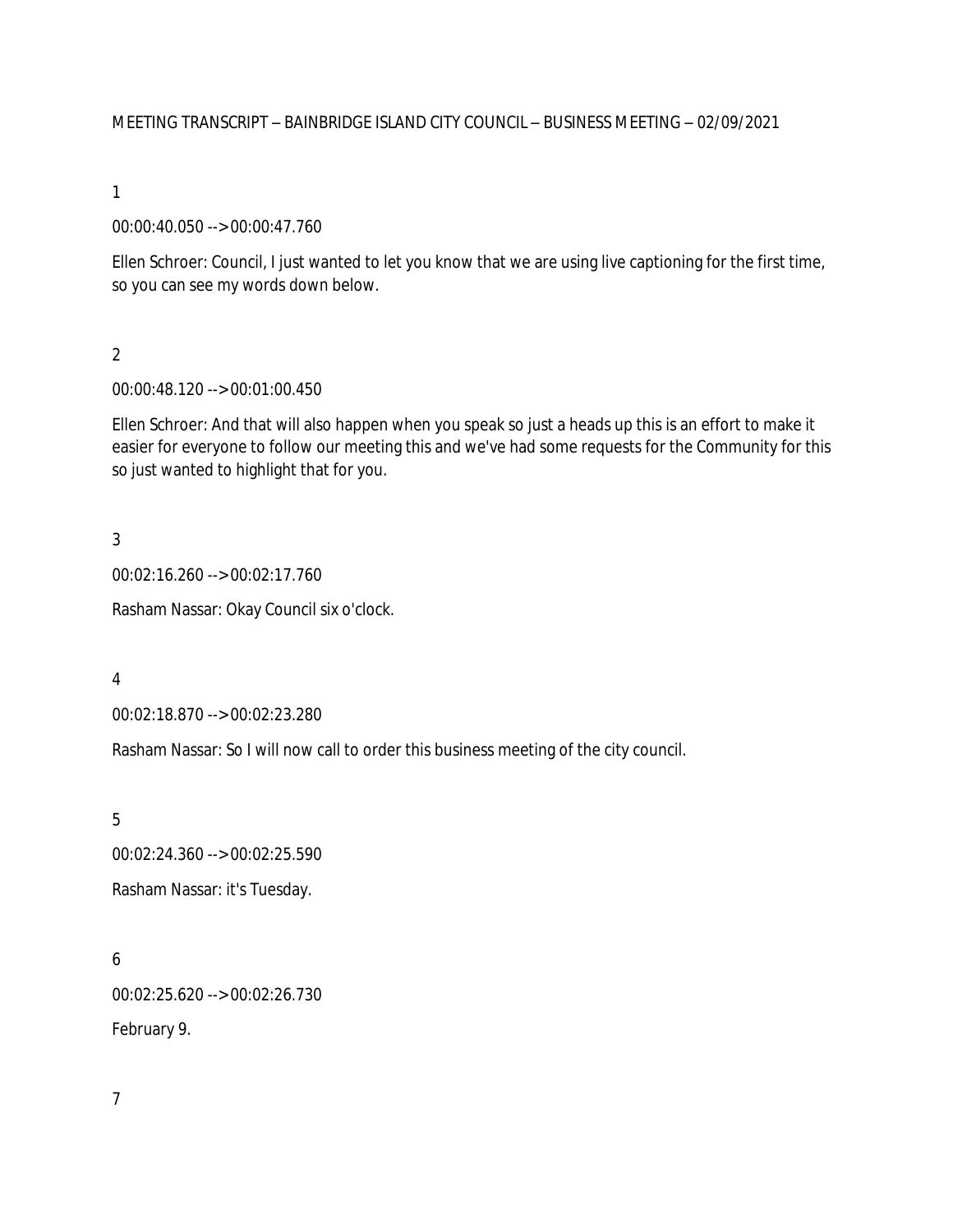MEETING TRANSCRIPT – BAINBRIDGE ISLAND CITY COUNCIL – BUSINESS MEETING – 02/09/2021

1

00:00:40.050 --> 00:00:47.760

Ellen Schroer: Council, I just wanted to let you know that we are using live captioning for the first time, so you can see my words down below.

2

00:00:48.120 --> 00:01:00.450

Ellen Schroer: And that will also happen when you speak so just a heads up this is an effort to make it easier for everyone to follow our meeting this and we've had some requests for the Community for this so just wanted to highlight that for you.

3

00:02:16.260 --> 00:02:17.760

Rasham Nassar: Okay Council six o'clock.

4

00:02:18.870 --> 00:02:23.280

Rasham Nassar: So I will now call to order this business meeting of the city council.

5

00:02:24.360 --> 00:02:25.590

Rasham Nassar: it's Tuesday.

6

00:02:25.620 --> 00:02:26.730

February 9.

7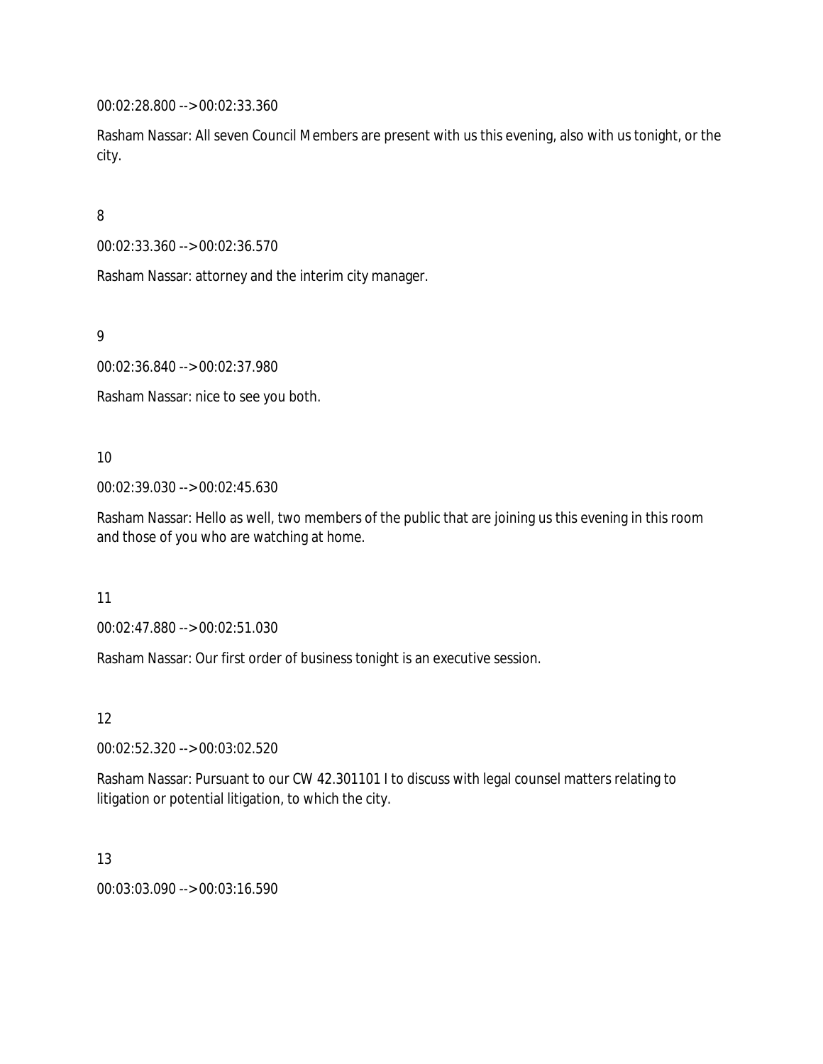00:02:28.800 --> 00:02:33.360

Rasham Nassar: All seven Council Members are present with us this evening, also with us tonight, or the city.

8

00:02:33.360 --> 00:02:36.570

Rasham Nassar: attorney and the interim city manager.

9

00:02:36.840 --> 00:02:37.980

Rasham Nassar: nice to see you both.

10

00:02:39.030 --> 00:02:45.630

Rasham Nassar: Hello as well, two members of the public that are joining us this evening in this room and those of you who are watching at home.

11

00:02:47.880 --> 00:02:51.030

Rasham Nassar: Our first order of business tonight is an executive session.

12

00:02:52.320 --> 00:03:02.520

Rasham Nassar: Pursuant to our CW 42.301101 I to discuss with legal counsel matters relating to litigation or potential litigation, to which the city.

13

00:03:03.090 --> 00:03:16.590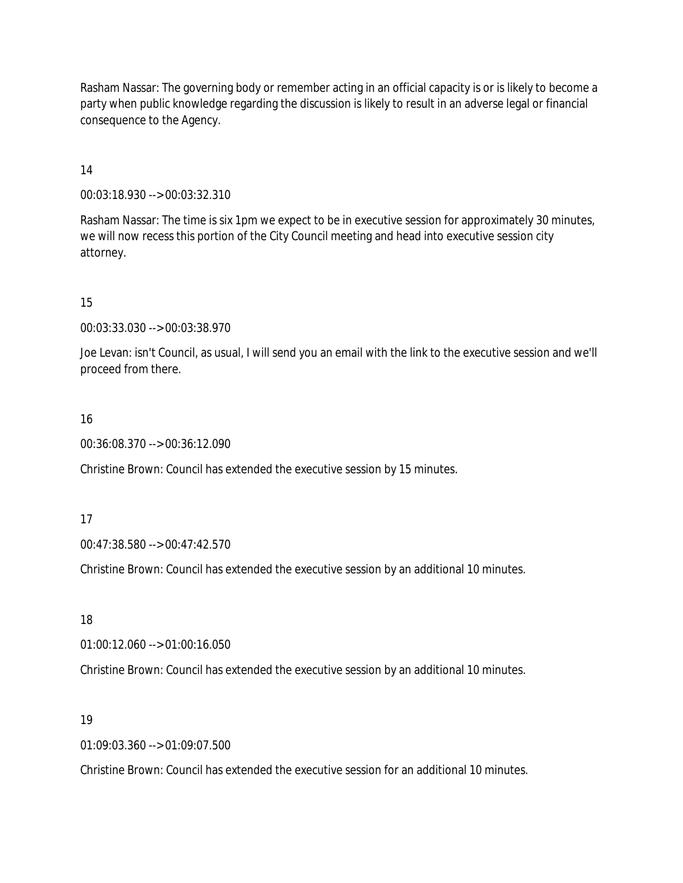Rasham Nassar: The governing body or remember acting in an official capacity is or is likely to become a party when public knowledge regarding the discussion is likely to result in an adverse legal or financial consequence to the Agency.

14

00:03:18.930 --> 00:03:32.310

Rasham Nassar: The time is six 1pm we expect to be in executive session for approximately 30 minutes, we will now recess this portion of the City Council meeting and head into executive session city attorney.

15

00:03:33.030 --> 00:03:38.970

Joe Levan: isn't Council, as usual, I will send you an email with the link to the executive session and we'll proceed from there.

16

00:36:08.370 --> 00:36:12.090

Christine Brown: Council has extended the executive session by 15 minutes.

17

00:47:38.580 --> 00:47:42.570

Christine Brown: Council has extended the executive session by an additional 10 minutes.

18

01:00:12.060 --> 01:00:16.050

Christine Brown: Council has extended the executive session by an additional 10 minutes.

19

01:09:03.360 --> 01:09:07.500

Christine Brown: Council has extended the executive session for an additional 10 minutes.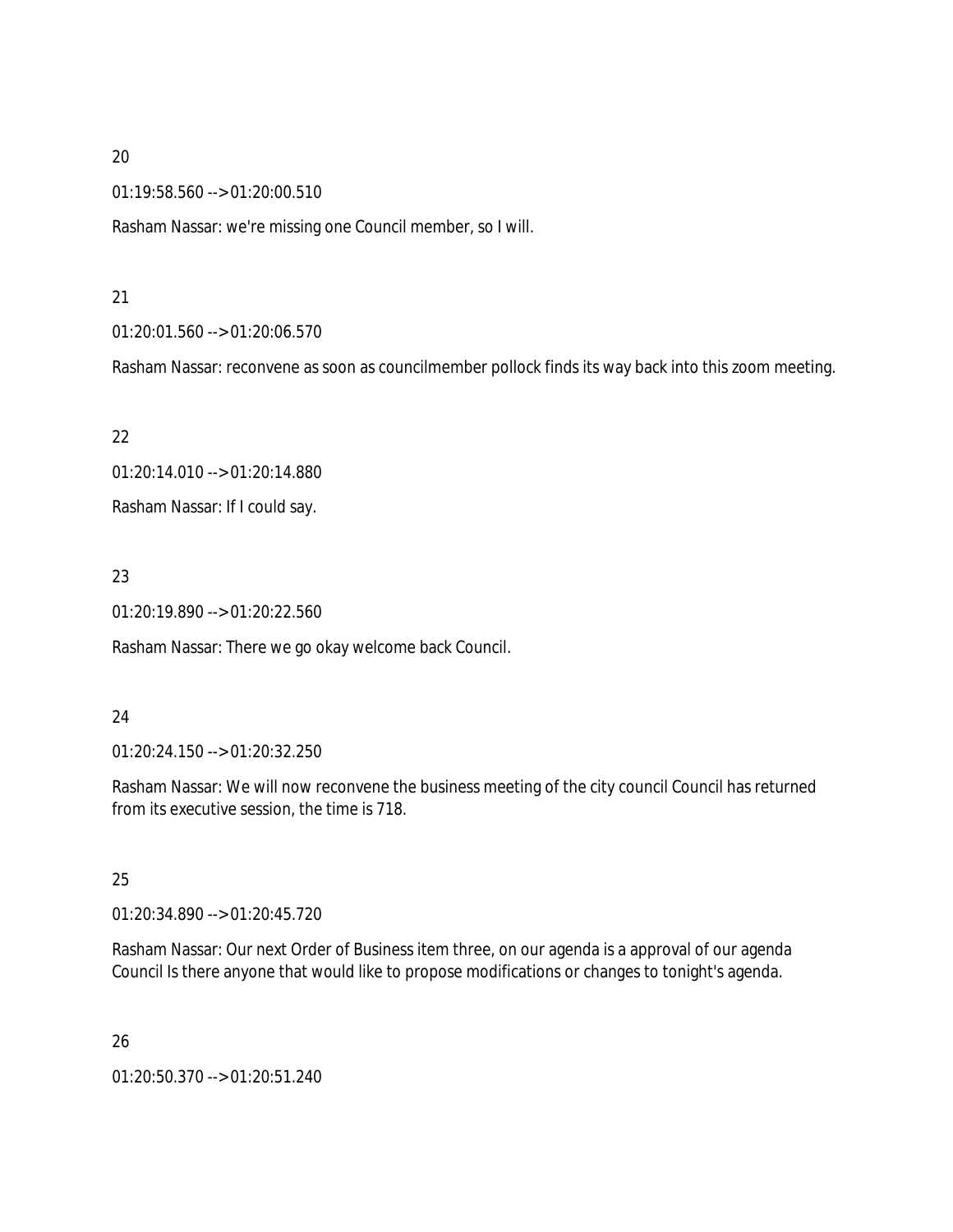20

01:19:58.560 --> 01:20:00.510

Rasham Nassar: we're missing one Council member, so I will.

21

01:20:01.560 --> 01:20:06.570

Rasham Nassar: reconvene as soon as councilmember pollock finds its way back into this zoom meeting.

22

01:20:14.010 --> 01:20:14.880

Rasham Nassar: If I could say.

23

01:20:19.890 --> 01:20:22.560

Rasham Nassar: There we go okay welcome back Council.

24

01:20:24.150 --> 01:20:32.250

Rasham Nassar: We will now reconvene the business meeting of the city council Council has returned from its executive session, the time is 718.

25

01:20:34.890 --> 01:20:45.720

Rasham Nassar: Our next Order of Business item three, on our agenda is a approval of our agenda Council Is there anyone that would like to propose modifications or changes to tonight's agenda.

26

01:20:50.370 --> 01:20:51.240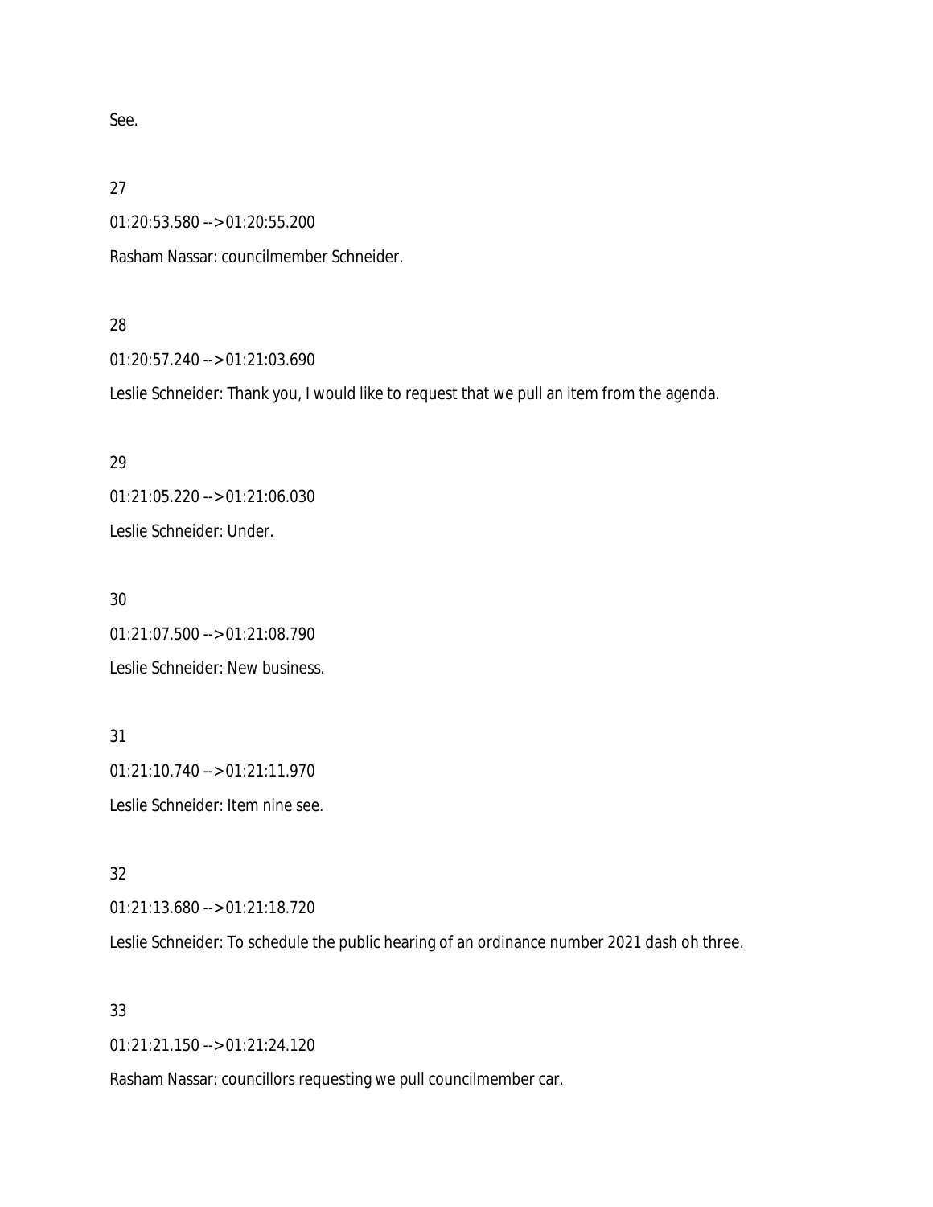See.

27

01:20:53.580 --> 01:20:55.200

Rasham Nassar: councilmember Schneider.

28

01:20:57.240 --> 01:21:03.690

Leslie Schneider: Thank you, I would like to request that we pull an item from the agenda.

29

01:21:05.220 --> 01:21:06.030

Leslie Schneider: Under.

30

01:21:07.500 --> 01:21:08.790

Leslie Schneider: New business.

31

01:21:10.740 --> 01:21:11.970

Leslie Schneider: Item nine see.

32

01:21:13.680 --> 01:21:18.720

Leslie Schneider: To schedule the public hearing of an ordinance number 2021 dash oh three.

33

01:21:21.150 --> 01:21:24.120

Rasham Nassar: councillors requesting we pull councilmember car.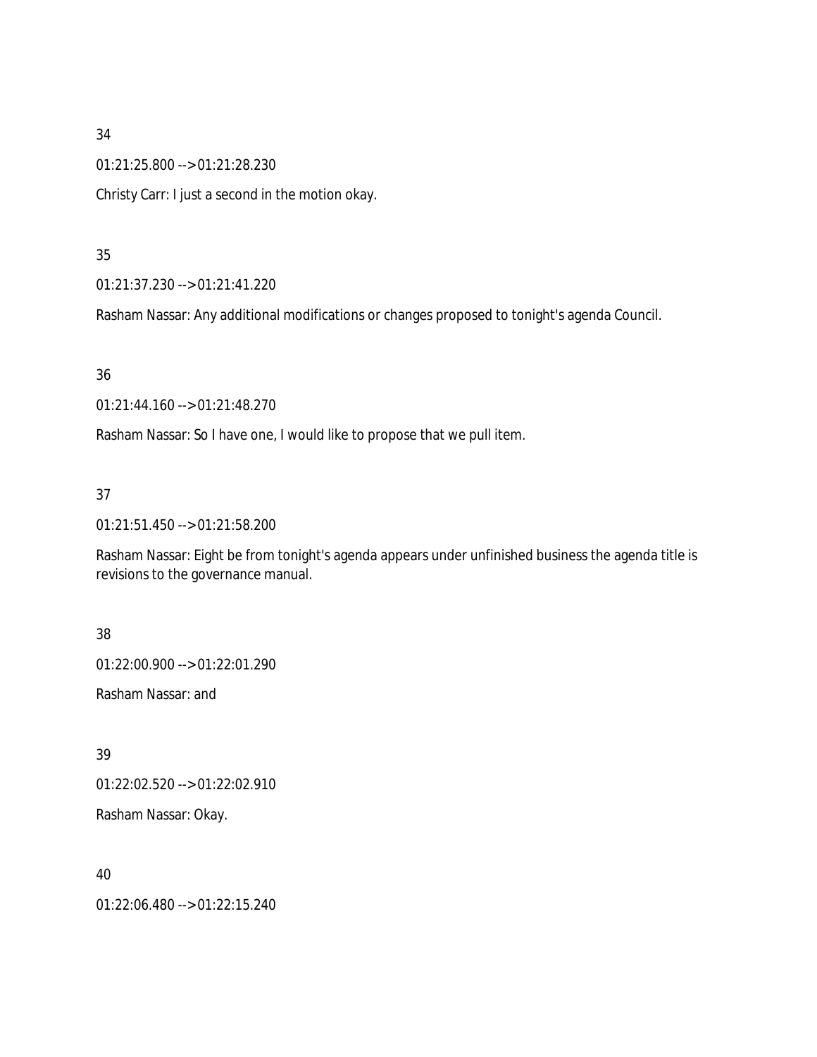34

01:21:25.800 --> 01:21:28.230

Christy Carr: I just a second in the motion okay.

35

01:21:37.230 --> 01:21:41.220

Rasham Nassar: Any additional modifications or changes proposed to tonight's agenda Council.

36

01:21:44.160 --> 01:21:48.270

Rasham Nassar: So I have one, I would like to propose that we pull item.

37

01:21:51.450 --> 01:21:58.200

Rasham Nassar: Eight be from tonight's agenda appears under unfinished business the agenda title is revisions to the governance manual.

38

01:22:00.900 --> 01:22:01.290

Rasham Nassar: and

39

01:22:02.520 --> 01:22:02.910

Rasham Nassar: Okay.

40

01:22:06.480 --> 01:22:15.240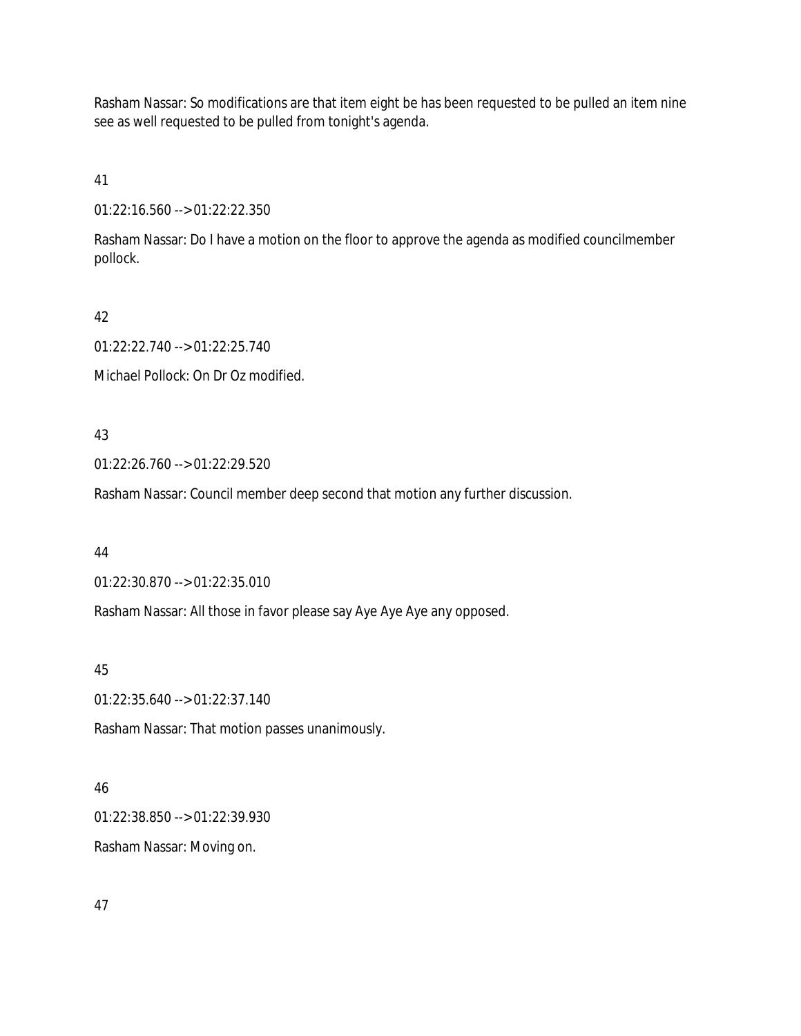Rasham Nassar: So modifications are that item eight be has been requested to be pulled an item nine see as well requested to be pulled from tonight's agenda.

41

01:22:16.560 --> 01:22:22.350

Rasham Nassar: Do I have a motion on the floor to approve the agenda as modified councilmember pollock.

42

01:22:22.740 --> 01:22:25.740

Michael Pollock: On Dr Oz modified.

43

01:22:26.760 --> 01:22:29.520

Rasham Nassar: Council member deep second that motion any further discussion.

44

01:22:30.870 --> 01:22:35.010

Rasham Nassar: All those in favor please say Aye Aye Aye any opposed.

45

01:22:35.640 --> 01:22:37.140

Rasham Nassar: That motion passes unanimously.

46

01:22:38.850 --> 01:22:39.930

Rasham Nassar: Moving on.

47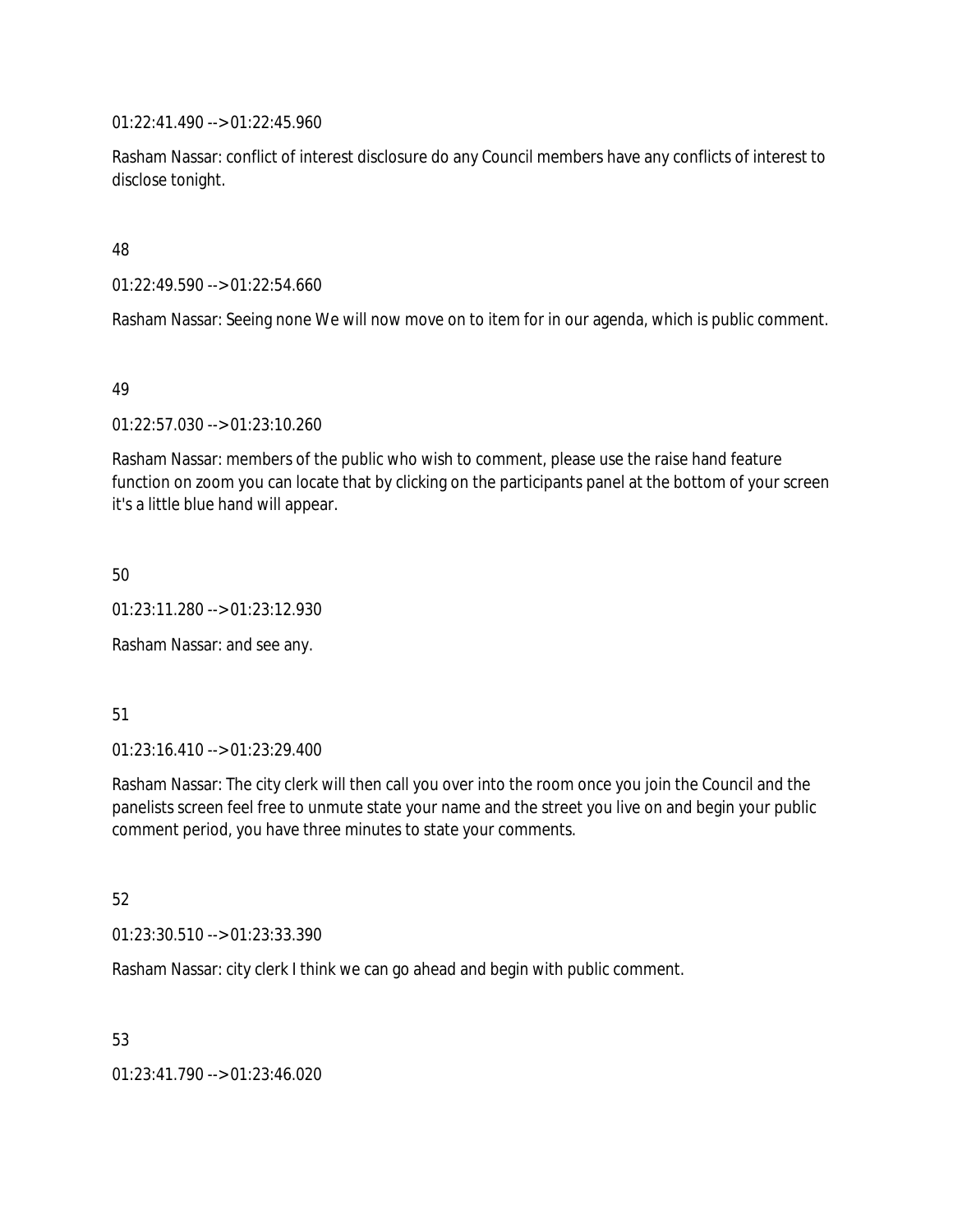01:22:41.490 --> 01:22:45.960

Rasham Nassar: conflict of interest disclosure do any Council members have any conflicts of interest to disclose tonight.

48

01:22:49.590 --> 01:22:54.660

Rasham Nassar: Seeing none We will now move on to item for in our agenda, which is public comment.

49

01:22:57.030 --> 01:23:10.260

Rasham Nassar: members of the public who wish to comment, please use the raise hand feature function on zoom you can locate that by clicking on the participants panel at the bottom of your screen it's a little blue hand will appear.

50

01:23:11.280 --> 01:23:12.930

Rasham Nassar: and see any.

51

01:23:16.410 --> 01:23:29.400

Rasham Nassar: The city clerk will then call you over into the room once you join the Council and the panelists screen feel free to unmute state your name and the street you live on and begin your public comment period, you have three minutes to state your comments.

52

01:23:30.510 --> 01:23:33.390

Rasham Nassar: city clerk I think we can go ahead and begin with public comment.

53

01:23:41.790 --> 01:23:46.020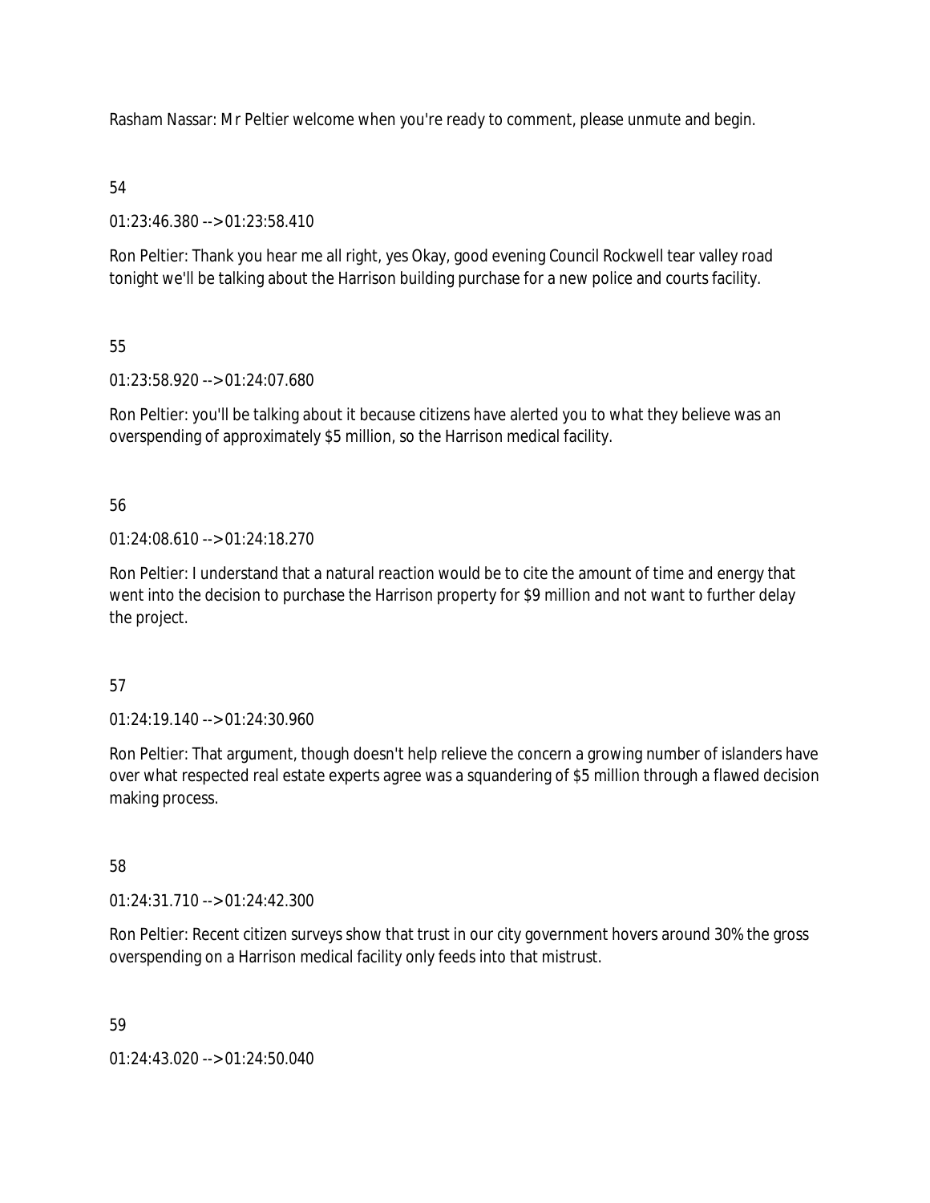Rasham Nassar: Mr Peltier welcome when you're ready to comment, please unmute and begin.

54

01:23:46.380 --> 01:23:58.410

Ron Peltier: Thank you hear me all right, yes Okay, good evening Council Rockwell tear valley road tonight we'll be talking about the Harrison building purchase for a new police and courts facility.

55

01:23:58.920 --> 01:24:07.680

Ron Peltier: you'll be talking about it because citizens have alerted you to what they believe was an overspending of approximately $5 million, so the Harrison medical facility.

56

01:24:08.610 --> 01:24:18.270

Ron Peltier: I understand that a natural reaction would be to cite the amount of time and energy that went into the decision to purchase the Harrison property for $9 million and not want to further delay the project.

57

01:24:19.140 --> 01:24:30.960

Ron Peltier: That argument, though doesn't help relieve the concern a growing number of islanders have over what respected real estate experts agree was a squandering of $5 million through a flawed decision making process.

58

01:24:31.710 --> 01:24:42.300

Ron Peltier: Recent citizen surveys show that trust in our city government hovers around 30% the gross overspending on a Harrison medical facility only feeds into that mistrust.

59

01:24:43.020 --> 01:24:50.040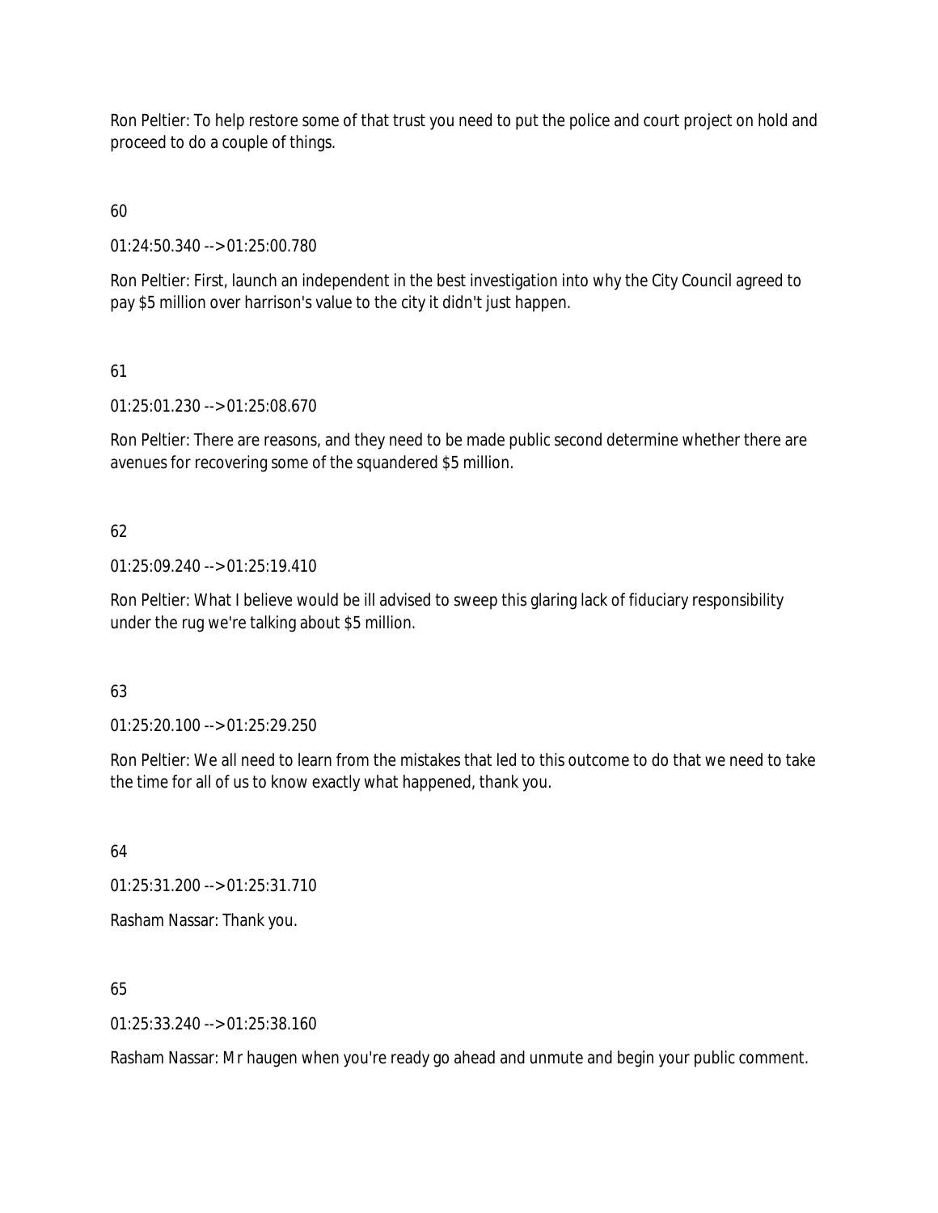Ron Peltier: To help restore some of that trust you need to put the police and court project on hold and proceed to do a couple of things.

60

01:24:50.340 --> 01:25:00.780

Ron Peltier: First, launch an independent in the best investigation into why the City Council agreed to pay $5 million over harrison's value to the city it didn't just happen.

61

01:25:01.230 --> 01:25:08.670

Ron Peltier: There are reasons, and they need to be made public second determine whether there are avenues for recovering some of the squandered $5 million.

62

01:25:09.240 --> 01:25:19.410

Ron Peltier: What I believe would be ill advised to sweep this glaring lack of fiduciary responsibility under the rug we're talking about $5 million.

63

01:25:20.100 --> 01:25:29.250

Ron Peltier: We all need to learn from the mistakes that led to this outcome to do that we need to take the time for all of us to know exactly what happened, thank you.

64

01:25:31.200 --> 01:25:31.710

Rasham Nassar: Thank you.

65

01:25:33.240 --> 01:25:38.160

Rasham Nassar: Mr haugen when you're ready go ahead and unmute and begin your public comment.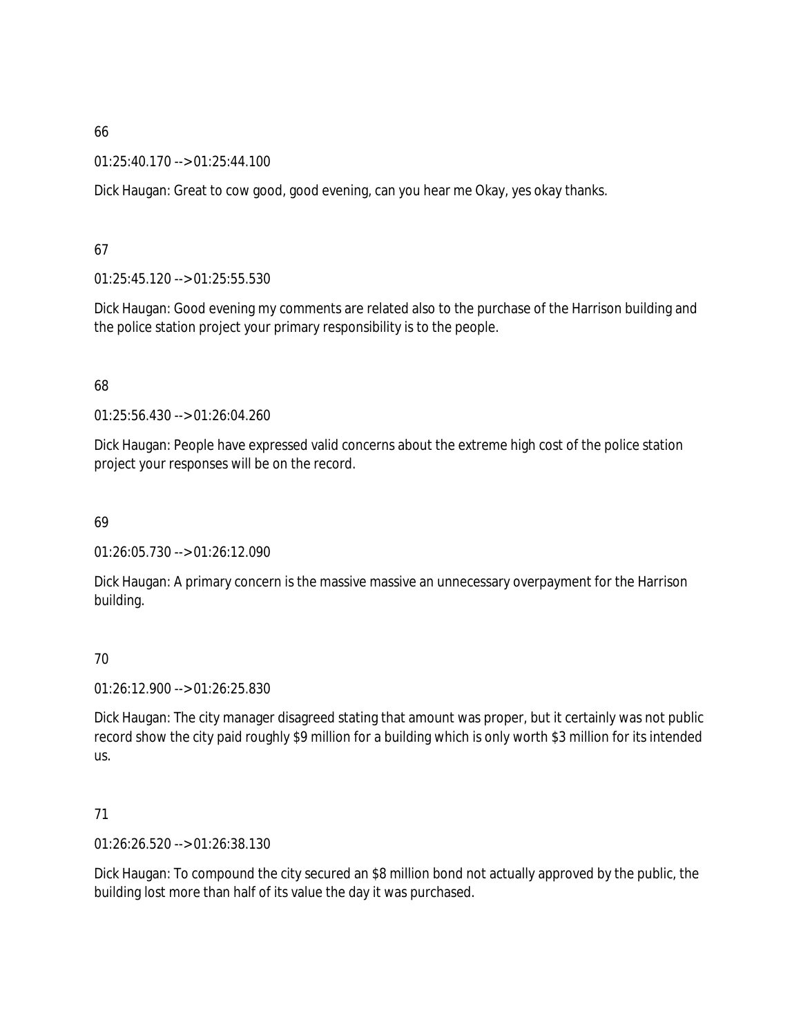66

01:25:40.170 --> 01:25:44.100

Dick Haugan: Great to cow good, good evening, can you hear me Okay, yes okay thanks.

67

01:25:45.120 --> 01:25:55.530

Dick Haugan: Good evening my comments are related also to the purchase of the Harrison building and the police station project your primary responsibility is to the people.

68

01:25:56.430 --> 01:26:04.260

Dick Haugan: People have expressed valid concerns about the extreme high cost of the police station project your responses will be on the record.

69

01:26:05.730 --> 01:26:12.090

Dick Haugan: A primary concern is the massive massive an unnecessary overpayment for the Harrison building.

70

01:26:12.900 --> 01:26:25.830

Dick Haugan: The city manager disagreed stating that amount was proper, but it certainly was not public record show the city paid roughly $9 million for a building which is only worth $3 million for its intended us.

71

01:26:26.520 --> 01:26:38.130

Dick Haugan: To compound the city secured an $8 million bond not actually approved by the public, the building lost more than half of its value the day it was purchased.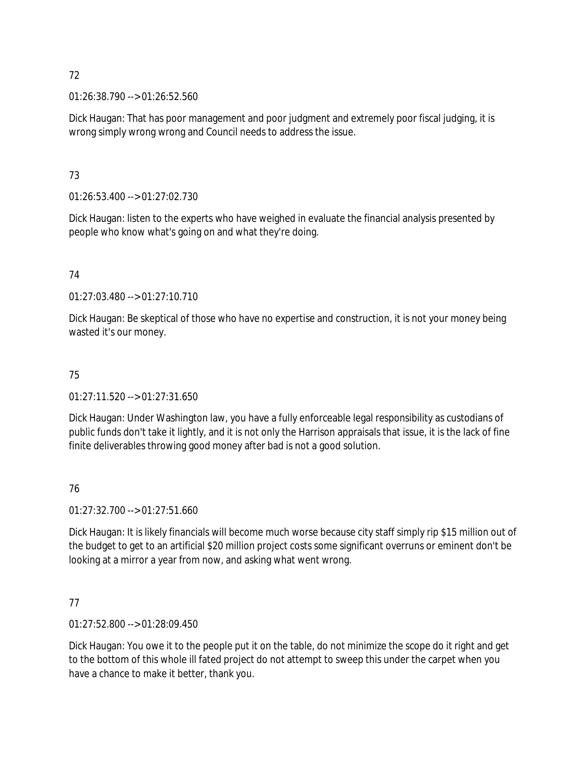72

01:26:38.790 --> 01:26:52.560

Dick Haugan: That has poor management and poor judgment and extremely poor fiscal judging, it is wrong simply wrong wrong and Council needs to address the issue.

73

01:26:53.400 --> 01:27:02.730

Dick Haugan: listen to the experts who have weighed in evaluate the financial analysis presented by people who know what's going on and what they're doing.

74

01:27:03.480 --> 01:27:10.710

Dick Haugan: Be skeptical of those who have no expertise and construction, it is not your money being wasted it's our money.

75

01:27:11.520 --> 01:27:31.650

Dick Haugan: Under Washington law, you have a fully enforceable legal responsibility as custodians of public funds don't take it lightly, and it is not only the Harrison appraisals that issue, it is the lack of fine finite deliverables throwing good money after bad is not a good solution.

76

01:27:32.700 --> 01:27:51.660

Dick Haugan: It is likely financials will become much worse because city staff simply rip $15 million out of the budget to get to an artificial $20 million project costs some significant overruns or eminent don't be looking at a mirror a year from now, and asking what went wrong.

77

01:27:52.800 --> 01:28:09.450

Dick Haugan: You owe it to the people put it on the table, do not minimize the scope do it right and get to the bottom of this whole ill fated project do not attempt to sweep this under the carpet when you have a chance to make it better, thank you.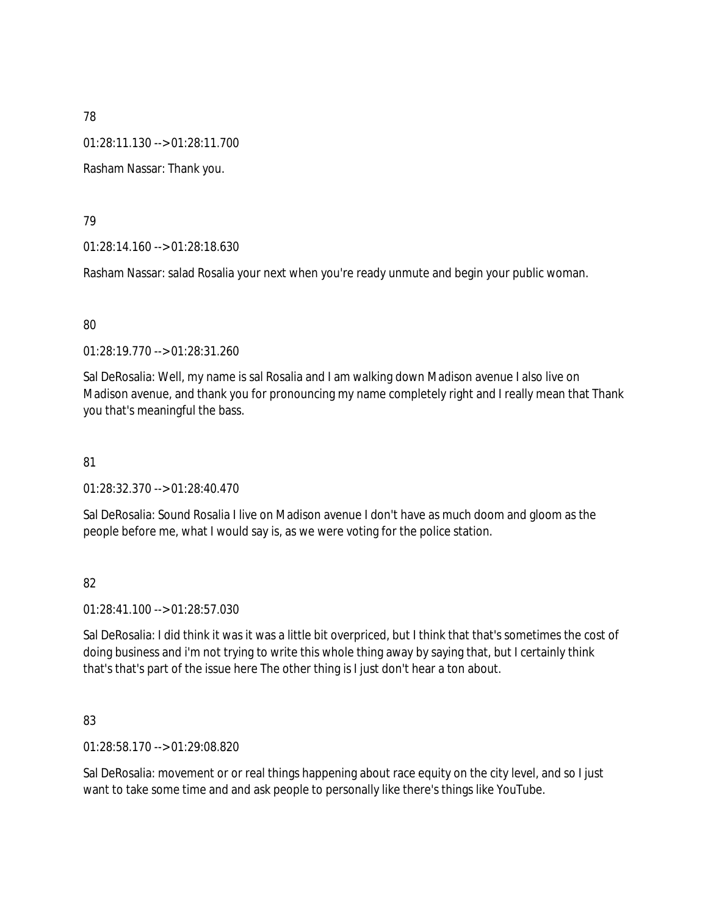78

01:28:11.130 --> 01:28:11.700

Rasham Nassar: Thank you.

79

01:28:14.160 --> 01:28:18.630

Rasham Nassar: salad Rosalia your next when you're ready unmute and begin your public woman.

80

01:28:19.770 --> 01:28:31.260

Sal DeRosalia: Well, my name is sal Rosalia and I am walking down Madison avenue I also live on Madison avenue, and thank you for pronouncing my name completely right and I really mean that Thank you that's meaningful the bass.

81

01:28:32.370 --> 01:28:40.470

Sal DeRosalia: Sound Rosalia I live on Madison avenue I don't have as much doom and gloom as the people before me, what I would say is, as we were voting for the police station.

82

01:28:41.100 --> 01:28:57.030

Sal DeRosalia: I did think it was it was a little bit overpriced, but I think that that's sometimes the cost of doing business and i'm not trying to write this whole thing away by saying that, but I certainly think that's that's part of the issue here The other thing is I just don't hear a ton about.

83

01:28:58.170 --> 01:29:08.820

Sal DeRosalia: movement or or real things happening about race equity on the city level, and so I just want to take some time and and ask people to personally like there's things like YouTube.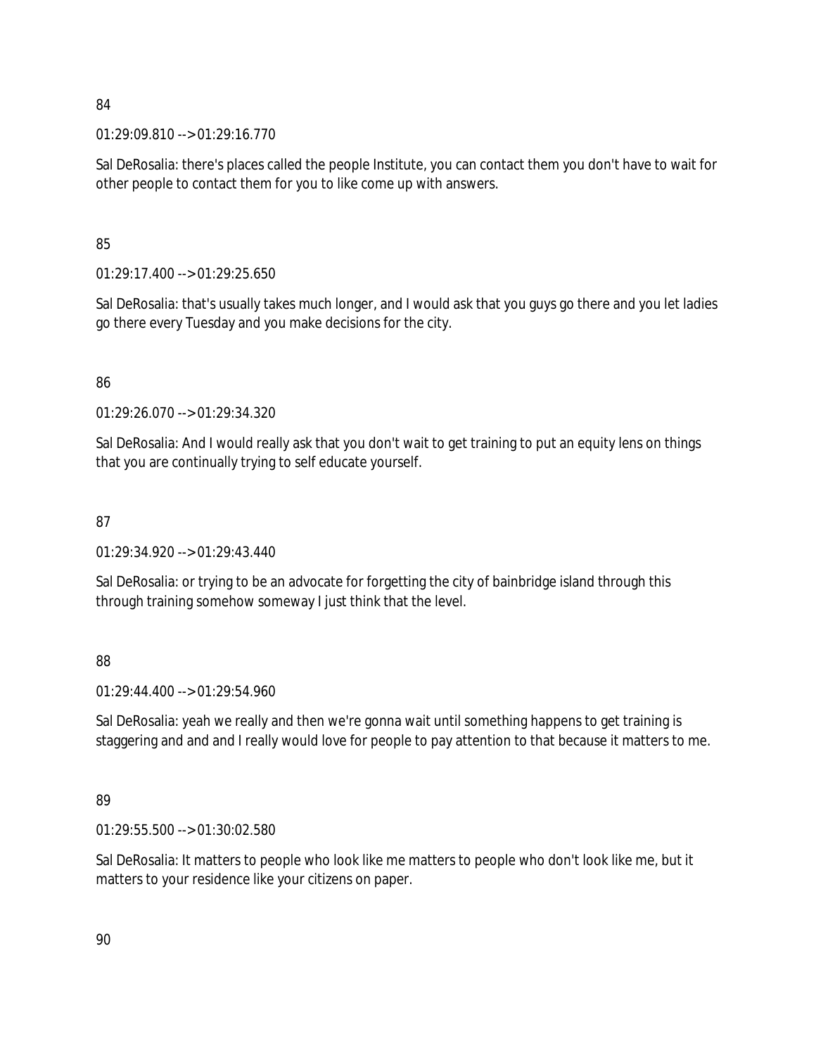84

01:29:09.810 --> 01:29:16.770

Sal DeRosalia: there's places called the people Institute, you can contact them you don't have to wait for other people to contact them for you to like come up with answers.

85

01:29:17.400 --> 01:29:25.650

Sal DeRosalia: that's usually takes much longer, and I would ask that you guys go there and you let ladies go there every Tuesday and you make decisions for the city.

86

01:29:26.070 --> 01:29:34.320

Sal DeRosalia: And I would really ask that you don't wait to get training to put an equity lens on things that you are continually trying to self educate yourself.

87

01:29:34.920 --> 01:29:43.440

Sal DeRosalia: or trying to be an advocate for forgetting the city of bainbridge island through this through training somehow someway I just think that the level.

88

01:29:44.400 --> 01:29:54.960

Sal DeRosalia: yeah we really and then we're gonna wait until something happens to get training is staggering and and and I really would love for people to pay attention to that because it matters to me.

89

01:29:55.500 --> 01:30:02.580

Sal DeRosalia: It matters to people who look like me matters to people who don't look like me, but it matters to your residence like your citizens on paper.

90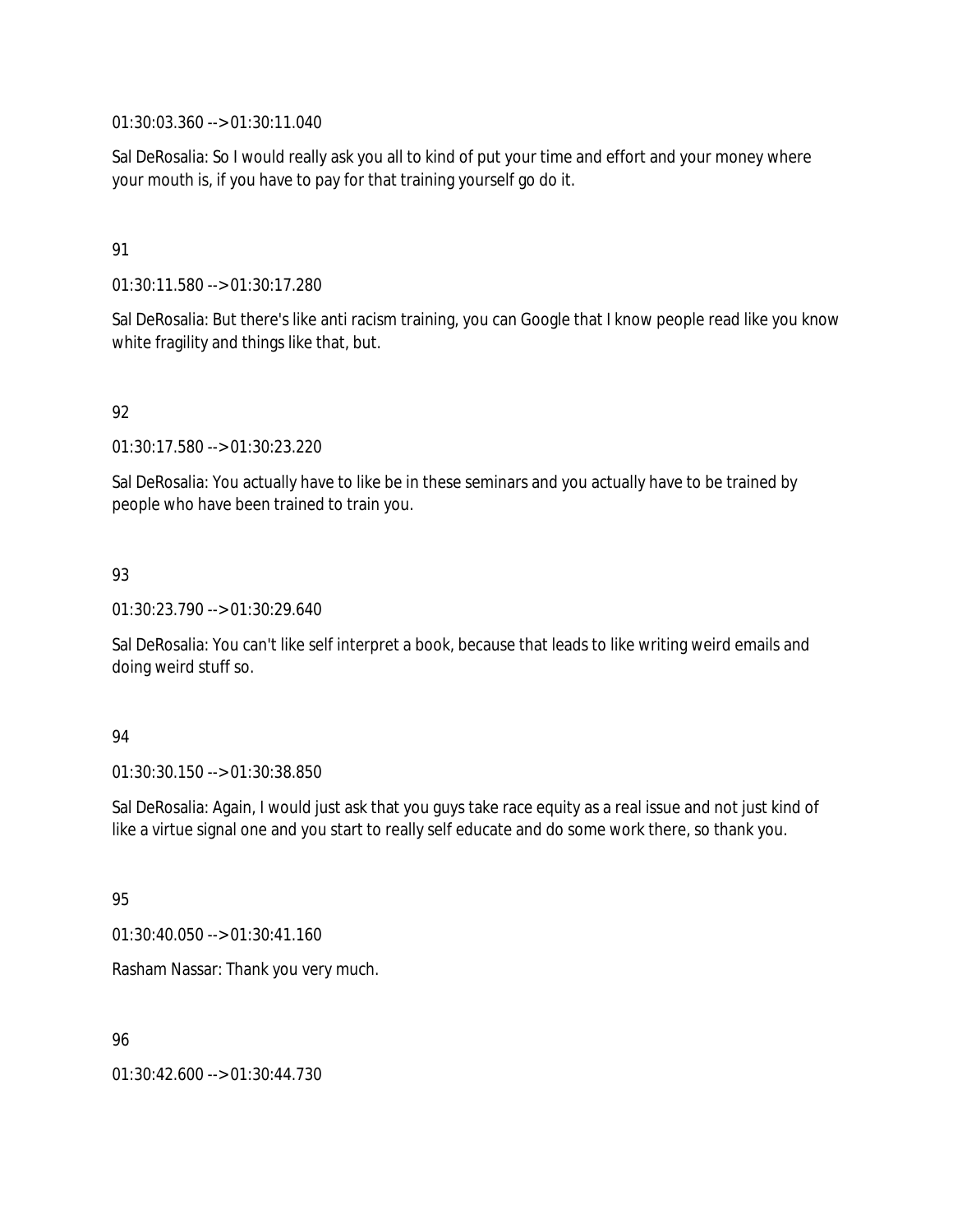01:30:03.360 --> 01:30:11.040

Sal DeRosalia: So I would really ask you all to kind of put your time and effort and your money where your mouth is, if you have to pay for that training yourself go do it.

91

01:30:11.580 --> 01:30:17.280

Sal DeRosalia: But there's like anti racism training, you can Google that I know people read like you know white fragility and things like that, but.

92

01:30:17.580 --> 01:30:23.220

Sal DeRosalia: You actually have to like be in these seminars and you actually have to be trained by people who have been trained to train you.

93

01:30:23.790 --> 01:30:29.640

Sal DeRosalia: You can't like self interpret a book, because that leads to like writing weird emails and doing weird stuff so.

94

01:30:30.150 --> 01:30:38.850

Sal DeRosalia: Again, I would just ask that you guys take race equity as a real issue and not just kind of like a virtue signal one and you start to really self educate and do some work there, so thank you.

95

01:30:40.050 --> 01:30:41.160

Rasham Nassar: Thank you very much.

96

01:30:42.600 --> 01:30:44.730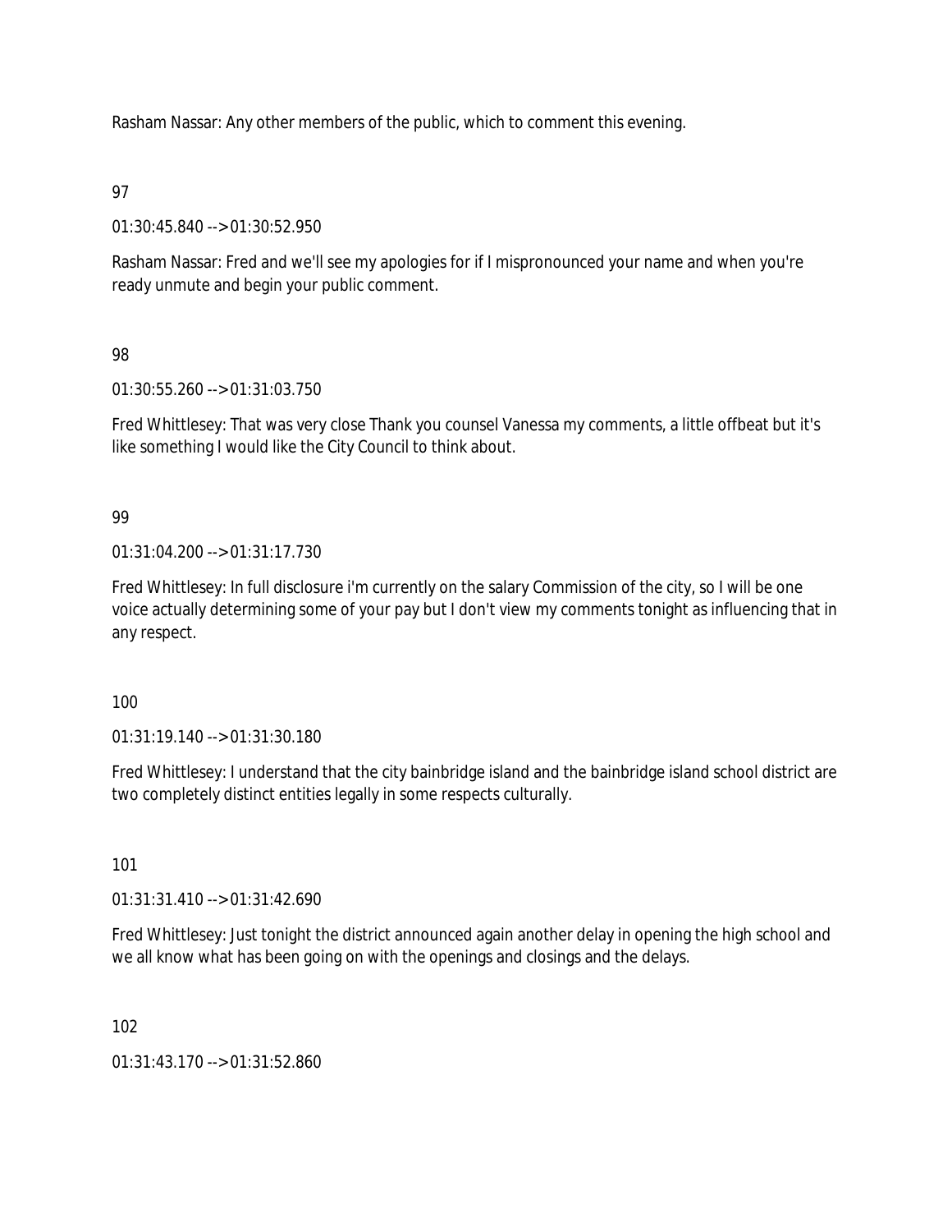Rasham Nassar: Any other members of the public, which to comment this evening.

97

01:30:45.840 --> 01:30:52.950

Rasham Nassar: Fred and we'll see my apologies for if I mispronounced your name and when you're ready unmute and begin your public comment.

98

01:30:55.260 --> 01:31:03.750

Fred Whittlesey: That was very close Thank you counsel Vanessa my comments, a little offbeat but it's like something I would like the City Council to think about.

99

01:31:04.200 --> 01:31:17.730

Fred Whittlesey: In full disclosure i'm currently on the salary Commission of the city, so I will be one voice actually determining some of your pay but I don't view my comments tonight as influencing that in any respect.

100

01:31:19.140 --> 01:31:30.180

Fred Whittlesey: I understand that the city bainbridge island and the bainbridge island school district are two completely distinct entities legally in some respects culturally.

101

01:31:31.410 --> 01:31:42.690

Fred Whittlesey: Just tonight the district announced again another delay in opening the high school and we all know what has been going on with the openings and closings and the delays.

102

01:31:43.170 --> 01:31:52.860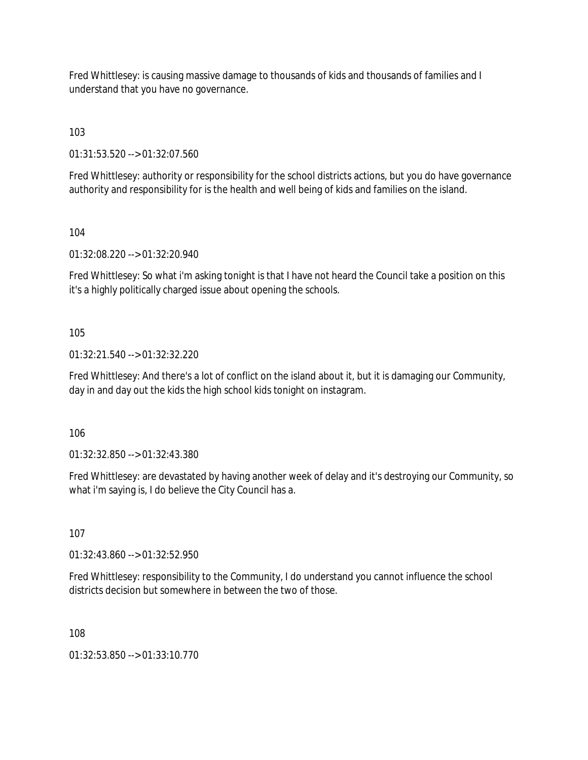Fred Whittlesey: is causing massive damage to thousands of kids and thousands of families and I understand that you have no governance.

103

01:31:53.520 --> 01:32:07.560

Fred Whittlesey: authority or responsibility for the school districts actions, but you do have governance authority and responsibility for is the health and well being of kids and families on the island.

104

01:32:08.220 --> 01:32:20.940

Fred Whittlesey: So what i'm asking tonight is that I have not heard the Council take a position on this it's a highly politically charged issue about opening the schools.

105

01:32:21.540 --> 01:32:32.220

Fred Whittlesey: And there's a lot of conflict on the island about it, but it is damaging our Community, day in and day out the kids the high school kids tonight on instagram.

106

01:32:32.850 --> 01:32:43.380

Fred Whittlesey: are devastated by having another week of delay and it's destroying our Community, so what i'm saying is, I do believe the City Council has a.

107

01:32:43.860 --> 01:32:52.950

Fred Whittlesey: responsibility to the Community, I do understand you cannot influence the school districts decision but somewhere in between the two of those.

108

01:32:53.850 --> 01:33:10.770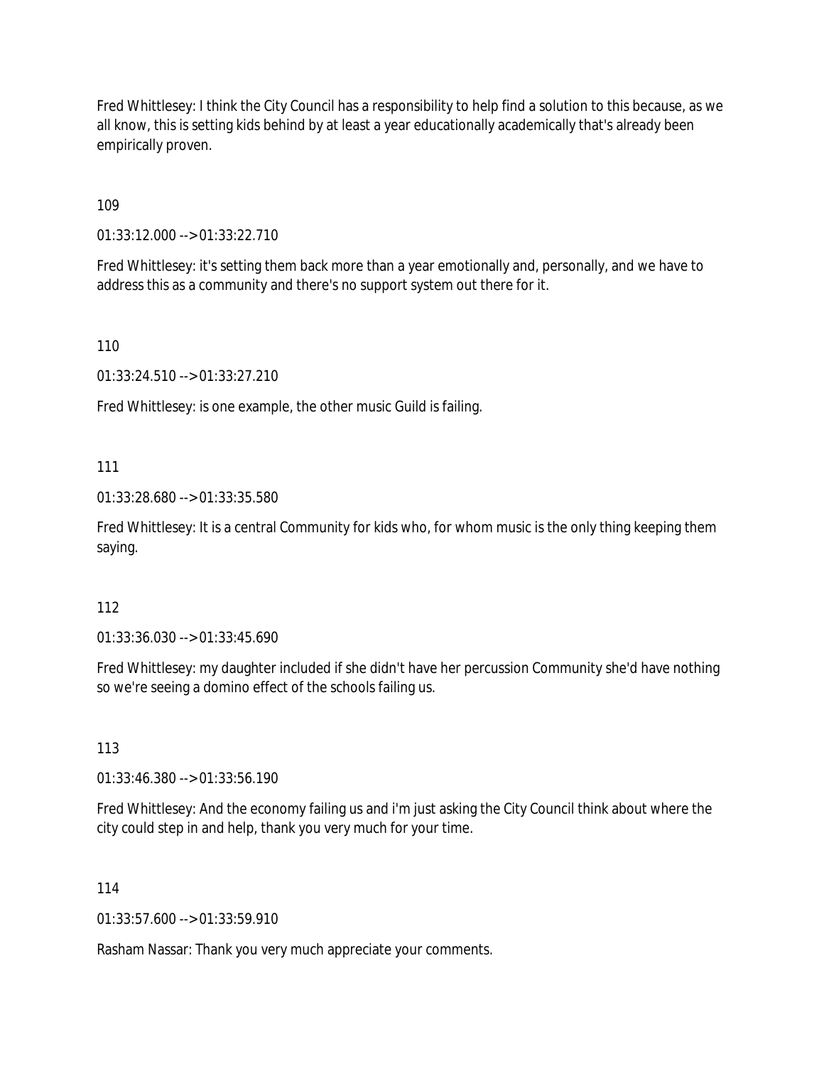Fred Whittlesey: I think the City Council has a responsibility to help find a solution to this because, as we all know, this is setting kids behind by at least a year educationally academically that's already been empirically proven.

109

01:33:12.000 --> 01:33:22.710

Fred Whittlesey: it's setting them back more than a year emotionally and, personally, and we have to address this as a community and there's no support system out there for it.

110

01:33:24.510 --> 01:33:27.210

Fred Whittlesey: is one example, the other music Guild is failing.

111

01:33:28.680 --> 01:33:35.580

Fred Whittlesey: It is a central Community for kids who, for whom music is the only thing keeping them saying.

112

01:33:36.030 --> 01:33:45.690

Fred Whittlesey: my daughter included if she didn't have her percussion Community she'd have nothing so we're seeing a domino effect of the schools failing us.

113

01:33:46.380 --> 01:33:56.190

Fred Whittlesey: And the economy failing us and i'm just asking the City Council think about where the city could step in and help, thank you very much for your time.

114

01:33:57.600 --> 01:33:59.910

Rasham Nassar: Thank you very much appreciate your comments.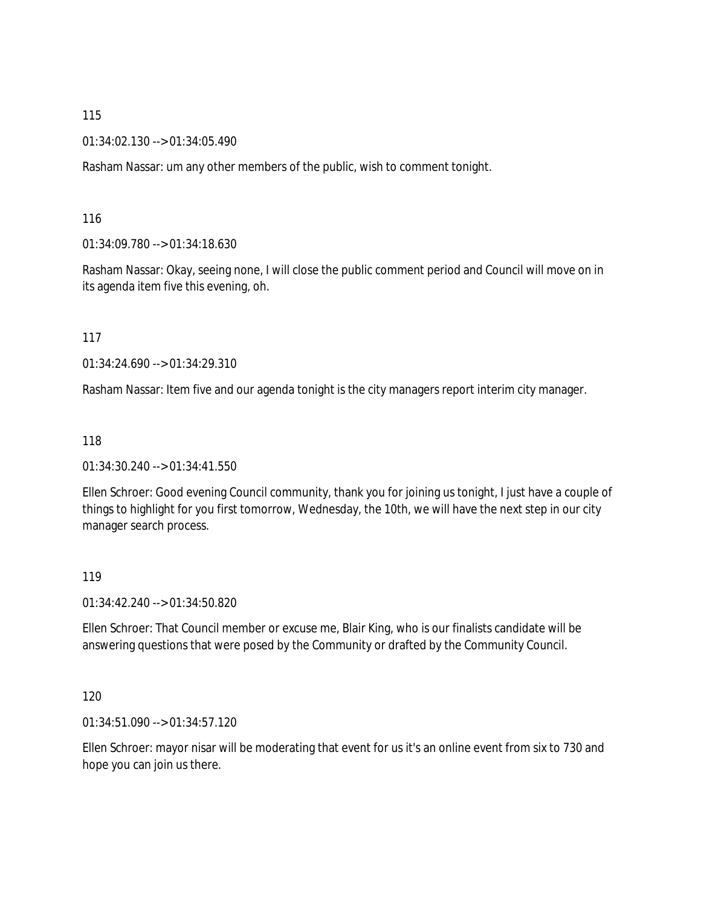115

01:34:02.130 --> 01:34:05.490

Rasham Nassar: um any other members of the public, wish to comment tonight.

116

01:34:09.780 --> 01:34:18.630

Rasham Nassar: Okay, seeing none, I will close the public comment period and Council will move on in its agenda item five this evening, oh.

117

01:34:24.690 --> 01:34:29.310

Rasham Nassar: Item five and our agenda tonight is the city managers report interim city manager.

118

01:34:30.240 --> 01:34:41.550

Ellen Schroer: Good evening Council community, thank you for joining us tonight, I just have a couple of things to highlight for you first tomorrow, Wednesday, the 10th, we will have the next step in our city manager search process.

119

01:34:42.240 --> 01:34:50.820

Ellen Schroer: That Council member or excuse me, Blair King, who is our finalists candidate will be answering questions that were posed by the Community or drafted by the Community Council.

120

01:34:51.090 --> 01:34:57.120

Ellen Schroer: mayor nisar will be moderating that event for us it's an online event from six to 730 and hope you can join us there.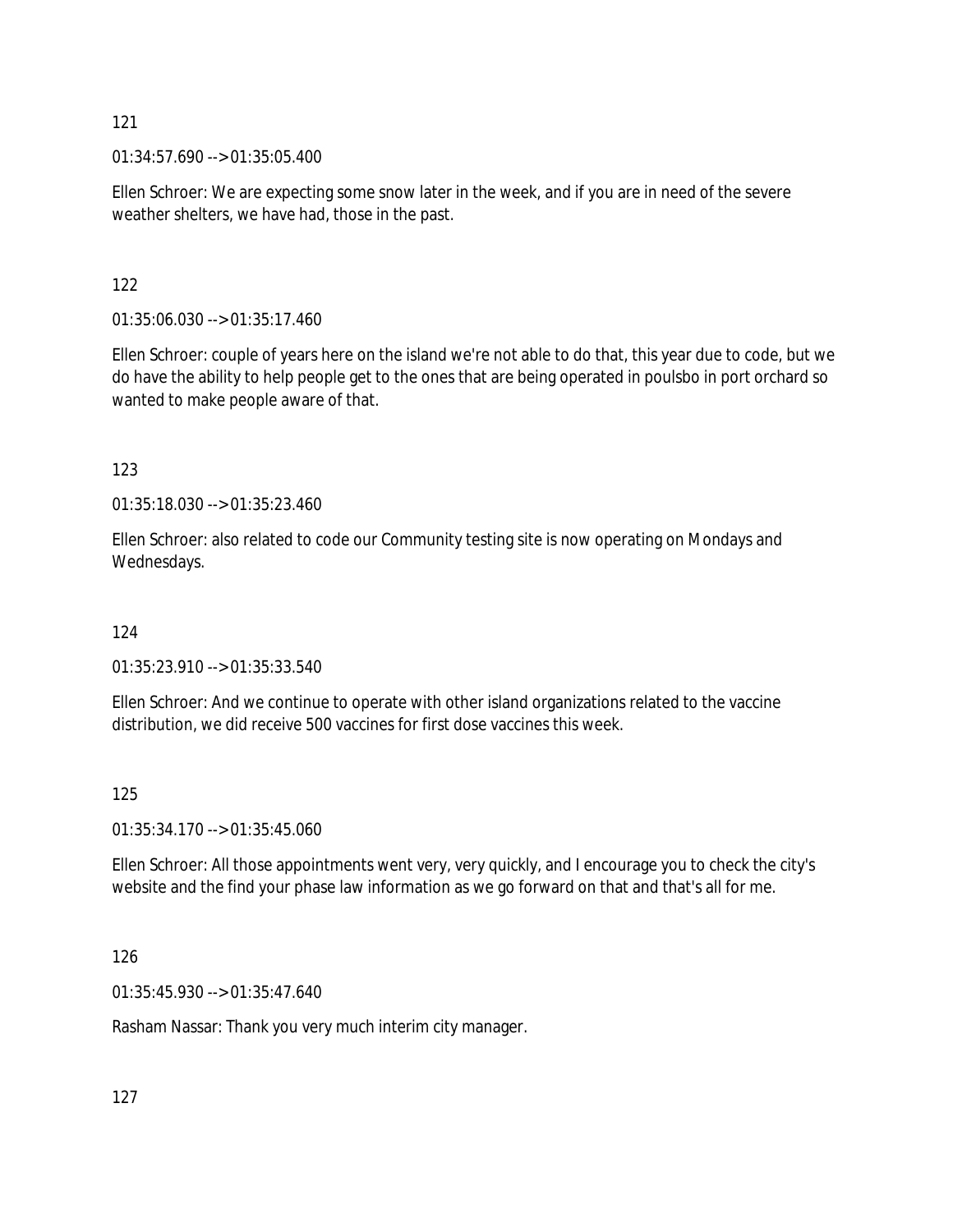121

01:34:57.690 --> 01:35:05.400

Ellen Schroer: We are expecting some snow later in the week, and if you are in need of the severe weather shelters, we have had, those in the past.

122

01:35:06.030 --> 01:35:17.460

Ellen Schroer: couple of years here on the island we're not able to do that, this year due to code, but we do have the ability to help people get to the ones that are being operated in poulsbo in port orchard so wanted to make people aware of that.

123

01:35:18.030 --> 01:35:23.460

Ellen Schroer: also related to code our Community testing site is now operating on Mondays and Wednesdays.

124

01:35:23.910 --> 01:35:33.540

Ellen Schroer: And we continue to operate with other island organizations related to the vaccine distribution, we did receive 500 vaccines for first dose vaccines this week.

125

01:35:34.170 --> 01:35:45.060

Ellen Schroer: All those appointments went very, very quickly, and I encourage you to check the city's website and the find your phase law information as we go forward on that and that's all for me.

126

01:35:45.930 --> 01:35:47.640

Rasham Nassar: Thank you very much interim city manager.

127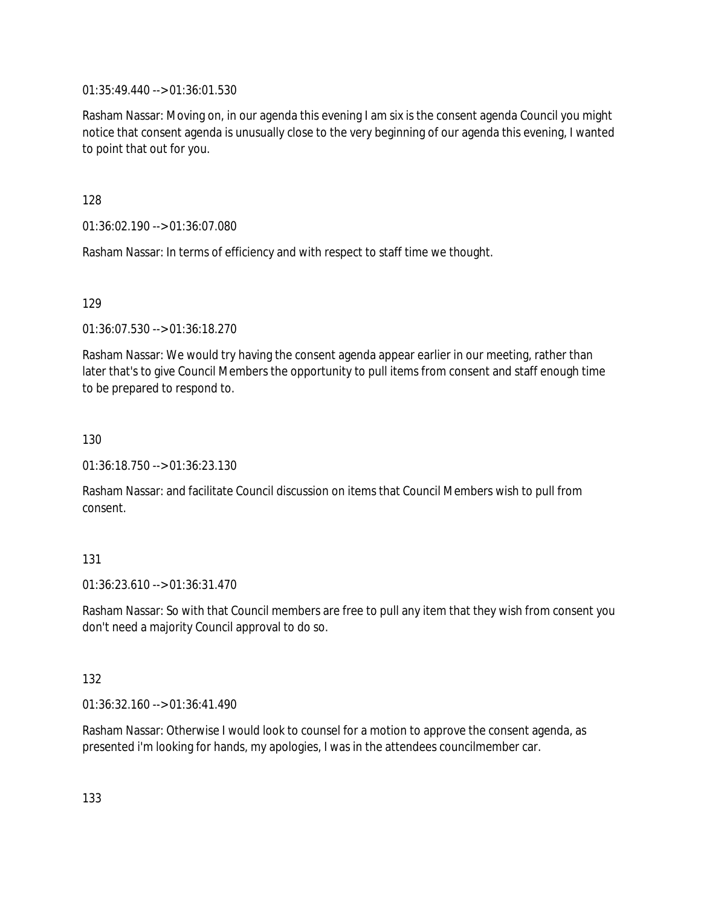01:35:49.440 --> 01:36:01.530

Rasham Nassar: Moving on, in our agenda this evening I am six is the consent agenda Council you might notice that consent agenda is unusually close to the very beginning of our agenda this evening, I wanted to point that out for you.

128

01:36:02.190 --> 01:36:07.080

Rasham Nassar: In terms of efficiency and with respect to staff time we thought.

129

01:36:07.530 --> 01:36:18.270

Rasham Nassar: We would try having the consent agenda appear earlier in our meeting, rather than later that's to give Council Members the opportunity to pull items from consent and staff enough time to be prepared to respond to.

130

01:36:18.750 --> 01:36:23.130

Rasham Nassar: and facilitate Council discussion on items that Council Members wish to pull from consent.

131

01:36:23.610 --> 01:36:31.470

Rasham Nassar: So with that Council members are free to pull any item that they wish from consent you don't need a majority Council approval to do so.

132

01:36:32.160 --> 01:36:41.490

Rasham Nassar: Otherwise I would look to counsel for a motion to approve the consent agenda, as presented i'm looking for hands, my apologies, I was in the attendees councilmember car.

133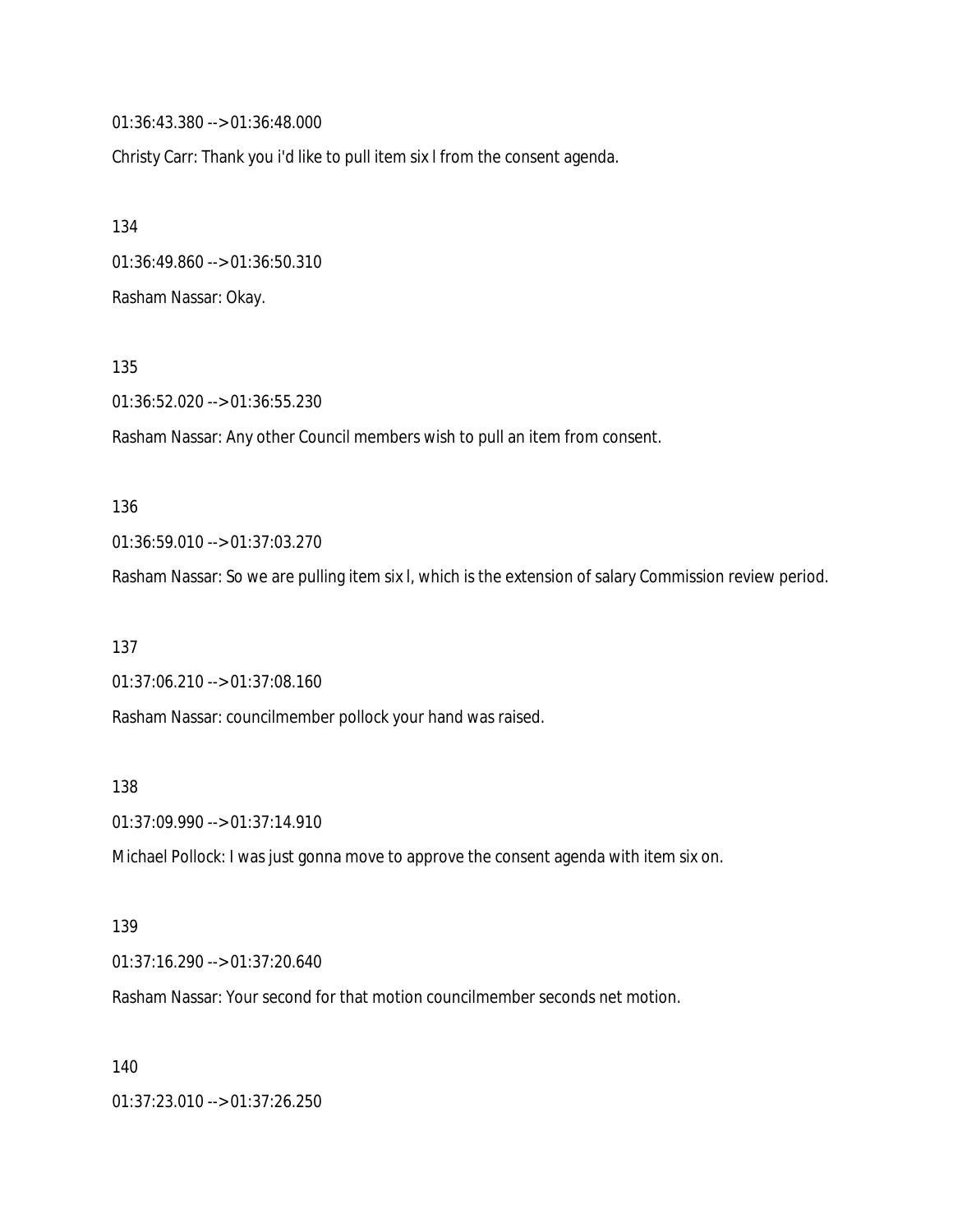01:36:43.380 --> 01:36:48.000

Christy Carr: Thank you i'd like to pull item six l from the consent agenda.

134

01:36:49.860 --> 01:36:50.310

Rasham Nassar: Okay.

135

01:36:52.020 --> 01:36:55.230

Rasham Nassar: Any other Council members wish to pull an item from consent.

136

01:36:59.010 --> 01:37:03.270

Rasham Nassar: So we are pulling item six l, which is the extension of salary Commission review period.

137

01:37:06.210 --> 01:37:08.160

Rasham Nassar: councilmember pollock your hand was raised.

138

01:37:09.990 --> 01:37:14.910

Michael Pollock: I was just gonna move to approve the consent agenda with item six on.

139

01:37:16.290 --> 01:37:20.640

Rasham Nassar: Your second for that motion councilmember seconds net motion.

140

01:37:23.010 --> 01:37:26.250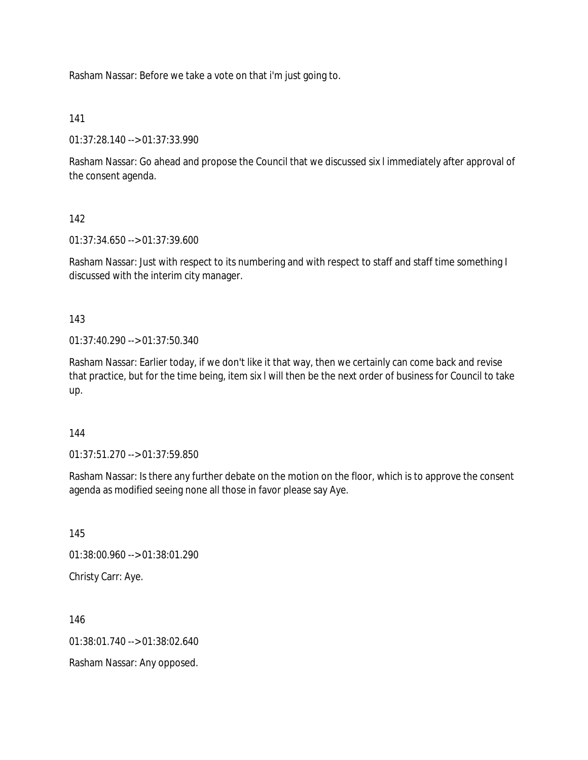Rasham Nassar: Before we take a vote on that i'm just going to.

141

01:37:28.140 --> 01:37:33.990

Rasham Nassar: Go ahead and propose the Council that we discussed six l immediately after approval of the consent agenda.

142

01:37:34.650 --> 01:37:39.600

Rasham Nassar: Just with respect to its numbering and with respect to staff and staff time something I discussed with the interim city manager.

143

01:37:40.290 --> 01:37:50.340

Rasham Nassar: Earlier today, if we don't like it that way, then we certainly can come back and revise that practice, but for the time being, item six l will then be the next order of business for Council to take up.

144

01:37:51.270 --> 01:37:59.850

Rasham Nassar: Is there any further debate on the motion on the floor, which is to approve the consent agenda as modified seeing none all those in favor please say Aye.

145

01:38:00.960 --> 01:38:01.290

Christy Carr: Aye.

146

01:38:01.740 --> 01:38:02.640

Rasham Nassar: Any opposed.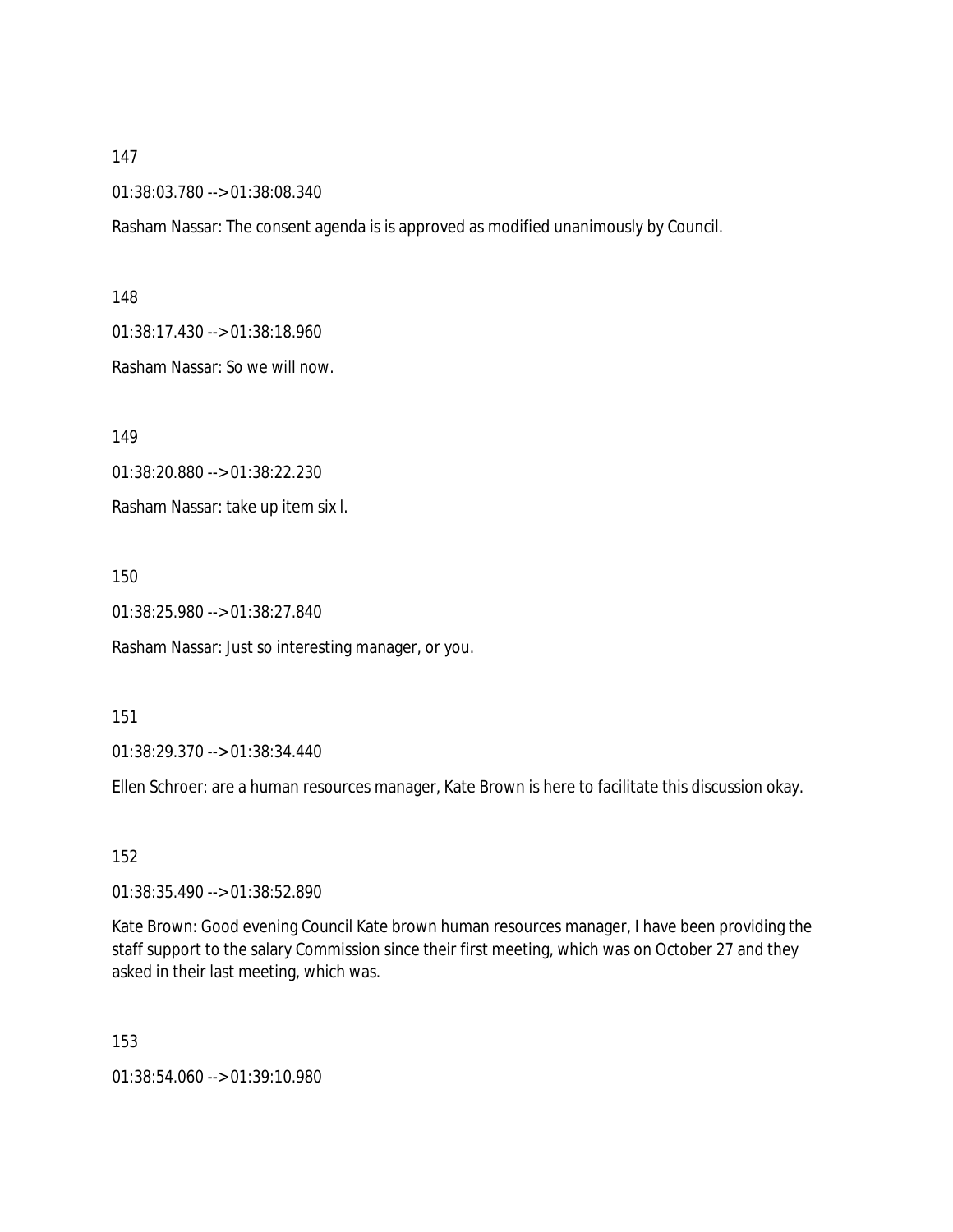147

01:38:03.780 --> 01:38:08.340

Rasham Nassar: The consent agenda is is approved as modified unanimously by Council.

148

01:38:17.430 --> 01:38:18.960

Rasham Nassar: So we will now.

149

01:38:20.880 --> 01:38:22.230

Rasham Nassar: take up item six l.

150

01:38:25.980 --> 01:38:27.840

Rasham Nassar: Just so interesting manager, or you.

151

01:38:29.370 --> 01:38:34.440

Ellen Schroer: are a human resources manager, Kate Brown is here to facilitate this discussion okay.

152

01:38:35.490 --> 01:38:52.890

Kate Brown: Good evening Council Kate brown human resources manager, I have been providing the staff support to the salary Commission since their first meeting, which was on October 27 and they asked in their last meeting, which was.

153

01:38:54.060 --> 01:39:10.980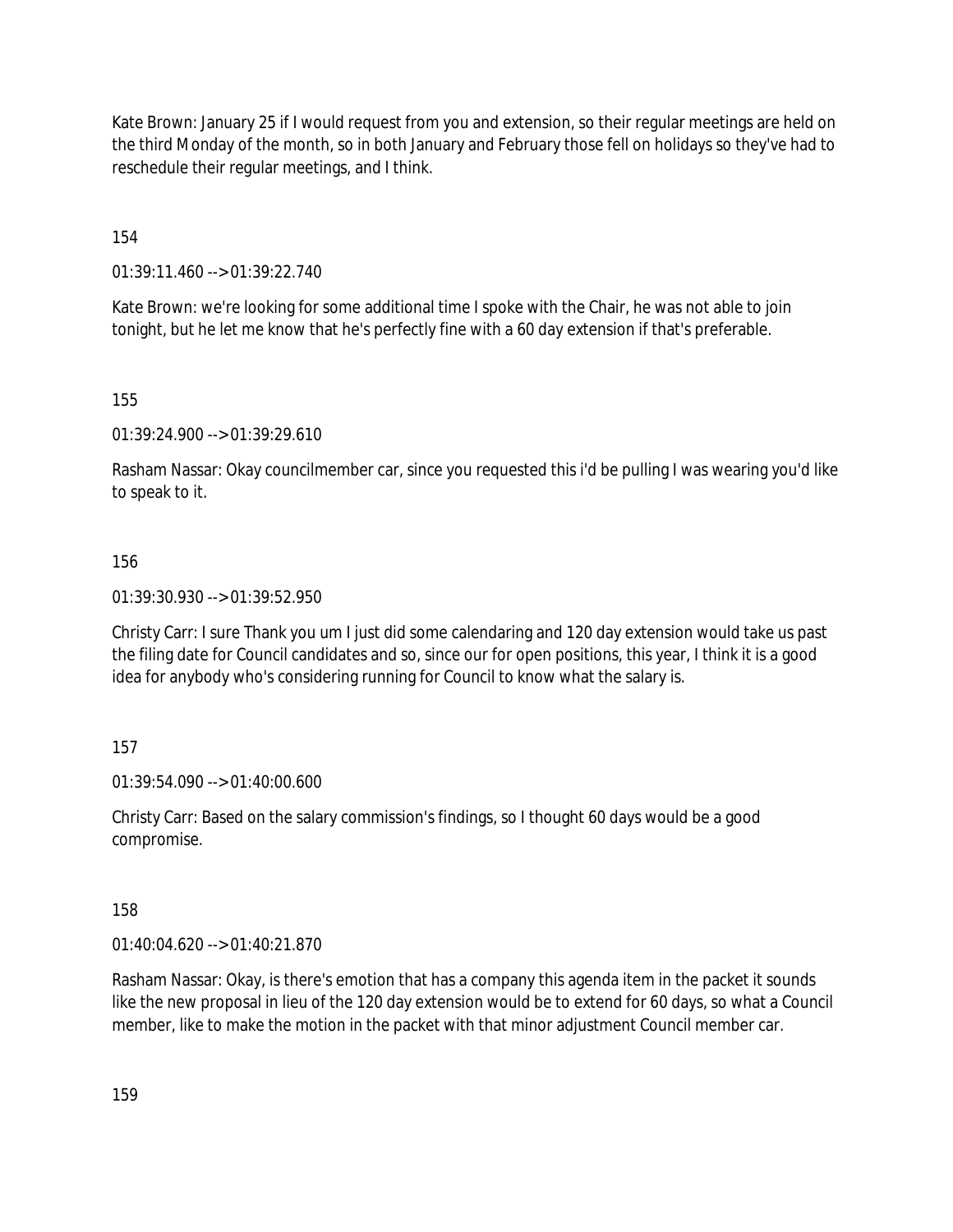Kate Brown: January 25 if I would request from you and extension, so their regular meetings are held on the third Monday of the month, so in both January and February those fell on holidays so they've had to reschedule their regular meetings, and I think.

154

01:39:11.460 --> 01:39:22.740

Kate Brown: we're looking for some additional time I spoke with the Chair, he was not able to join tonight, but he let me know that he's perfectly fine with a 60 day extension if that's preferable.

155

01:39:24.900 --> 01:39:29.610

Rasham Nassar: Okay councilmember car, since you requested this i'd be pulling I was wearing you'd like to speak to it.

156

01:39:30.930 --> 01:39:52.950

Christy Carr: I sure Thank you um I just did some calendaring and 120 day extension would take us past the filing date for Council candidates and so, since our for open positions, this year, I think it is a good idea for anybody who's considering running for Council to know what the salary is.

157

01:39:54.090 --> 01:40:00.600

Christy Carr: Based on the salary commission's findings, so I thought 60 days would be a good compromise.

158

01:40:04.620 --> 01:40:21.870

Rasham Nassar: Okay, is there's emotion that has a company this agenda item in the packet it sounds like the new proposal in lieu of the 120 day extension would be to extend for 60 days, so what a Council member, like to make the motion in the packet with that minor adjustment Council member car.

159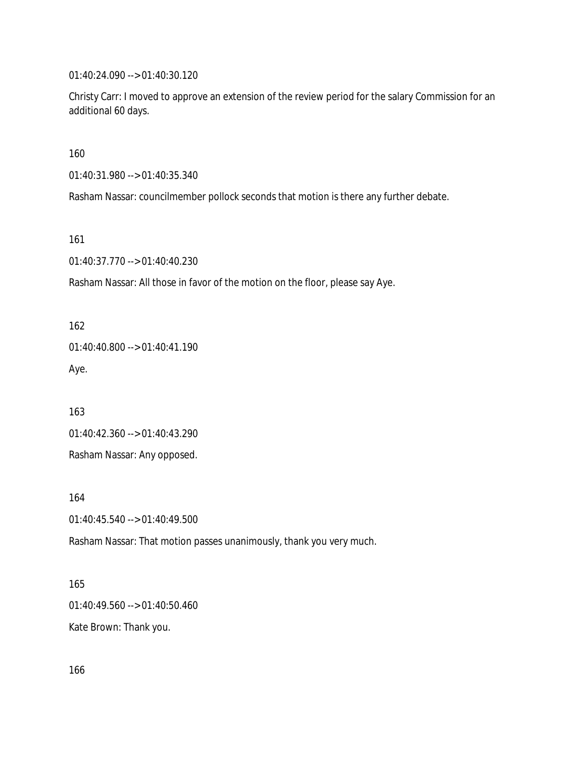01:40:24.090 --> 01:40:30.120

Christy Carr: I moved to approve an extension of the review period for the salary Commission for an additional 60 days.

160

01:40:31.980 --> 01:40:35.340

Rasham Nassar: councilmember pollock seconds that motion is there any further debate.

161

01:40:37.770 --> 01:40:40.230

Rasham Nassar: All those in favor of the motion on the floor, please say Aye.

162

01:40:40.800 --> 01:40:41.190

Aye.

163

01:40:42.360 --> 01:40:43.290

Rasham Nassar: Any opposed.

164

01:40:45.540 --> 01:40:49.500

Rasham Nassar: That motion passes unanimously, thank you very much.

165

01:40:49.560 --> 01:40:50.460

Kate Brown: Thank you.

166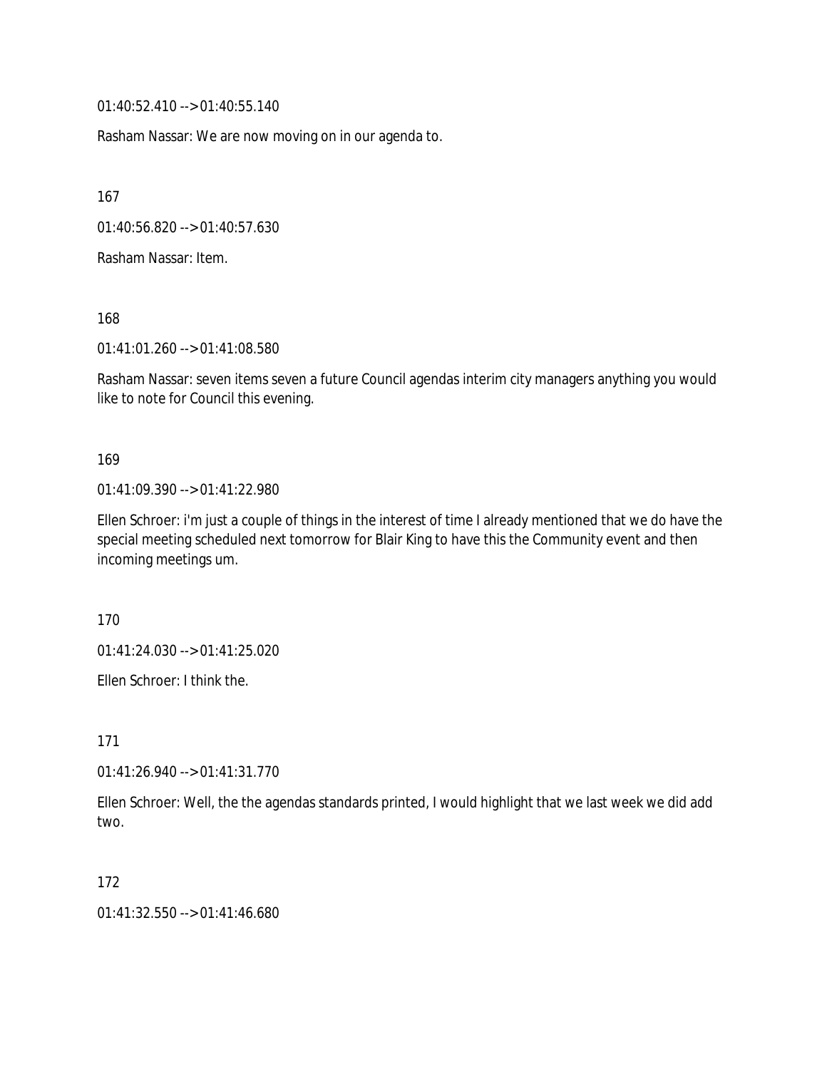01:40:52.410 --> 01:40:55.140

Rasham Nassar: We are now moving on in our agenda to.

167

01:40:56.820 --> 01:40:57.630

Rasham Nassar: Item.

168

01:41:01.260 --> 01:41:08.580

Rasham Nassar: seven items seven a future Council agendas interim city managers anything you would like to note for Council this evening.

169

01:41:09.390 --> 01:41:22.980

Ellen Schroer: i'm just a couple of things in the interest of time I already mentioned that we do have the special meeting scheduled next tomorrow for Blair King to have this the Community event and then incoming meetings um.

170

01:41:24.030 --> 01:41:25.020

Ellen Schroer: I think the.

171

01:41:26.940 --> 01:41:31.770

Ellen Schroer: Well, the the agendas standards printed, I would highlight that we last week we did add two.

172

01:41:32.550 --> 01:41:46.680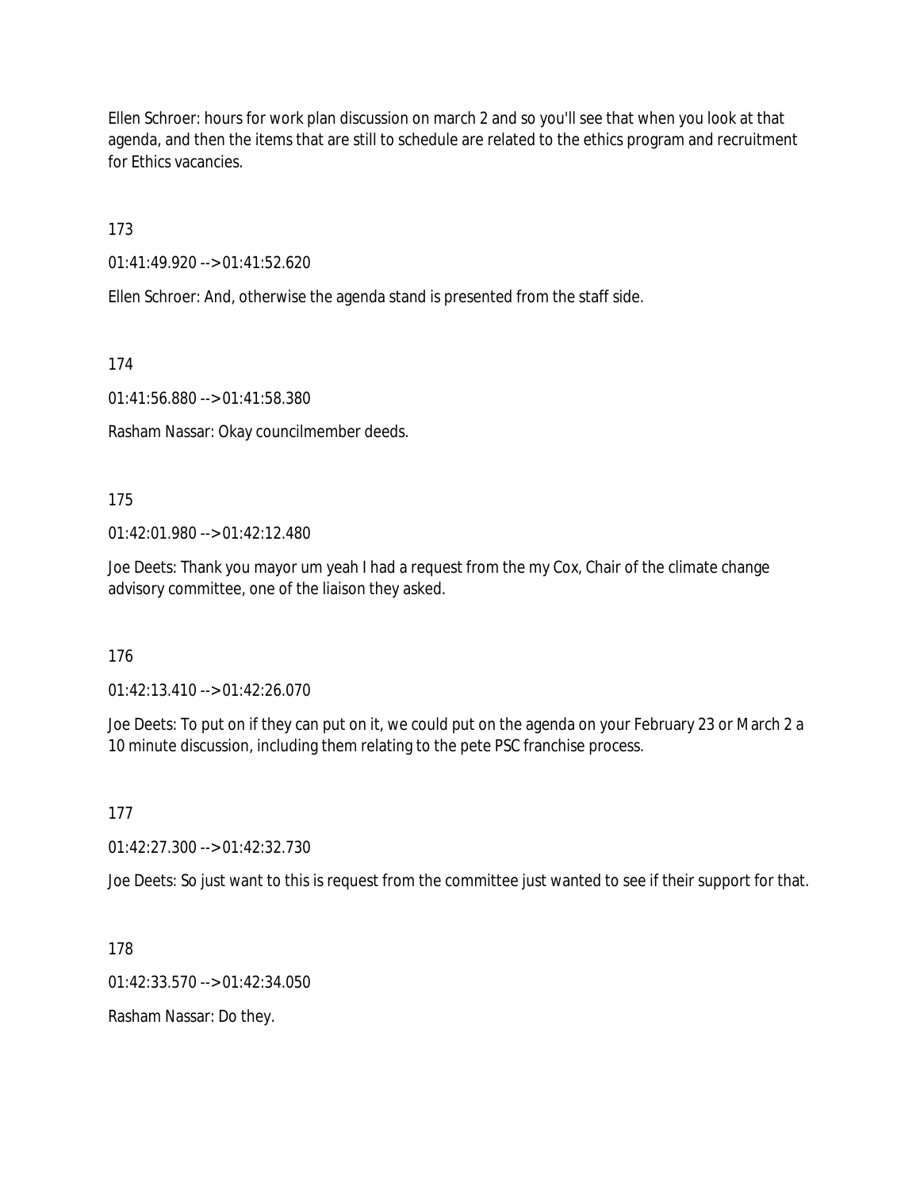Ellen Schroer: hours for work plan discussion on march 2 and so you'll see that when you look at that agenda, and then the items that are still to schedule are related to the ethics program and recruitment for Ethics vacancies.

173

01:41:49.920 --> 01:41:52.620

Ellen Schroer: And, otherwise the agenda stand is presented from the staff side.

174

01:41:56.880 --> 01:41:58.380

Rasham Nassar: Okay councilmember deeds.

175

01:42:01.980 --> 01:42:12.480

Joe Deets: Thank you mayor um yeah I had a request from the my Cox, Chair of the climate change advisory committee, one of the liaison they asked.

176

01:42:13.410 --> 01:42:26.070

Joe Deets: To put on if they can put on it, we could put on the agenda on your February 23 or March 2 a 10 minute discussion, including them relating to the pete PSC franchise process.

177

01:42:27.300 --> 01:42:32.730

Joe Deets: So just want to this is request from the committee just wanted to see if their support for that.

178

01:42:33.570 --> 01:42:34.050

Rasham Nassar: Do they.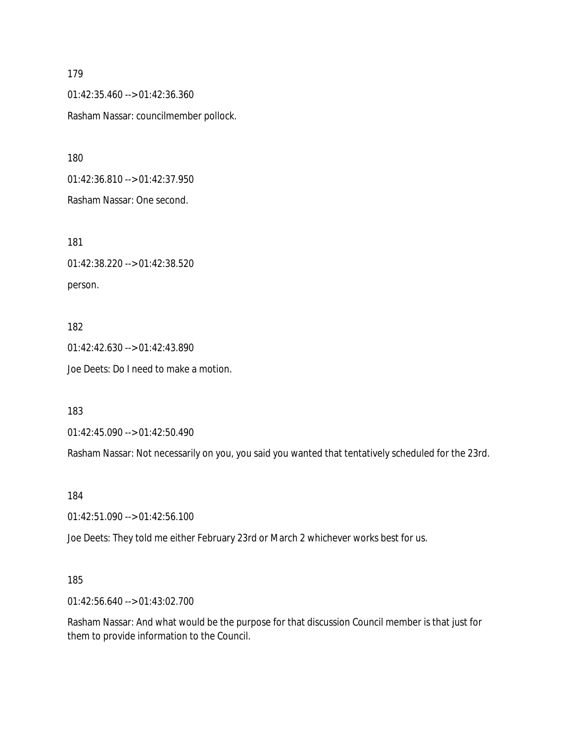179

01:42:35.460 --> 01:42:36.360

Rasham Nassar: councilmember pollock.

180

01:42:36.810 --> 01:42:37.950

Rasham Nassar: One second.

181

01:42:38.220 --> 01:42:38.520

person.

182

01:42:42.630 --> 01:42:43.890

Joe Deets: Do I need to make a motion.

183

01:42:45.090 --> 01:42:50.490

Rasham Nassar: Not necessarily on you, you said you wanted that tentatively scheduled for the 23rd.

184

01:42:51.090 --> 01:42:56.100

Joe Deets: They told me either February 23rd or March 2 whichever works best for us.

185

01:42:56.640 --> 01:43:02.700

Rasham Nassar: And what would be the purpose for that discussion Council member is that just for them to provide information to the Council.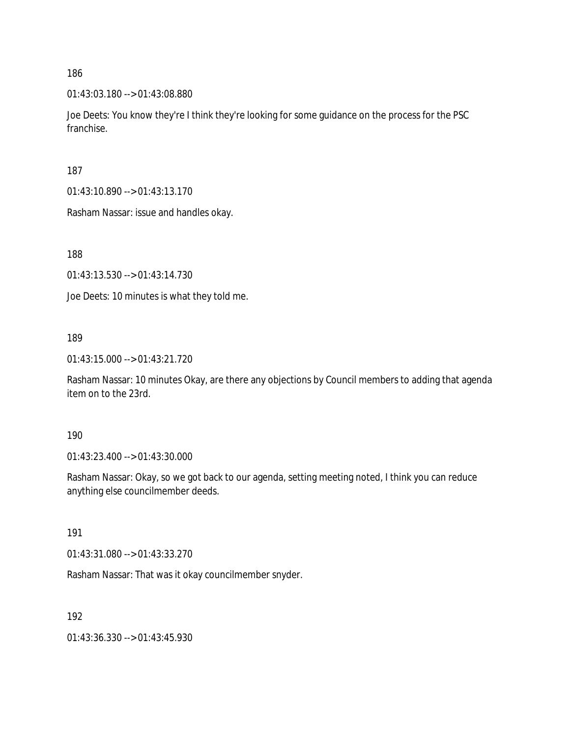186

01:43:03.180 --> 01:43:08.880

Joe Deets: You know they're I think they're looking for some guidance on the process for the PSC franchise.

187

01:43:10.890 --> 01:43:13.170

Rasham Nassar: issue and handles okay.

188

01:43:13.530 --> 01:43:14.730

Joe Deets: 10 minutes is what they told me.

189

01:43:15.000 --> 01:43:21.720

Rasham Nassar: 10 minutes Okay, are there any objections by Council members to adding that agenda item on to the 23rd.

190

01:43:23.400 --> 01:43:30.000

Rasham Nassar: Okay, so we got back to our agenda, setting meeting noted, I think you can reduce anything else councilmember deeds.

191

01:43:31.080 --> 01:43:33.270

Rasham Nassar: That was it okay councilmember snyder.

192

01:43:36.330 --> 01:43:45.930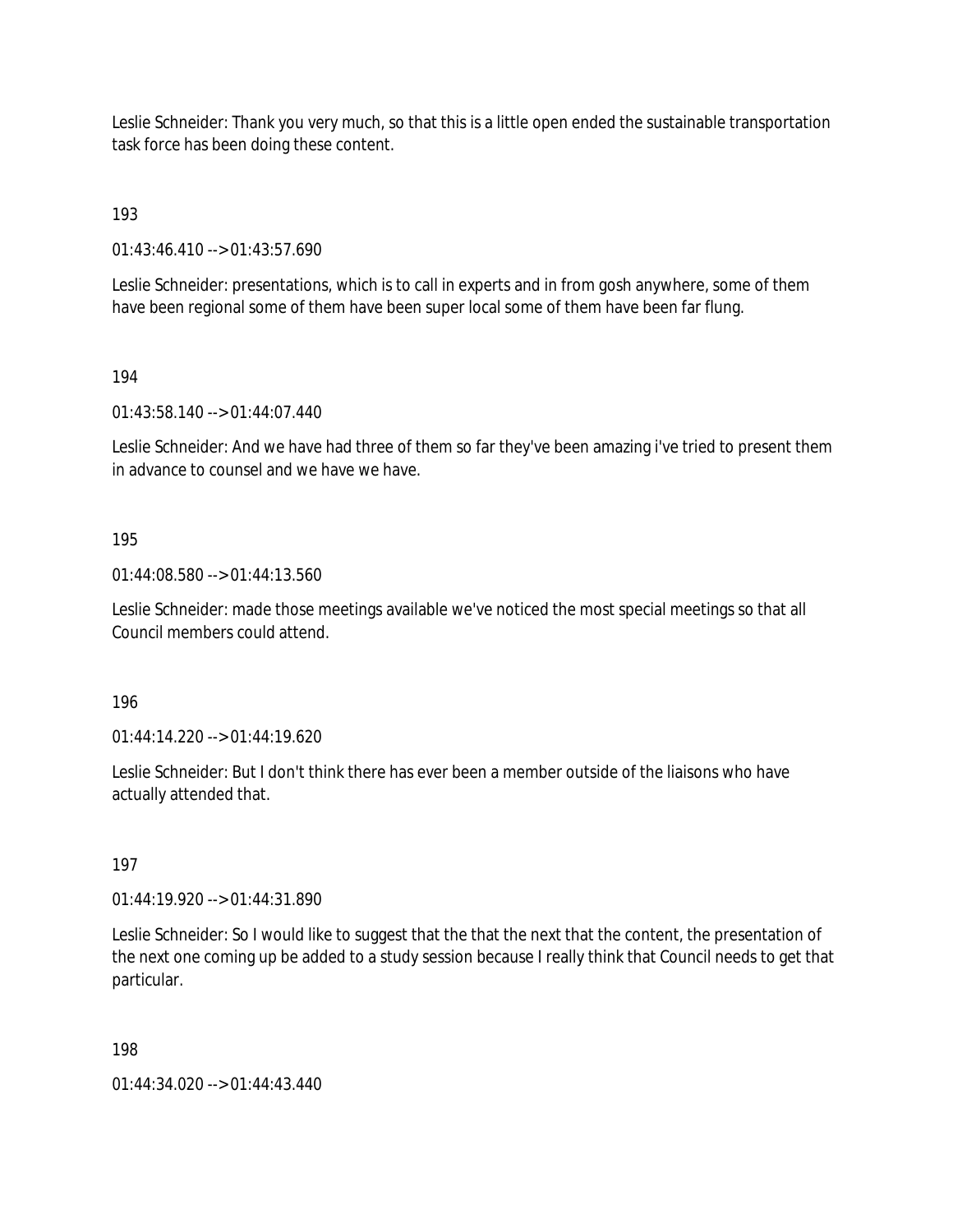Leslie Schneider: Thank you very much, so that this is a little open ended the sustainable transportation task force has been doing these content.

193

01:43:46.410 --> 01:43:57.690

Leslie Schneider: presentations, which is to call in experts and in from gosh anywhere, some of them have been regional some of them have been super local some of them have been far flung.

194

01:43:58.140 --> 01:44:07.440

Leslie Schneider: And we have had three of them so far they've been amazing i've tried to present them in advance to counsel and we have we have.

195

01:44:08.580 --> 01:44:13.560

Leslie Schneider: made those meetings available we've noticed the most special meetings so that all Council members could attend.

196

01:44:14.220 --> 01:44:19.620

Leslie Schneider: But I don't think there has ever been a member outside of the liaisons who have actually attended that.

197

01:44:19.920 --> 01:44:31.890

Leslie Schneider: So I would like to suggest that the that the next that the content, the presentation of the next one coming up be added to a study session because I really think that Council needs to get that particular.

198

01:44:34.020 --> 01:44:43.440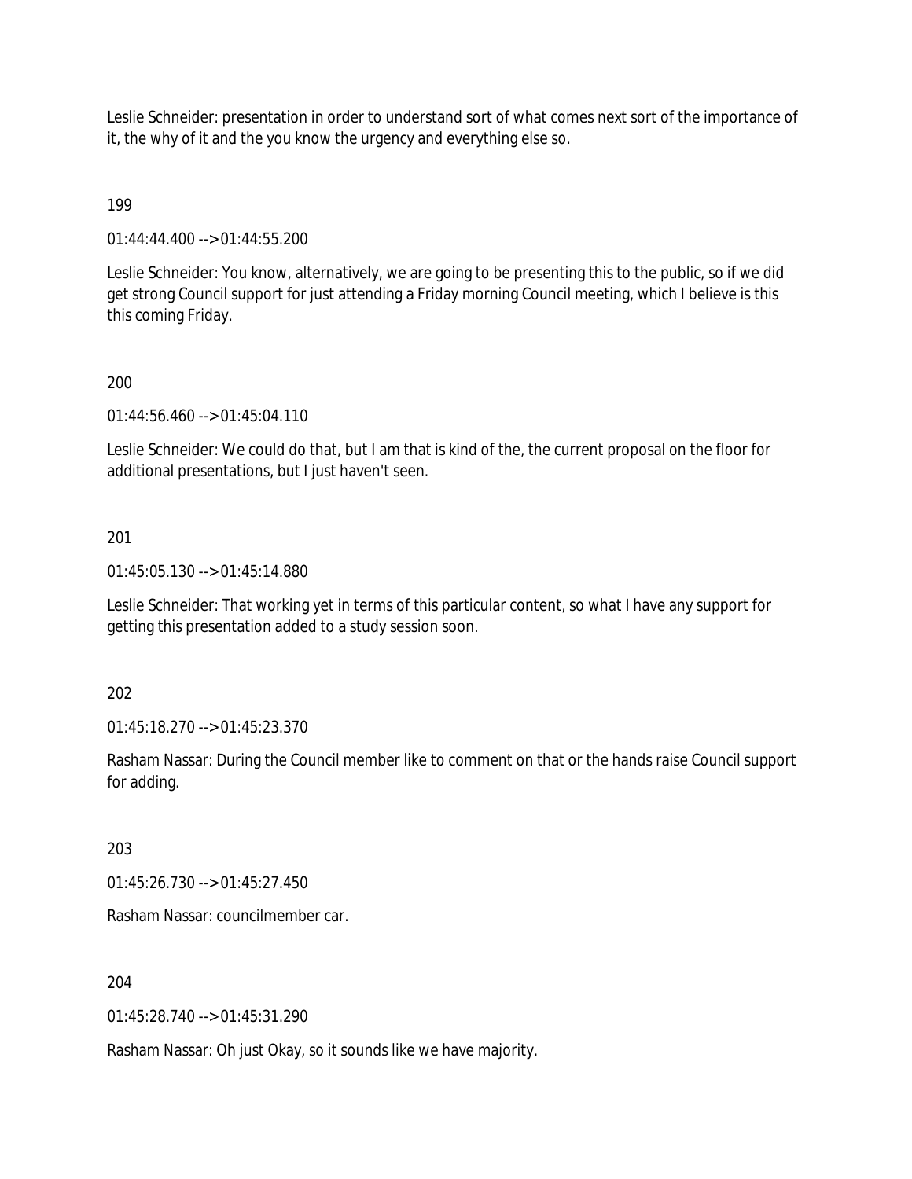Leslie Schneider: presentation in order to understand sort of what comes next sort of the importance of it, the why of it and the you know the urgency and everything else so.

199

01:44:44.400 --> 01:44:55.200

Leslie Schneider: You know, alternatively, we are going to be presenting this to the public, so if we did get strong Council support for just attending a Friday morning Council meeting, which I believe is this this coming Friday.

200

01:44:56.460 --> 01:45:04.110

Leslie Schneider: We could do that, but I am that is kind of the, the current proposal on the floor for additional presentations, but I just haven't seen.

201

01:45:05.130 --> 01:45:14.880

Leslie Schneider: That working yet in terms of this particular content, so what I have any support for getting this presentation added to a study session soon.

202

01:45:18.270 --> 01:45:23.370

Rasham Nassar: During the Council member like to comment on that or the hands raise Council support for adding.

203

01:45:26.730 --> 01:45:27.450

Rasham Nassar: councilmember car.

204

01:45:28.740 --> 01:45:31.290

Rasham Nassar: Oh just Okay, so it sounds like we have majority.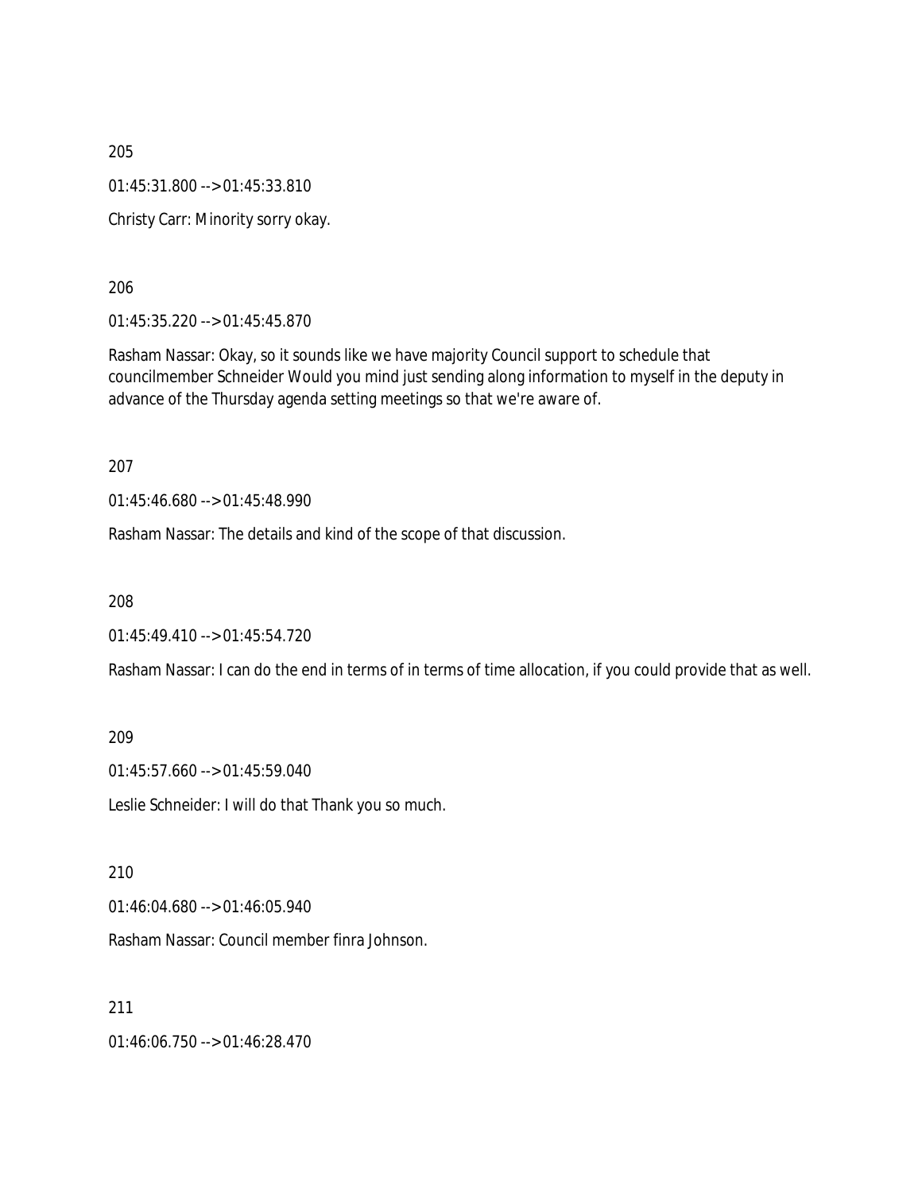205

01:45:31.800 --> 01:45:33.810

Christy Carr: Minority sorry okay.

206

01:45:35.220 --> 01:45:45.870

Rasham Nassar: Okay, so it sounds like we have majority Council support to schedule that councilmember Schneider Would you mind just sending along information to myself in the deputy in advance of the Thursday agenda setting meetings so that we're aware of.

207

01:45:46.680 --> 01:45:48.990

Rasham Nassar: The details and kind of the scope of that discussion.

208

01:45:49.410 --> 01:45:54.720

Rasham Nassar: I can do the end in terms of in terms of time allocation, if you could provide that as well.

209

01:45:57.660 --> 01:45:59.040

Leslie Schneider: I will do that Thank you so much.

210

01:46:04.680 --> 01:46:05.940

Rasham Nassar: Council member finra Johnson.

211

01:46:06.750 --> 01:46:28.470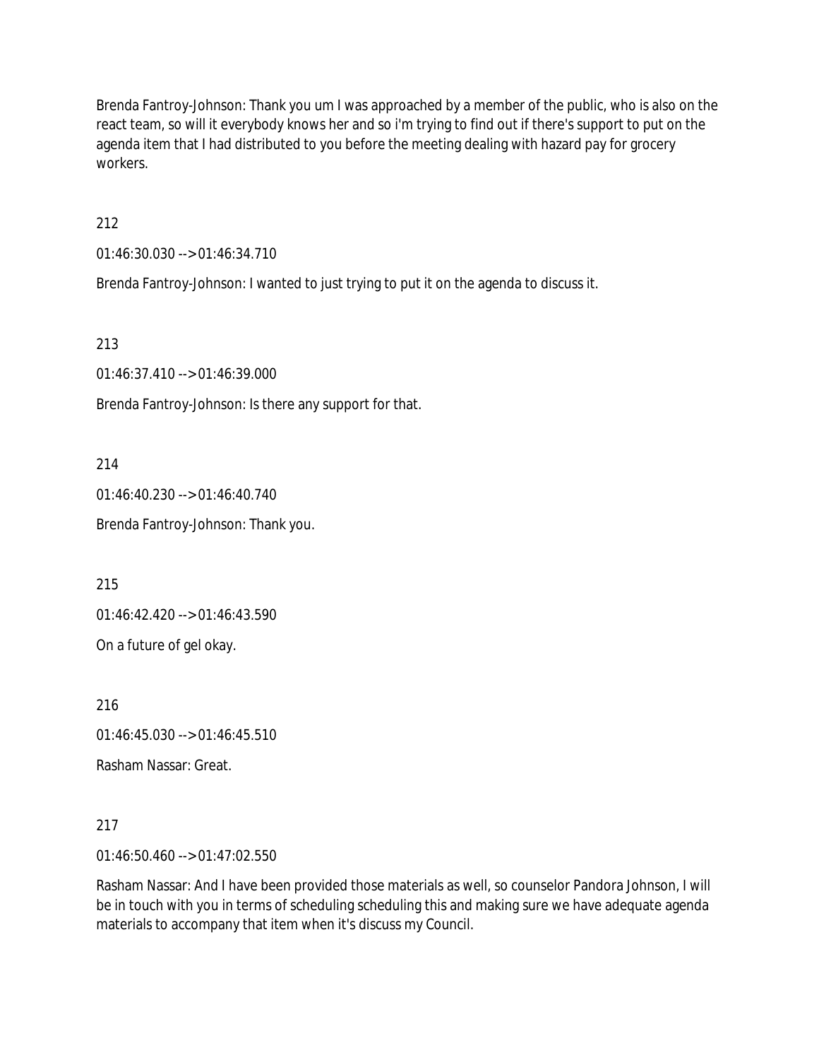Brenda Fantroy-Johnson: Thank you um I was approached by a member of the public, who is also on the react team, so will it everybody knows her and so i'm trying to find out if there's support to put on the agenda item that I had distributed to you before the meeting dealing with hazard pay for grocery workers.

212

01:46:30.030 --> 01:46:34.710

Brenda Fantroy-Johnson: I wanted to just trying to put it on the agenda to discuss it.

213

01:46:37.410 --> 01:46:39.000

Brenda Fantroy-Johnson: Is there any support for that.

214

01:46:40.230 --> 01:46:40.740

Brenda Fantroy-Johnson: Thank you.

215

01:46:42.420 --> 01:46:43.590

On a future of gel okay.

216

01:46:45.030 --> 01:46:45.510

Rasham Nassar: Great.

217

01:46:50.460 --> 01:47:02.550

Rasham Nassar: And I have been provided those materials as well, so counselor Pandora Johnson, I will be in touch with you in terms of scheduling scheduling this and making sure we have adequate agenda materials to accompany that item when it's discuss my Council.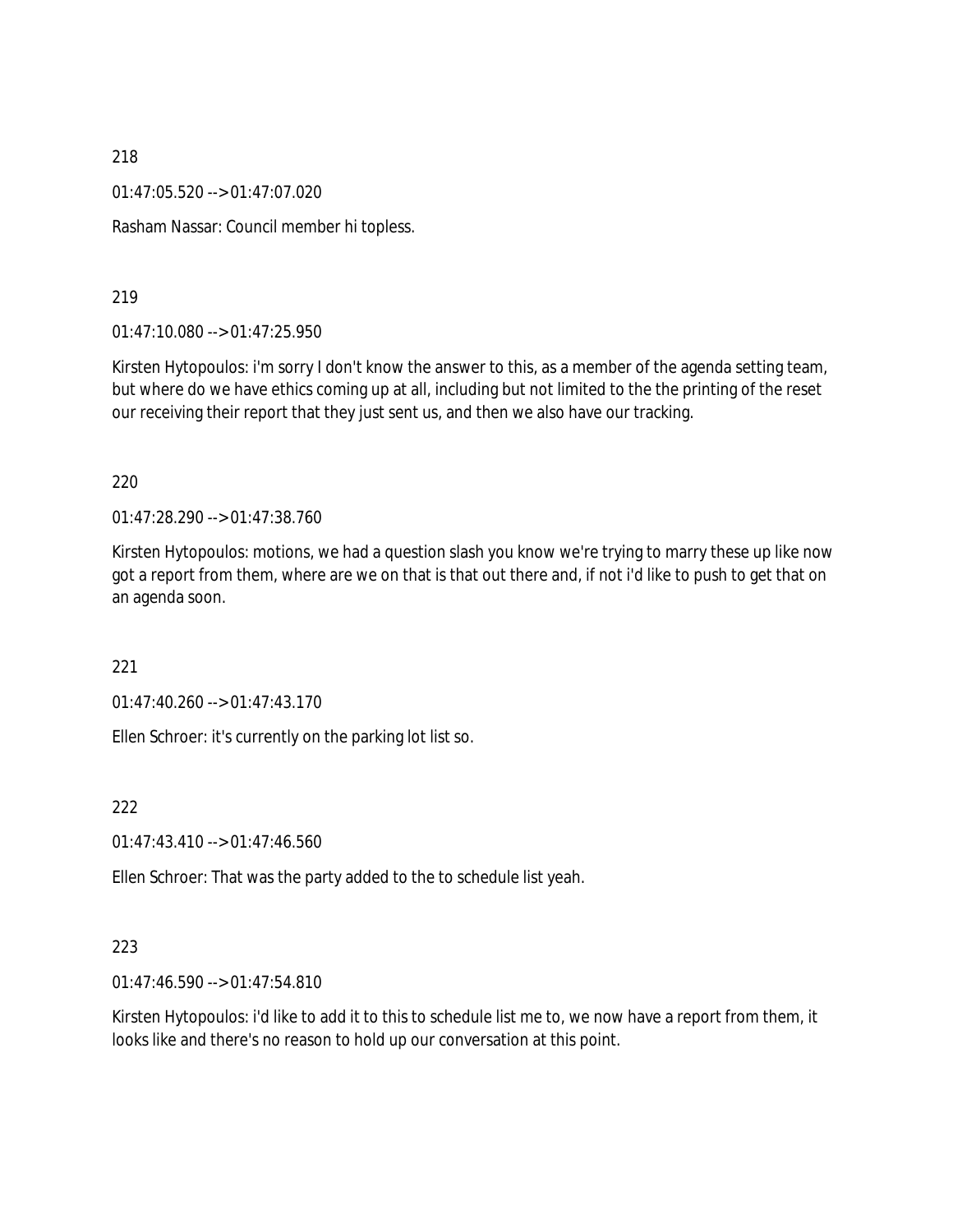218

01:47:05.520 --> 01:47:07.020

Rasham Nassar: Council member hi topless.

219

01:47:10.080 --> 01:47:25.950

Kirsten Hytopoulos: i'm sorry I don't know the answer to this, as a member of the agenda setting team, but where do we have ethics coming up at all, including but not limited to the the printing of the reset our receiving their report that they just sent us, and then we also have our tracking.

220

01:47:28.290 --> 01:47:38.760

Kirsten Hytopoulos: motions, we had a question slash you know we're trying to marry these up like now got a report from them, where are we on that is that out there and, if not i'd like to push to get that on an agenda soon.

221

01:47:40.260 --> 01:47:43.170

Ellen Schroer: it's currently on the parking lot list so.

222

01:47:43.410 --> 01:47:46.560

Ellen Schroer: That was the party added to the to schedule list yeah.

223

01:47:46.590 --> 01:47:54.810

Kirsten Hytopoulos: i'd like to add it to this to schedule list me to, we now have a report from them, it looks like and there's no reason to hold up our conversation at this point.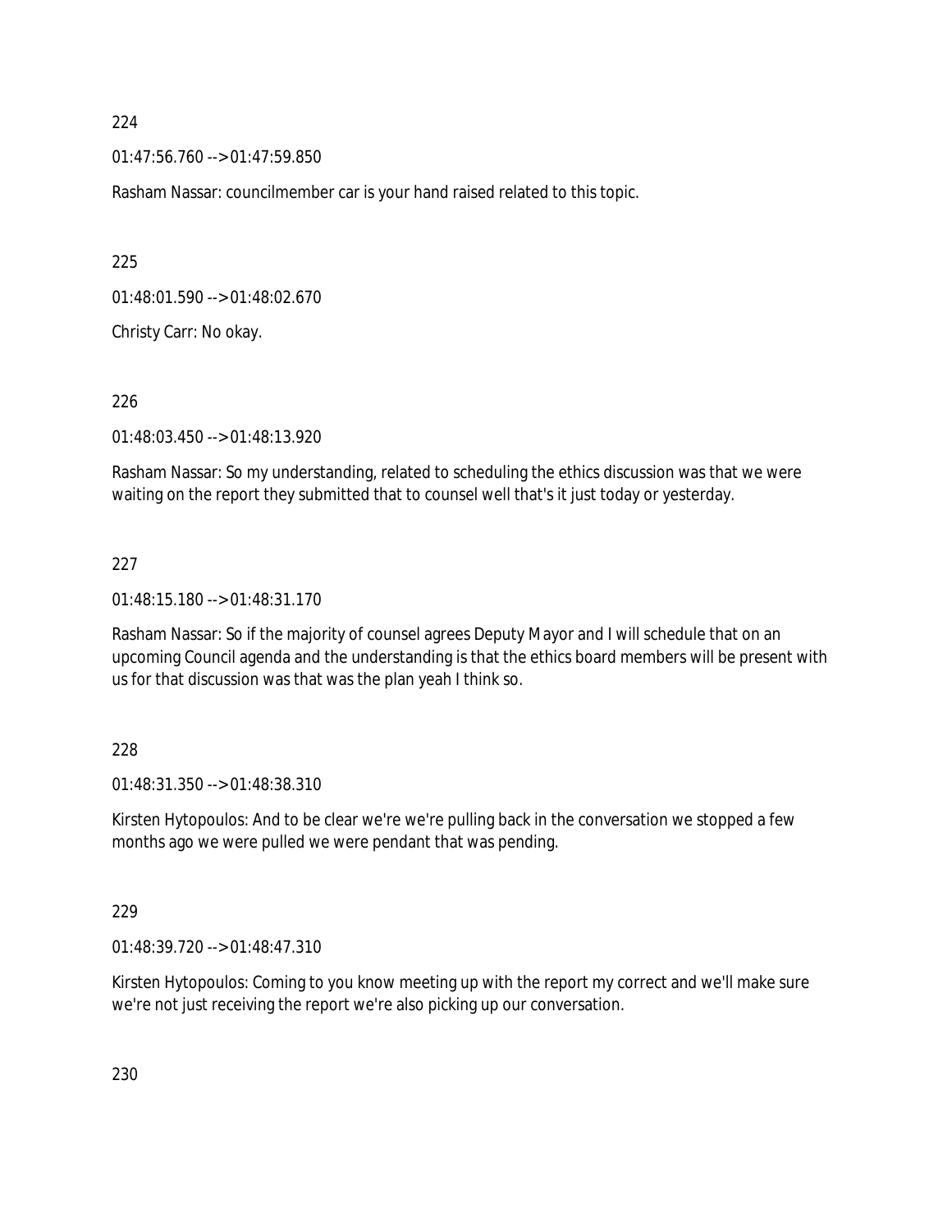224

01:47:56.760 --> 01:47:59.850

Rasham Nassar: councilmember car is your hand raised related to this topic.

225

01:48:01.590 --> 01:48:02.670

Christy Carr: No okay.

226

01:48:03.450 --> 01:48:13.920

Rasham Nassar: So my understanding, related to scheduling the ethics discussion was that we were waiting on the report they submitted that to counsel well that's it just today or yesterday.

227

01:48:15.180 --> 01:48:31.170

Rasham Nassar: So if the majority of counsel agrees Deputy Mayor and I will schedule that on an upcoming Council agenda and the understanding is that the ethics board members will be present with us for that discussion was that was the plan yeah I think so.

228

01:48:31.350 --> 01:48:38.310

Kirsten Hytopoulos: And to be clear we're we're pulling back in the conversation we stopped a few months ago we were pulled we were pendant that was pending.

229

01:48:39.720 --> 01:48:47.310

Kirsten Hytopoulos: Coming to you know meeting up with the report my correct and we'll make sure we're not just receiving the report we're also picking up our conversation.

230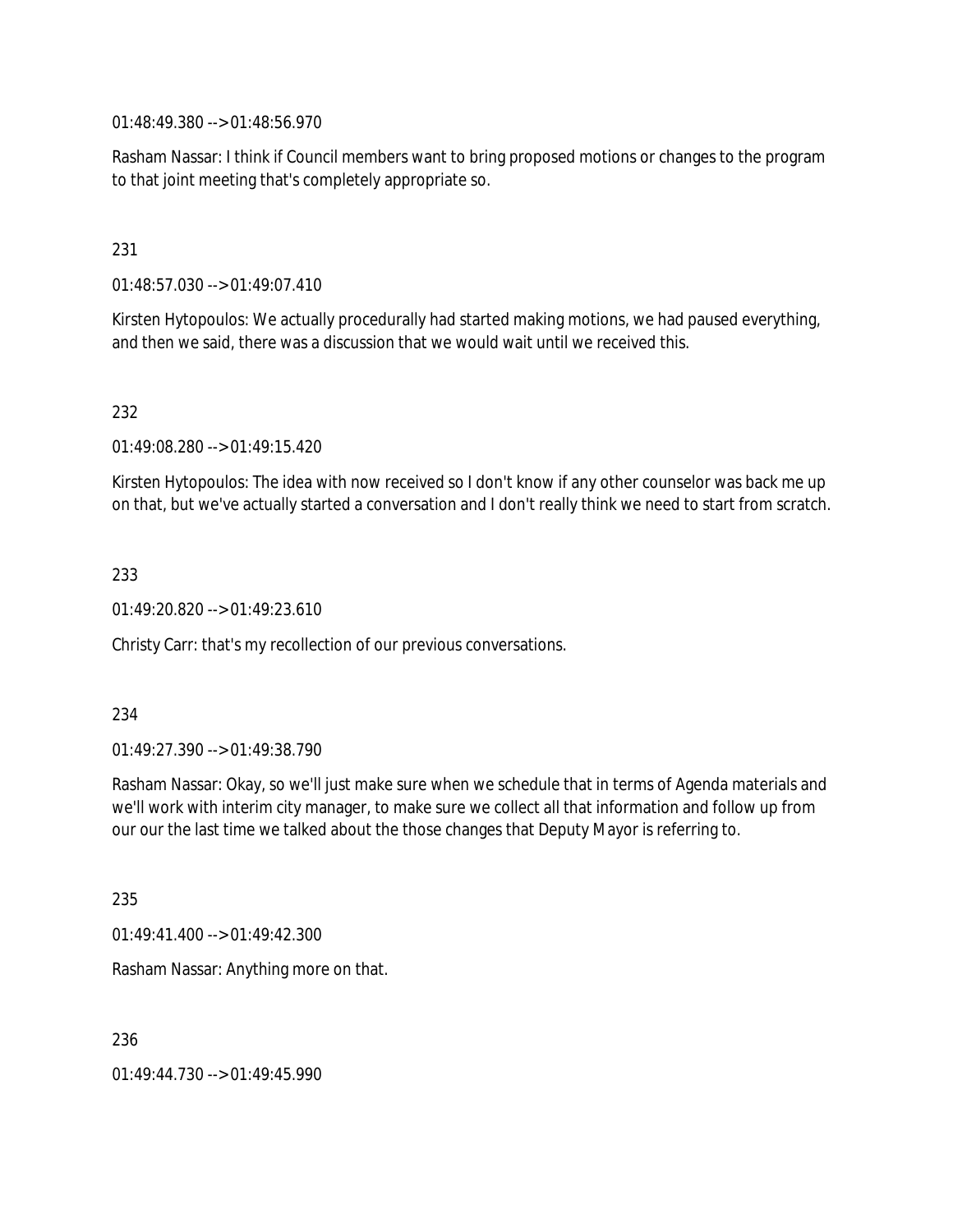01:48:49.380 --> 01:48:56.970

Rasham Nassar: I think if Council members want to bring proposed motions or changes to the program to that joint meeting that's completely appropriate so.

231

01:48:57.030 --> 01:49:07.410

Kirsten Hytopoulos: We actually procedurally had started making motions, we had paused everything, and then we said, there was a discussion that we would wait until we received this.

232

01:49:08.280 --> 01:49:15.420

Kirsten Hytopoulos: The idea with now received so I don't know if any other counselor was back me up on that, but we've actually started a conversation and I don't really think we need to start from scratch.

233

01:49:20.820 --> 01:49:23.610

Christy Carr: that's my recollection of our previous conversations.

234

01:49:27.390 --> 01:49:38.790

Rasham Nassar: Okay, so we'll just make sure when we schedule that in terms of Agenda materials and we'll work with interim city manager, to make sure we collect all that information and follow up from our our the last time we talked about the those changes that Deputy Mayor is referring to.

235

01:49:41.400 --> 01:49:42.300

Rasham Nassar: Anything more on that.

236

01:49:44.730 --> 01:49:45.990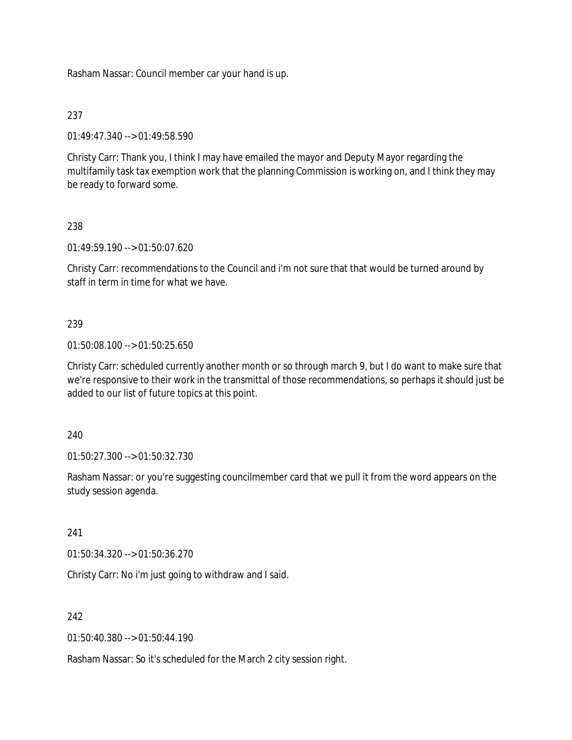Rasham Nassar: Council member car your hand is up.

237

01:49:47.340 --> 01:49:58.590

Christy Carr: Thank you, I think I may have emailed the mayor and Deputy Mayor regarding the multifamily task tax exemption work that the planning Commission is working on, and I think they may be ready to forward some.

238

01:49:59.190 --> 01:50:07.620

Christy Carr: recommendations to the Council and i'm not sure that that would be turned around by staff in term in time for what we have.

239

01:50:08.100 --> 01:50:25.650

Christy Carr: scheduled currently another month or so through march 9, but I do want to make sure that we're responsive to their work in the transmittal of those recommendations, so perhaps it should just be added to our list of future topics at this point.

240

01:50:27.300 --> 01:50:32.730

Rasham Nassar: or you're suggesting councilmember card that we pull it from the word appears on the study session agenda.

241

01:50:34.320 --> 01:50:36.270

Christy Carr: No i'm just going to withdraw and I said.

242

01:50:40.380 --> 01:50:44.190

Rasham Nassar: So it's scheduled for the March 2 city session right.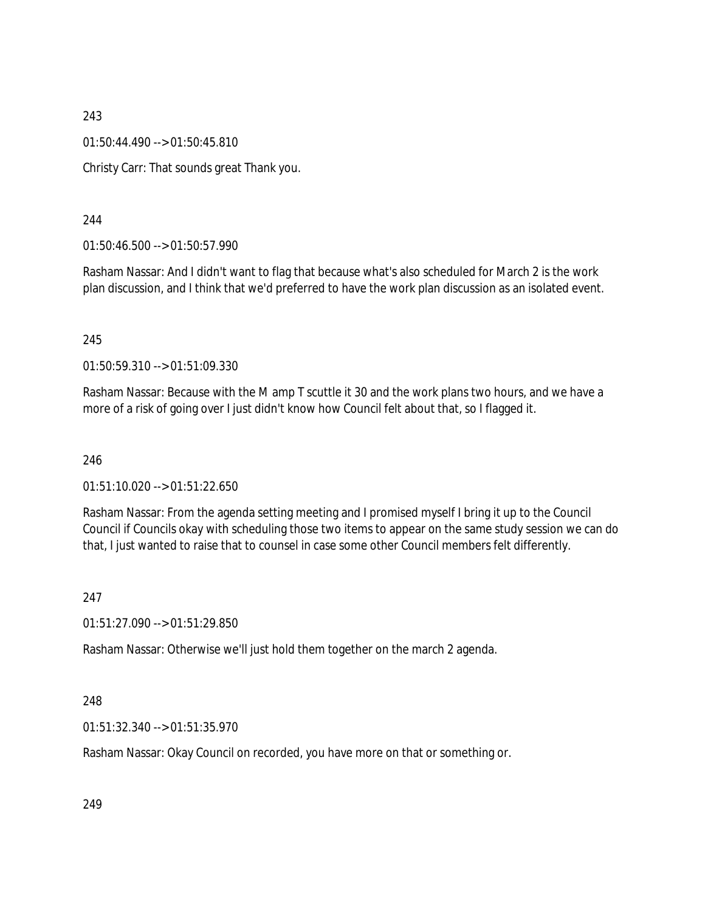243

01:50:44.490 --> 01:50:45.810

Christy Carr: That sounds great Thank you.

244

01:50:46.500 --> 01:50:57.990

Rasham Nassar: And I didn't want to flag that because what's also scheduled for March 2 is the work plan discussion, and I think that we'd preferred to have the work plan discussion as an isolated event.

245

01:50:59.310 --> 01:51:09.330

Rasham Nassar: Because with the M amp T scuttle it 30 and the work plans two hours, and we have a more of a risk of going over I just didn't know how Council felt about that, so I flagged it.

246

01:51:10.020 --> 01:51:22.650

Rasham Nassar: From the agenda setting meeting and I promised myself I bring it up to the Council Council if Councils okay with scheduling those two items to appear on the same study session we can do that, I just wanted to raise that to counsel in case some other Council members felt differently.

247

01:51:27.090 --> 01:51:29.850

Rasham Nassar: Otherwise we'll just hold them together on the march 2 agenda.

248

01:51:32.340 --> 01:51:35.970

Rasham Nassar: Okay Council on recorded, you have more on that or something or.

249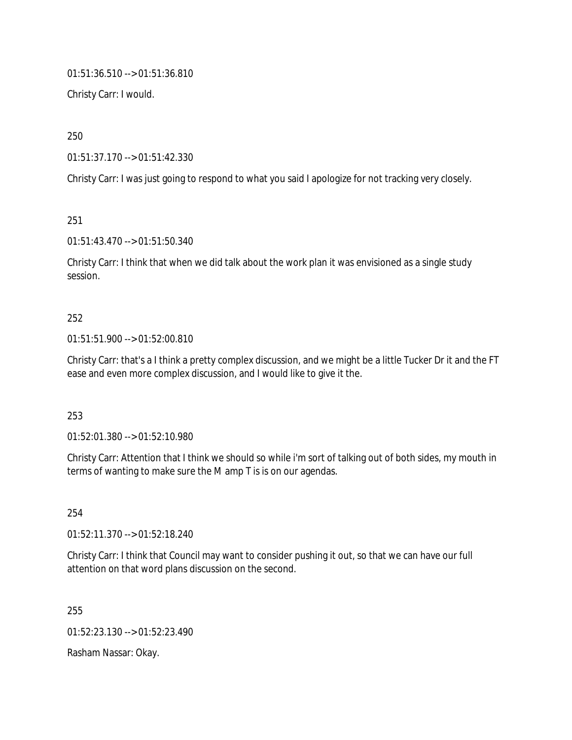01:51:36.510 --> 01:51:36.810

Christy Carr: I would.

250

01:51:37.170 --> 01:51:42.330

Christy Carr: I was just going to respond to what you said I apologize for not tracking very closely.

251

01:51:43.470 --> 01:51:50.340

Christy Carr: I think that when we did talk about the work plan it was envisioned as a single study session.

252

01:51:51.900 --> 01:52:00.810

Christy Carr: that's a I think a pretty complex discussion, and we might be a little Tucker Dr it and the FT ease and even more complex discussion, and I would like to give it the.

253

01:52:01.380 --> 01:52:10.980

Christy Carr: Attention that I think we should so while i'm sort of talking out of both sides, my mouth in terms of wanting to make sure the M amp T is is on our agendas.

254

01:52:11.370 --> 01:52:18.240

Christy Carr: I think that Council may want to consider pushing it out, so that we can have our full attention on that word plans discussion on the second.

255

01:52:23.130 --> 01:52:23.490

Rasham Nassar: Okay.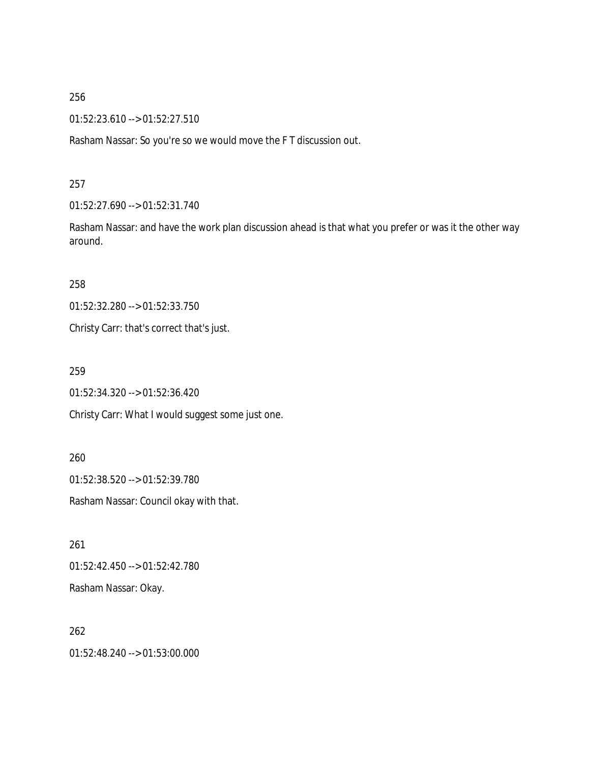256

01:52:23.610 --> 01:52:27.510

Rasham Nassar: So you're so we would move the F T discussion out.

257

01:52:27.690 --> 01:52:31.740

Rasham Nassar: and have the work plan discussion ahead is that what you prefer or was it the other way around.

258

01:52:32.280 --> 01:52:33.750

Christy Carr: that's correct that's just.

259

01:52:34.320 --> 01:52:36.420

Christy Carr: What I would suggest some just one.

260

01:52:38.520 --> 01:52:39.780

Rasham Nassar: Council okay with that.

261

01:52:42.450 --> 01:52:42.780

Rasham Nassar: Okay.

262

01:52:48.240 --> 01:53:00.000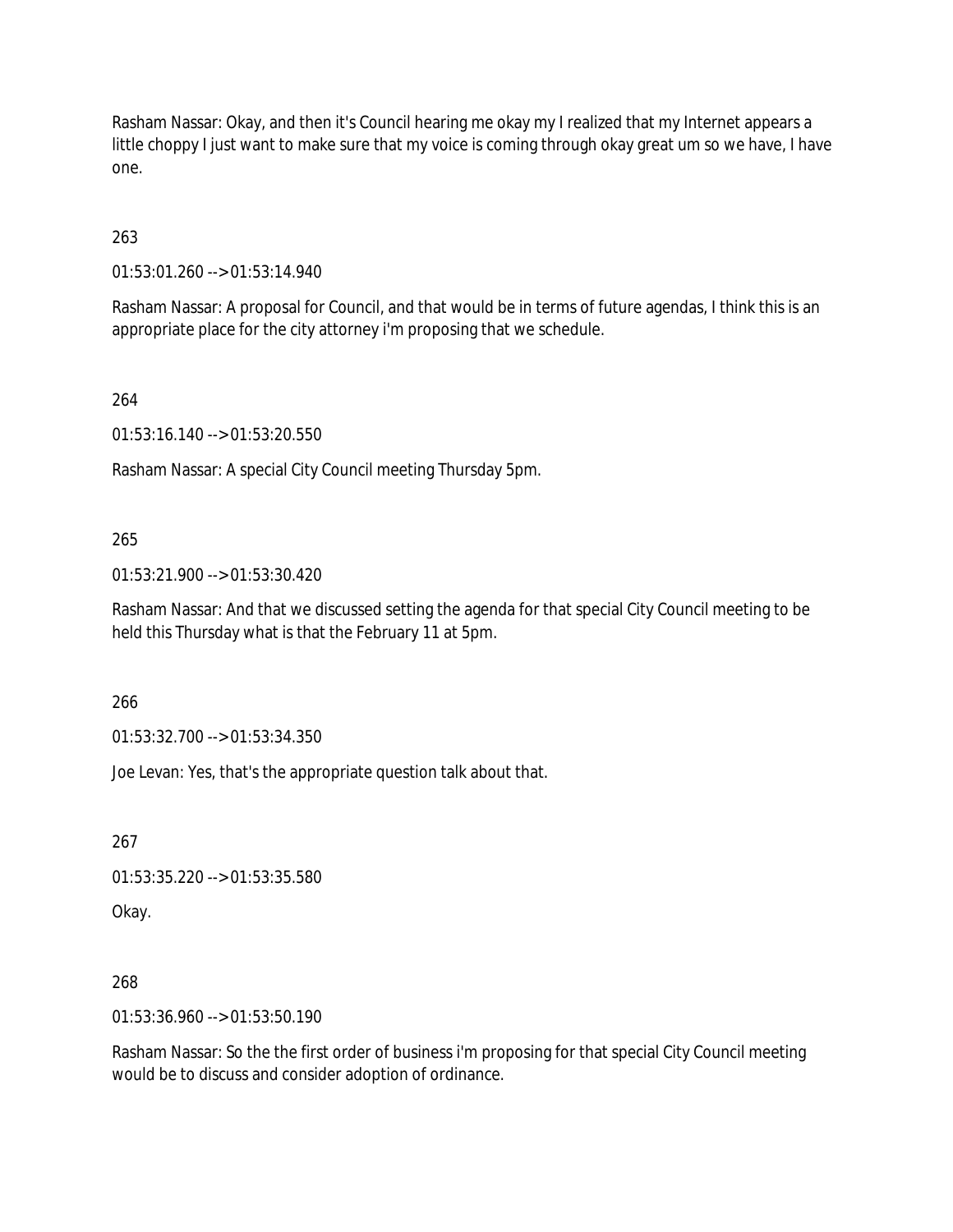Rasham Nassar: Okay, and then it's Council hearing me okay my I realized that my Internet appears a little choppy I just want to make sure that my voice is coming through okay great um so we have, I have one.

263

01:53:01.260 --> 01:53:14.940

Rasham Nassar: A proposal for Council, and that would be in terms of future agendas, I think this is an appropriate place for the city attorney i'm proposing that we schedule.

264

01:53:16.140 --> 01:53:20.550

Rasham Nassar: A special City Council meeting Thursday 5pm.

265

01:53:21.900 --> 01:53:30.420

Rasham Nassar: And that we discussed setting the agenda for that special City Council meeting to be held this Thursday what is that the February 11 at 5pm.

266

01:53:32.700 --> 01:53:34.350

Joe Levan: Yes, that's the appropriate question talk about that.

267

01:53:35.220 --> 01:53:35.580

Okay.

268

01:53:36.960 --> 01:53:50.190

Rasham Nassar: So the the first order of business i'm proposing for that special City Council meeting would be to discuss and consider adoption of ordinance.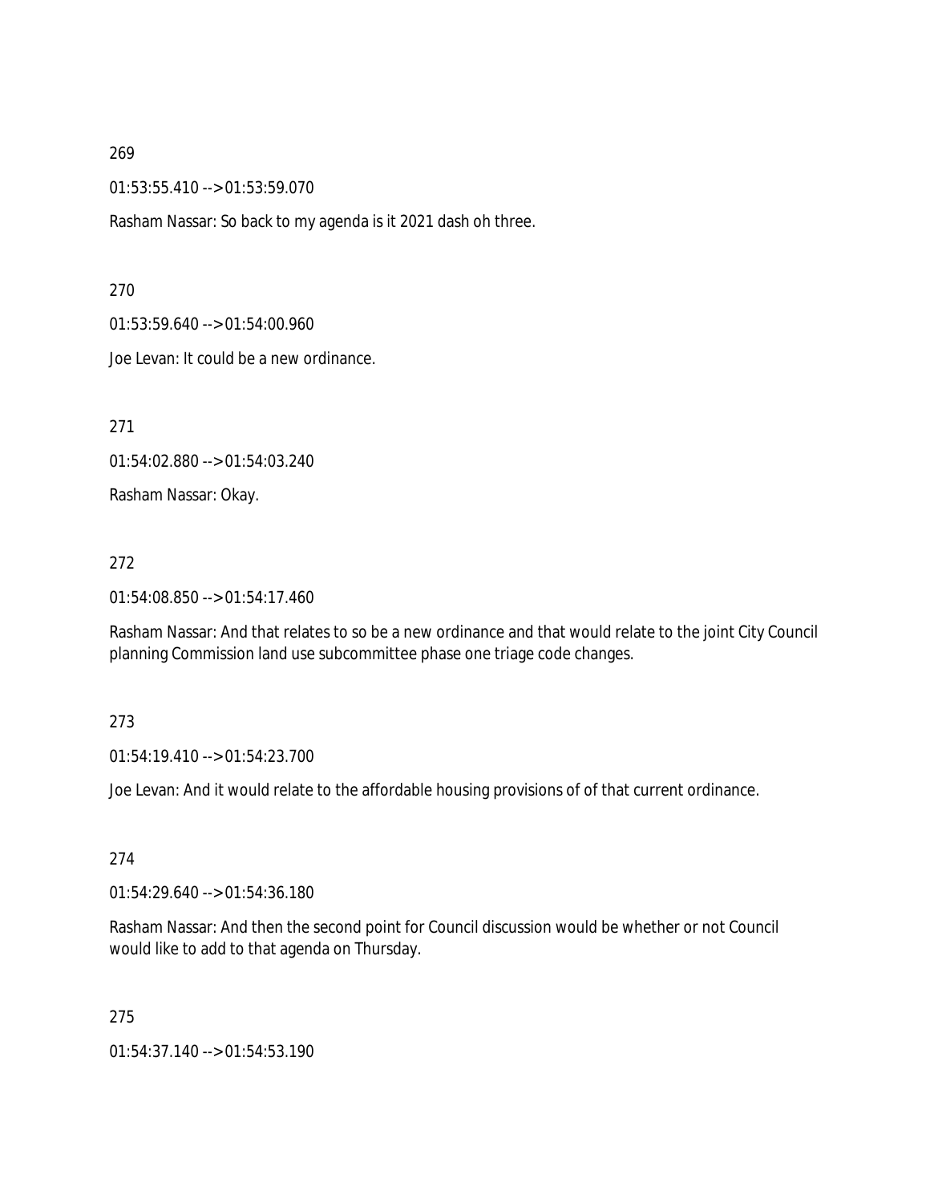269

01:53:55.410 --> 01:53:59.070

Rasham Nassar: So back to my agenda is it 2021 dash oh three.

270

01:53:59.640 --> 01:54:00.960

Joe Levan: It could be a new ordinance.

271

01:54:02.880 --> 01:54:03.240

Rasham Nassar: Okay.

272

01:54:08.850 --> 01:54:17.460

Rasham Nassar: And that relates to so be a new ordinance and that would relate to the joint City Council planning Commission land use subcommittee phase one triage code changes.

273

01:54:19.410 --> 01:54:23.700

Joe Levan: And it would relate to the affordable housing provisions of of that current ordinance.

274

01:54:29.640 --> 01:54:36.180

Rasham Nassar: And then the second point for Council discussion would be whether or not Council would like to add to that agenda on Thursday.

275

01:54:37.140 --> 01:54:53.190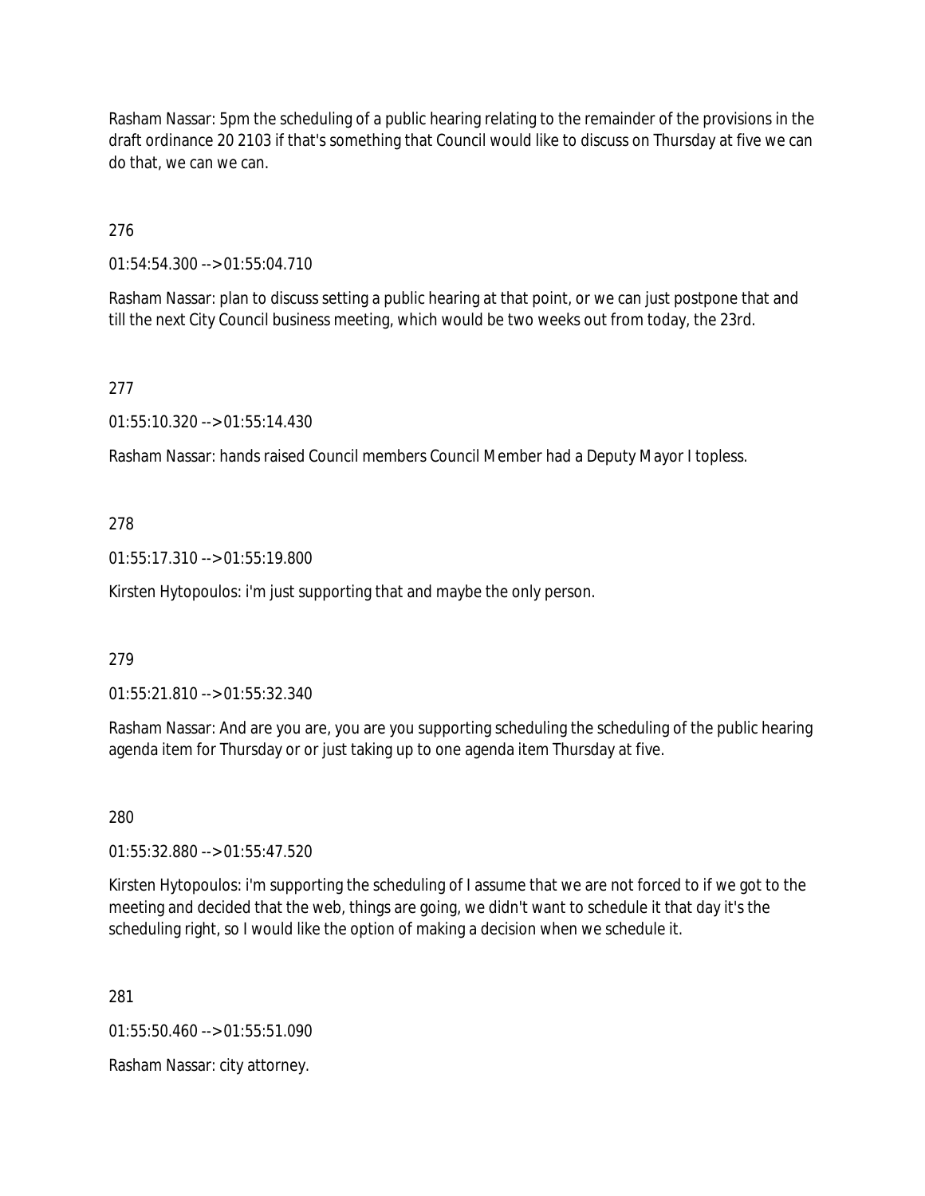Rasham Nassar: 5pm the scheduling of a public hearing relating to the remainder of the provisions in the draft ordinance 20 2103 if that's something that Council would like to discuss on Thursday at five we can do that, we can we can.

276

01:54:54.300 --> 01:55:04.710

Rasham Nassar: plan to discuss setting a public hearing at that point, or we can just postpone that and till the next City Council business meeting, which would be two weeks out from today, the 23rd.

277

01:55:10.320 --> 01:55:14.430

Rasham Nassar: hands raised Council members Council Member had a Deputy Mayor I topless.

278

01:55:17.310 --> 01:55:19.800

Kirsten Hytopoulos: i'm just supporting that and maybe the only person.

279

01:55:21.810 --> 01:55:32.340

Rasham Nassar: And are you are, you are you supporting scheduling the scheduling of the public hearing agenda item for Thursday or or just taking up to one agenda item Thursday at five.

280

01:55:32.880 --> 01:55:47.520

Kirsten Hytopoulos: i'm supporting the scheduling of I assume that we are not forced to if we got to the meeting and decided that the web, things are going, we didn't want to schedule it that day it's the scheduling right, so I would like the option of making a decision when we schedule it.

281

01:55:50.460 --> 01:55:51.090

Rasham Nassar: city attorney.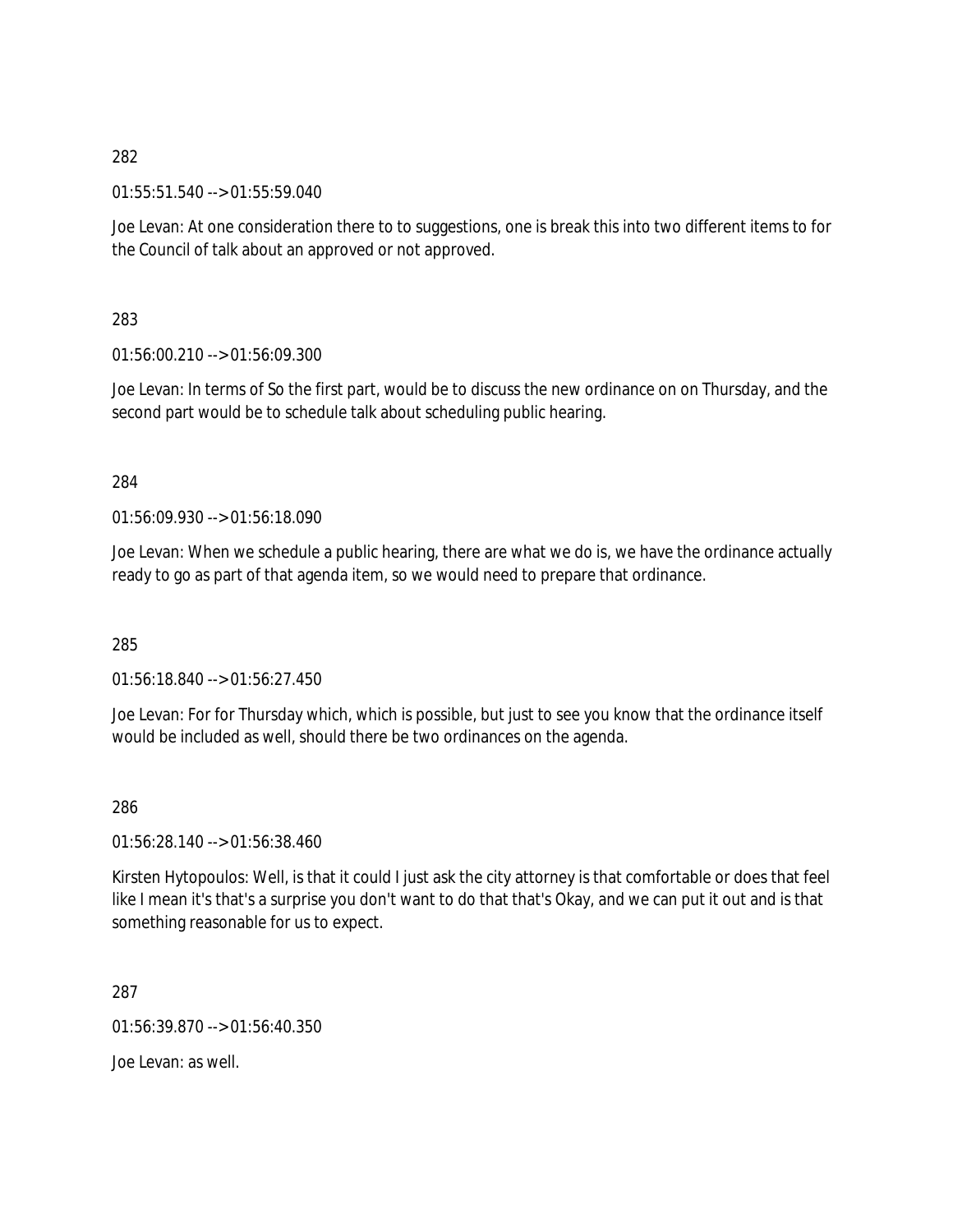282

01:55:51.540 --> 01:55:59.040

Joe Levan: At one consideration there to to suggestions, one is break this into two different items to for the Council of talk about an approved or not approved.

283

01:56:00.210 --> 01:56:09.300

Joe Levan: In terms of So the first part, would be to discuss the new ordinance on on Thursday, and the second part would be to schedule talk about scheduling public hearing.

284

01:56:09.930 --> 01:56:18.090

Joe Levan: When we schedule a public hearing, there are what we do is, we have the ordinance actually ready to go as part of that agenda item, so we would need to prepare that ordinance.

285

01:56:18.840 --> 01:56:27.450

Joe Levan: For for Thursday which, which is possible, but just to see you know that the ordinance itself would be included as well, should there be two ordinances on the agenda.

286

01:56:28.140 --> 01:56:38.460

Kirsten Hytopoulos: Well, is that it could I just ask the city attorney is that comfortable or does that feel like I mean it's that's a surprise you don't want to do that that's Okay, and we can put it out and is that something reasonable for us to expect.

287

01:56:39.870 --> 01:56:40.350

Joe Levan: as well.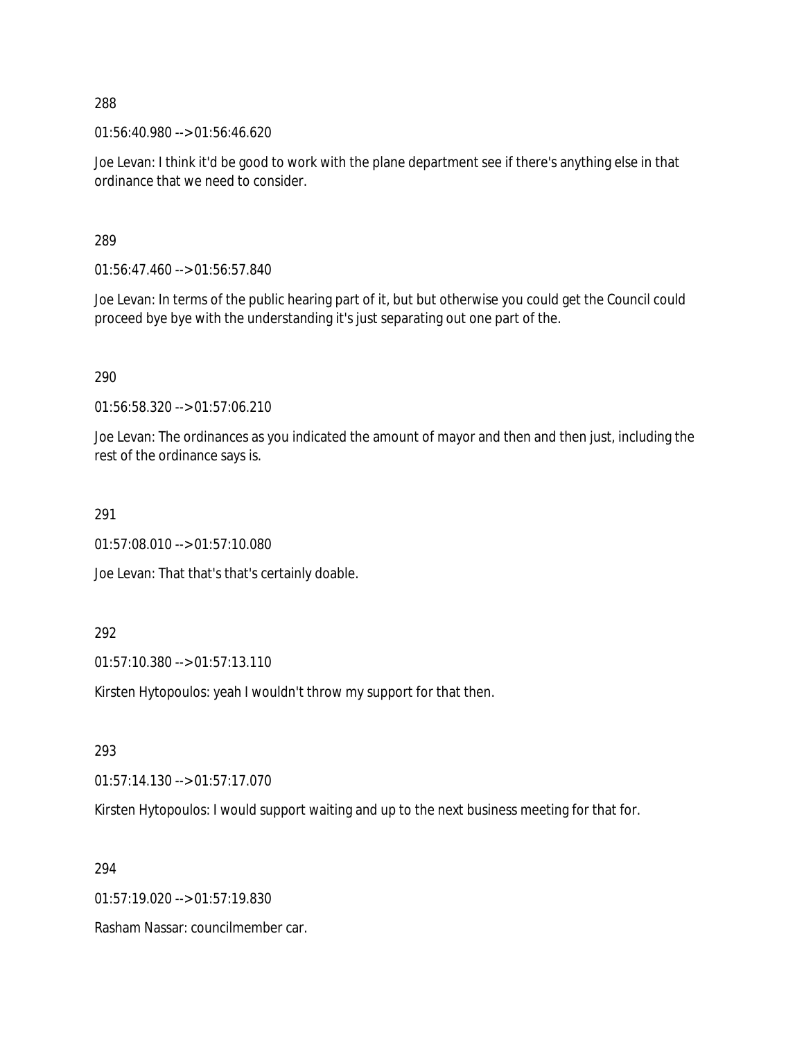288

01:56:40.980 --> 01:56:46.620

Joe Levan: I think it'd be good to work with the plane department see if there's anything else in that ordinance that we need to consider.

289

01:56:47.460 --> 01:56:57.840

Joe Levan: In terms of the public hearing part of it, but but otherwise you could get the Council could proceed bye bye with the understanding it's just separating out one part of the.

290

01:56:58.320 --> 01:57:06.210

Joe Levan: The ordinances as you indicated the amount of mayor and then and then just, including the rest of the ordinance says is.

291

01:57:08.010 --> 01:57:10.080

Joe Levan: That that's that's certainly doable.

292

01:57:10.380 --> 01:57:13.110

Kirsten Hytopoulos: yeah I wouldn't throw my support for that then.

293

01:57:14.130 --> 01:57:17.070

Kirsten Hytopoulos: I would support waiting and up to the next business meeting for that for.

294

01:57:19.020 --> 01:57:19.830

Rasham Nassar: councilmember car.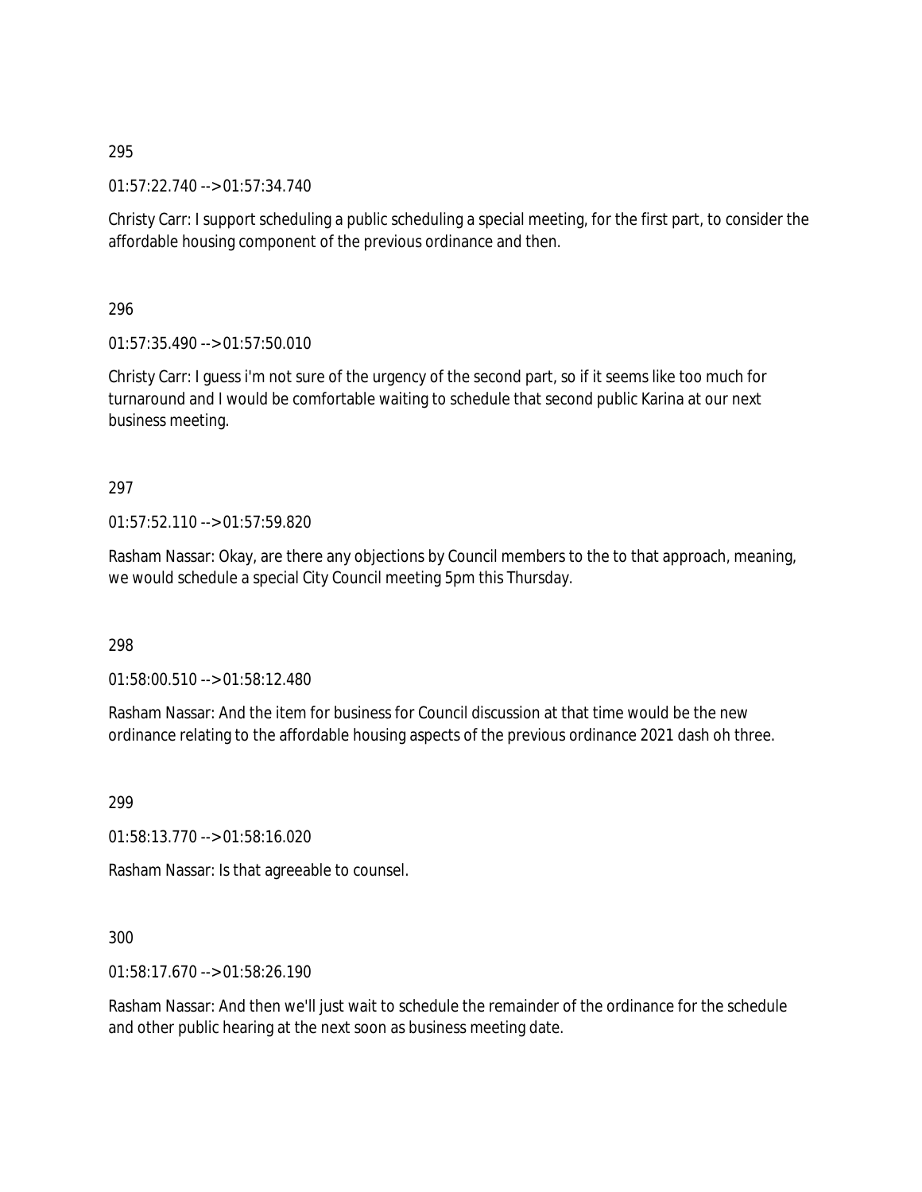295

01:57:22.740 --> 01:57:34.740

Christy Carr: I support scheduling a public scheduling a special meeting, for the first part, to consider the affordable housing component of the previous ordinance and then.

296

01:57:35.490 --> 01:57:50.010

Christy Carr: I guess i'm not sure of the urgency of the second part, so if it seems like too much for turnaround and I would be comfortable waiting to schedule that second public Karina at our next business meeting.

297

01:57:52.110 --> 01:57:59.820

Rasham Nassar: Okay, are there any objections by Council members to the to that approach, meaning, we would schedule a special City Council meeting 5pm this Thursday.

298

01:58:00.510 --> 01:58:12.480

Rasham Nassar: And the item for business for Council discussion at that time would be the new ordinance relating to the affordable housing aspects of the previous ordinance 2021 dash oh three.

299

01:58:13.770 --> 01:58:16.020

Rasham Nassar: Is that agreeable to counsel.

300

01:58:17.670 --> 01:58:26.190

Rasham Nassar: And then we'll just wait to schedule the remainder of the ordinance for the schedule and other public hearing at the next soon as business meeting date.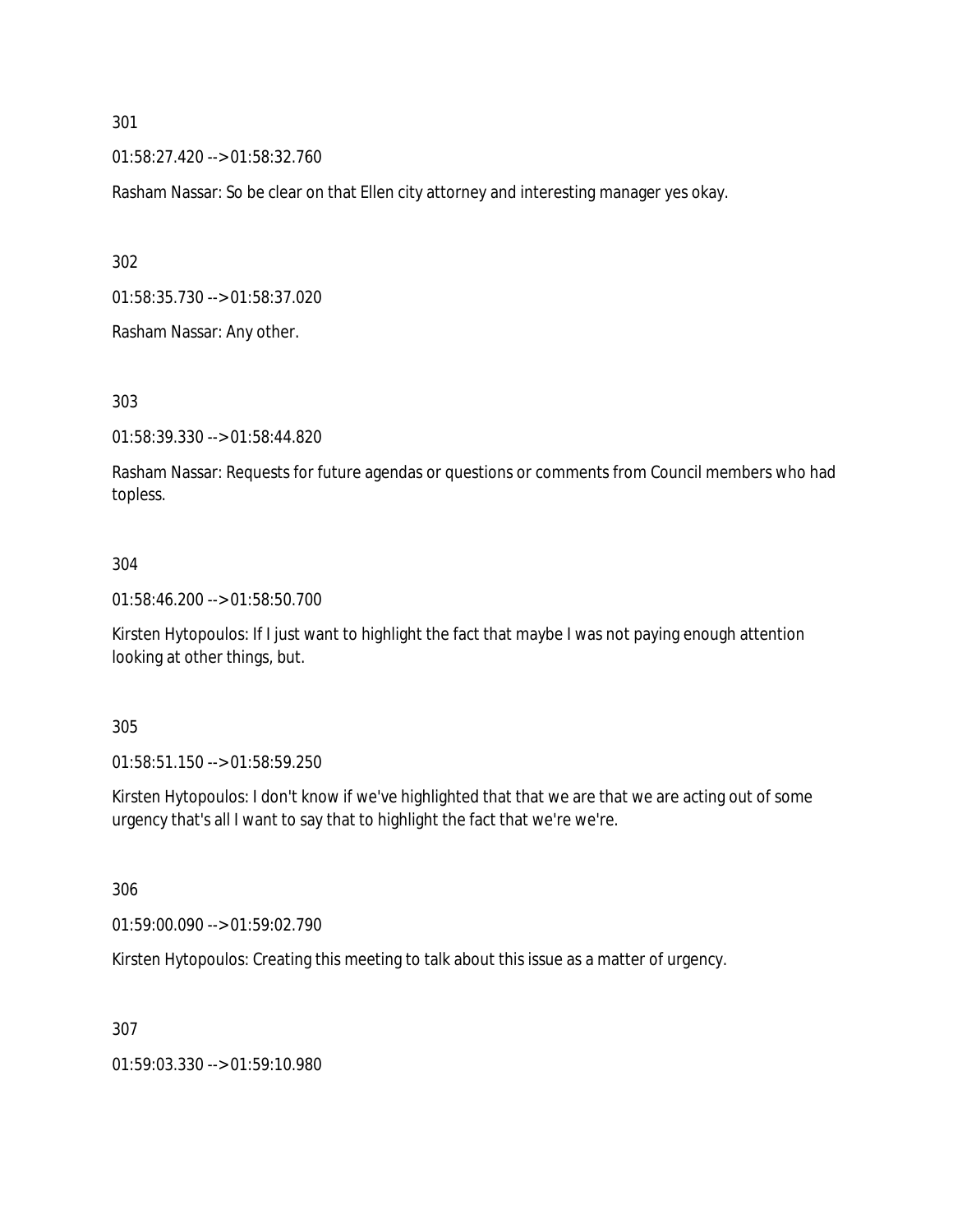301

01:58:27.420 --> 01:58:32.760

Rasham Nassar: So be clear on that Ellen city attorney and interesting manager yes okay.

302

01:58:35.730 --> 01:58:37.020

Rasham Nassar: Any other.

303

01:58:39.330 --> 01:58:44.820

Rasham Nassar: Requests for future agendas or questions or comments from Council members who had topless.

304

01:58:46.200 --> 01:58:50.700

Kirsten Hytopoulos: If I just want to highlight the fact that maybe I was not paying enough attention looking at other things, but.

305

01:58:51.150 --> 01:58:59.250

Kirsten Hytopoulos: I don't know if we've highlighted that that we are that we are acting out of some urgency that's all I want to say that to highlight the fact that we're we're.

306

01:59:00.090 --> 01:59:02.790

Kirsten Hytopoulos: Creating this meeting to talk about this issue as a matter of urgency.

307

01:59:03.330 --> 01:59:10.980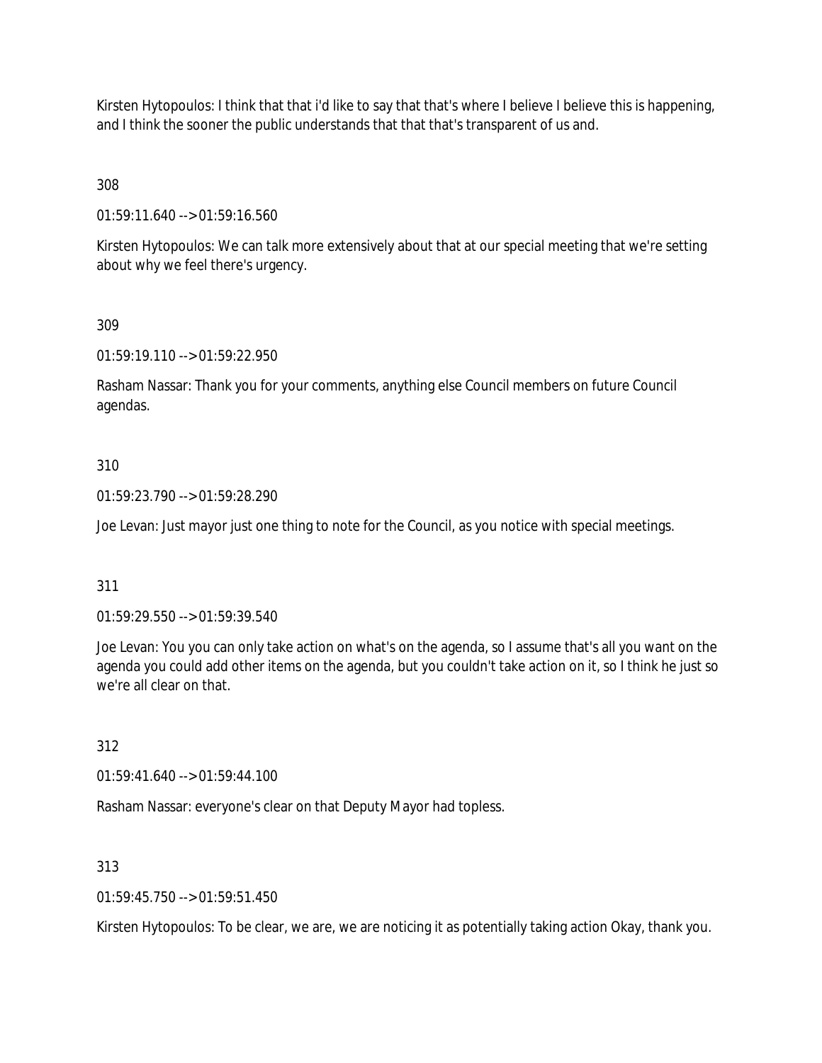Kirsten Hytopoulos: I think that that i'd like to say that that's where I believe I believe this is happening, and I think the sooner the public understands that that that's transparent of us and.

308

01:59:11.640 --> 01:59:16.560

Kirsten Hytopoulos: We can talk more extensively about that at our special meeting that we're setting about why we feel there's urgency.

309

01:59:19.110 --> 01:59:22.950

Rasham Nassar: Thank you for your comments, anything else Council members on future Council agendas.

310

01:59:23.790 --> 01:59:28.290

Joe Levan: Just mayor just one thing to note for the Council, as you notice with special meetings.

311

01:59:29.550 --> 01:59:39.540

Joe Levan: You you can only take action on what's on the agenda, so I assume that's all you want on the agenda you could add other items on the agenda, but you couldn't take action on it, so I think he just so we're all clear on that.

312

01:59:41.640 --> 01:59:44.100

Rasham Nassar: everyone's clear on that Deputy Mayor had topless.

313

01:59:45.750 --> 01:59:51.450

Kirsten Hytopoulos: To be clear, we are, we are noticing it as potentially taking action Okay, thank you.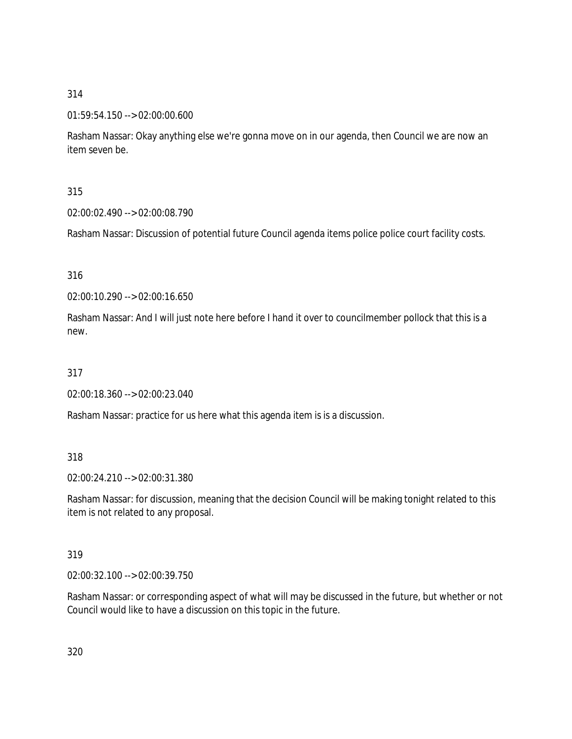314

01:59:54.150 --> 02:00:00.600

Rasham Nassar: Okay anything else we're gonna move on in our agenda, then Council we are now an item seven be.

315

02:00:02.490 --> 02:00:08.790

Rasham Nassar: Discussion of potential future Council agenda items police police court facility costs.

316

02:00:10.290 --> 02:00:16.650

Rasham Nassar: And I will just note here before I hand it over to councilmember pollock that this is a new.

317

02:00:18.360 --> 02:00:23.040

Rasham Nassar: practice for us here what this agenda item is is a discussion.

318

02:00:24.210 --> 02:00:31.380

Rasham Nassar: for discussion, meaning that the decision Council will be making tonight related to this item is not related to any proposal.

319

02:00:32.100 --> 02:00:39.750

Rasham Nassar: or corresponding aspect of what will may be discussed in the future, but whether or not Council would like to have a discussion on this topic in the future.

320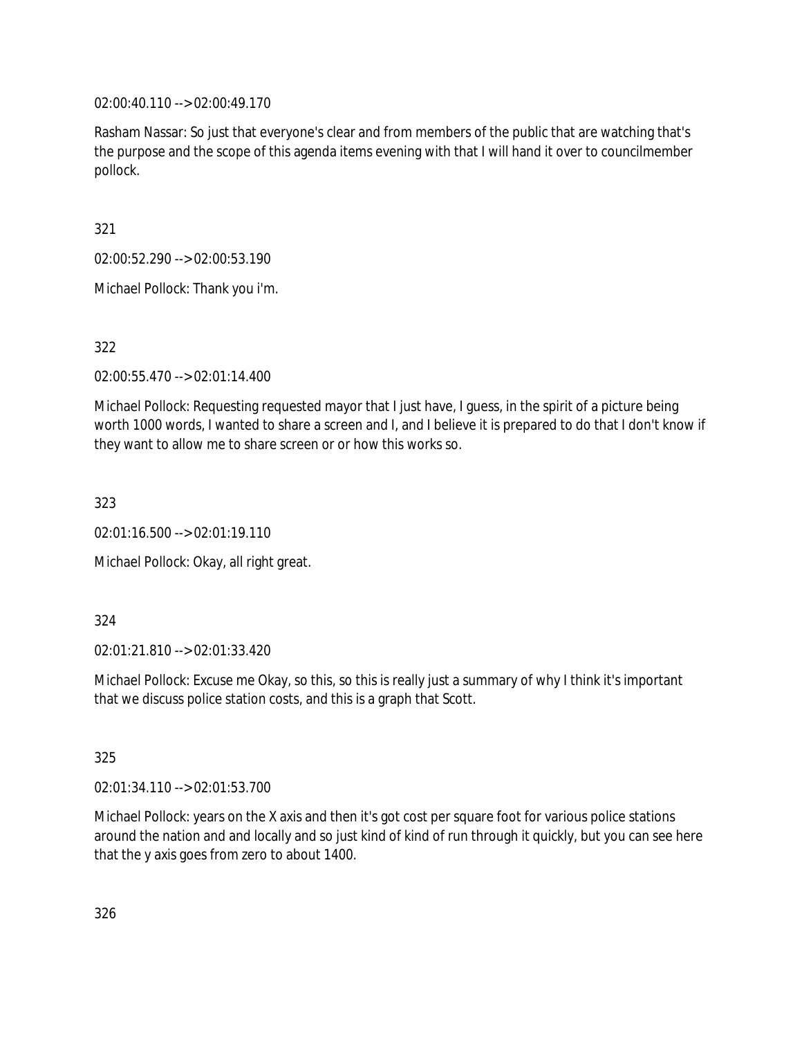02:00:40.110 --> 02:00:49.170

Rasham Nassar: So just that everyone's clear and from members of the public that are watching that's the purpose and the scope of this agenda items evening with that I will hand it over to councilmember pollock.

321

02:00:52.290 --> 02:00:53.190

Michael Pollock: Thank you i'm.

322

02:00:55.470 --> 02:01:14.400

Michael Pollock: Requesting requested mayor that I just have, I guess, in the spirit of a picture being worth 1000 words, I wanted to share a screen and I, and I believe it is prepared to do that I don't know if they want to allow me to share screen or or how this works so.

323

02:01:16.500 --> 02:01:19.110

Michael Pollock: Okay, all right great.

324

02:01:21.810 --> 02:01:33.420

Michael Pollock: Excuse me Okay, so this, so this is really just a summary of why I think it's important that we discuss police station costs, and this is a graph that Scott.

325

02:01:34.110 --> 02:01:53.700

Michael Pollock: years on the X axis and then it's got cost per square foot for various police stations around the nation and and locally and so just kind of kind of run through it quickly, but you can see here that the y axis goes from zero to about 1400.

326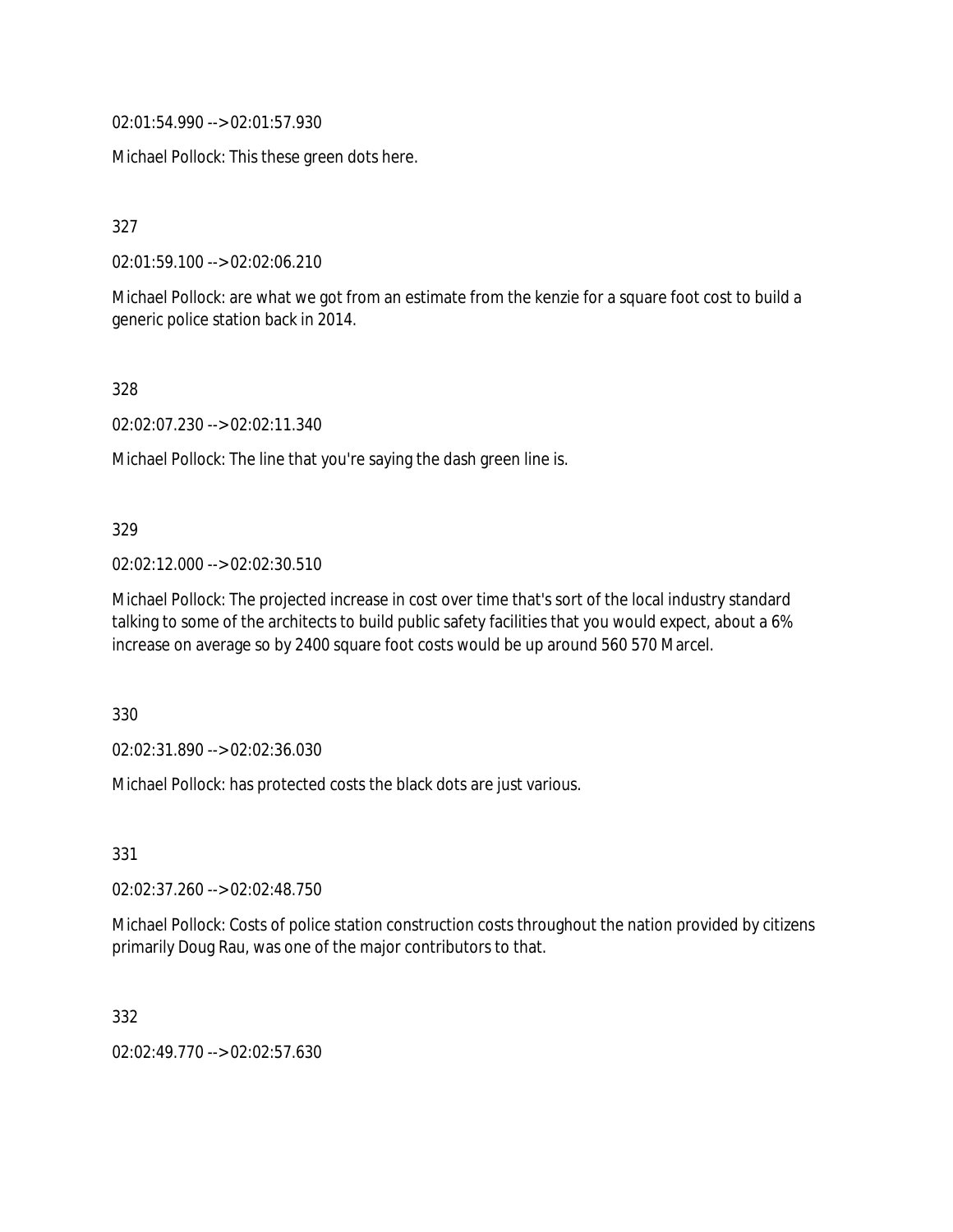02:01:54.990 --> 02:01:57.930

Michael Pollock: This these green dots here.

327

02:01:59.100 --> 02:02:06.210

Michael Pollock: are what we got from an estimate from the kenzie for a square foot cost to build a generic police station back in 2014.

328

02:02:07.230 --> 02:02:11.340

Michael Pollock: The line that you're saying the dash green line is.

329

02:02:12.000 --> 02:02:30.510

Michael Pollock: The projected increase in cost over time that's sort of the local industry standard talking to some of the architects to build public safety facilities that you would expect, about a 6% increase on average so by 2400 square foot costs would be up around 560 570 Marcel.

330

02:02:31.890 --> 02:02:36.030

Michael Pollock: has protected costs the black dots are just various.

331

02:02:37.260 --> 02:02:48.750

Michael Pollock: Costs of police station construction costs throughout the nation provided by citizens primarily Doug Rau, was one of the major contributors to that.

332

02:02:49.770 --> 02:02:57.630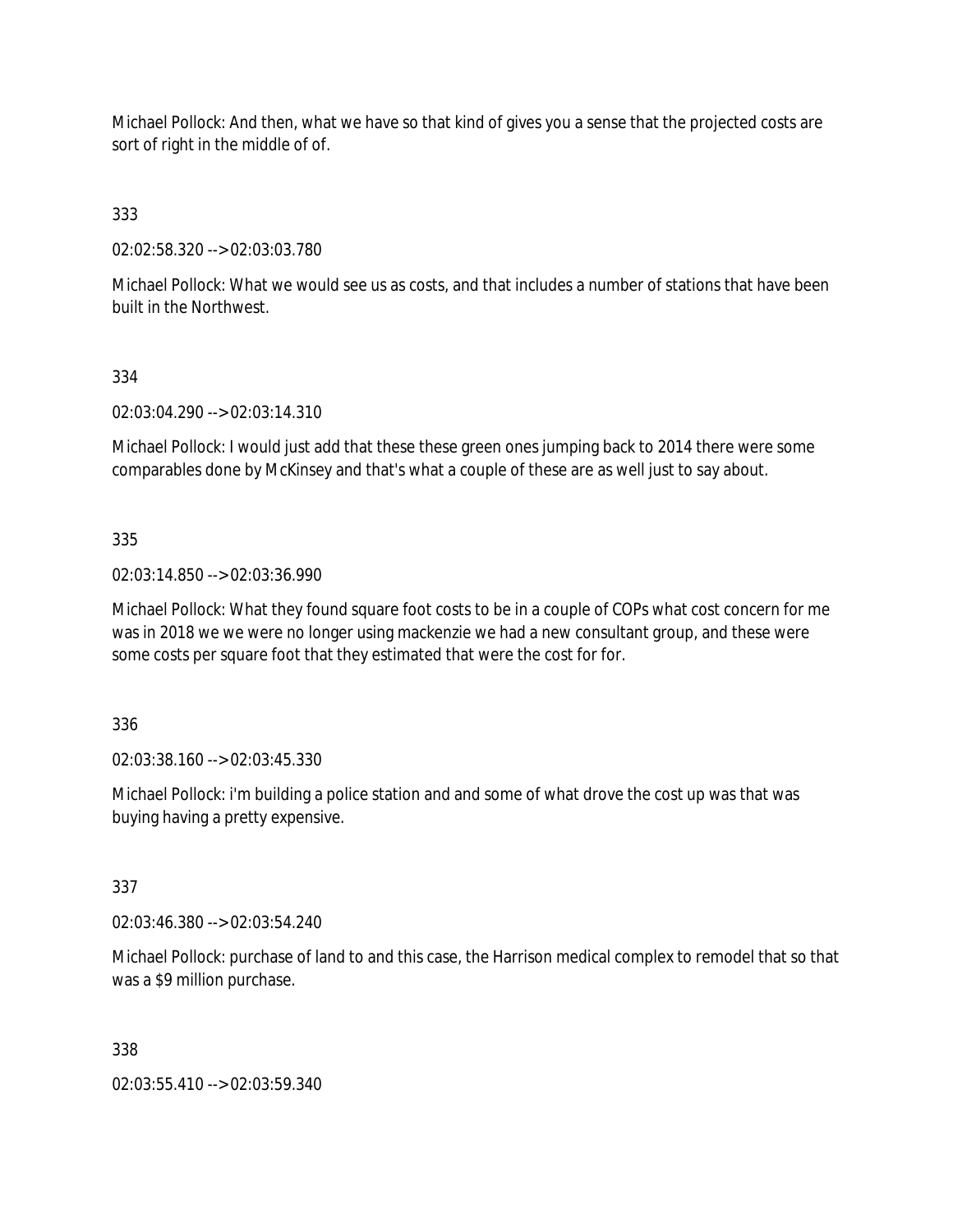Michael Pollock: And then, what we have so that kind of gives you a sense that the projected costs are sort of right in the middle of of.

333

02:02:58.320 --> 02:03:03.780

Michael Pollock: What we would see us as costs, and that includes a number of stations that have been built in the Northwest.

334

02:03:04.290 --> 02:03:14.310

Michael Pollock: I would just add that these these green ones jumping back to 2014 there were some comparables done by McKinsey and that's what a couple of these are as well just to say about.

335

02:03:14.850 --> 02:03:36.990

Michael Pollock: What they found square foot costs to be in a couple of COPs what cost concern for me was in 2018 we we were no longer using mackenzie we had a new consultant group, and these were some costs per square foot that they estimated that were the cost for for.

336

02:03:38.160 --> 02:03:45.330

Michael Pollock: i'm building a police station and and some of what drove the cost up was that was buying having a pretty expensive.

337

02:03:46.380 --> 02:03:54.240

Michael Pollock: purchase of land to and this case, the Harrison medical complex to remodel that so that was a $9 million purchase.

338

02:03:55.410 --> 02:03:59.340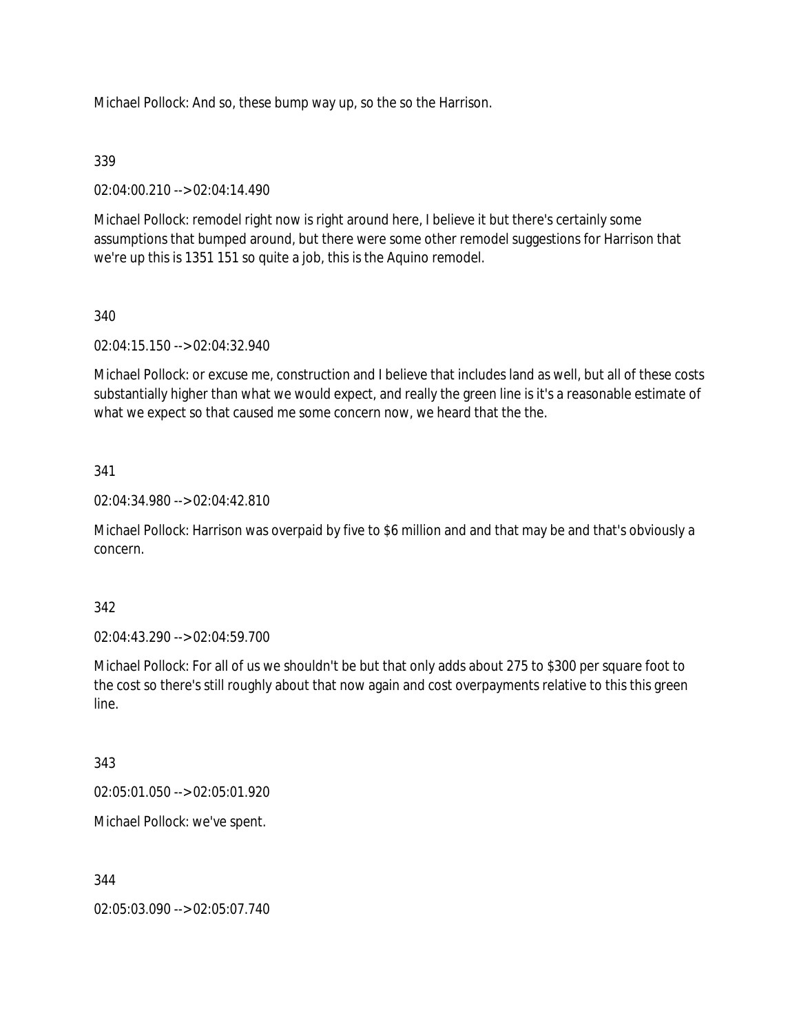Michael Pollock: And so, these bump way up, so the so the Harrison.

339

02:04:00.210 --> 02:04:14.490

Michael Pollock: remodel right now is right around here, I believe it but there's certainly some assumptions that bumped around, but there were some other remodel suggestions for Harrison that we're up this is 1351 151 so quite a job, this is the Aquino remodel.

340

02:04:15.150 --> 02:04:32.940

Michael Pollock: or excuse me, construction and I believe that includes land as well, but all of these costs substantially higher than what we would expect, and really the green line is it's a reasonable estimate of what we expect so that caused me some concern now, we heard that the the.

341

02:04:34.980 --> 02:04:42.810

Michael Pollock: Harrison was overpaid by five to $6 million and and that may be and that's obviously a concern.

342

02:04:43.290 --> 02:04:59.700

Michael Pollock: For all of us we shouldn't be but that only adds about 275 to $300 per square foot to the cost so there's still roughly about that now again and cost overpayments relative to this this green line.

343

02:05:01.050 --> 02:05:01.920

Michael Pollock: we've spent.

344

02:05:03.090 --> 02:05:07.740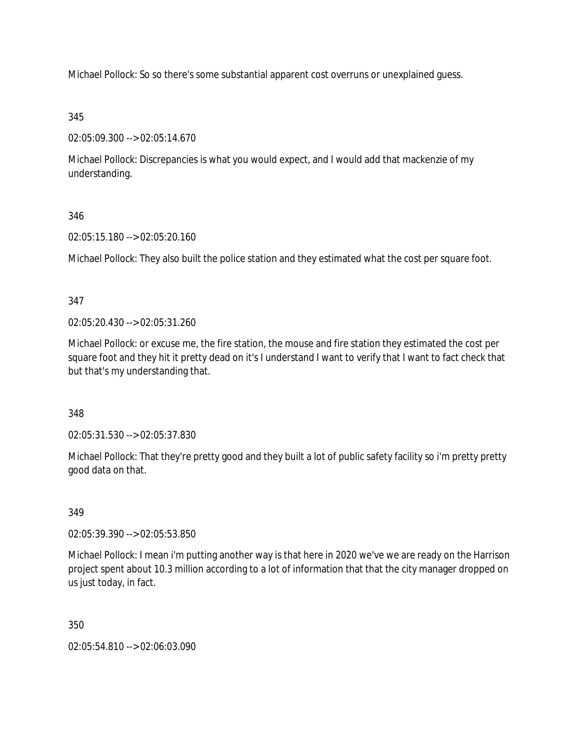Michael Pollock: So so there's some substantial apparent cost overruns or unexplained guess.

345

02:05:09.300 --> 02:05:14.670

Michael Pollock: Discrepancies is what you would expect, and I would add that mackenzie of my understanding.

346

02:05:15.180 --> 02:05:20.160

Michael Pollock: They also built the police station and they estimated what the cost per square foot.

347

02:05:20.430 --> 02:05:31.260

Michael Pollock: or excuse me, the fire station, the mouse and fire station they estimated the cost per square foot and they hit it pretty dead on it's I understand I want to verify that I want to fact check that but that's my understanding that.

348

02:05:31.530 --> 02:05:37.830

Michael Pollock: That they're pretty good and they built a lot of public safety facility so i'm pretty pretty good data on that.

349

02:05:39.390 --> 02:05:53.850

Michael Pollock: I mean i'm putting another way is that here in 2020 we've we are ready on the Harrison project spent about 10.3 million according to a lot of information that that the city manager dropped on us just today, in fact.

350

02:05:54.810 --> 02:06:03.090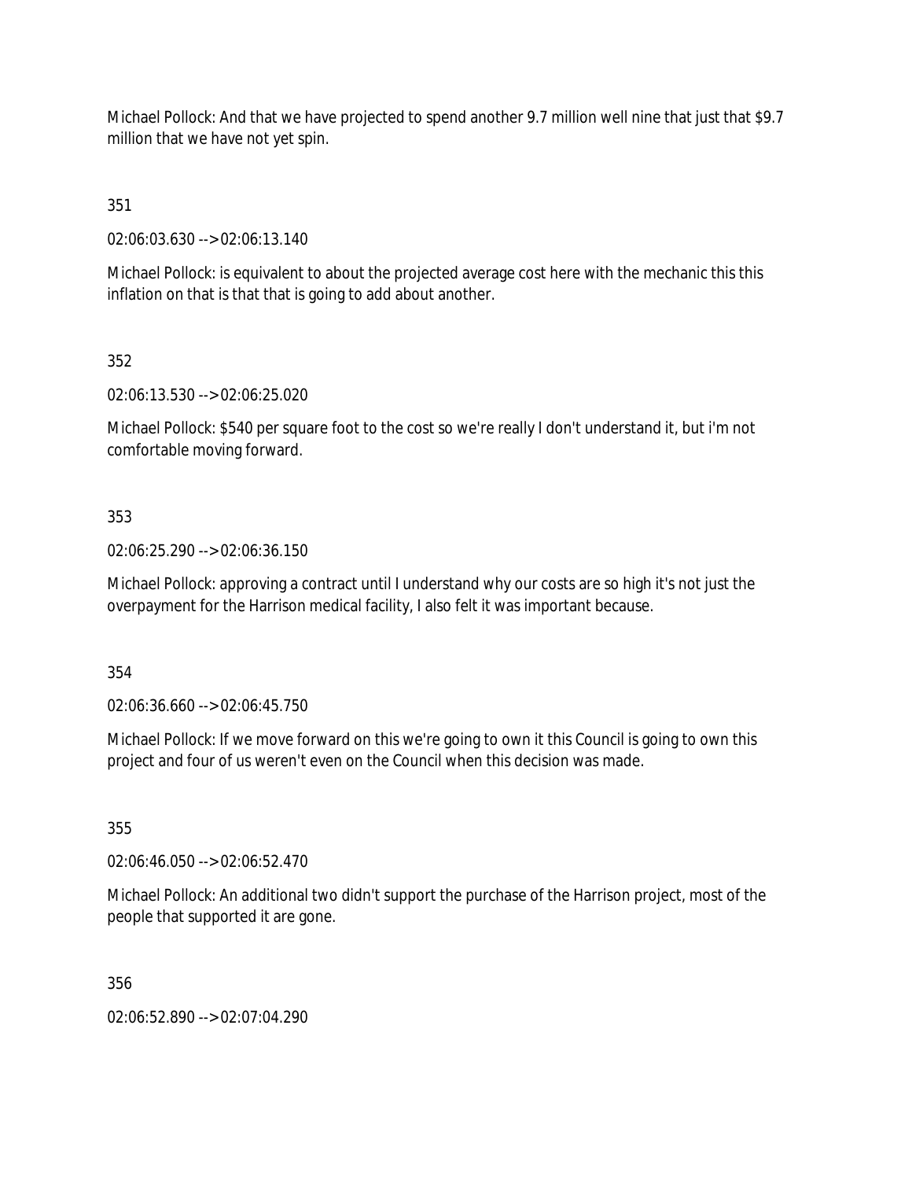Michael Pollock: And that we have projected to spend another 9.7 million well nine that just that $9.7 million that we have not yet spin.

351

02:06:03.630 --> 02:06:13.140

Michael Pollock: is equivalent to about the projected average cost here with the mechanic this this inflation on that is that that is going to add about another.

352

02:06:13.530 --> 02:06:25.020

Michael Pollock: $540 per square foot to the cost so we're really I don't understand it, but i'm not comfortable moving forward.

353

02:06:25.290 --> 02:06:36.150

Michael Pollock: approving a contract until I understand why our costs are so high it's not just the overpayment for the Harrison medical facility, I also felt it was important because.

354

02:06:36.660 --> 02:06:45.750

Michael Pollock: If we move forward on this we're going to own it this Council is going to own this project and four of us weren't even on the Council when this decision was made.

355

02:06:46.050 --> 02:06:52.470

Michael Pollock: An additional two didn't support the purchase of the Harrison project, most of the people that supported it are gone.

356

02:06:52.890 --> 02:07:04.290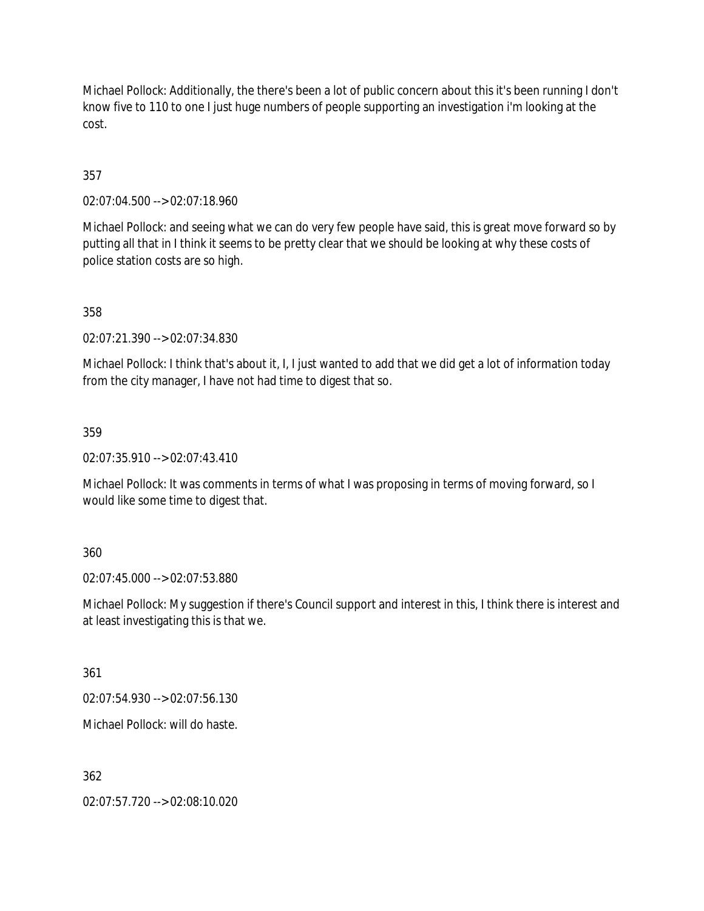Michael Pollock: Additionally, the there's been a lot of public concern about this it's been running I don't know five to 110 to one I just huge numbers of people supporting an investigation i'm looking at the cost.

357

02:07:04.500 --> 02:07:18.960

Michael Pollock: and seeing what we can do very few people have said, this is great move forward so by putting all that in I think it seems to be pretty clear that we should be looking at why these costs of police station costs are so high.

358

02:07:21.390 --> 02:07:34.830

Michael Pollock: I think that's about it, I, I just wanted to add that we did get a lot of information today from the city manager, I have not had time to digest that so.

359

02:07:35.910 --> 02:07:43.410

Michael Pollock: It was comments in terms of what I was proposing in terms of moving forward, so I would like some time to digest that.

360

02:07:45.000 --> 02:07:53.880

Michael Pollock: My suggestion if there's Council support and interest in this, I think there is interest and at least investigating this is that we.

361

02:07:54.930 --> 02:07:56.130

Michael Pollock: will do haste.

362

02:07:57.720 --> 02:08:10.020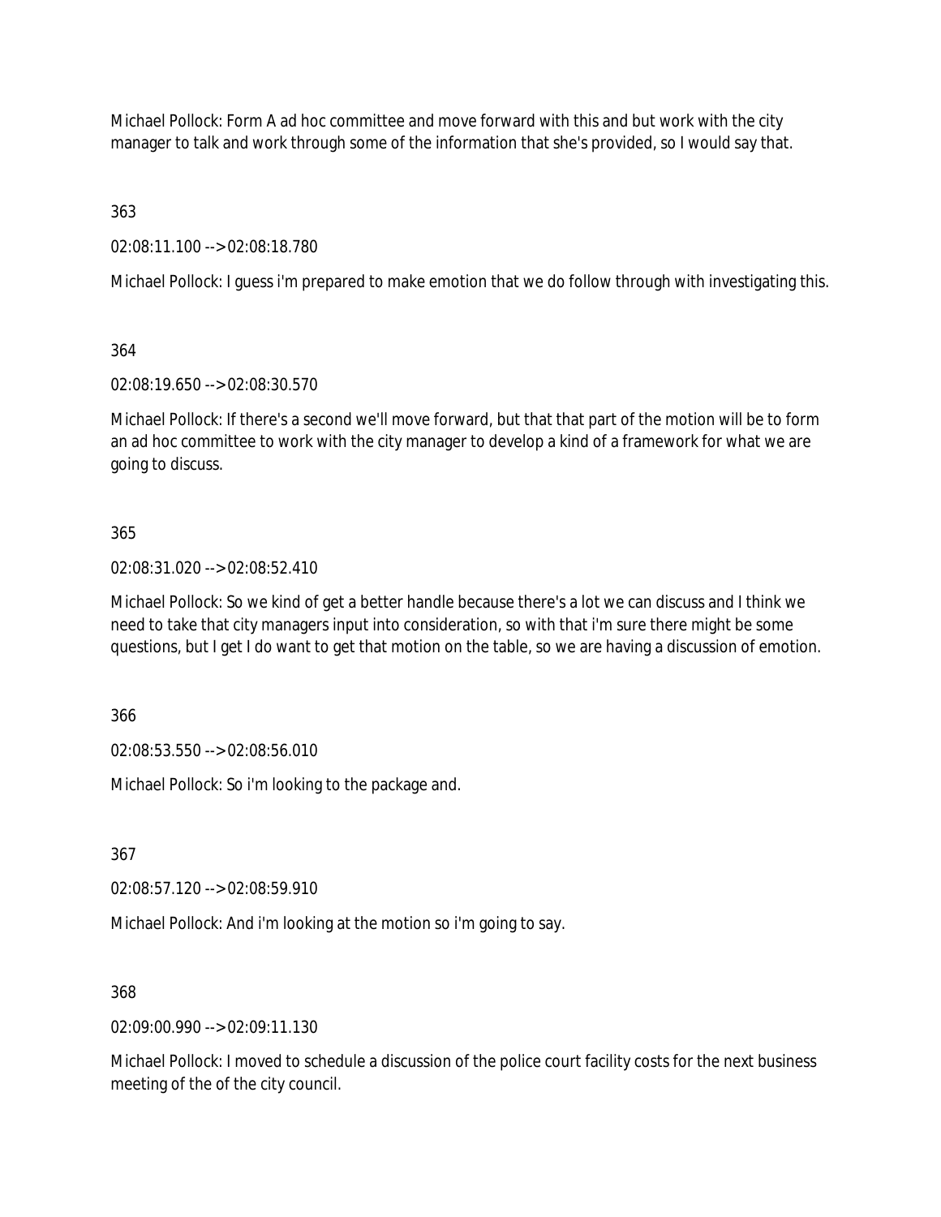Michael Pollock: Form A ad hoc committee and move forward with this and but work with the city manager to talk and work through some of the information that she's provided, so I would say that.

363

02:08:11.100 --> 02:08:18.780

Michael Pollock: I guess i'm prepared to make emotion that we do follow through with investigating this.

364

02:08:19.650 --> 02:08:30.570

Michael Pollock: If there's a second we'll move forward, but that that part of the motion will be to form an ad hoc committee to work with the city manager to develop a kind of a framework for what we are going to discuss.

365

02:08:31.020 --> 02:08:52.410

Michael Pollock: So we kind of get a better handle because there's a lot we can discuss and I think we need to take that city managers input into consideration, so with that i'm sure there might be some questions, but I get I do want to get that motion on the table, so we are having a discussion of emotion.

366

02:08:53.550 --> 02:08:56.010

Michael Pollock: So i'm looking to the package and.

367

02:08:57.120 --> 02:08:59.910

Michael Pollock: And i'm looking at the motion so i'm going to say.

368

02:09:00.990 --> 02:09:11.130

Michael Pollock: I moved to schedule a discussion of the police court facility costs for the next business meeting of the of the city council.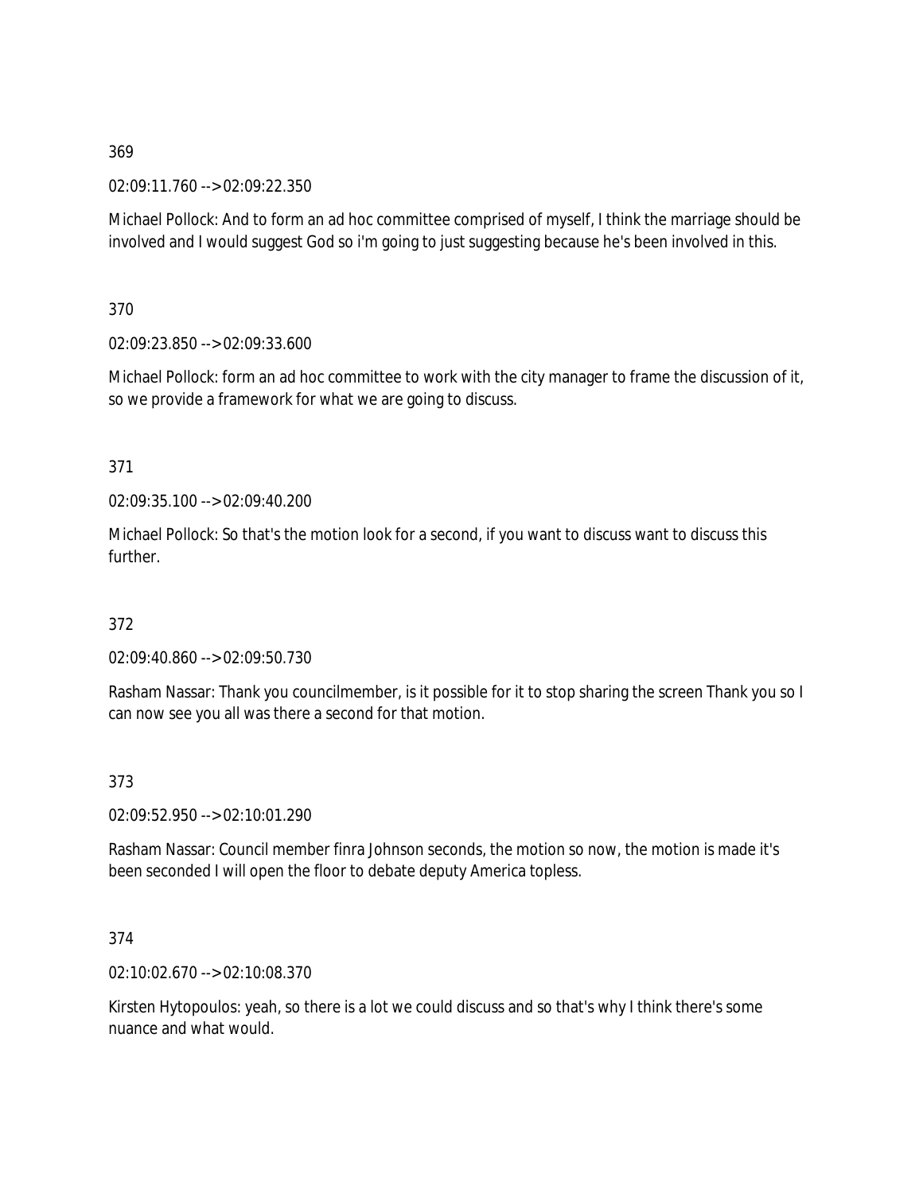369

02:09:11.760 --> 02:09:22.350

Michael Pollock: And to form an ad hoc committee comprised of myself, I think the marriage should be involved and I would suggest God so i'm going to just suggesting because he's been involved in this.

370

02:09:23.850 --> 02:09:33.600

Michael Pollock: form an ad hoc committee to work with the city manager to frame the discussion of it, so we provide a framework for what we are going to discuss.

371

02:09:35.100 --> 02:09:40.200

Michael Pollock: So that's the motion look for a second, if you want to discuss want to discuss this further.

372

02:09:40.860 --> 02:09:50.730

Rasham Nassar: Thank you councilmember, is it possible for it to stop sharing the screen Thank you so I can now see you all was there a second for that motion.

373

02:09:52.950 --> 02:10:01.290

Rasham Nassar: Council member finra Johnson seconds, the motion so now, the motion is made it's been seconded I will open the floor to debate deputy America topless.

374

02:10:02.670 --> 02:10:08.370

Kirsten Hytopoulos: yeah, so there is a lot we could discuss and so that's why I think there's some nuance and what would.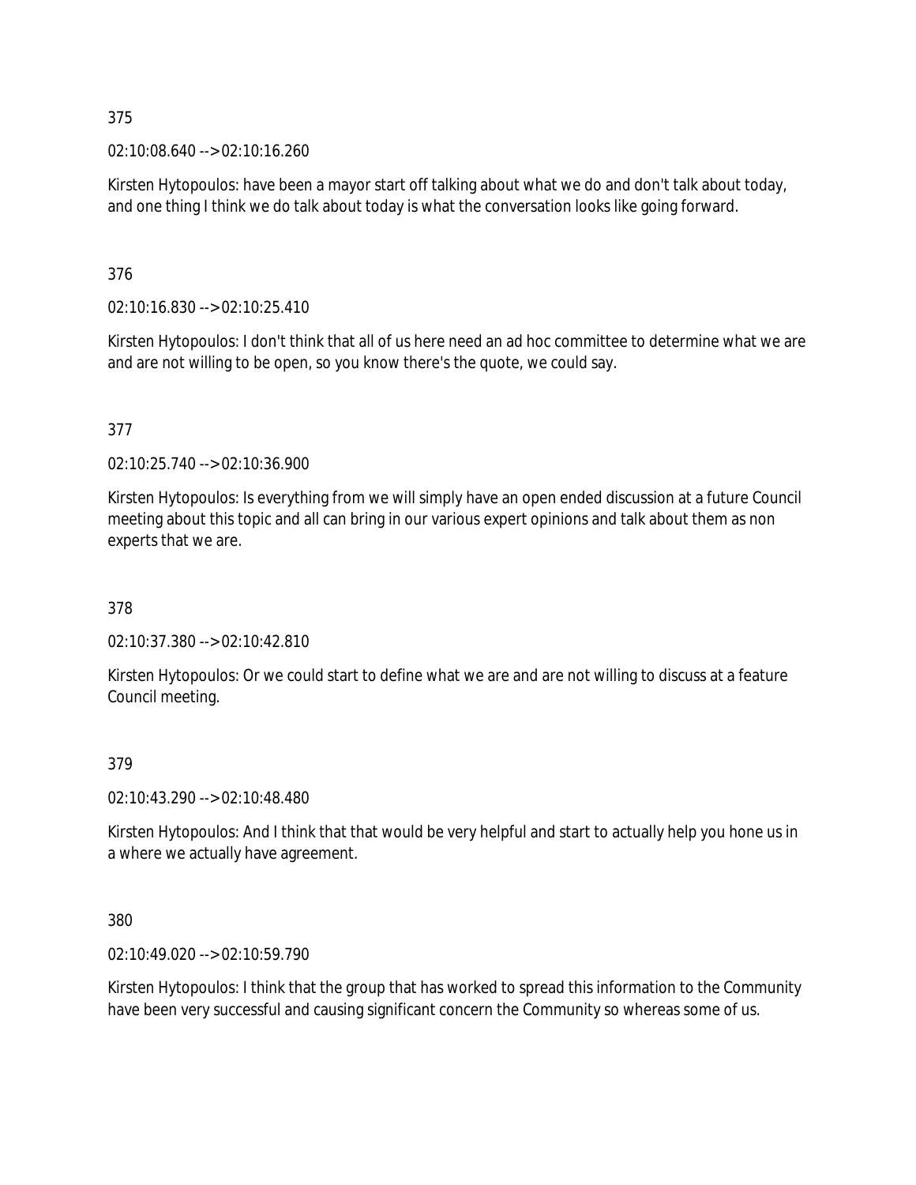375

02:10:08.640 --> 02:10:16.260

Kirsten Hytopoulos: have been a mayor start off talking about what we do and don't talk about today, and one thing I think we do talk about today is what the conversation looks like going forward.

376

02:10:16.830 --> 02:10:25.410

Kirsten Hytopoulos: I don't think that all of us here need an ad hoc committee to determine what we are and are not willing to be open, so you know there's the quote, we could say.

377

02:10:25.740 --> 02:10:36.900

Kirsten Hytopoulos: Is everything from we will simply have an open ended discussion at a future Council meeting about this topic and all can bring in our various expert opinions and talk about them as non experts that we are.

378

02:10:37.380 --> 02:10:42.810

Kirsten Hytopoulos: Or we could start to define what we are and are not willing to discuss at a feature Council meeting.

379

02:10:43.290 --> 02:10:48.480

Kirsten Hytopoulos: And I think that that would be very helpful and start to actually help you hone us in a where we actually have agreement.

380

02:10:49.020 --> 02:10:59.790

Kirsten Hytopoulos: I think that the group that has worked to spread this information to the Community have been very successful and causing significant concern the Community so whereas some of us.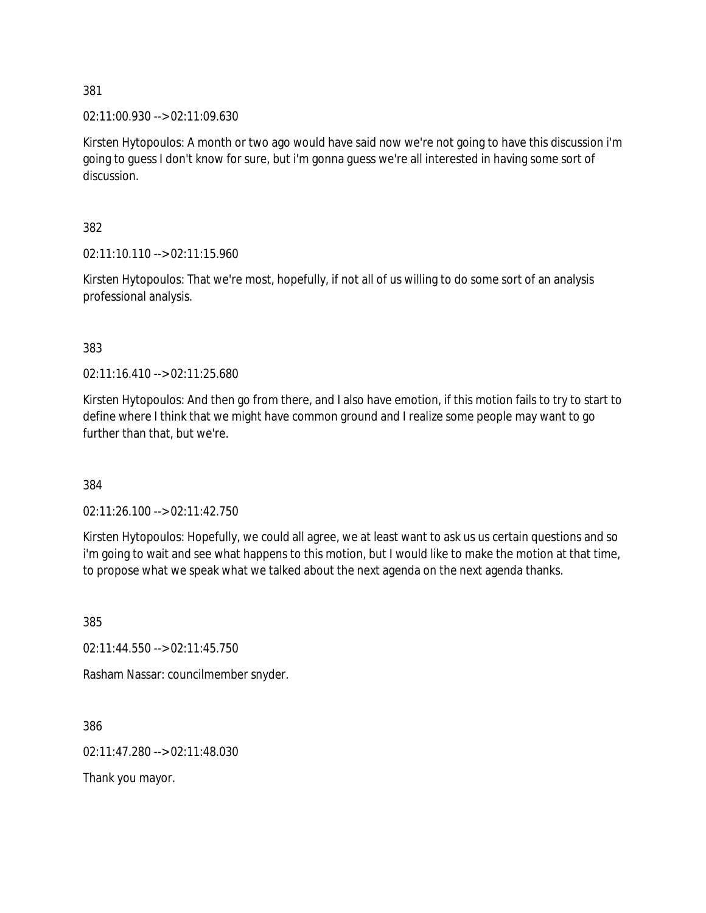381

02:11:00.930 --> 02:11:09.630

Kirsten Hytopoulos: A month or two ago would have said now we're not going to have this discussion i'm going to guess I don't know for sure, but i'm gonna guess we're all interested in having some sort of discussion.

382

02:11:10.110 --> 02:11:15.960

Kirsten Hytopoulos: That we're most, hopefully, if not all of us willing to do some sort of an analysis professional analysis.

383

02:11:16.410 --> 02:11:25.680

Kirsten Hytopoulos: And then go from there, and I also have emotion, if this motion fails to try to start to define where I think that we might have common ground and I realize some people may want to go further than that, but we're.

384

02:11:26.100 --> 02:11:42.750

Kirsten Hytopoulos: Hopefully, we could all agree, we at least want to ask us us certain questions and so i'm going to wait and see what happens to this motion, but I would like to make the motion at that time, to propose what we speak what we talked about the next agenda on the next agenda thanks.

385

02:11:44.550 --> 02:11:45.750

Rasham Nassar: councilmember snyder.

386

02:11:47.280 --> 02:11:48.030

Thank you mayor.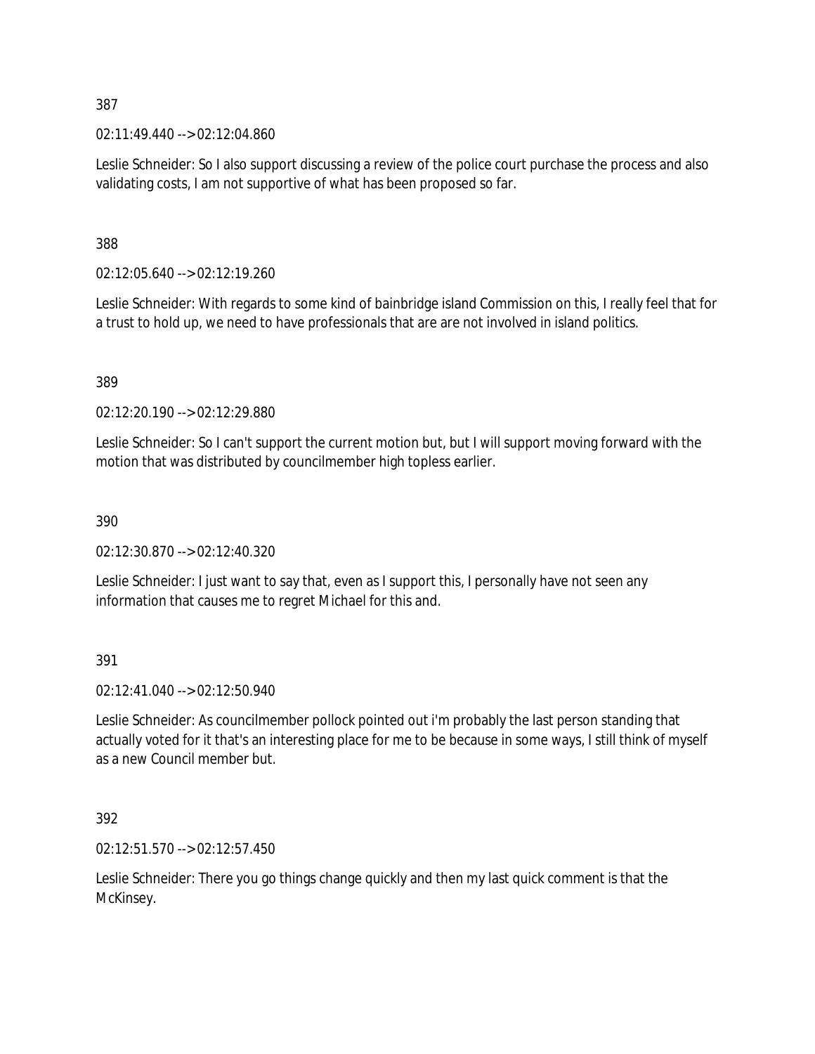387

02:11:49.440 --> 02:12:04.860

Leslie Schneider: So I also support discussing a review of the police court purchase the process and also validating costs, I am not supportive of what has been proposed so far.

388

02:12:05.640 --> 02:12:19.260

Leslie Schneider: With regards to some kind of bainbridge island Commission on this, I really feel that for a trust to hold up, we need to have professionals that are are not involved in island politics.

389

02:12:20.190 --> 02:12:29.880

Leslie Schneider: So I can't support the current motion but, but I will support moving forward with the motion that was distributed by councilmember high topless earlier.

390

02:12:30.870 --> 02:12:40.320

Leslie Schneider: I just want to say that, even as I support this, I personally have not seen any information that causes me to regret Michael for this and.

391

02:12:41.040 --> 02:12:50.940

Leslie Schneider: As councilmember pollock pointed out i'm probably the last person standing that actually voted for it that's an interesting place for me to be because in some ways, I still think of myself as a new Council member but.

392

02:12:51.570 --> 02:12:57.450

Leslie Schneider: There you go things change quickly and then my last quick comment is that the McKinsey.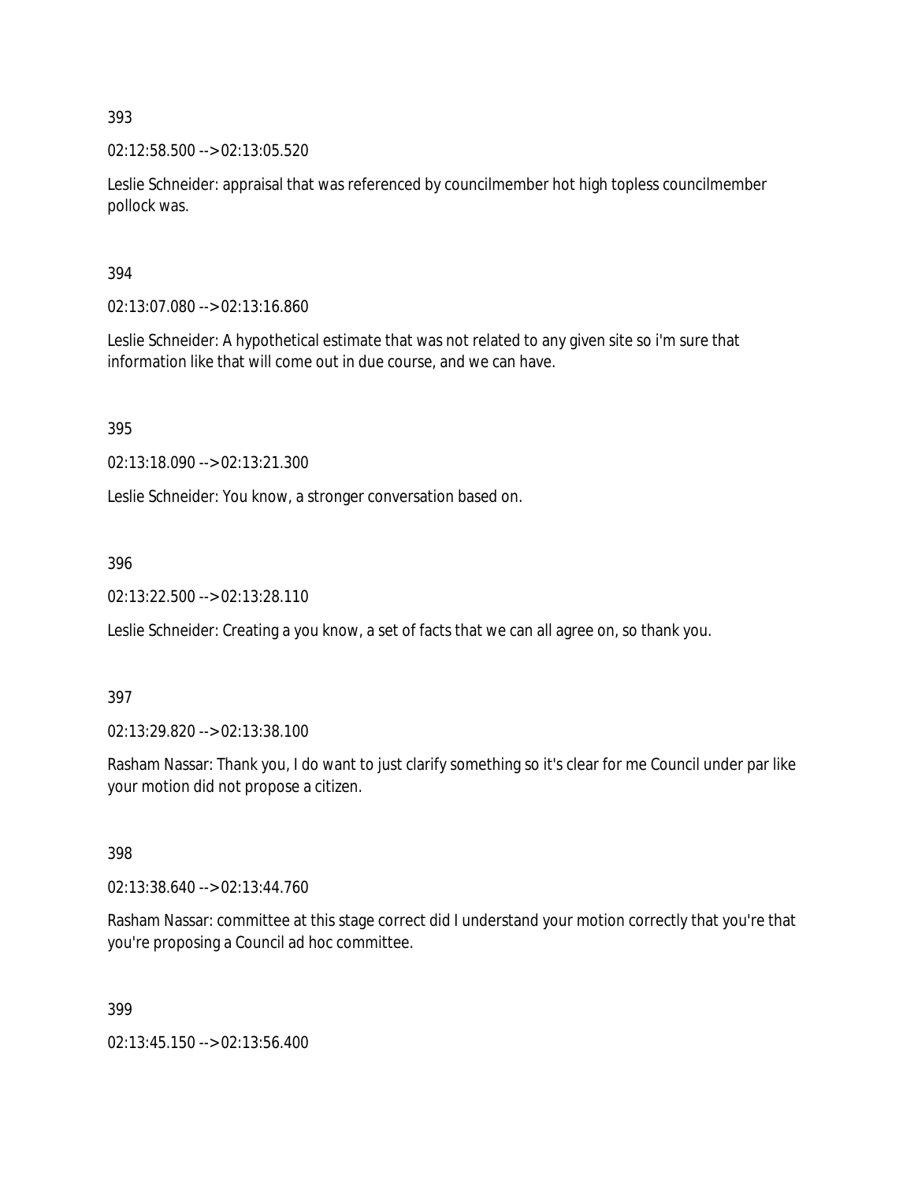393

02:12:58.500 --> 02:13:05.520

Leslie Schneider: appraisal that was referenced by councilmember hot high topless councilmember pollock was.

394

02:13:07.080 --> 02:13:16.860

Leslie Schneider: A hypothetical estimate that was not related to any given site so i'm sure that information like that will come out in due course, and we can have.

395

02:13:18.090 --> 02:13:21.300

Leslie Schneider: You know, a stronger conversation based on.

396

02:13:22.500 --> 02:13:28.110

Leslie Schneider: Creating a you know, a set of facts that we can all agree on, so thank you.

397

02:13:29.820 --> 02:13:38.100

Rasham Nassar: Thank you, I do want to just clarify something so it's clear for me Council under par like your motion did not propose a citizen.

398

02:13:38.640 --> 02:13:44.760

Rasham Nassar: committee at this stage correct did I understand your motion correctly that you're that you're proposing a Council ad hoc committee.

399

02:13:45.150 --> 02:13:56.400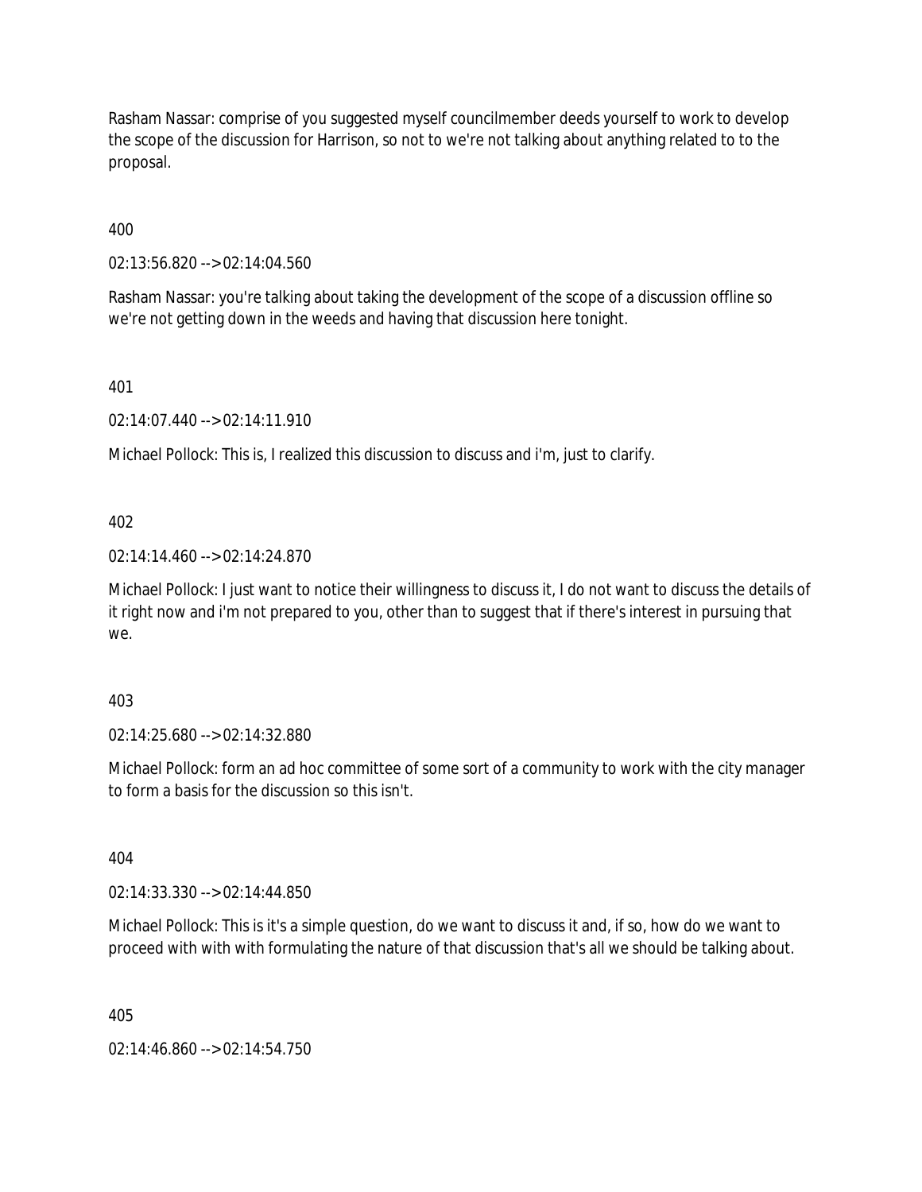Rasham Nassar: comprise of you suggested myself councilmember deeds yourself to work to develop the scope of the discussion for Harrison, so not to we're not talking about anything related to to the proposal.

400

02:13:56.820 --> 02:14:04.560

Rasham Nassar: you're talking about taking the development of the scope of a discussion offline so we're not getting down in the weeds and having that discussion here tonight.

401

02:14:07.440 --> 02:14:11.910

Michael Pollock: This is, I realized this discussion to discuss and i'm, just to clarify.

402

02:14:14.460 --> 02:14:24.870

Michael Pollock: I just want to notice their willingness to discuss it, I do not want to discuss the details of it right now and i'm not prepared to you, other than to suggest that if there's interest in pursuing that we.

403

02:14:25.680 --> 02:14:32.880

Michael Pollock: form an ad hoc committee of some sort of a community to work with the city manager to form a basis for the discussion so this isn't.

404

02:14:33.330 --> 02:14:44.850

Michael Pollock: This is it's a simple question, do we want to discuss it and, if so, how do we want to proceed with with with formulating the nature of that discussion that's all we should be talking about.

405

02:14:46.860 --> 02:14:54.750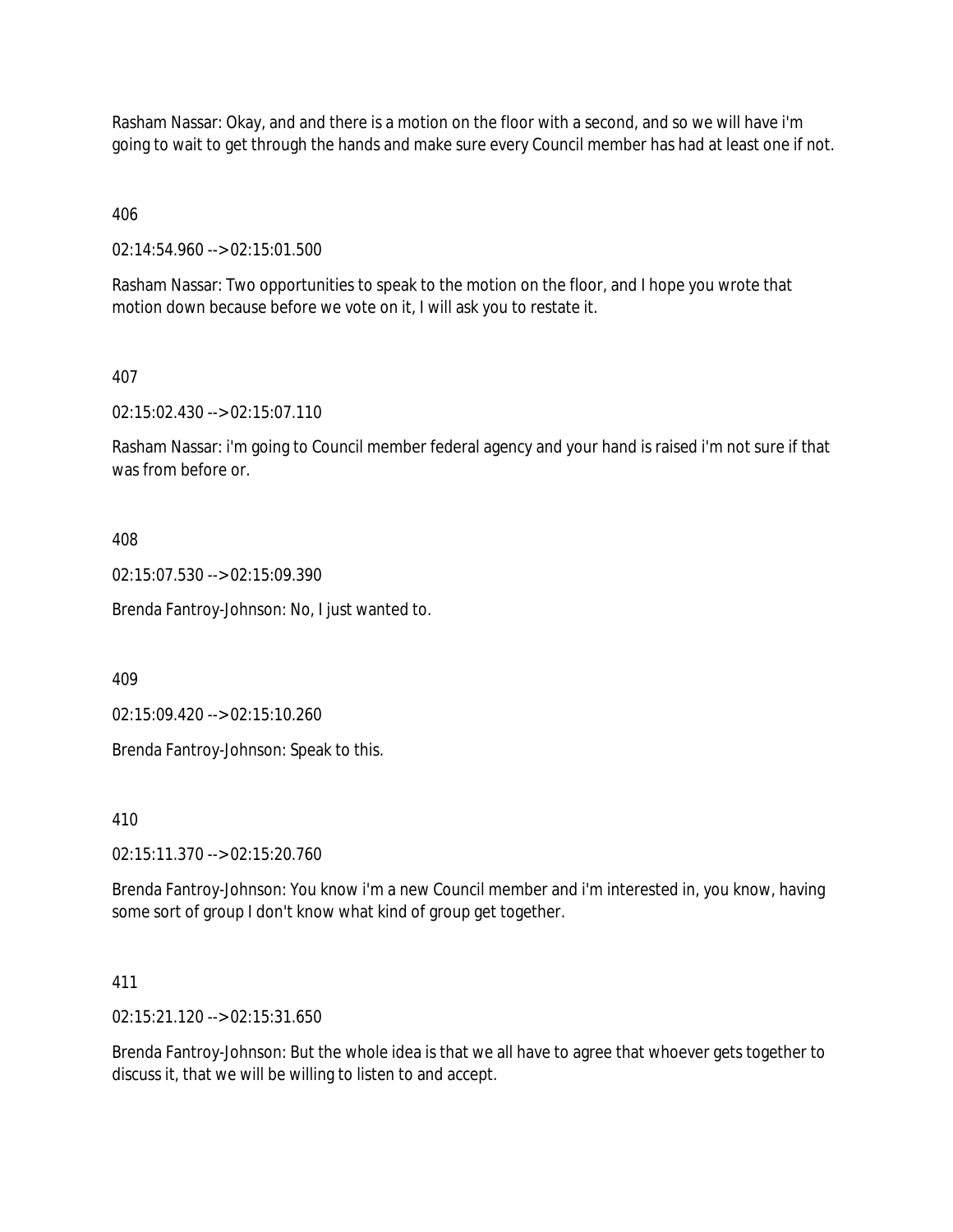Rasham Nassar: Okay, and and there is a motion on the floor with a second, and so we will have i'm going to wait to get through the hands and make sure every Council member has had at least one if not.

406

02:14:54.960 --> 02:15:01.500

Rasham Nassar: Two opportunities to speak to the motion on the floor, and I hope you wrote that motion down because before we vote on it, I will ask you to restate it.

407

02:15:02.430 --> 02:15:07.110

Rasham Nassar: i'm going to Council member federal agency and your hand is raised i'm not sure if that was from before or.

408

02:15:07.530 --> 02:15:09.390

Brenda Fantroy-Johnson: No, I just wanted to.

409

02:15:09.420 --> 02:15:10.260

Brenda Fantroy-Johnson: Speak to this.

410

02:15:11.370 --> 02:15:20.760

Brenda Fantroy-Johnson: You know i'm a new Council member and i'm interested in, you know, having some sort of group I don't know what kind of group get together.

411

02:15:21.120 --> 02:15:31.650

Brenda Fantroy-Johnson: But the whole idea is that we all have to agree that whoever gets together to discuss it, that we will be willing to listen to and accept.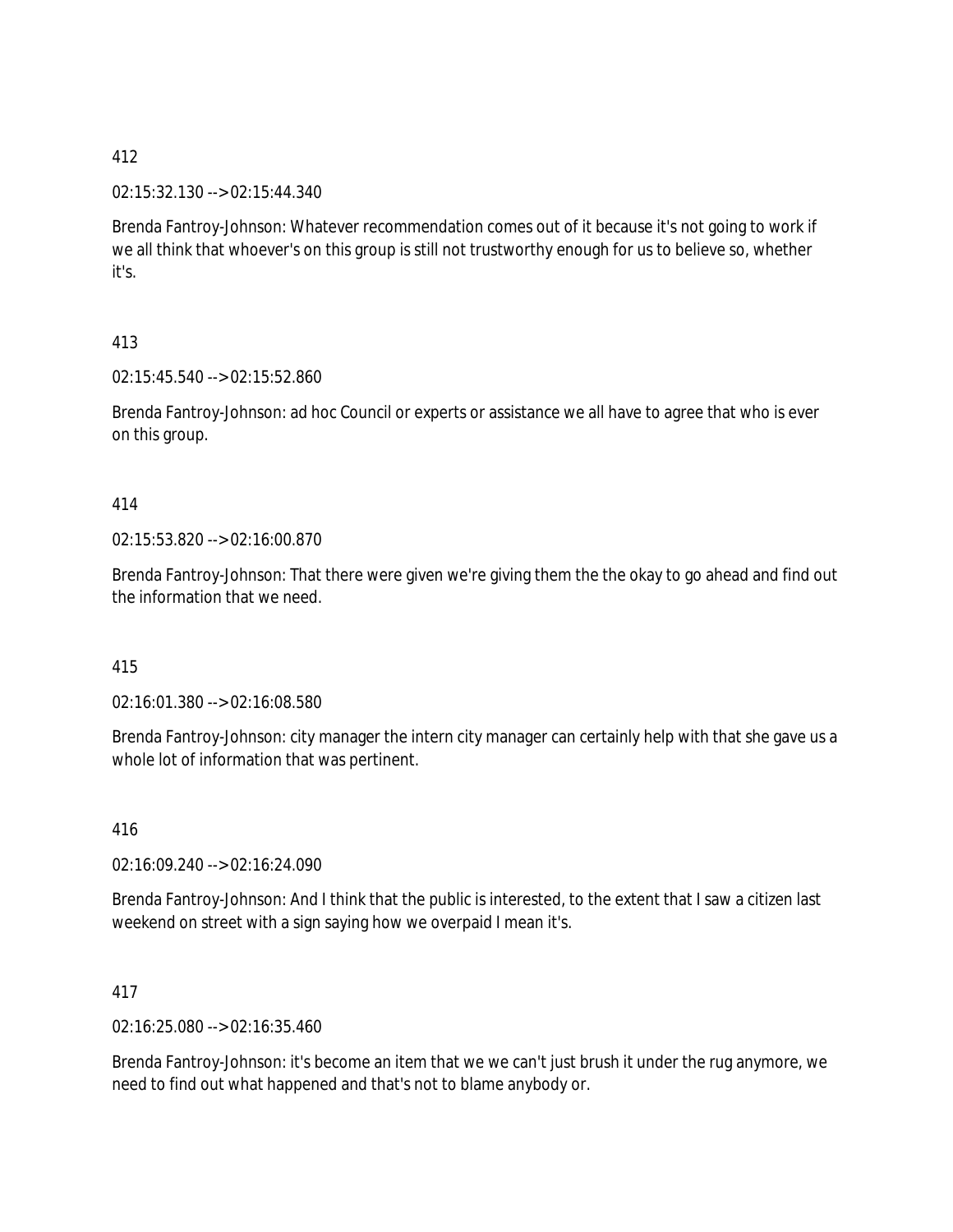412

02:15:32.130 --> 02:15:44.340

Brenda Fantroy-Johnson: Whatever recommendation comes out of it because it's not going to work if we all think that whoever's on this group is still not trustworthy enough for us to believe so, whether it's.

413

02:15:45.540 --> 02:15:52.860

Brenda Fantroy-Johnson: ad hoc Council or experts or assistance we all have to agree that who is ever on this group.

414

02:15:53.820 --> 02:16:00.870

Brenda Fantroy-Johnson: That there were given we're giving them the the okay to go ahead and find out the information that we need.

415

02:16:01.380 --> 02:16:08.580

Brenda Fantroy-Johnson: city manager the intern city manager can certainly help with that she gave us a whole lot of information that was pertinent.

416

02:16:09.240 --> 02:16:24.090

Brenda Fantroy-Johnson: And I think that the public is interested, to the extent that I saw a citizen last weekend on street with a sign saying how we overpaid I mean it's.

417

02:16:25.080 --> 02:16:35.460

Brenda Fantroy-Johnson: it's become an item that we we can't just brush it under the rug anymore, we need to find out what happened and that's not to blame anybody or.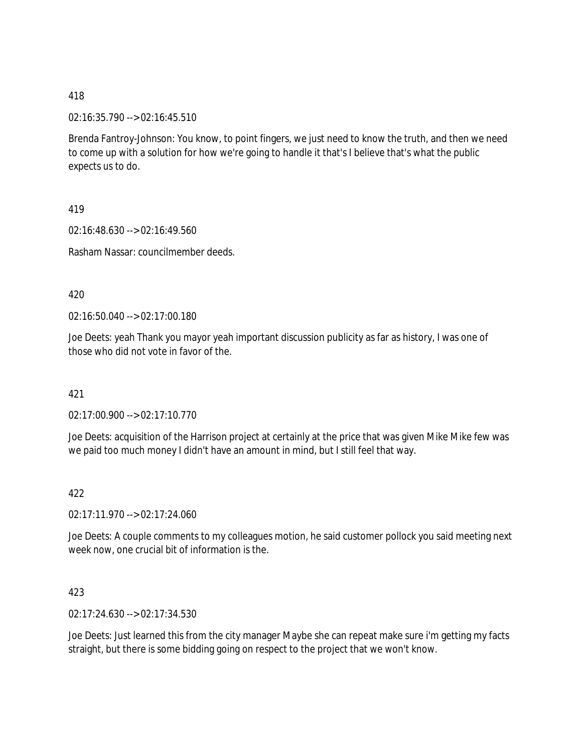418

02:16:35.790 --> 02:16:45.510

Brenda Fantroy-Johnson: You know, to point fingers, we just need to know the truth, and then we need to come up with a solution for how we're going to handle it that's I believe that's what the public expects us to do.

419

02:16:48.630 --> 02:16:49.560

Rasham Nassar: councilmember deeds.

420

02:16:50.040 --> 02:17:00.180

Joe Deets: yeah Thank you mayor yeah important discussion publicity as far as history, I was one of those who did not vote in favor of the.

421

02:17:00.900 --> 02:17:10.770

Joe Deets: acquisition of the Harrison project at certainly at the price that was given Mike Mike few was we paid too much money I didn't have an amount in mind, but I still feel that way.

422

02:17:11.970 --> 02:17:24.060

Joe Deets: A couple comments to my colleagues motion, he said customer pollock you said meeting next week now, one crucial bit of information is the.

423

02:17:24.630 --> 02:17:34.530

Joe Deets: Just learned this from the city manager Maybe she can repeat make sure i'm getting my facts straight, but there is some bidding going on respect to the project that we won't know.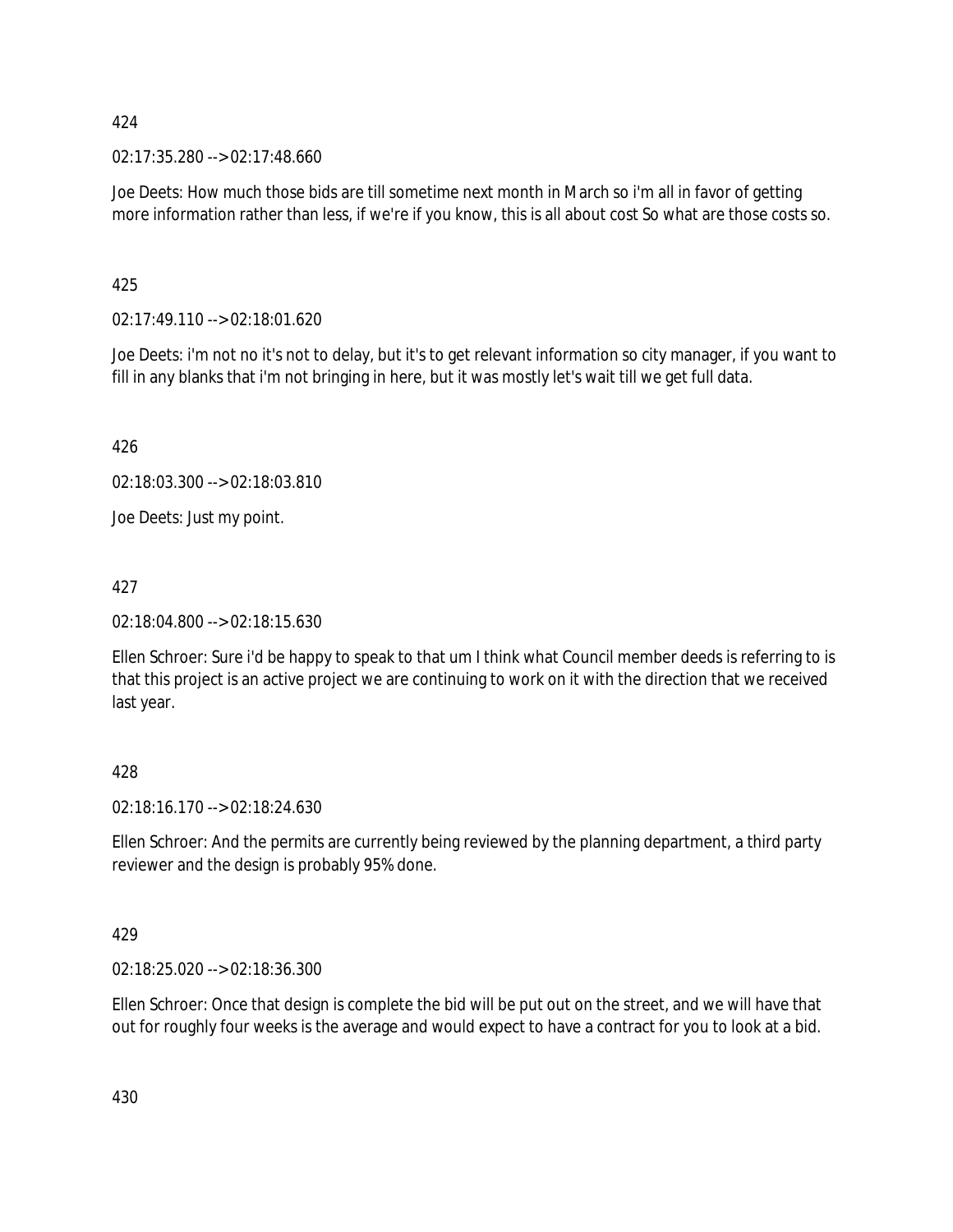424

02:17:35.280 --> 02:17:48.660

Joe Deets: How much those bids are till sometime next month in March so i'm all in favor of getting more information rather than less, if we're if you know, this is all about cost So what are those costs so.

425

02:17:49.110 --> 02:18:01.620

Joe Deets: i'm not no it's not to delay, but it's to get relevant information so city manager, if you want to fill in any blanks that i'm not bringing in here, but it was mostly let's wait till we get full data.

426

02:18:03.300 --> 02:18:03.810

Joe Deets: Just my point.

427

02:18:04.800 --> 02:18:15.630

Ellen Schroer: Sure i'd be happy to speak to that um I think what Council member deeds is referring to is that this project is an active project we are continuing to work on it with the direction that we received last year.

428

02:18:16.170 --> 02:18:24.630

Ellen Schroer: And the permits are currently being reviewed by the planning department, a third party reviewer and the design is probably 95% done.

429

02:18:25.020 --> 02:18:36.300

Ellen Schroer: Once that design is complete the bid will be put out on the street, and we will have that out for roughly four weeks is the average and would expect to have a contract for you to look at a bid.

430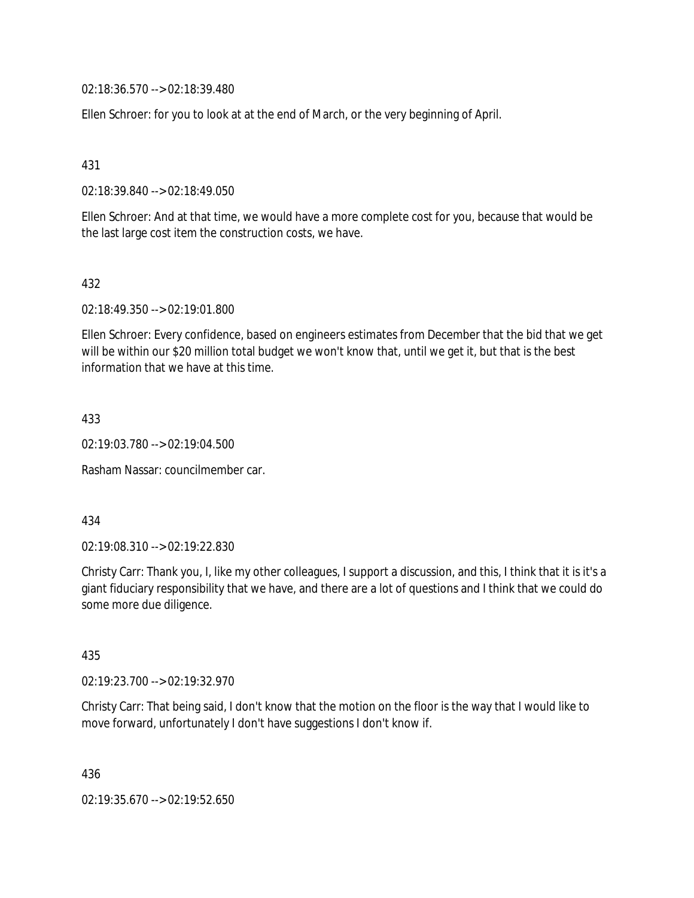02:18:36.570 --> 02:18:39.480

Ellen Schroer: for you to look at at the end of March, or the very beginning of April.

431

02:18:39.840 --> 02:18:49.050

Ellen Schroer: And at that time, we would have a more complete cost for you, because that would be the last large cost item the construction costs, we have.

432

02:18:49.350 --> 02:19:01.800

Ellen Schroer: Every confidence, based on engineers estimates from December that the bid that we get will be within our $20 million total budget we won't know that, until we get it, but that is the best information that we have at this time.

433

02:19:03.780 --> 02:19:04.500

Rasham Nassar: councilmember car.

434

02:19:08.310 --> 02:19:22.830

Christy Carr: Thank you, I, like my other colleagues, I support a discussion, and this, I think that it is it's a giant fiduciary responsibility that we have, and there are a lot of questions and I think that we could do some more due diligence.

435

02:19:23.700 --> 02:19:32.970

Christy Carr: That being said, I don't know that the motion on the floor is the way that I would like to move forward, unfortunately I don't have suggestions I don't know if.

436

02:19:35.670 --> 02:19:52.650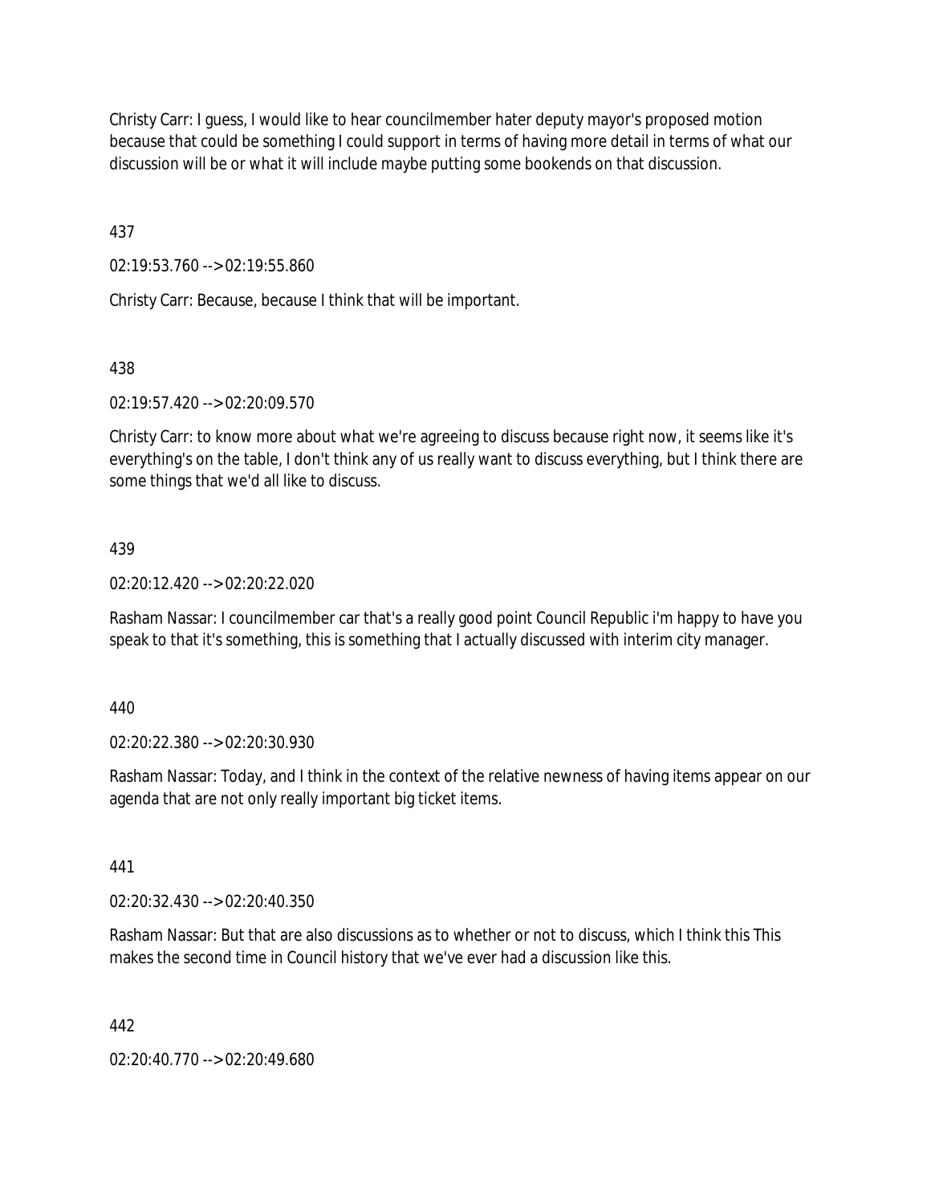Christy Carr: I guess, I would like to hear councilmember hater deputy mayor's proposed motion because that could be something I could support in terms of having more detail in terms of what our discussion will be or what it will include maybe putting some bookends on that discussion.

437

02:19:53.760 --> 02:19:55.860

Christy Carr: Because, because I think that will be important.

438

02:19:57.420 --> 02:20:09.570

Christy Carr: to know more about what we're agreeing to discuss because right now, it seems like it's everything's on the table, I don't think any of us really want to discuss everything, but I think there are some things that we'd all like to discuss.

439

02:20:12.420 --> 02:20:22.020

Rasham Nassar: I councilmember car that's a really good point Council Republic i'm happy to have you speak to that it's something, this is something that I actually discussed with interim city manager.

440

02:20:22.380 --> 02:20:30.930

Rasham Nassar: Today, and I think in the context of the relative newness of having items appear on our agenda that are not only really important big ticket items.

441

02:20:32.430 --> 02:20:40.350

Rasham Nassar: But that are also discussions as to whether or not to discuss, which I think this This makes the second time in Council history that we've ever had a discussion like this.

442

02:20:40.770 --> 02:20:49.680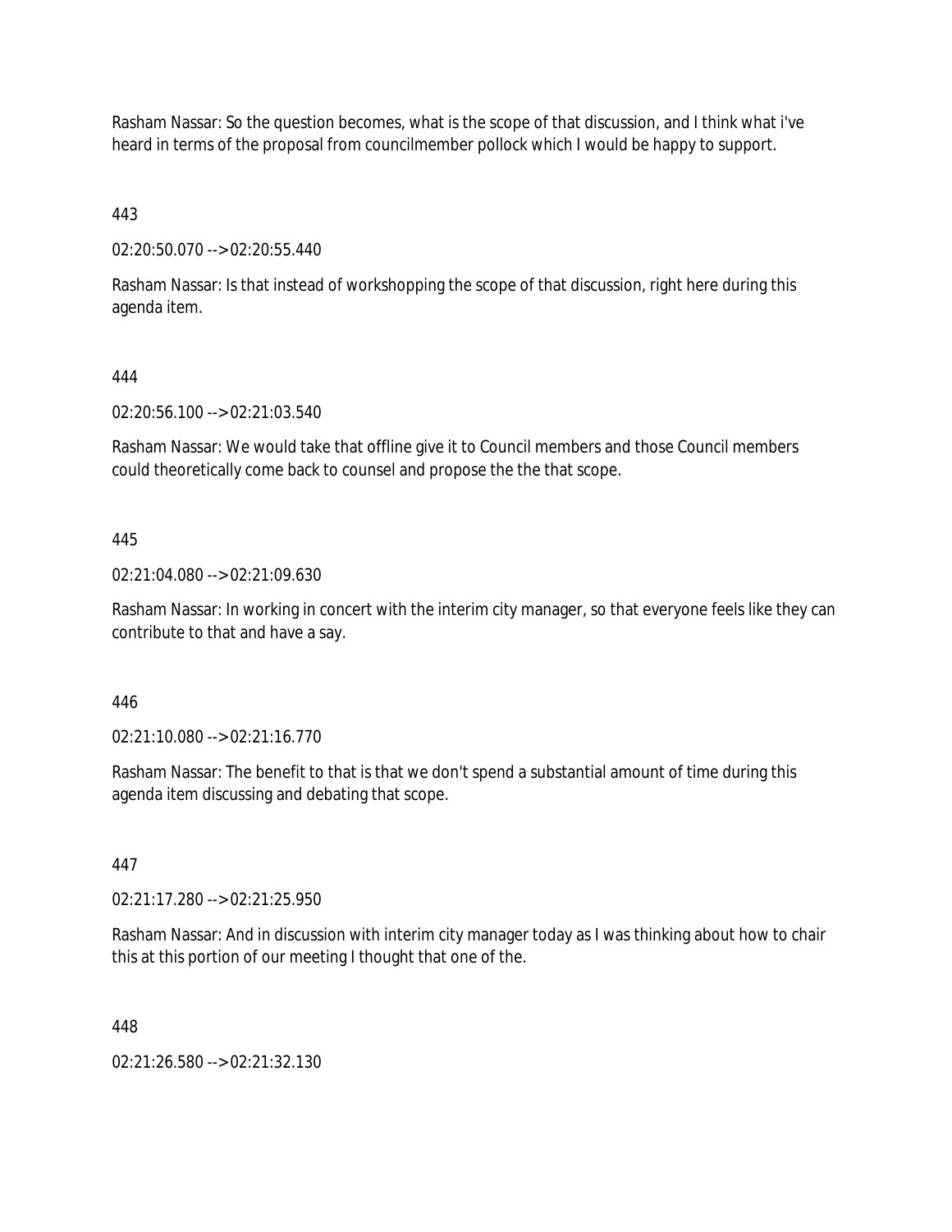Rasham Nassar: So the question becomes, what is the scope of that discussion, and I think what i've heard in terms of the proposal from councilmember pollock which I would be happy to support.

443

02:20:50.070 --> 02:20:55.440

Rasham Nassar: Is that instead of workshopping the scope of that discussion, right here during this agenda item.

444

02:20:56.100 --> 02:21:03.540

Rasham Nassar: We would take that offline give it to Council members and those Council members could theoretically come back to counsel and propose the the that scope.

445

02:21:04.080 --> 02:21:09.630

Rasham Nassar: In working in concert with the interim city manager, so that everyone feels like they can contribute to that and have a say.

446

02:21:10.080 --> 02:21:16.770

Rasham Nassar: The benefit to that is that we don't spend a substantial amount of time during this agenda item discussing and debating that scope.

447

02:21:17.280 --> 02:21:25.950

Rasham Nassar: And in discussion with interim city manager today as I was thinking about how to chair this at this portion of our meeting I thought that one of the.

448

02:21:26.580 --> 02:21:32.130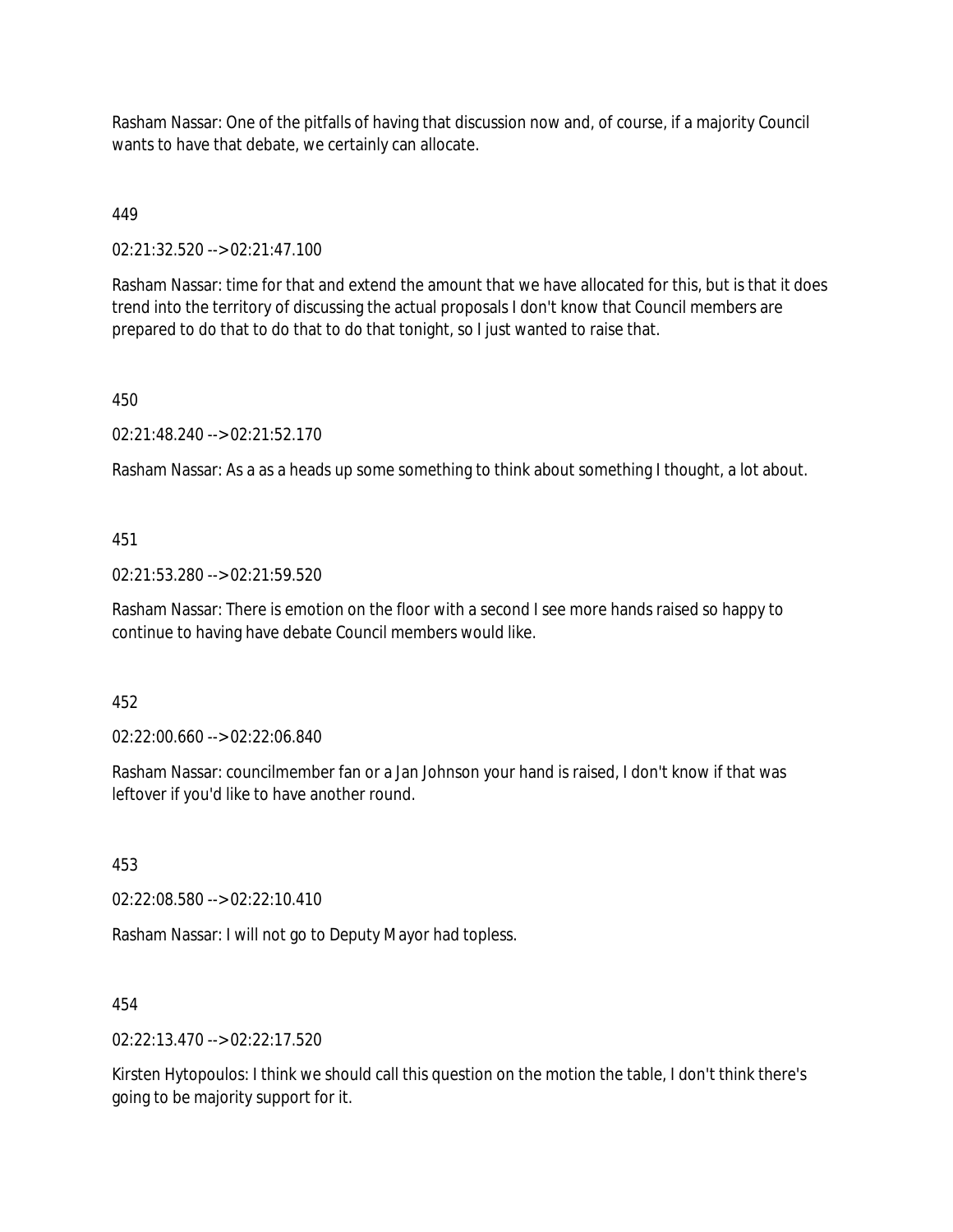Rasham Nassar: One of the pitfalls of having that discussion now and, of course, if a majority Council wants to have that debate, we certainly can allocate.

449

02:21:32.520 --> 02:21:47.100

Rasham Nassar: time for that and extend the amount that we have allocated for this, but is that it does trend into the territory of discussing the actual proposals I don't know that Council members are prepared to do that to do that to do that tonight, so I just wanted to raise that.

450

02:21:48.240 --> 02:21:52.170

Rasham Nassar: As a as a heads up some something to think about something I thought, a lot about.

451

02:21:53.280 --> 02:21:59.520

Rasham Nassar: There is emotion on the floor with a second I see more hands raised so happy to continue to having have debate Council members would like.

452

02:22:00.660 --> 02:22:06.840

Rasham Nassar: councilmember fan or a Jan Johnson your hand is raised, I don't know if that was leftover if you'd like to have another round.

453

02:22:08.580 --> 02:22:10.410

Rasham Nassar: I will not go to Deputy Mayor had topless.

454

02:22:13.470 --> 02:22:17.520

Kirsten Hytopoulos: I think we should call this question on the motion the table, I don't think there's going to be majority support for it.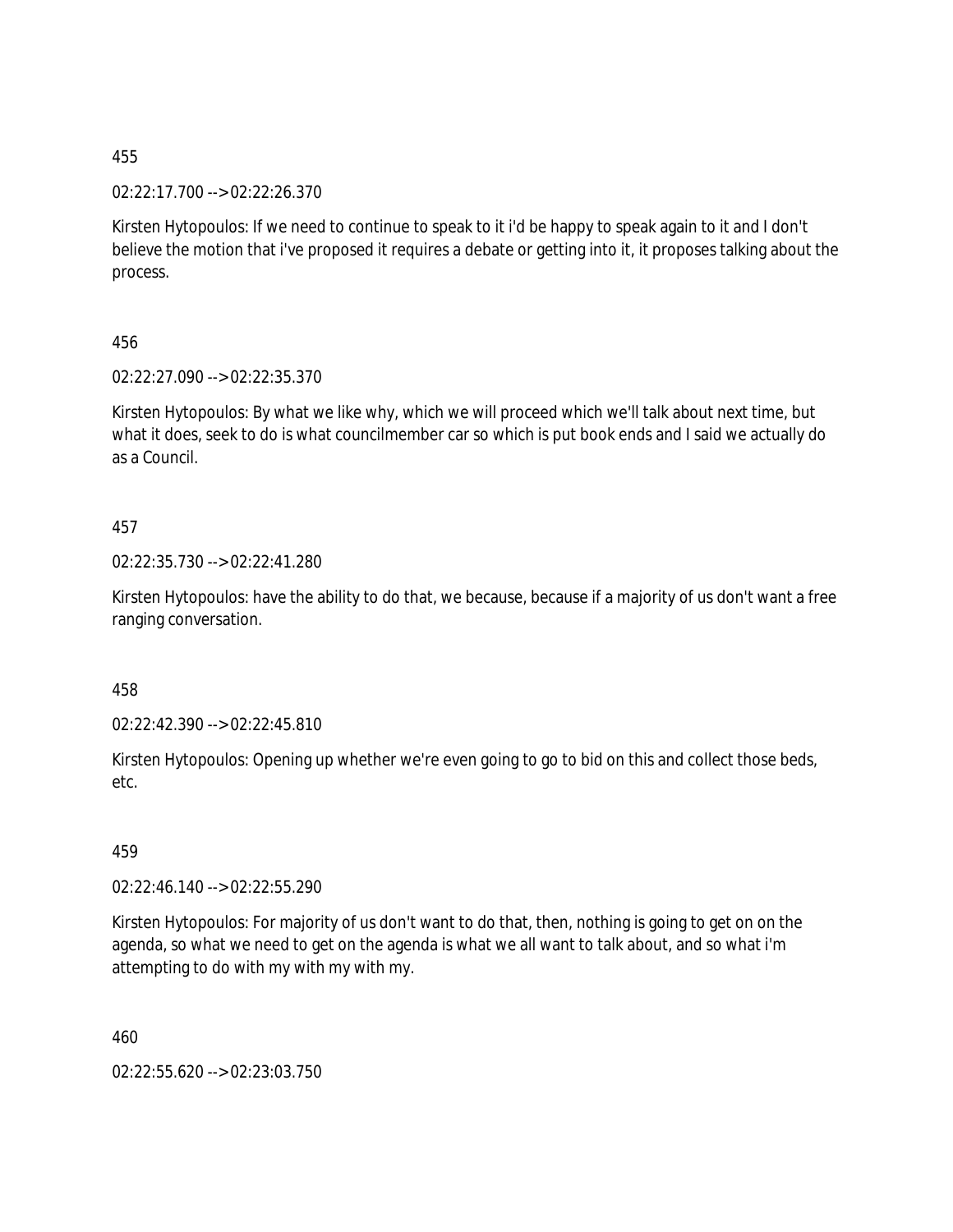455

02:22:17.700 --> 02:22:26.370

Kirsten Hytopoulos: If we need to continue to speak to it i'd be happy to speak again to it and I don't believe the motion that i've proposed it requires a debate or getting into it, it proposes talking about the process.

456

02:22:27.090 --> 02:22:35.370

Kirsten Hytopoulos: By what we like why, which we will proceed which we'll talk about next time, but what it does, seek to do is what councilmember car so which is put book ends and I said we actually do as a Council.

457

02:22:35.730 --> 02:22:41.280

Kirsten Hytopoulos: have the ability to do that, we because, because if a majority of us don't want a free ranging conversation.

458

02:22:42.390 --> 02:22:45.810

Kirsten Hytopoulos: Opening up whether we're even going to go to bid on this and collect those beds, etc.

459

02:22:46.140 --> 02:22:55.290

Kirsten Hytopoulos: For majority of us don't want to do that, then, nothing is going to get on on the agenda, so what we need to get on the agenda is what we all want to talk about, and so what i'm attempting to do with my with my with my.

460

02:22:55.620 --> 02:23:03.750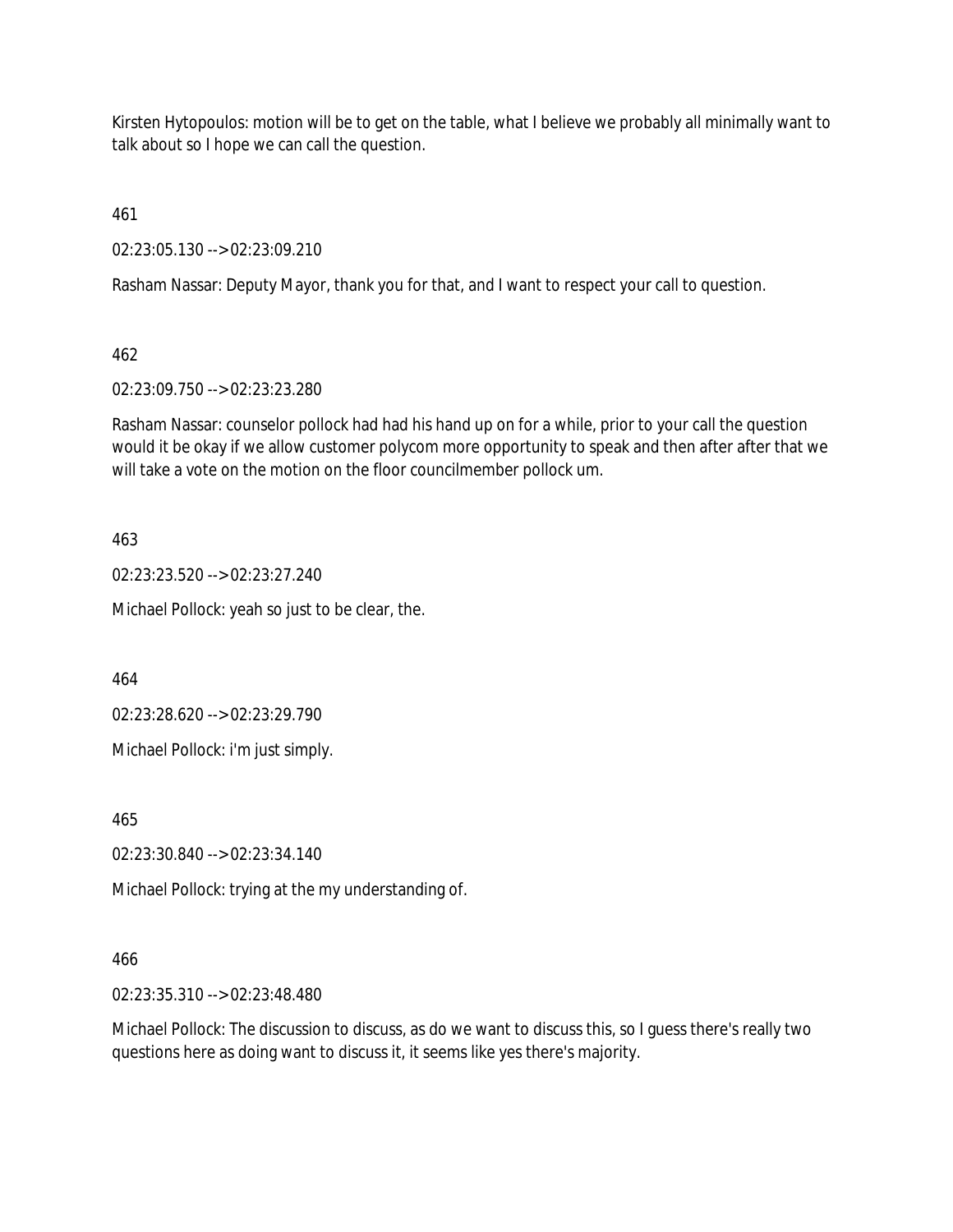Kirsten Hytopoulos: motion will be to get on the table, what I believe we probably all minimally want to talk about so I hope we can call the question.

461

02:23:05.130 --> 02:23:09.210

Rasham Nassar: Deputy Mayor, thank you for that, and I want to respect your call to question.

462

02:23:09.750 --> 02:23:23.280

Rasham Nassar: counselor pollock had had his hand up on for a while, prior to your call the question would it be okay if we allow customer polycom more opportunity to speak and then after after that we will take a vote on the motion on the floor councilmember pollock um.

463

02:23:23.520 --> 02:23:27.240

Michael Pollock: yeah so just to be clear, the.

464

02:23:28.620 --> 02:23:29.790

Michael Pollock: i'm just simply.

465

02:23:30.840 --> 02:23:34.140

Michael Pollock: trying at the my understanding of.

466

02:23:35.310 --> 02:23:48.480

Michael Pollock: The discussion to discuss, as do we want to discuss this, so I guess there's really two questions here as doing want to discuss it, it seems like yes there's majority.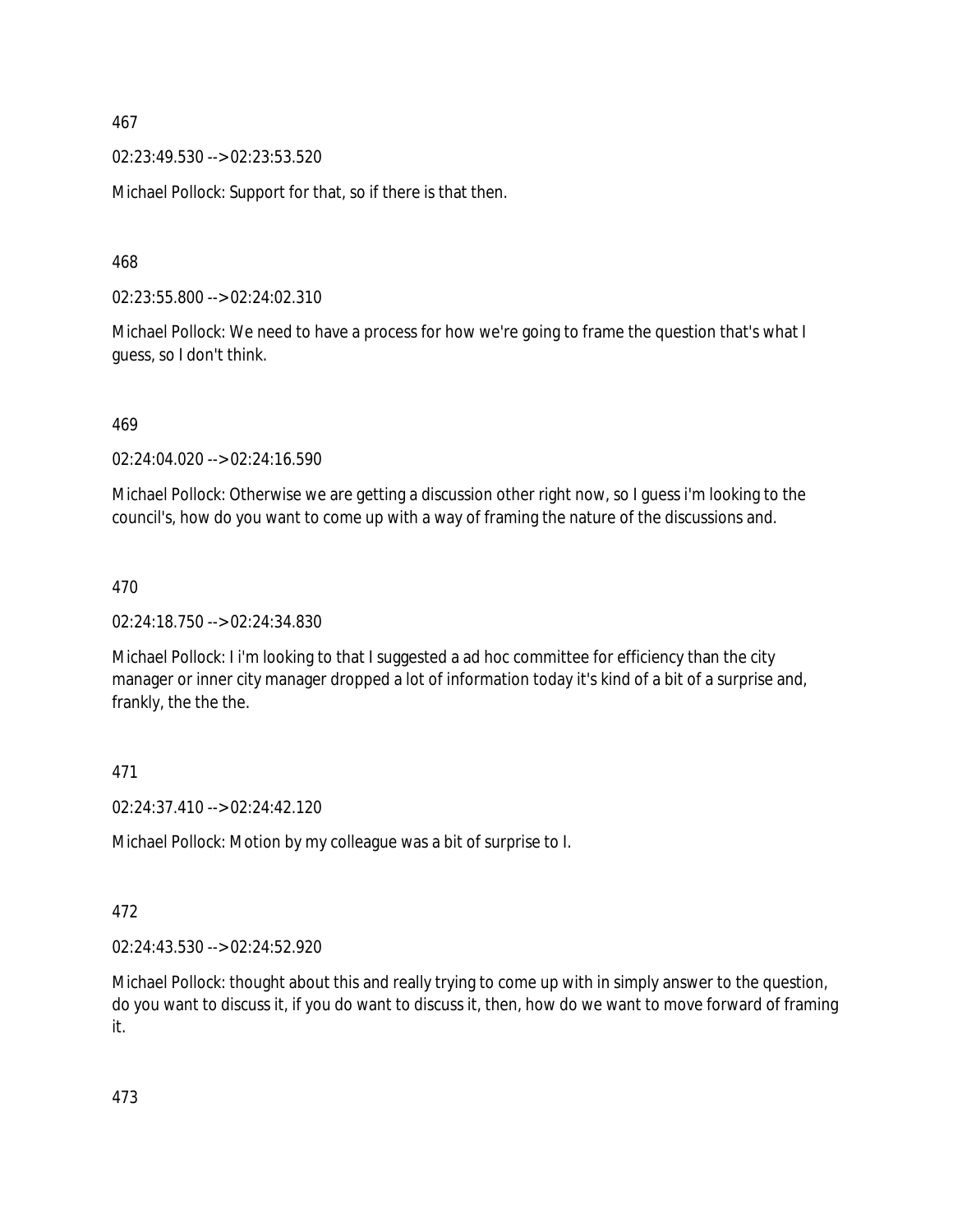467

02:23:49.530 --> 02:23:53.520

Michael Pollock: Support for that, so if there is that then.

468

02:23:55.800 --> 02:24:02.310

Michael Pollock: We need to have a process for how we're going to frame the question that's what I guess, so I don't think.

469

02:24:04.020 --> 02:24:16.590

Michael Pollock: Otherwise we are getting a discussion other right now, so I guess i'm looking to the council's, how do you want to come up with a way of framing the nature of the discussions and.

470

02:24:18.750 --> 02:24:34.830

Michael Pollock: I i'm looking to that I suggested a ad hoc committee for efficiency than the city manager or inner city manager dropped a lot of information today it's kind of a bit of a surprise and, frankly, the the the.

471

02:24:37.410 --> 02:24:42.120

Michael Pollock: Motion by my colleague was a bit of surprise to I.

472

02:24:43.530 --> 02:24:52.920

Michael Pollock: thought about this and really trying to come up with in simply answer to the question, do you want to discuss it, if you do want to discuss it, then, how do we want to move forward of framing it.

473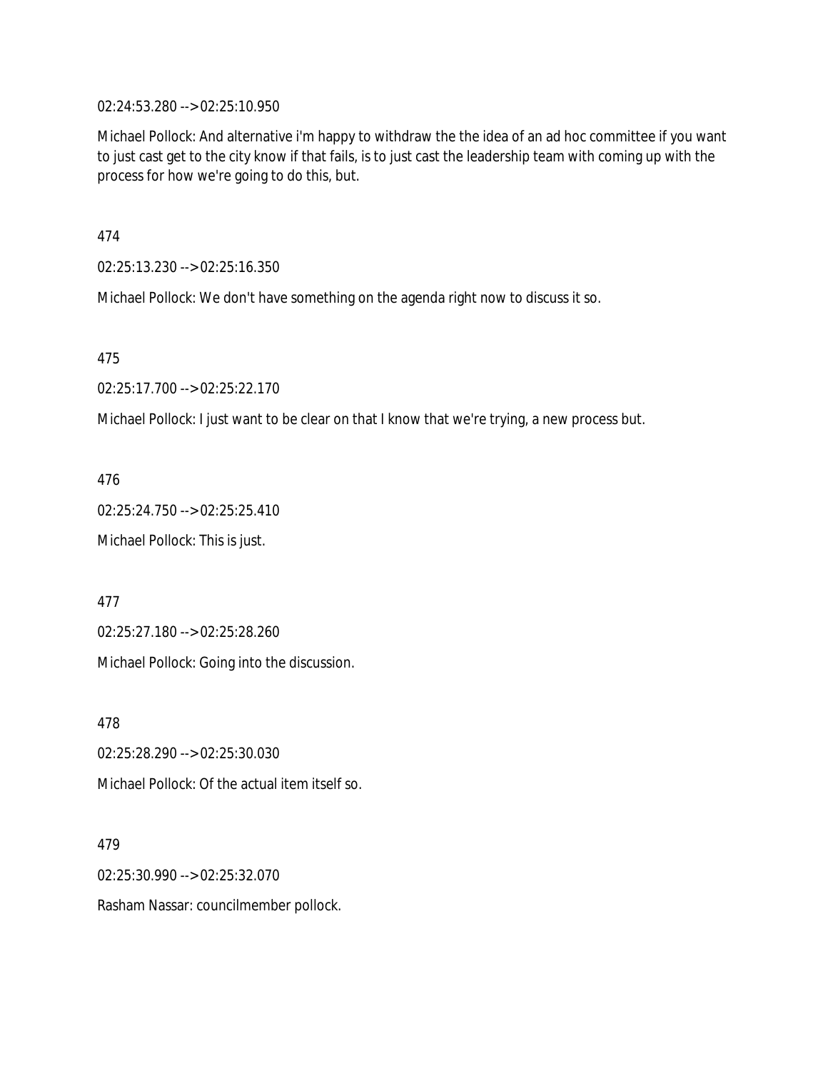02:24:53.280 --> 02:25:10.950

Michael Pollock: And alternative i'm happy to withdraw the the idea of an ad hoc committee if you want to just cast get to the city know if that fails, is to just cast the leadership team with coming up with the process for how we're going to do this, but.

474

02:25:13.230 --> 02:25:16.350

Michael Pollock: We don't have something on the agenda right now to discuss it so.

475

02:25:17.700 --> 02:25:22.170

Michael Pollock: I just want to be clear on that I know that we're trying, a new process but.

476

02:25:24.750 --> 02:25:25.410

Michael Pollock: This is just.

477

02:25:27.180 --> 02:25:28.260

Michael Pollock: Going into the discussion.

478

02:25:28.290 --> 02:25:30.030

Michael Pollock: Of the actual item itself so.

479

02:25:30.990 --> 02:25:32.070

Rasham Nassar: councilmember pollock.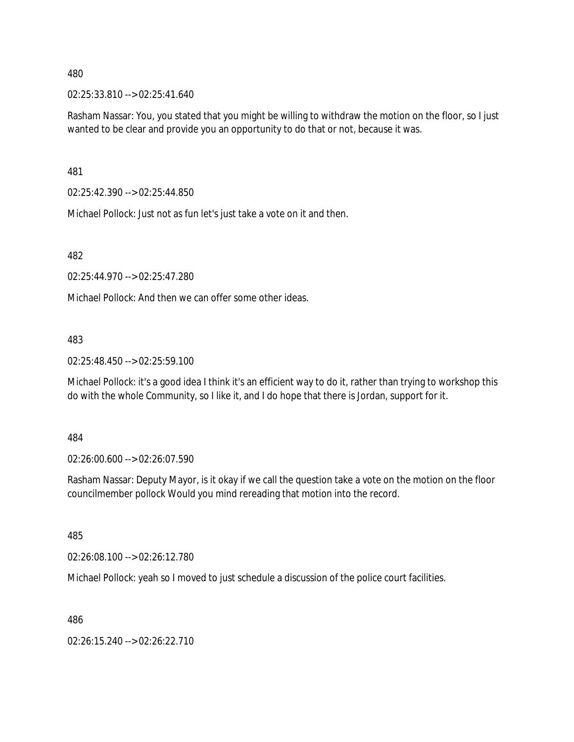480

02:25:33.810 --> 02:25:41.640

Rasham Nassar: You, you stated that you might be willing to withdraw the motion on the floor, so I just wanted to be clear and provide you an opportunity to do that or not, because it was.

481

02:25:42.390 --> 02:25:44.850

Michael Pollock: Just not as fun let's just take a vote on it and then.

482

02:25:44.970 --> 02:25:47.280

Michael Pollock: And then we can offer some other ideas.

483

02:25:48.450 --> 02:25:59.100

Michael Pollock: it's a good idea I think it's an efficient way to do it, rather than trying to workshop this do with the whole Community, so I like it, and I do hope that there is Jordan, support for it.

484

02:26:00.600 --> 02:26:07.590

Rasham Nassar: Deputy Mayor, is it okay if we call the question take a vote on the motion on the floor councilmember pollock Would you mind rereading that motion into the record.

485

02:26:08.100 --> 02:26:12.780

Michael Pollock: yeah so I moved to just schedule a discussion of the police court facilities.

486

02:26:15.240 --> 02:26:22.710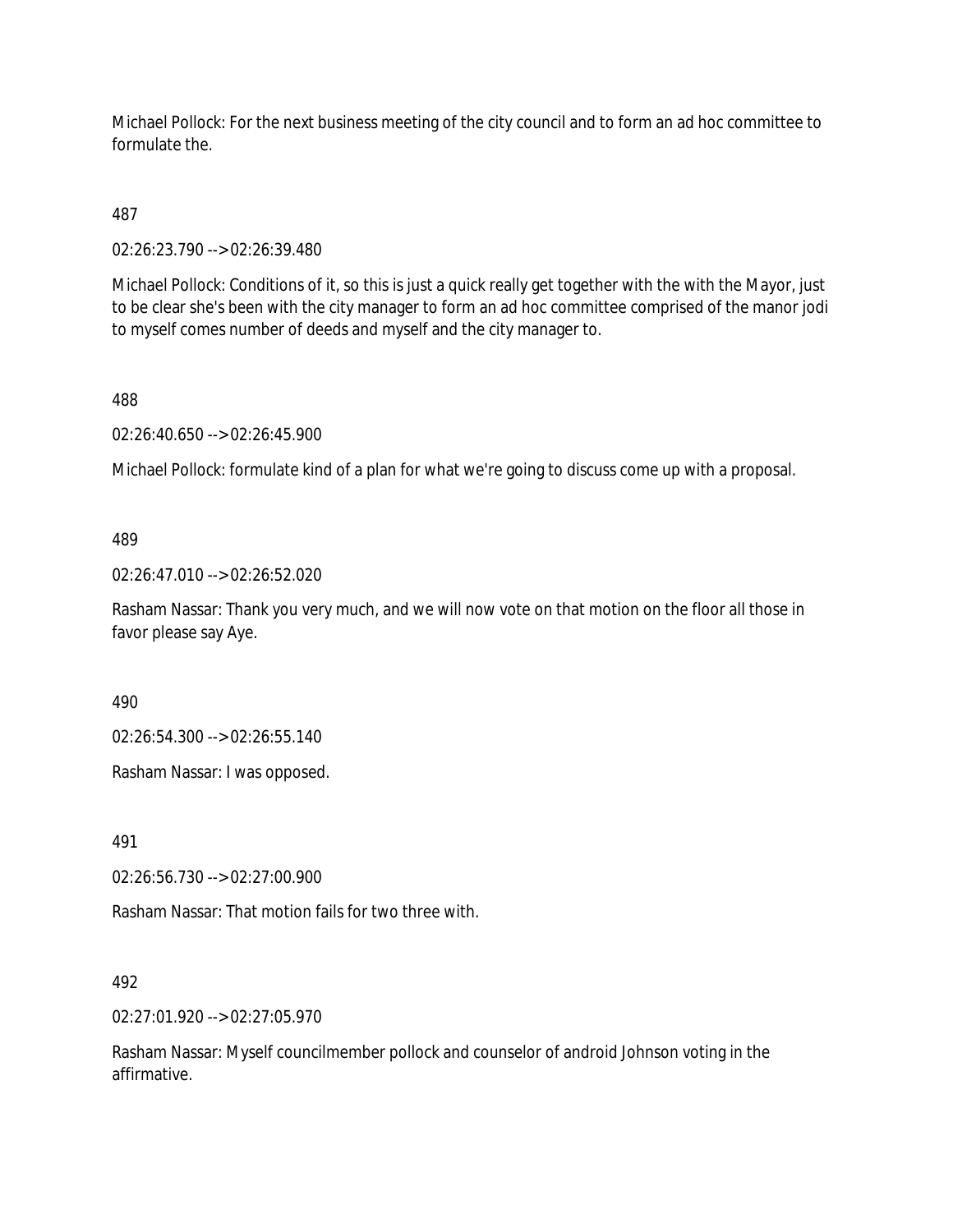Michael Pollock: For the next business meeting of the city council and to form an ad hoc committee to formulate the.

487

02:26:23.790 --> 02:26:39.480

Michael Pollock: Conditions of it, so this is just a quick really get together with the with the Mayor, just to be clear she's been with the city manager to form an ad hoc committee comprised of the manor jodi to myself comes number of deeds and myself and the city manager to.

488

02:26:40.650 --> 02:26:45.900

Michael Pollock: formulate kind of a plan for what we're going to discuss come up with a proposal.

489

02:26:47.010 --> 02:26:52.020

Rasham Nassar: Thank you very much, and we will now vote on that motion on the floor all those in favor please say Aye.

490

02:26:54.300 --> 02:26:55.140

Rasham Nassar: I was opposed.

491

02:26:56.730 --> 02:27:00.900

Rasham Nassar: That motion fails for two three with.

492

02:27:01.920 --> 02:27:05.970

Rasham Nassar: Myself councilmember pollock and counselor of android Johnson voting in the affirmative.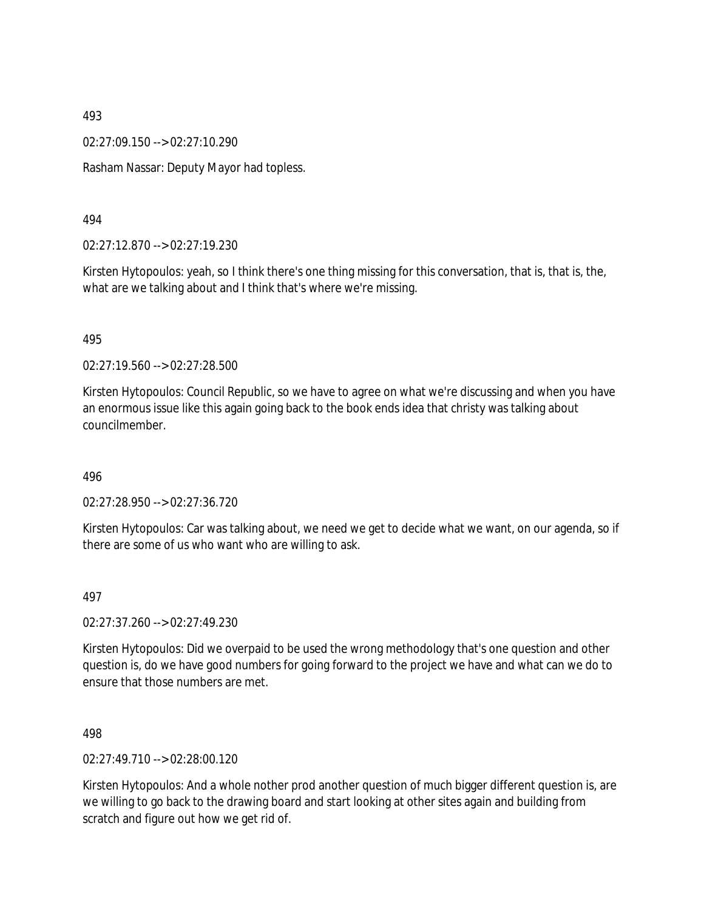493

02:27:09.150 --> 02:27:10.290

Rasham Nassar: Deputy Mayor had topless.

494

02:27:12.870 --> 02:27:19.230

Kirsten Hytopoulos: yeah, so I think there's one thing missing for this conversation, that is, that is, the, what are we talking about and I think that's where we're missing.

495

02:27:19.560 --> 02:27:28.500

Kirsten Hytopoulos: Council Republic, so we have to agree on what we're discussing and when you have an enormous issue like this again going back to the book ends idea that christy was talking about councilmember.

496

02:27:28.950 --> 02:27:36.720

Kirsten Hytopoulos: Car was talking about, we need we get to decide what we want, on our agenda, so if there are some of us who want who are willing to ask.

497

02:27:37.260 --> 02:27:49.230

Kirsten Hytopoulos: Did we overpaid to be used the wrong methodology that's one question and other question is, do we have good numbers for going forward to the project we have and what can we do to ensure that those numbers are met.

498

02:27:49.710 --> 02:28:00.120

Kirsten Hytopoulos: And a whole nother prod another question of much bigger different question is, are we willing to go back to the drawing board and start looking at other sites again and building from scratch and figure out how we get rid of.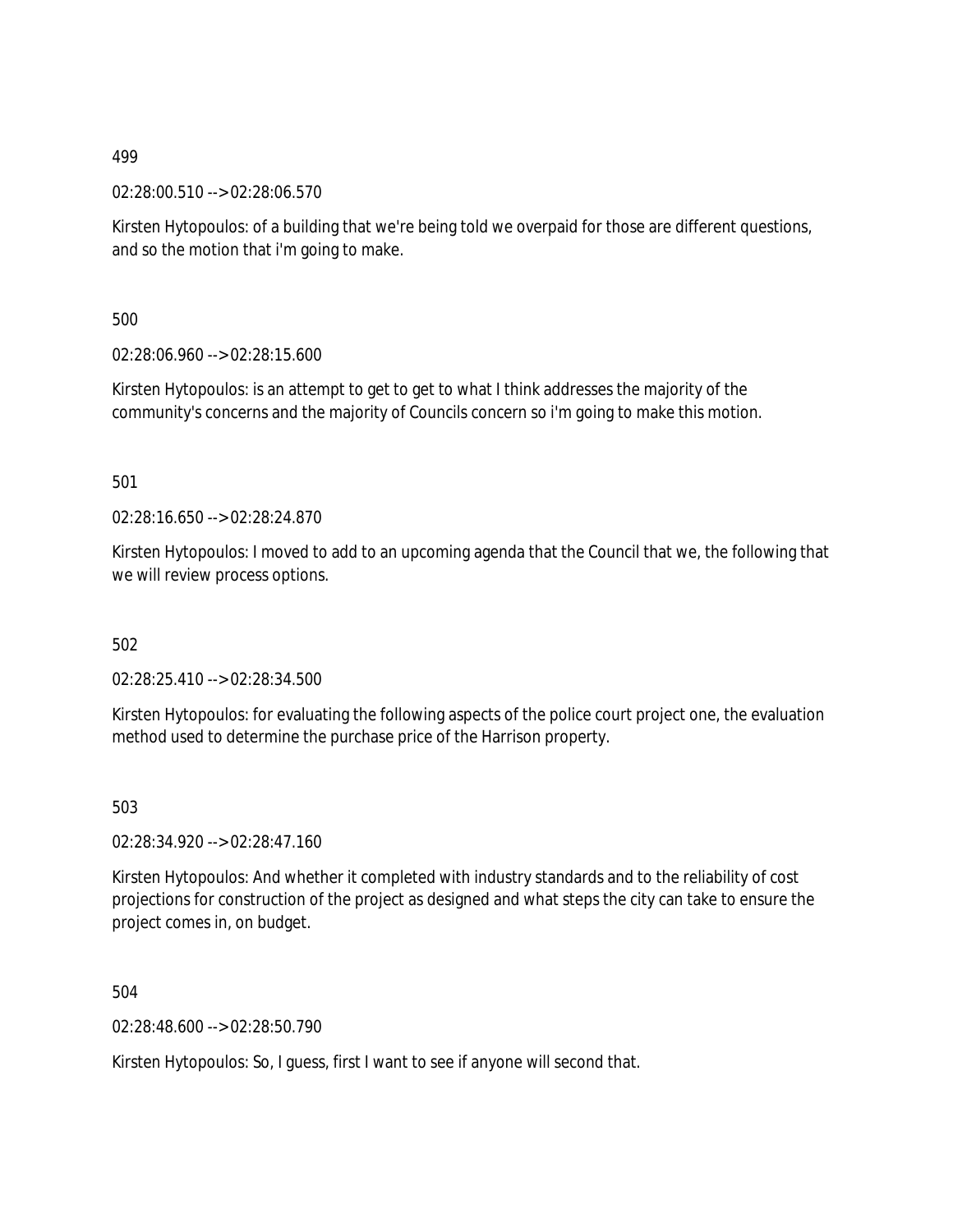499

02:28:00.510 --> 02:28:06.570

Kirsten Hytopoulos: of a building that we're being told we overpaid for those are different questions, and so the motion that i'm going to make.

500

02:28:06.960 --> 02:28:15.600

Kirsten Hytopoulos: is an attempt to get to get to what I think addresses the majority of the community's concerns and the majority of Councils concern so i'm going to make this motion.

501

02:28:16.650 --> 02:28:24.870

Kirsten Hytopoulos: I moved to add to an upcoming agenda that the Council that we, the following that we will review process options.

502

02:28:25.410 --> 02:28:34.500

Kirsten Hytopoulos: for evaluating the following aspects of the police court project one, the evaluation method used to determine the purchase price of the Harrison property.

503

02:28:34.920 --> 02:28:47.160

Kirsten Hytopoulos: And whether it completed with industry standards and to the reliability of cost projections for construction of the project as designed and what steps the city can take to ensure the project comes in, on budget.

504

02:28:48.600 --> 02:28:50.790

Kirsten Hytopoulos: So, I guess, first I want to see if anyone will second that.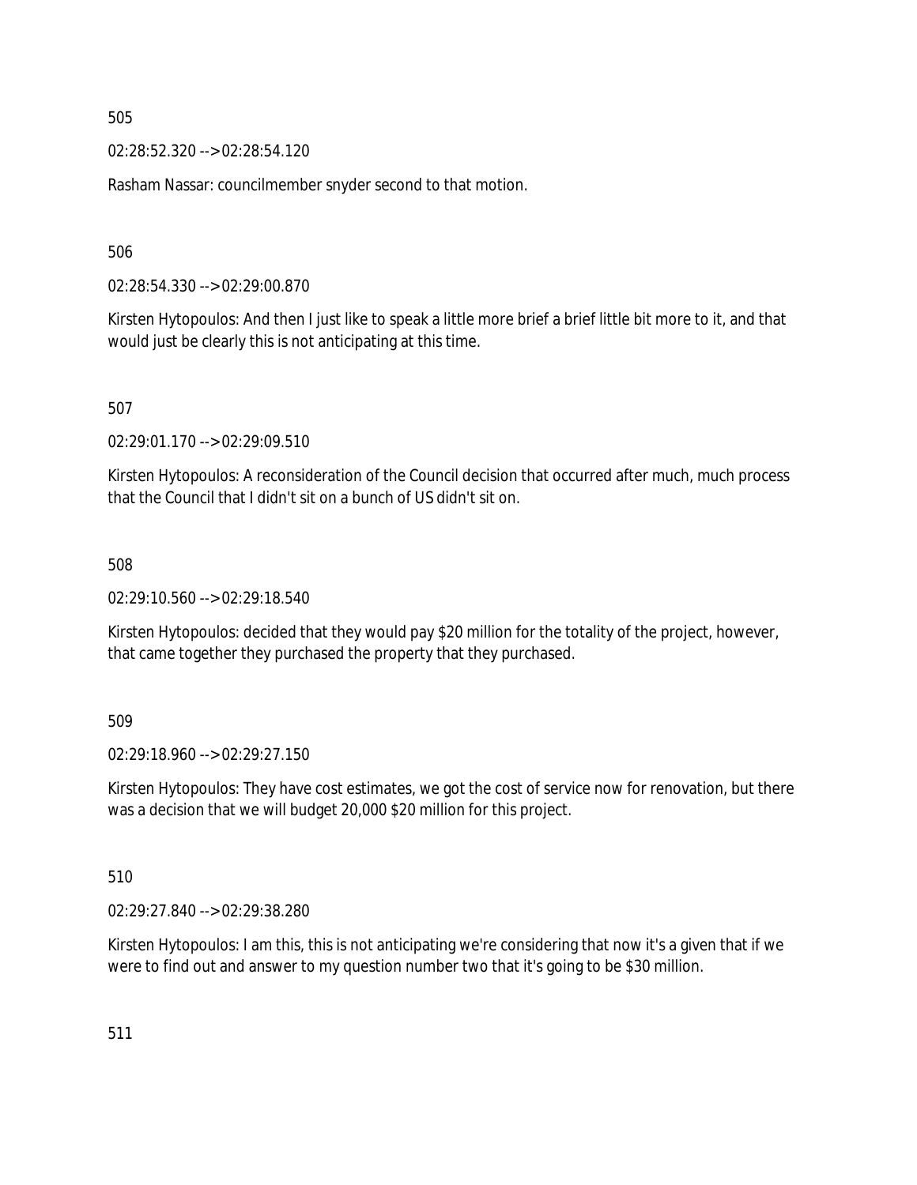505

02:28:52.320 --> 02:28:54.120

Rasham Nassar: councilmember snyder second to that motion.

506

02:28:54.330 --> 02:29:00.870

Kirsten Hytopoulos: And then I just like to speak a little more brief a brief little bit more to it, and that would just be clearly this is not anticipating at this time.

507

02:29:01.170 --> 02:29:09.510

Kirsten Hytopoulos: A reconsideration of the Council decision that occurred after much, much process that the Council that I didn't sit on a bunch of US didn't sit on.

508

02:29:10.560 --> 02:29:18.540

Kirsten Hytopoulos: decided that they would pay $20 million for the totality of the project, however, that came together they purchased the property that they purchased.

509

02:29:18.960 --> 02:29:27.150

Kirsten Hytopoulos: They have cost estimates, we got the cost of service now for renovation, but there was a decision that we will budget 20,000 $20 million for this project.

510

02:29:27.840 --> 02:29:38.280

Kirsten Hytopoulos: I am this, this is not anticipating we're considering that now it's a given that if we were to find out and answer to my question number two that it's going to be $30 million.

511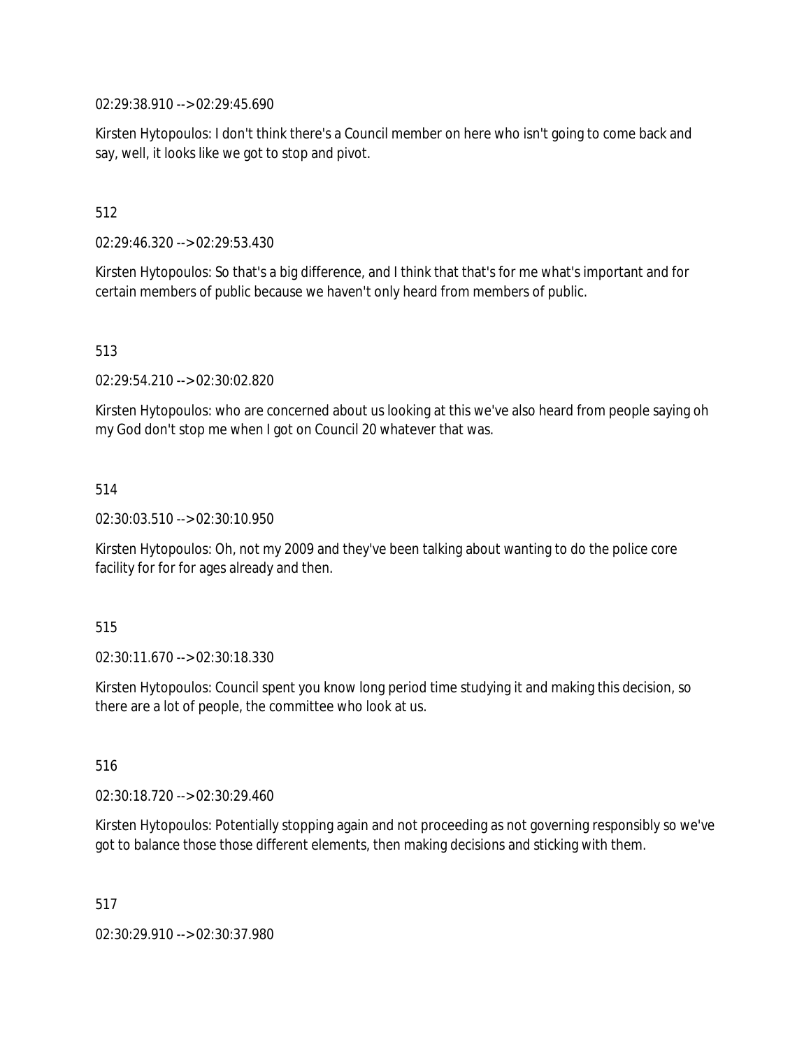02:29:38.910 --> 02:29:45.690

Kirsten Hytopoulos: I don't think there's a Council member on here who isn't going to come back and say, well, it looks like we got to stop and pivot.

512

02:29:46.320 --> 02:29:53.430

Kirsten Hytopoulos: So that's a big difference, and I think that that's for me what's important and for certain members of public because we haven't only heard from members of public.

513

02:29:54.210 --> 02:30:02.820

Kirsten Hytopoulos: who are concerned about us looking at this we've also heard from people saying oh my God don't stop me when I got on Council 20 whatever that was.

514

02:30:03.510 --> 02:30:10.950

Kirsten Hytopoulos: Oh, not my 2009 and they've been talking about wanting to do the police core facility for for for ages already and then.

515

02:30:11.670 --> 02:30:18.330

Kirsten Hytopoulos: Council spent you know long period time studying it and making this decision, so there are a lot of people, the committee who look at us.

516

02:30:18.720 --> 02:30:29.460

Kirsten Hytopoulos: Potentially stopping again and not proceeding as not governing responsibly so we've got to balance those those different elements, then making decisions and sticking with them.

517

02:30:29.910 --> 02:30:37.980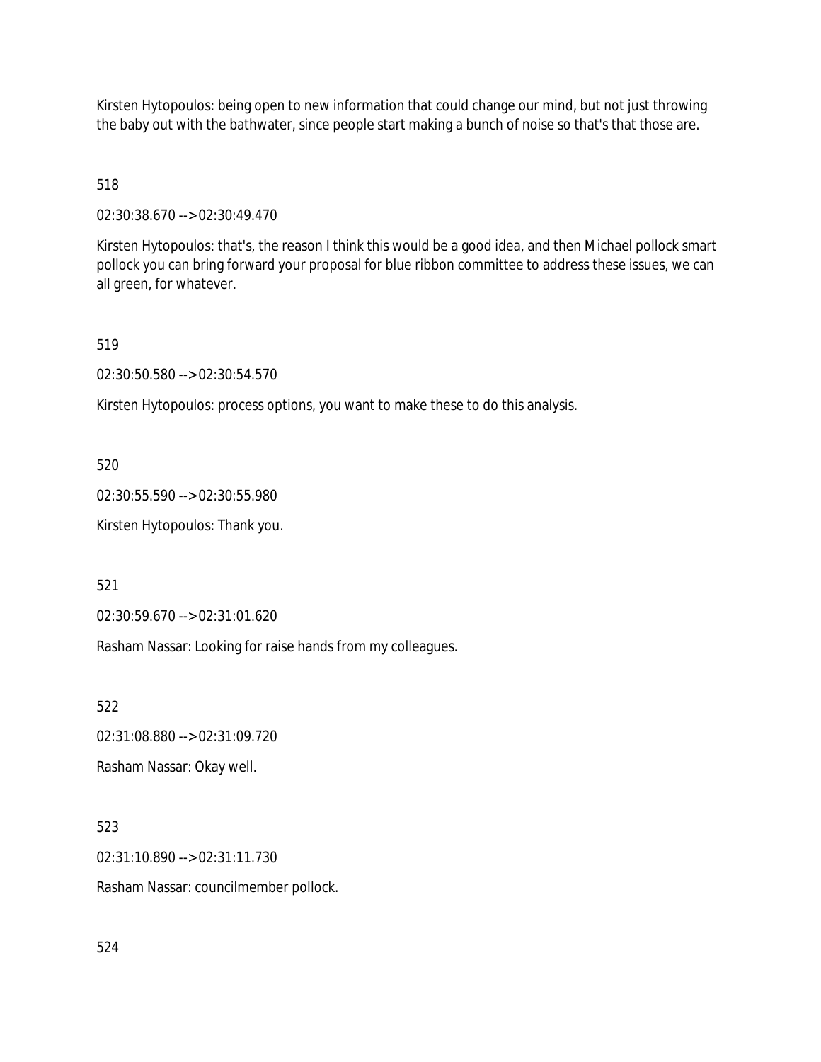Kirsten Hytopoulos: being open to new information that could change our mind, but not just throwing the baby out with the bathwater, since people start making a bunch of noise so that's that those are.

518

02:30:38.670 --> 02:30:49.470

Kirsten Hytopoulos: that's, the reason I think this would be a good idea, and then Michael pollock smart pollock you can bring forward your proposal for blue ribbon committee to address these issues, we can all green, for whatever.

519

02:30:50.580 --> 02:30:54.570

Kirsten Hytopoulos: process options, you want to make these to do this analysis.

520

02:30:55.590 --> 02:30:55.980

Kirsten Hytopoulos: Thank you.

521

02:30:59.670 --> 02:31:01.620

Rasham Nassar: Looking for raise hands from my colleagues.

522

02:31:08.880 --> 02:31:09.720

Rasham Nassar: Okay well.

523

02:31:10.890 --> 02:31:11.730

Rasham Nassar: councilmember pollock.

524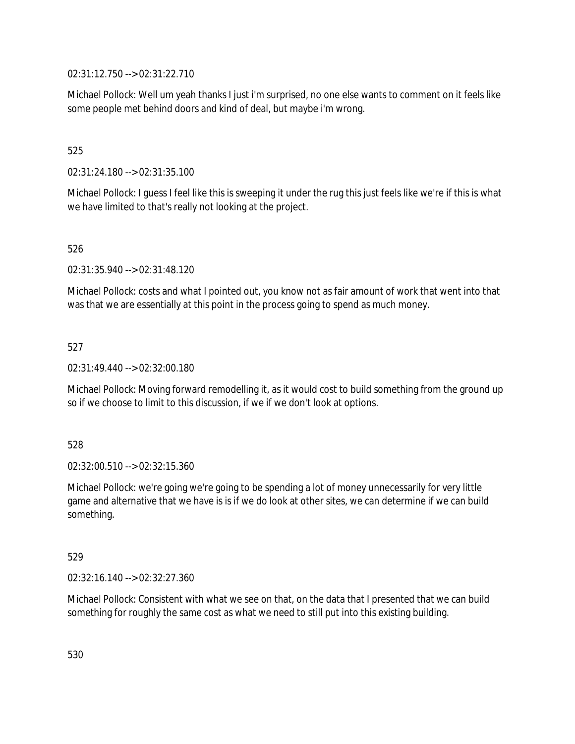02:31:12.750 --> 02:31:22.710

Michael Pollock: Well um yeah thanks I just i'm surprised, no one else wants to comment on it feels like some people met behind doors and kind of deal, but maybe i'm wrong.

525

02:31:24.180 --> 02:31:35.100

Michael Pollock: I guess I feel like this is sweeping it under the rug this just feels like we're if this is what we have limited to that's really not looking at the project.

526

02:31:35.940 --> 02:31:48.120

Michael Pollock: costs and what I pointed out, you know not as fair amount of work that went into that was that we are essentially at this point in the process going to spend as much money.

527

02:31:49.440 --> 02:32:00.180

Michael Pollock: Moving forward remodelling it, as it would cost to build something from the ground up so if we choose to limit to this discussion, if we if we don't look at options.

528

02:32:00.510 --> 02:32:15.360

Michael Pollock: we're going we're going to be spending a lot of money unnecessarily for very little game and alternative that we have is is if we do look at other sites, we can determine if we can build something.

529

02:32:16.140 --> 02:32:27.360

Michael Pollock: Consistent with what we see on that, on the data that I presented that we can build something for roughly the same cost as what we need to still put into this existing building.

530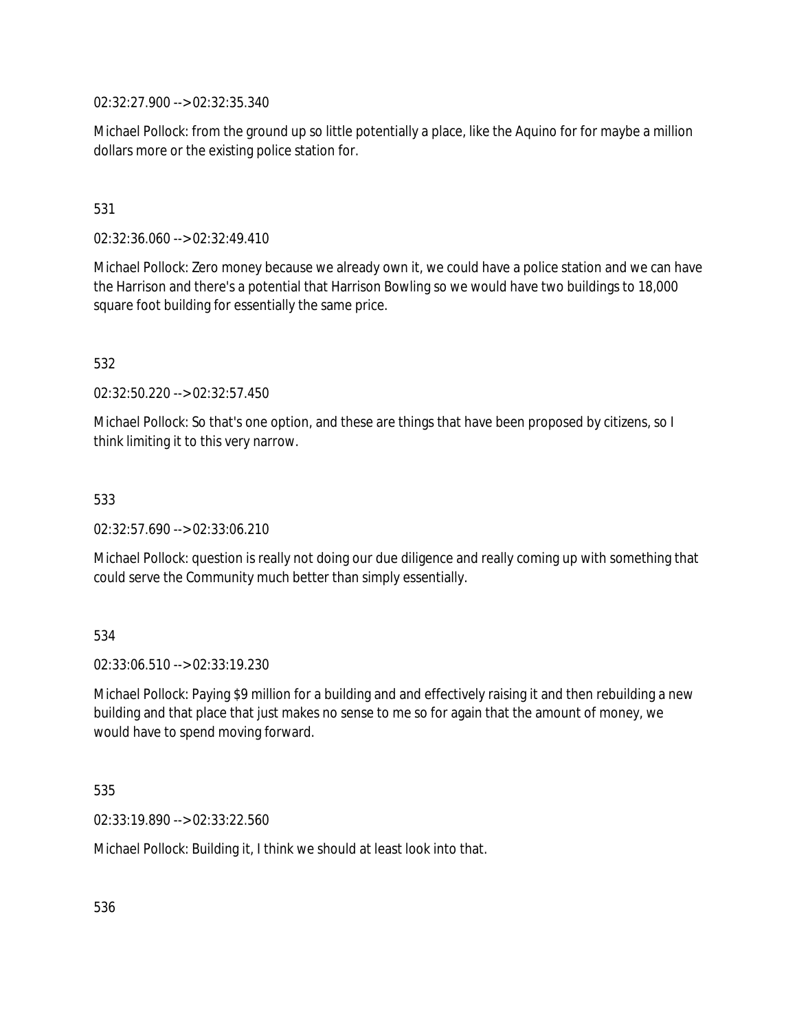02:32:27.900 --> 02:32:35.340

Michael Pollock: from the ground up so little potentially a place, like the Aquino for for maybe a million dollars more or the existing police station for.

531

02:32:36.060 --> 02:32:49.410

Michael Pollock: Zero money because we already own it, we could have a police station and we can have the Harrison and there's a potential that Harrison Bowling so we would have two buildings to 18,000 square foot building for essentially the same price.

532

02:32:50.220 --> 02:32:57.450

Michael Pollock: So that's one option, and these are things that have been proposed by citizens, so I think limiting it to this very narrow.

533

02:32:57.690 --> 02:33:06.210

Michael Pollock: question is really not doing our due diligence and really coming up with something that could serve the Community much better than simply essentially.

534

02:33:06.510 --> 02:33:19.230

Michael Pollock: Paying $9 million for a building and and effectively raising it and then rebuilding a new building and that place that just makes no sense to me so for again that the amount of money, we would have to spend moving forward.

535

02:33:19.890 --> 02:33:22.560

Michael Pollock: Building it, I think we should at least look into that.

536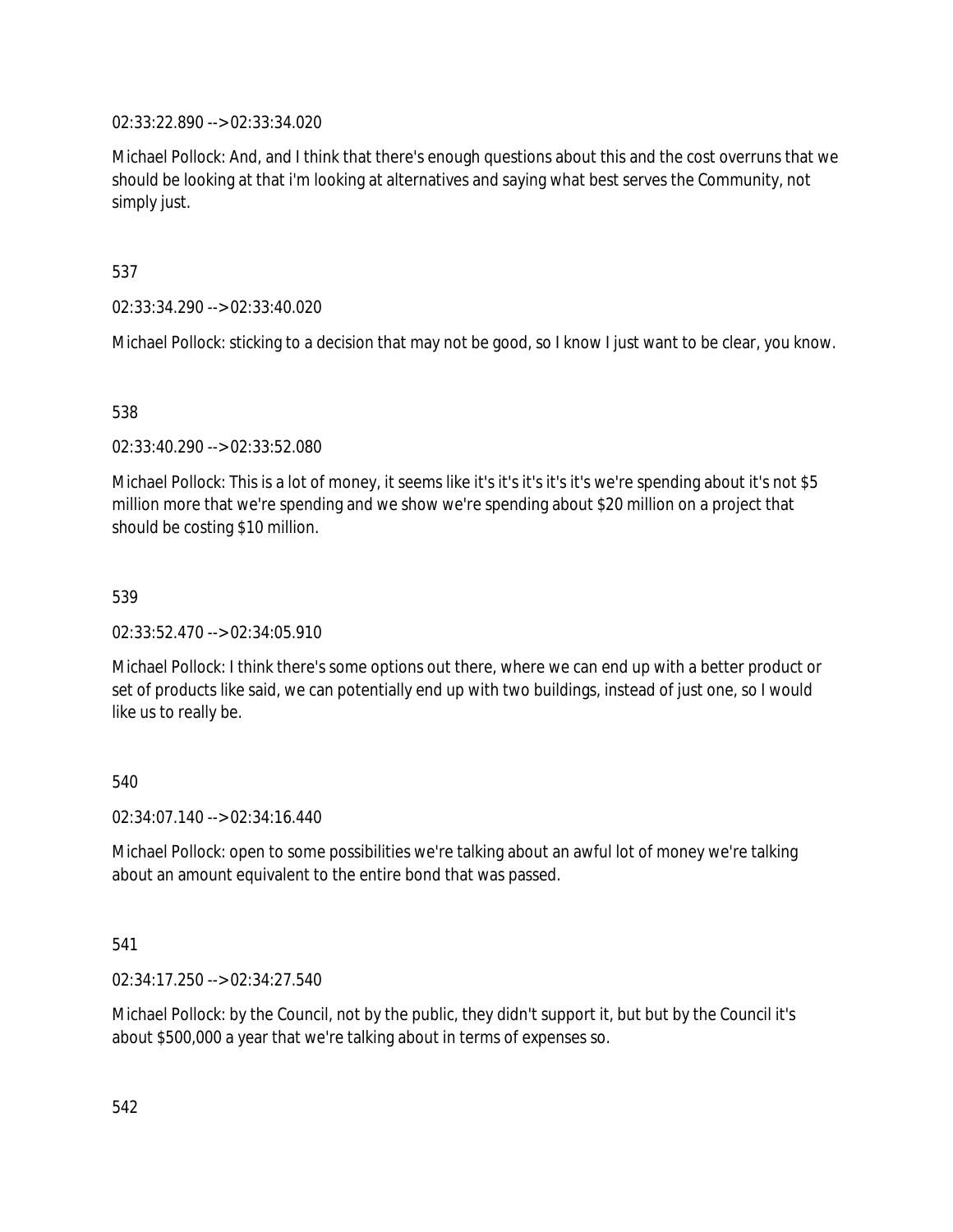02:33:22.890 --> 02:33:34.020

Michael Pollock: And, and I think that there's enough questions about this and the cost overruns that we should be looking at that i'm looking at alternatives and saying what best serves the Community, not simply just.

537

02:33:34.290 --> 02:33:40.020

Michael Pollock: sticking to a decision that may not be good, so I know I just want to be clear, you know.

538

02:33:40.290 --> 02:33:52.080

Michael Pollock: This is a lot of money, it seems like it's it's it's it's it's we're spending about it's not $5 million more that we're spending and we show we're spending about $20 million on a project that should be costing $10 million.

539

02:33:52.470 --> 02:34:05.910

Michael Pollock: I think there's some options out there, where we can end up with a better product or set of products like said, we can potentially end up with two buildings, instead of just one, so I would like us to really be.

540

02:34:07.140 --> 02:34:16.440

Michael Pollock: open to some possibilities we're talking about an awful lot of money we're talking about an amount equivalent to the entire bond that was passed.

541

02:34:17.250 --> 02:34:27.540

Michael Pollock: by the Council, not by the public, they didn't support it, but but by the Council it's about $500,000 a year that we're talking about in terms of expenses so.

542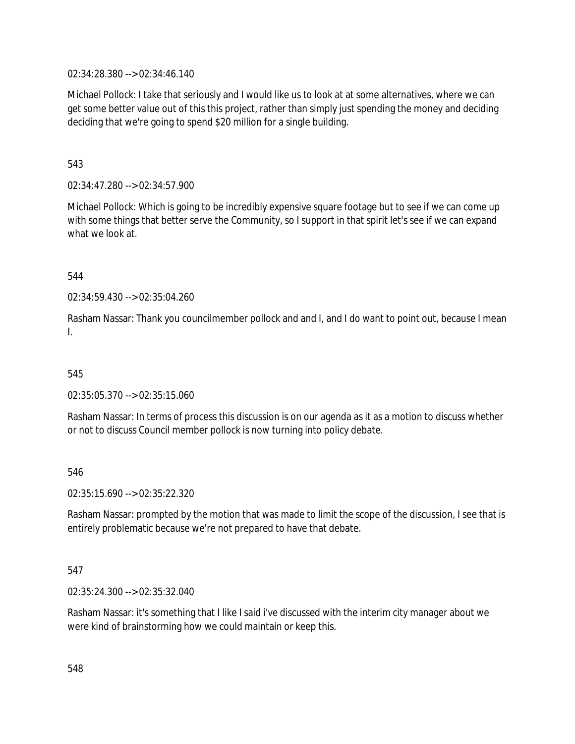02:34:28.380 --> 02:34:46.140

Michael Pollock: I take that seriously and I would like us to look at at some alternatives, where we can get some better value out of this this project, rather than simply just spending the money and deciding deciding that we're going to spend $20 million for a single building.

543

02:34:47.280 --> 02:34:57.900

Michael Pollock: Which is going to be incredibly expensive square footage but to see if we can come up with some things that better serve the Community, so I support in that spirit let's see if we can expand what we look at.

544

02:34:59.430 --> 02:35:04.260

Rasham Nassar: Thank you councilmember pollock and and I, and I do want to point out, because I mean I.

545

02:35:05.370 --> 02:35:15.060

Rasham Nassar: In terms of process this discussion is on our agenda as it as a motion to discuss whether or not to discuss Council member pollock is now turning into policy debate.

546

02:35:15.690 --> 02:35:22.320

Rasham Nassar: prompted by the motion that was made to limit the scope of the discussion, I see that is entirely problematic because we're not prepared to have that debate.

547

02:35:24.300 --> 02:35:32.040

Rasham Nassar: it's something that I like I said i've discussed with the interim city manager about we were kind of brainstorming how we could maintain or keep this.

548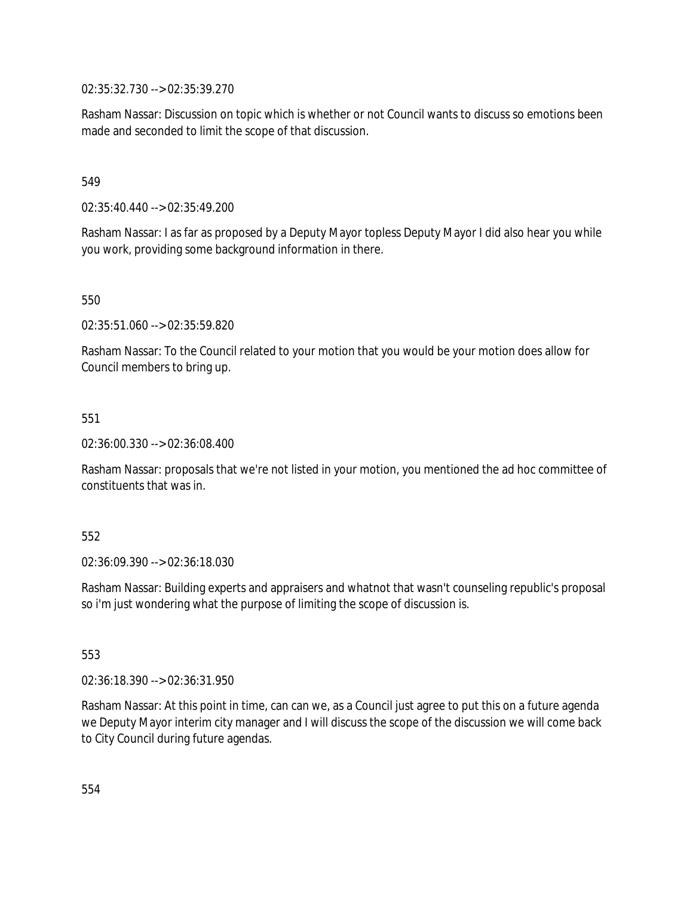02:35:32.730 --> 02:35:39.270

Rasham Nassar: Discussion on topic which is whether or not Council wants to discuss so emotions been made and seconded to limit the scope of that discussion.

549

02:35:40.440 --> 02:35:49.200

Rasham Nassar: I as far as proposed by a Deputy Mayor topless Deputy Mayor I did also hear you while you work, providing some background information in there.

550

02:35:51.060 --> 02:35:59.820

Rasham Nassar: To the Council related to your motion that you would be your motion does allow for Council members to bring up.

551

02:36:00.330 --> 02:36:08.400

Rasham Nassar: proposals that we're not listed in your motion, you mentioned the ad hoc committee of constituents that was in.

552

02:36:09.390 --> 02:36:18.030

Rasham Nassar: Building experts and appraisers and whatnot that wasn't counseling republic's proposal so i'm just wondering what the purpose of limiting the scope of discussion is.

553

02:36:18.390 --> 02:36:31.950

Rasham Nassar: At this point in time, can can we, as a Council just agree to put this on a future agenda we Deputy Mayor interim city manager and I will discuss the scope of the discussion we will come back to City Council during future agendas.

554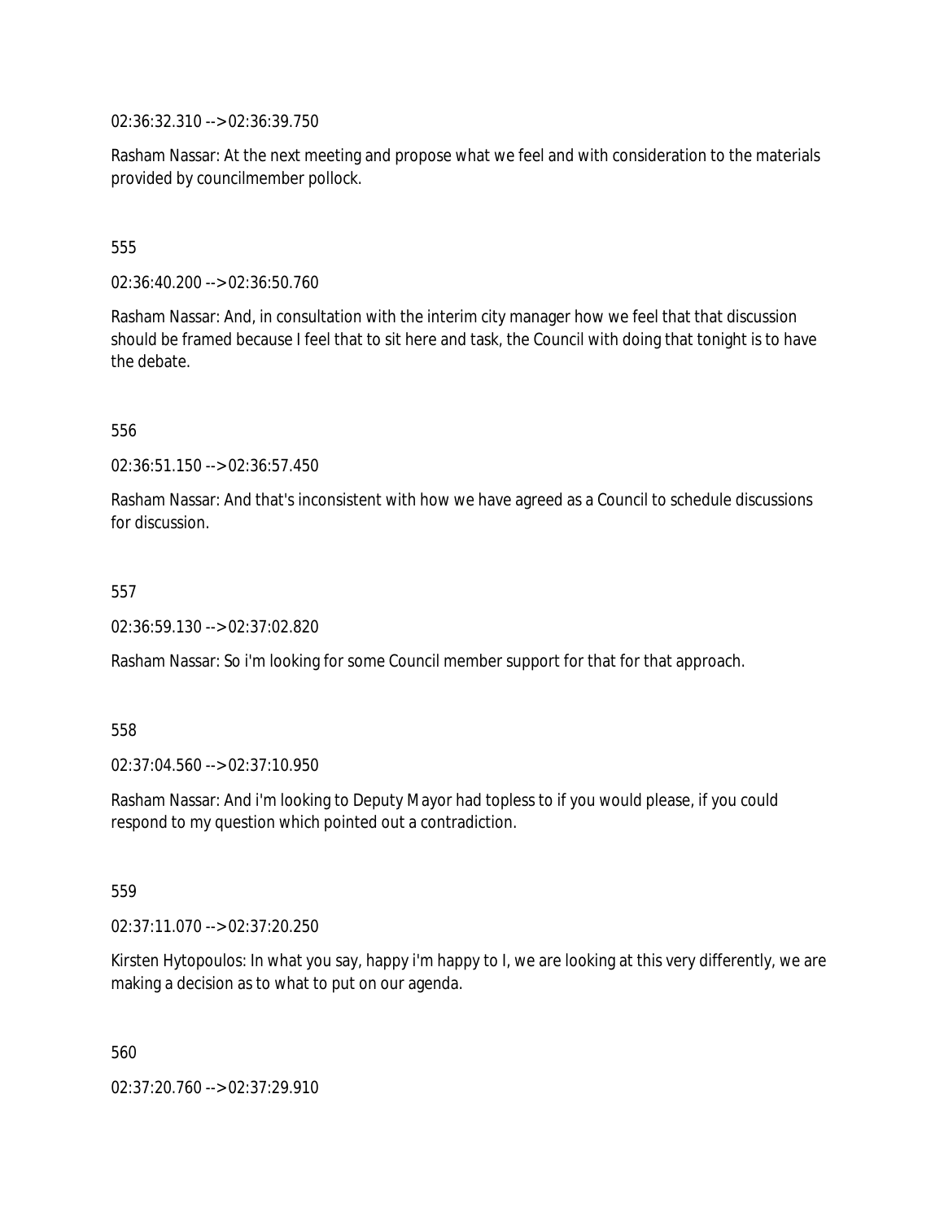02:36:32.310 --> 02:36:39.750

Rasham Nassar: At the next meeting and propose what we feel and with consideration to the materials provided by councilmember pollock.

555

02:36:40.200 --> 02:36:50.760

Rasham Nassar: And, in consultation with the interim city manager how we feel that that discussion should be framed because I feel that to sit here and task, the Council with doing that tonight is to have the debate.

556

02:36:51.150 --> 02:36:57.450

Rasham Nassar: And that's inconsistent with how we have agreed as a Council to schedule discussions for discussion.

557

02:36:59.130 --> 02:37:02.820

Rasham Nassar: So i'm looking for some Council member support for that for that approach.

558

02:37:04.560 --> 02:37:10.950

Rasham Nassar: And i'm looking to Deputy Mayor had topless to if you would please, if you could respond to my question which pointed out a contradiction.

559

02:37:11.070 --> 02:37:20.250

Kirsten Hytopoulos: In what you say, happy i'm happy to I, we are looking at this very differently, we are making a decision as to what to put on our agenda.

560

02:37:20.760 --> 02:37:29.910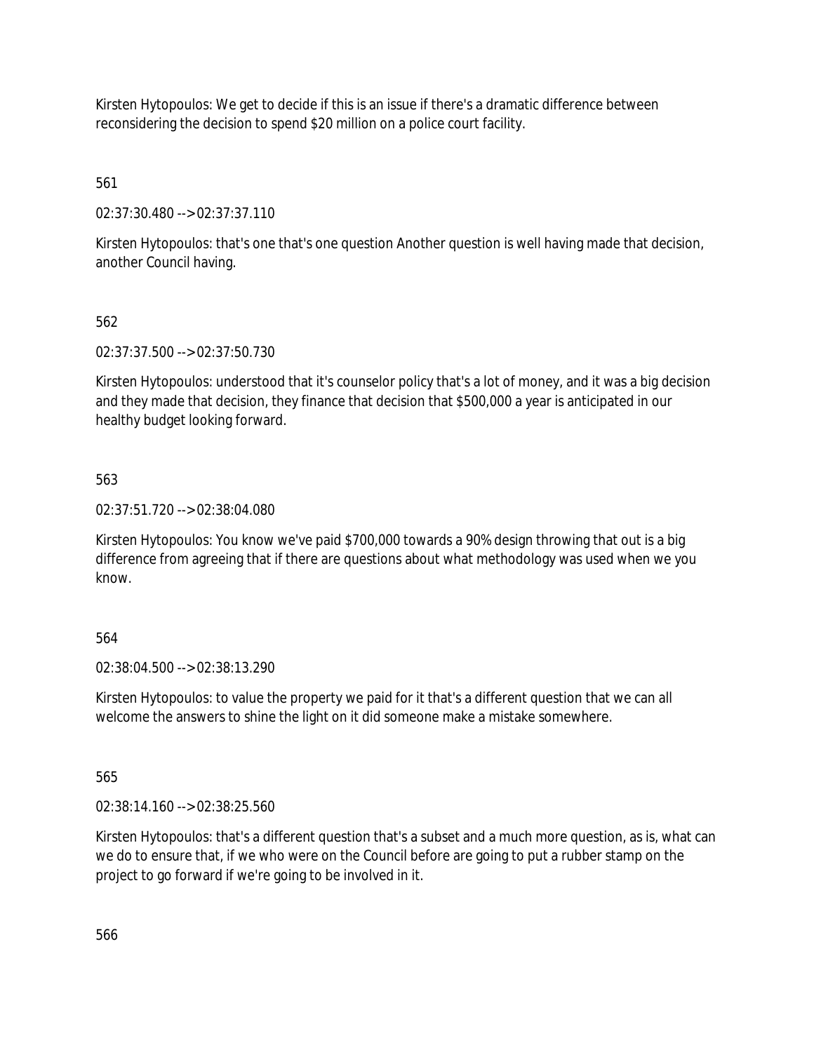Kirsten Hytopoulos: We get to decide if this is an issue if there's a dramatic difference between reconsidering the decision to spend $20 million on a police court facility.

561

02:37:30.480 --> 02:37:37.110

Kirsten Hytopoulos: that's one that's one question Another question is well having made that decision, another Council having.

562

02:37:37.500 --> 02:37:50.730

Kirsten Hytopoulos: understood that it's counselor policy that's a lot of money, and it was a big decision and they made that decision, they finance that decision that $500,000 a year is anticipated in our healthy budget looking forward.

563

02:37:51.720 --> 02:38:04.080

Kirsten Hytopoulos: You know we've paid $700,000 towards a 90% design throwing that out is a big difference from agreeing that if there are questions about what methodology was used when we you know.

564

02:38:04.500 --> 02:38:13.290

Kirsten Hytopoulos: to value the property we paid for it that's a different question that we can all welcome the answers to shine the light on it did someone make a mistake somewhere.

565

02:38:14.160 --> 02:38:25.560

Kirsten Hytopoulos: that's a different question that's a subset and a much more question, as is, what can we do to ensure that, if we who were on the Council before are going to put a rubber stamp on the project to go forward if we're going to be involved in it.

566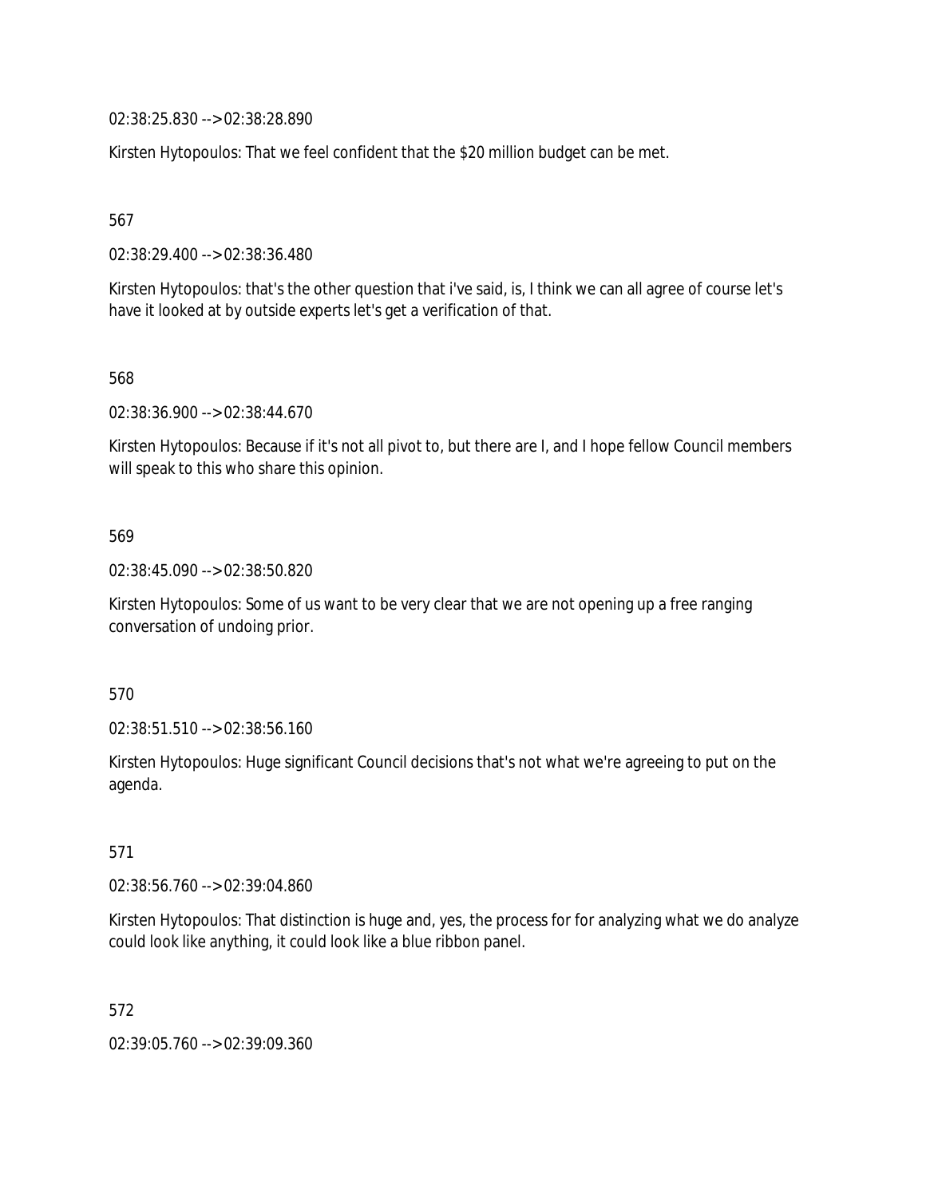02:38:25.830 --> 02:38:28.890

Kirsten Hytopoulos: That we feel confident that the $20 million budget can be met.

567

02:38:29.400 --> 02:38:36.480

Kirsten Hytopoulos: that's the other question that i've said, is, I think we can all agree of course let's have it looked at by outside experts let's get a verification of that.

568

02:38:36.900 --> 02:38:44.670

Kirsten Hytopoulos: Because if it's not all pivot to, but there are I, and I hope fellow Council members will speak to this who share this opinion.

569

02:38:45.090 --> 02:38:50.820

Kirsten Hytopoulos: Some of us want to be very clear that we are not opening up a free ranging conversation of undoing prior.

570

02:38:51.510 --> 02:38:56.160

Kirsten Hytopoulos: Huge significant Council decisions that's not what we're agreeing to put on the agenda.

571

02:38:56.760 --> 02:39:04.860

Kirsten Hytopoulos: That distinction is huge and, yes, the process for for analyzing what we do analyze could look like anything, it could look like a blue ribbon panel.

572

02:39:05.760 --> 02:39:09.360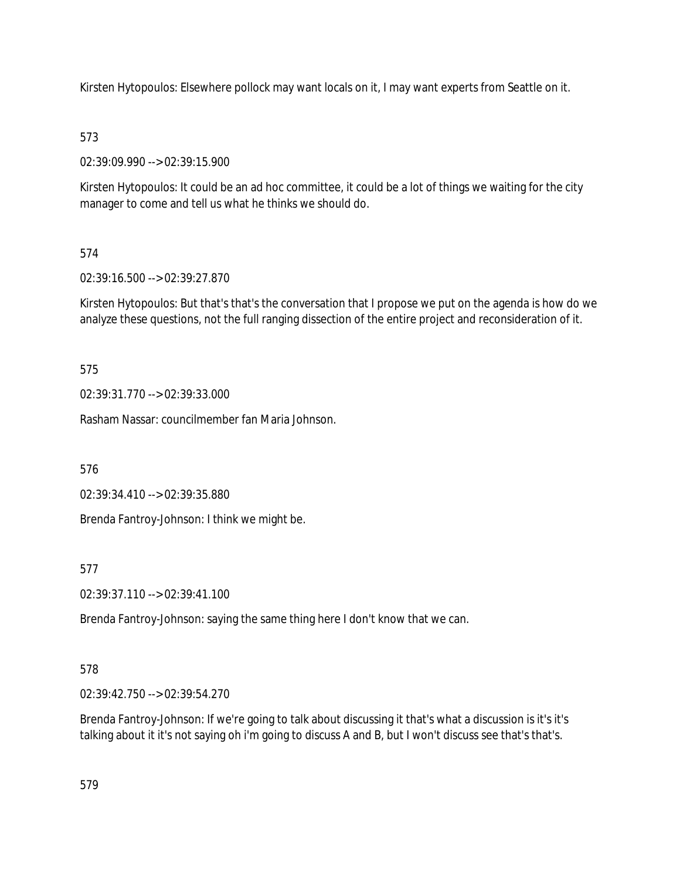Kirsten Hytopoulos: Elsewhere pollock may want locals on it, I may want experts from Seattle on it.

573

02:39:09.990 --> 02:39:15.900

Kirsten Hytopoulos: It could be an ad hoc committee, it could be a lot of things we waiting for the city manager to come and tell us what he thinks we should do.

574

02:39:16.500 --> 02:39:27.870

Kirsten Hytopoulos: But that's that's the conversation that I propose we put on the agenda is how do we analyze these questions, not the full ranging dissection of the entire project and reconsideration of it.

575

02:39:31.770 --> 02:39:33.000

Rasham Nassar: councilmember fan Maria Johnson.

576

02:39:34.410 --> 02:39:35.880

Brenda Fantroy-Johnson: I think we might be.

577

02:39:37.110 --> 02:39:41.100

Brenda Fantroy-Johnson: saying the same thing here I don't know that we can.

578

02:39:42.750 --> 02:39:54.270

Brenda Fantroy-Johnson: If we're going to talk about discussing it that's what a discussion is it's it's talking about it it's not saying oh i'm going to discuss A and B, but I won't discuss see that's that's.

579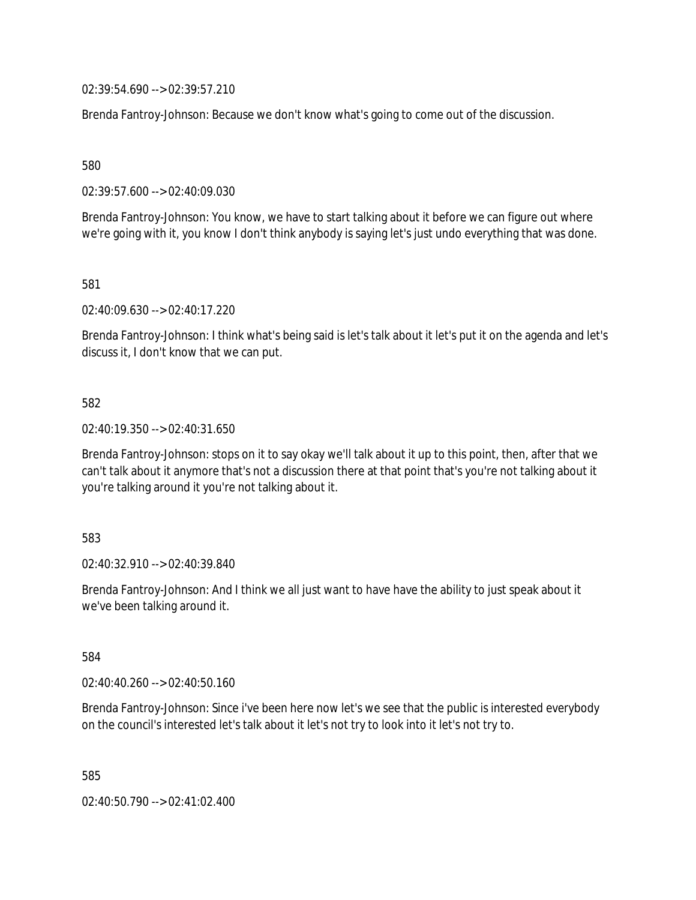02:39:54.690 --> 02:39:57.210

Brenda Fantroy-Johnson: Because we don't know what's going to come out of the discussion.

580

02:39:57.600 --> 02:40:09.030

Brenda Fantroy-Johnson: You know, we have to start talking about it before we can figure out where we're going with it, you know I don't think anybody is saying let's just undo everything that was done.

581

02:40:09.630 --> 02:40:17.220

Brenda Fantroy-Johnson: I think what's being said is let's talk about it let's put it on the agenda and let's discuss it, I don't know that we can put.

582

02:40:19.350 --> 02:40:31.650

Brenda Fantroy-Johnson: stops on it to say okay we'll talk about it up to this point, then, after that we can't talk about it anymore that's not a discussion there at that point that's you're not talking about it you're talking around it you're not talking about it.

583

02:40:32.910 --> 02:40:39.840

Brenda Fantroy-Johnson: And I think we all just want to have have the ability to just speak about it we've been talking around it.

584

02:40:40.260 --> 02:40:50.160

Brenda Fantroy-Johnson: Since i've been here now let's we see that the public is interested everybody on the council's interested let's talk about it let's not try to look into it let's not try to.

585

02:40:50.790 --> 02:41:02.400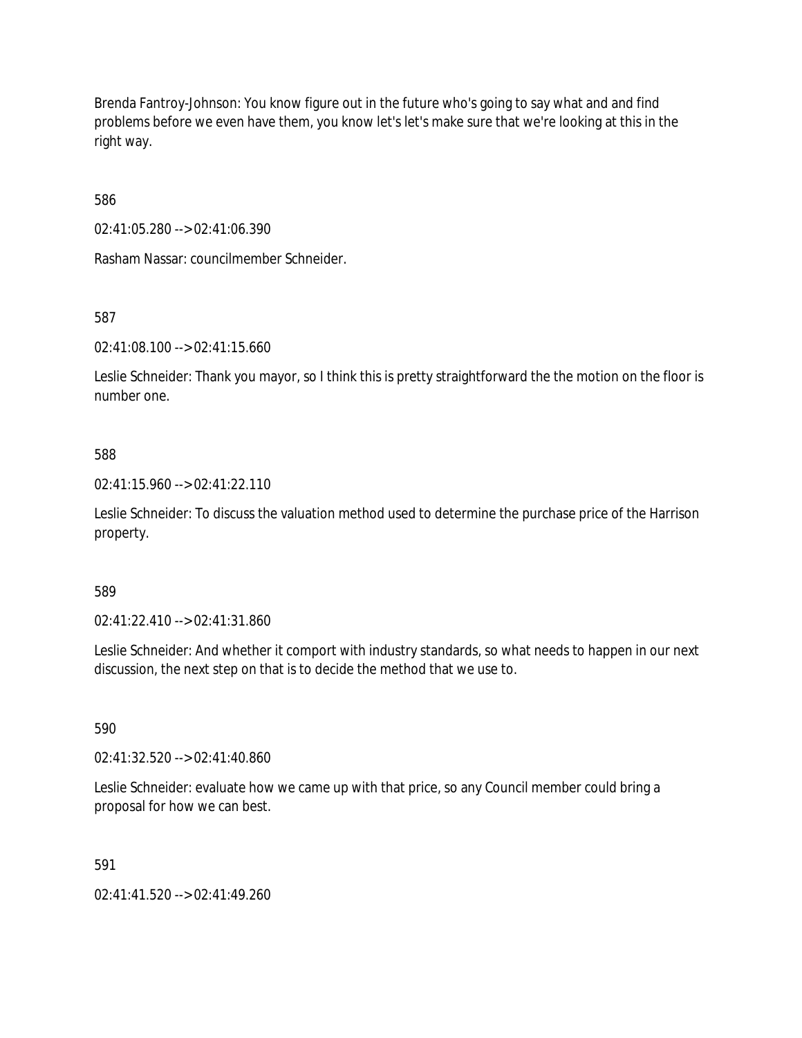Brenda Fantroy-Johnson: You know figure out in the future who's going to say what and and find problems before we even have them, you know let's let's make sure that we're looking at this in the right way.

586

02:41:05.280 --> 02:41:06.390

Rasham Nassar: councilmember Schneider.

587

02:41:08.100 --> 02:41:15.660

Leslie Schneider: Thank you mayor, so I think this is pretty straightforward the the motion on the floor is number one.

588

02:41:15.960 --> 02:41:22.110

Leslie Schneider: To discuss the valuation method used to determine the purchase price of the Harrison property.

589

02:41:22.410 --> 02:41:31.860

Leslie Schneider: And whether it comport with industry standards, so what needs to happen in our next discussion, the next step on that is to decide the method that we use to.

590

02:41:32.520 --> 02:41:40.860

Leslie Schneider: evaluate how we came up with that price, so any Council member could bring a proposal for how we can best.

591

02:41:41.520 --> 02:41:49.260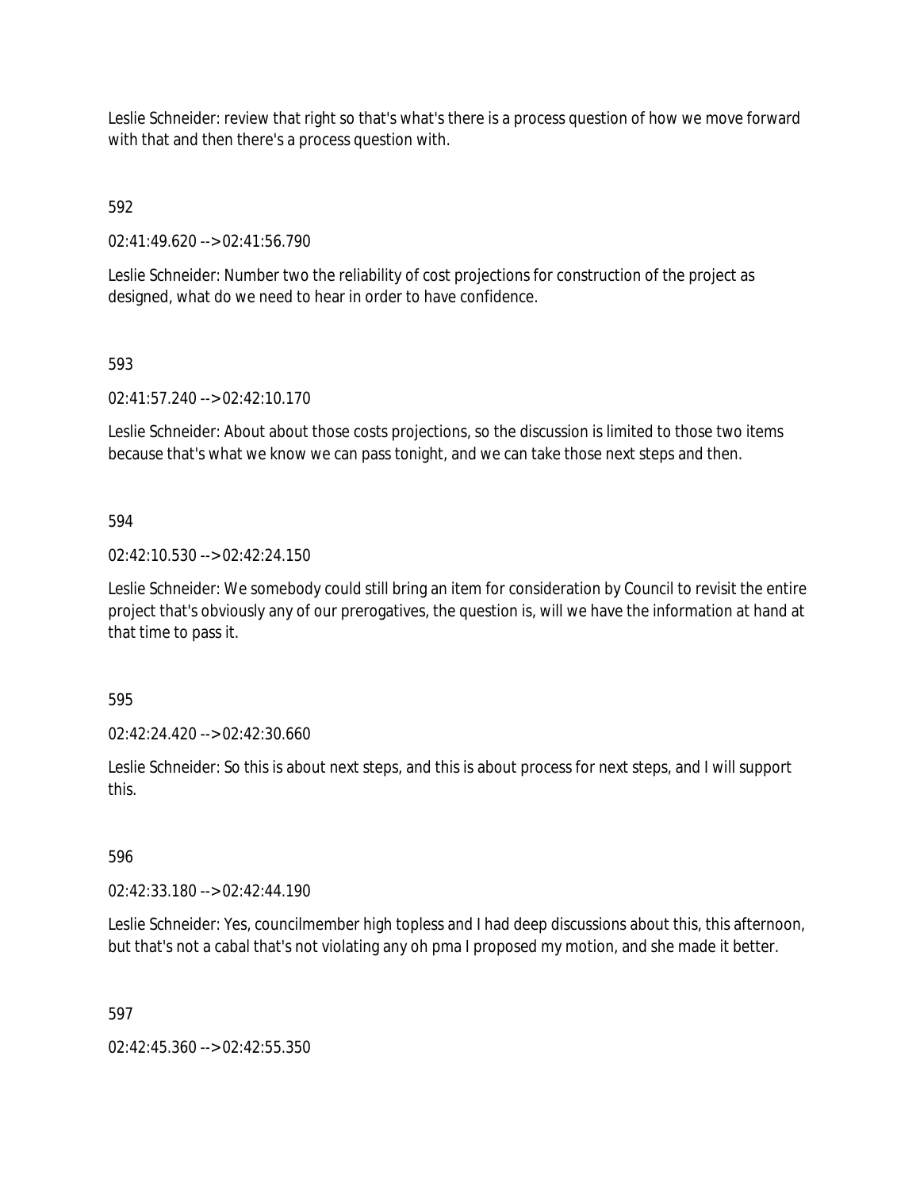Leslie Schneider: review that right so that's what's there is a process question of how we move forward with that and then there's a process question with.

592

02:41:49.620 --> 02:41:56.790

Leslie Schneider: Number two the reliability of cost projections for construction of the project as designed, what do we need to hear in order to have confidence.

593

02:41:57.240 --> 02:42:10.170

Leslie Schneider: About about those costs projections, so the discussion is limited to those two items because that's what we know we can pass tonight, and we can take those next steps and then.

594

02:42:10.530 --> 02:42:24.150

Leslie Schneider: We somebody could still bring an item for consideration by Council to revisit the entire project that's obviously any of our prerogatives, the question is, will we have the information at hand at that time to pass it.

595

02:42:24.420 --> 02:42:30.660

Leslie Schneider: So this is about next steps, and this is about process for next steps, and I will support this.

596

02:42:33.180 --> 02:42:44.190

Leslie Schneider: Yes, councilmember high topless and I had deep discussions about this, this afternoon, but that's not a cabal that's not violating any oh pma I proposed my motion, and she made it better.

597

02:42:45.360 --> 02:42:55.350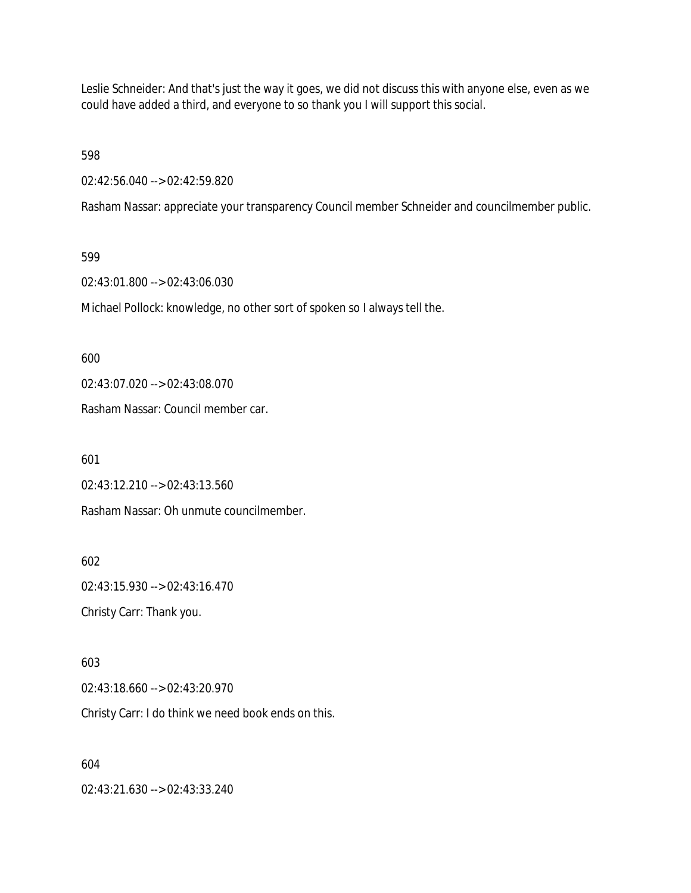Leslie Schneider: And that's just the way it goes, we did not discuss this with anyone else, even as we could have added a third, and everyone to so thank you I will support this social.

598

02:42:56.040 --> 02:42:59.820

Rasham Nassar: appreciate your transparency Council member Schneider and councilmember public.

599

02:43:01.800 --> 02:43:06.030

Michael Pollock: knowledge, no other sort of spoken so I always tell the.

600

02:43:07.020 --> 02:43:08.070

Rasham Nassar: Council member car.

601

02:43:12.210 --> 02:43:13.560

Rasham Nassar: Oh unmute councilmember.

602

02:43:15.930 --> 02:43:16.470

Christy Carr: Thank you.

603

02:43:18.660 --> 02:43:20.970

Christy Carr: I do think we need book ends on this.

604

02:43:21.630 --> 02:43:33.240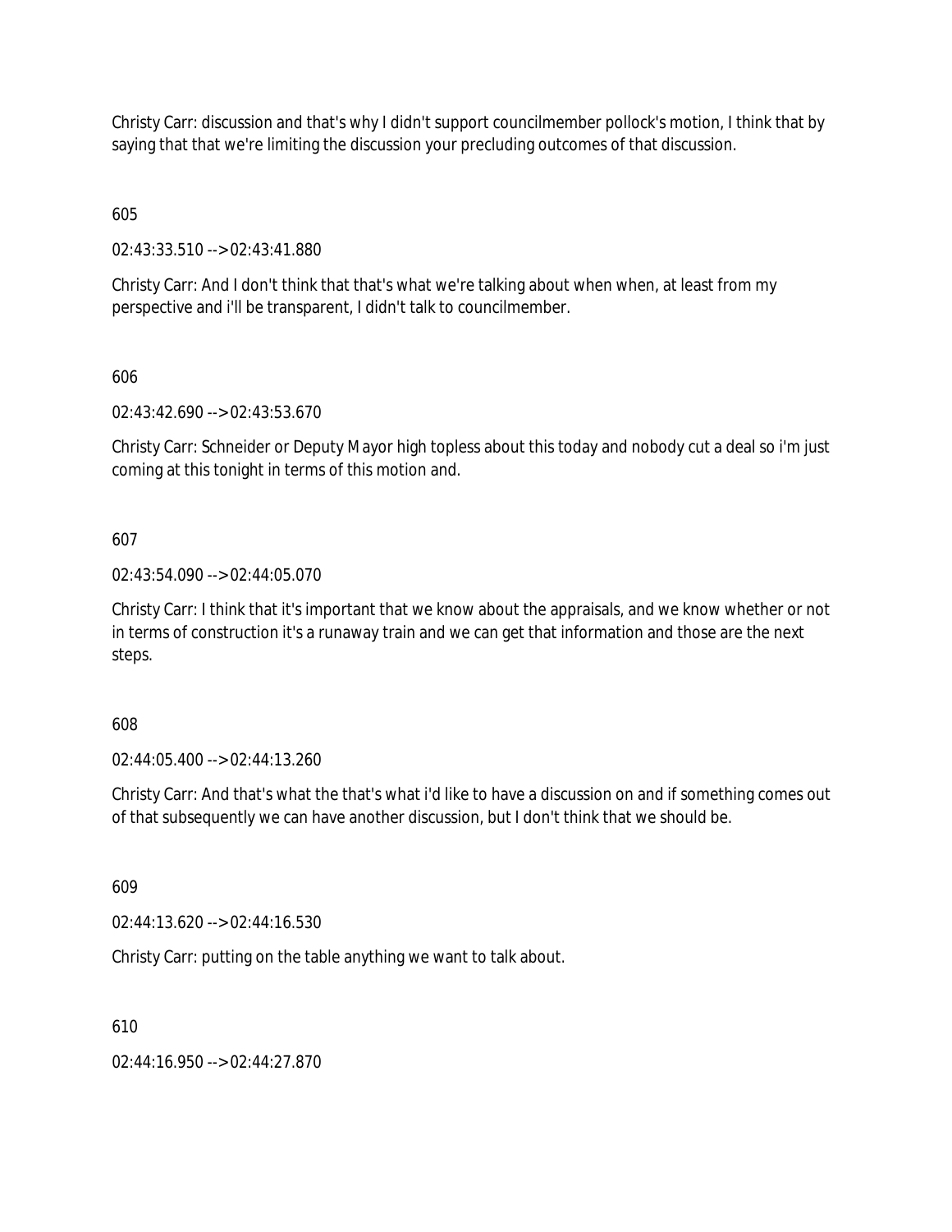Christy Carr: discussion and that's why I didn't support councilmember pollock's motion, I think that by saying that that we're limiting the discussion your precluding outcomes of that discussion.

605

02:43:33.510 --> 02:43:41.880

Christy Carr: And I don't think that that's what we're talking about when when, at least from my perspective and i'll be transparent, I didn't talk to councilmember.

606

02:43:42.690 --> 02:43:53.670

Christy Carr: Schneider or Deputy Mayor high topless about this today and nobody cut a deal so i'm just coming at this tonight in terms of this motion and.

607

02:43:54.090 --> 02:44:05.070

Christy Carr: I think that it's important that we know about the appraisals, and we know whether or not in terms of construction it's a runaway train and we can get that information and those are the next steps.

608

02:44:05.400 --> 02:44:13.260

Christy Carr: And that's what the that's what i'd like to have a discussion on and if something comes out of that subsequently we can have another discussion, but I don't think that we should be.

609

02:44:13.620 --> 02:44:16.530

Christy Carr: putting on the table anything we want to talk about.

610

02:44:16.950 --> 02:44:27.870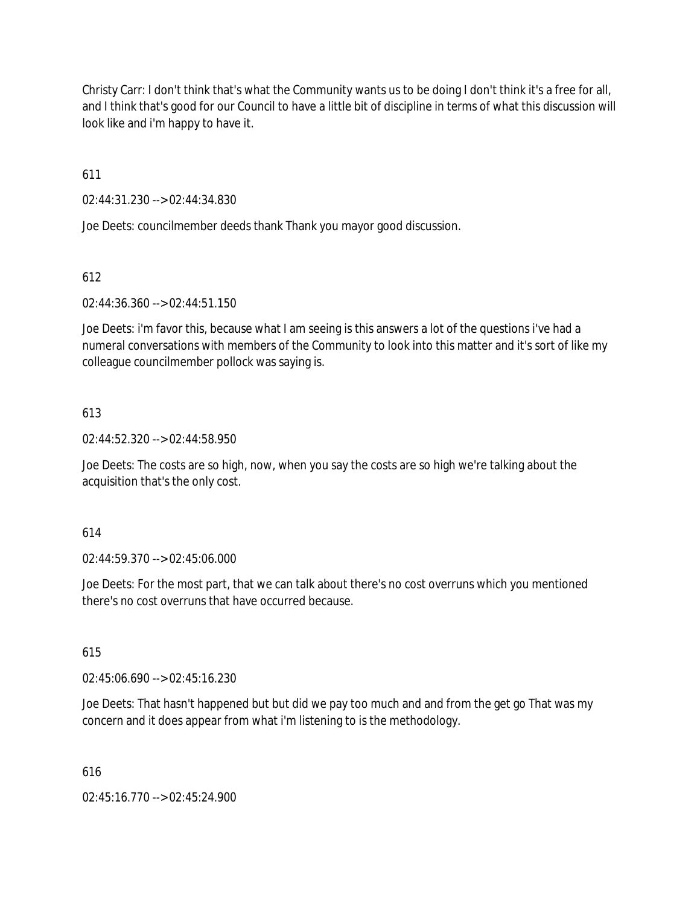Christy Carr: I don't think that's what the Community wants us to be doing I don't think it's a free for all, and I think that's good for our Council to have a little bit of discipline in terms of what this discussion will look like and i'm happy to have it.

611

02:44:31.230 --> 02:44:34.830

Joe Deets: councilmember deeds thank Thank you mayor good discussion.

612

02:44:36.360 --> 02:44:51.150

Joe Deets: i'm favor this, because what I am seeing is this answers a lot of the questions i've had a numeral conversations with members of the Community to look into this matter and it's sort of like my colleague councilmember pollock was saying is.

613

02:44:52.320 --> 02:44:58.950

Joe Deets: The costs are so high, now, when you say the costs are so high we're talking about the acquisition that's the only cost.

614

02:44:59.370 --> 02:45:06.000

Joe Deets: For the most part, that we can talk about there's no cost overruns which you mentioned there's no cost overruns that have occurred because.

615

02:45:06.690 --> 02:45:16.230

Joe Deets: That hasn't happened but but did we pay too much and and from the get go That was my concern and it does appear from what i'm listening to is the methodology.

616

02:45:16.770 --> 02:45:24.900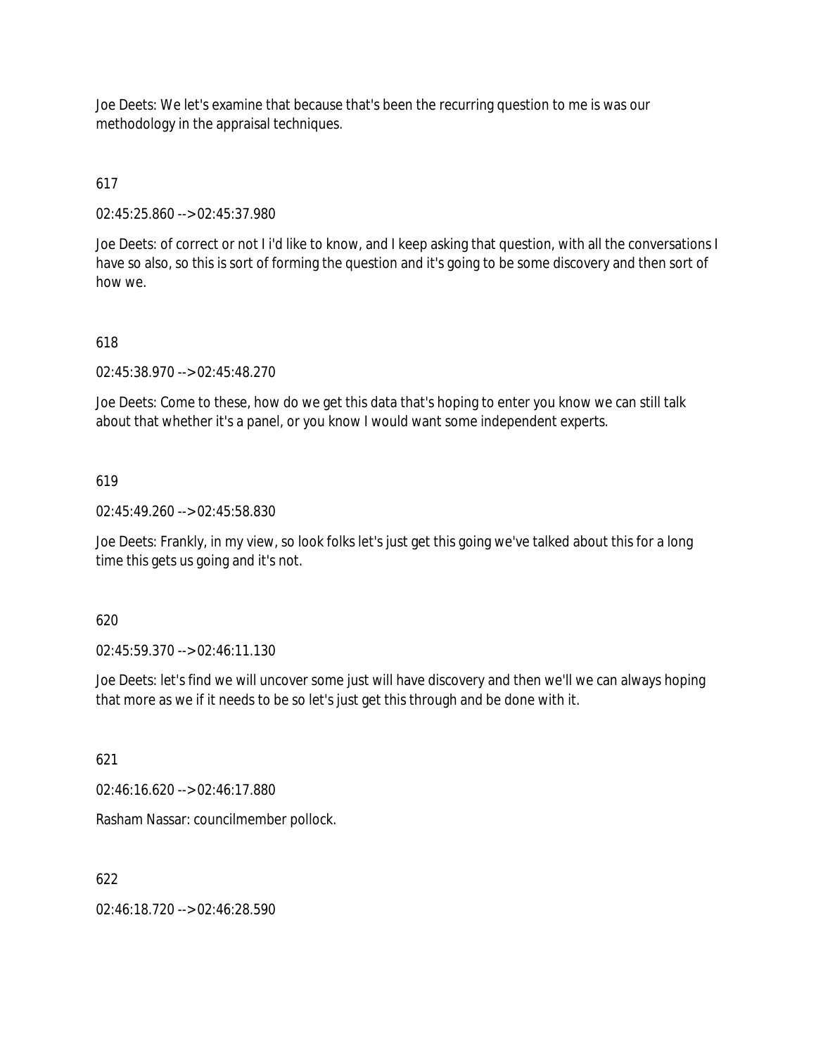Joe Deets: We let's examine that because that's been the recurring question to me is was our methodology in the appraisal techniques.

617

02:45:25.860 --> 02:45:37.980

Joe Deets: of correct or not I i'd like to know, and I keep asking that question, with all the conversations I have so also, so this is sort of forming the question and it's going to be some discovery and then sort of how we.

618

02:45:38.970 --> 02:45:48.270

Joe Deets: Come to these, how do we get this data that's hoping to enter you know we can still talk about that whether it's a panel, or you know I would want some independent experts.

619

02:45:49.260 --> 02:45:58.830

Joe Deets: Frankly, in my view, so look folks let's just get this going we've talked about this for a long time this gets us going and it's not.

620

02:45:59.370 --> 02:46:11.130

Joe Deets: let's find we will uncover some just will have discovery and then we'll we can always hoping that more as we if it needs to be so let's just get this through and be done with it.

621

02:46:16.620 --> 02:46:17.880

Rasham Nassar: councilmember pollock.

622

02:46:18.720 --> 02:46:28.590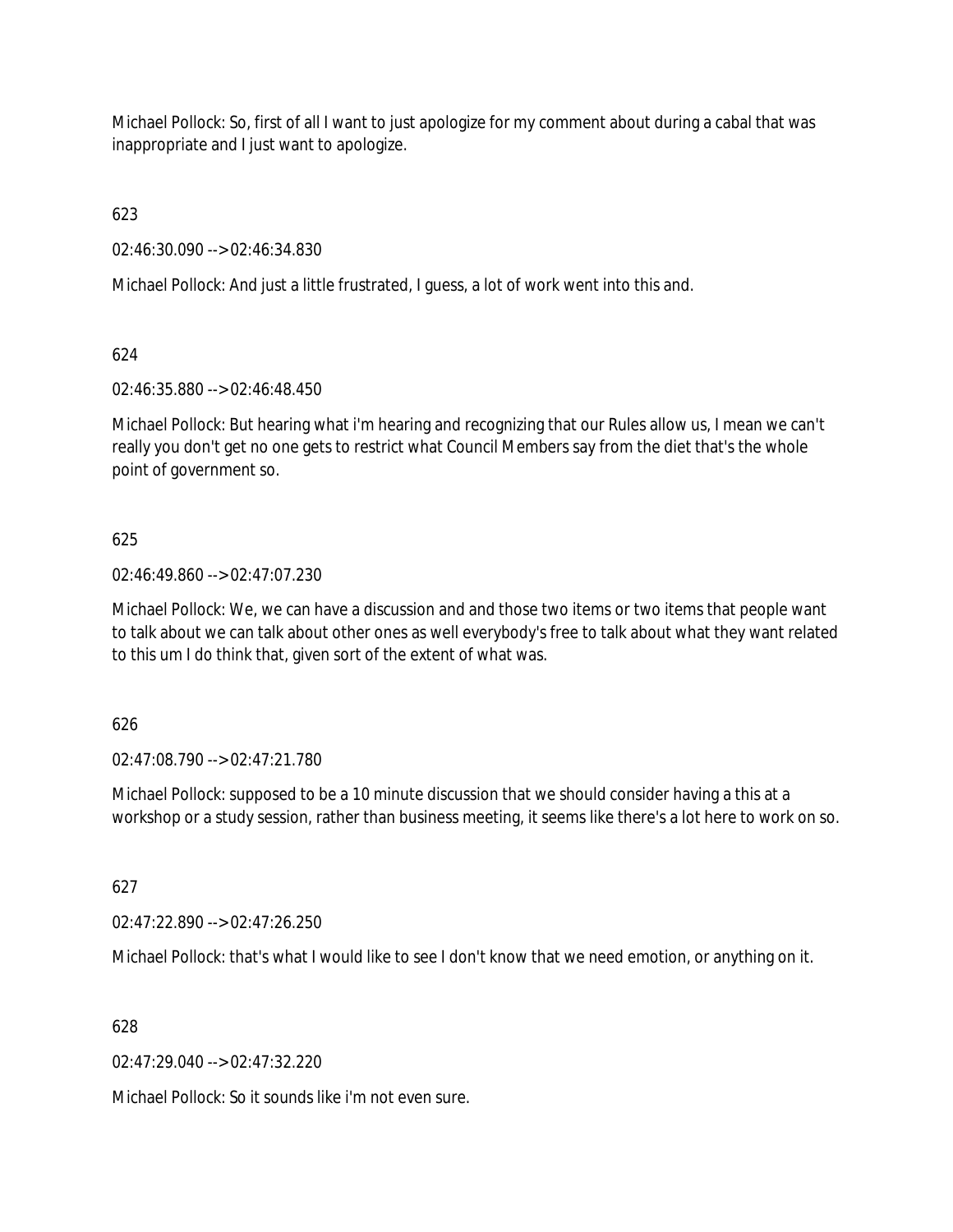Michael Pollock: So, first of all I want to just apologize for my comment about during a cabal that was inappropriate and I just want to apologize.

623

02:46:30.090 --> 02:46:34.830

Michael Pollock: And just a little frustrated, I guess, a lot of work went into this and.

624

02:46:35.880 --> 02:46:48.450

Michael Pollock: But hearing what i'm hearing and recognizing that our Rules allow us, I mean we can't really you don't get no one gets to restrict what Council Members say from the diet that's the whole point of government so.

625

02:46:49.860 --> 02:47:07.230

Michael Pollock: We, we can have a discussion and and those two items or two items that people want to talk about we can talk about other ones as well everybody's free to talk about what they want related to this um I do think that, given sort of the extent of what was.

626

02:47:08.790 --> 02:47:21.780

Michael Pollock: supposed to be a 10 minute discussion that we should consider having a this at a workshop or a study session, rather than business meeting, it seems like there's a lot here to work on so.

627

02:47:22.890 --> 02:47:26.250

Michael Pollock: that's what I would like to see I don't know that we need emotion, or anything on it.

628

02:47:29.040 --> 02:47:32.220

Michael Pollock: So it sounds like i'm not even sure.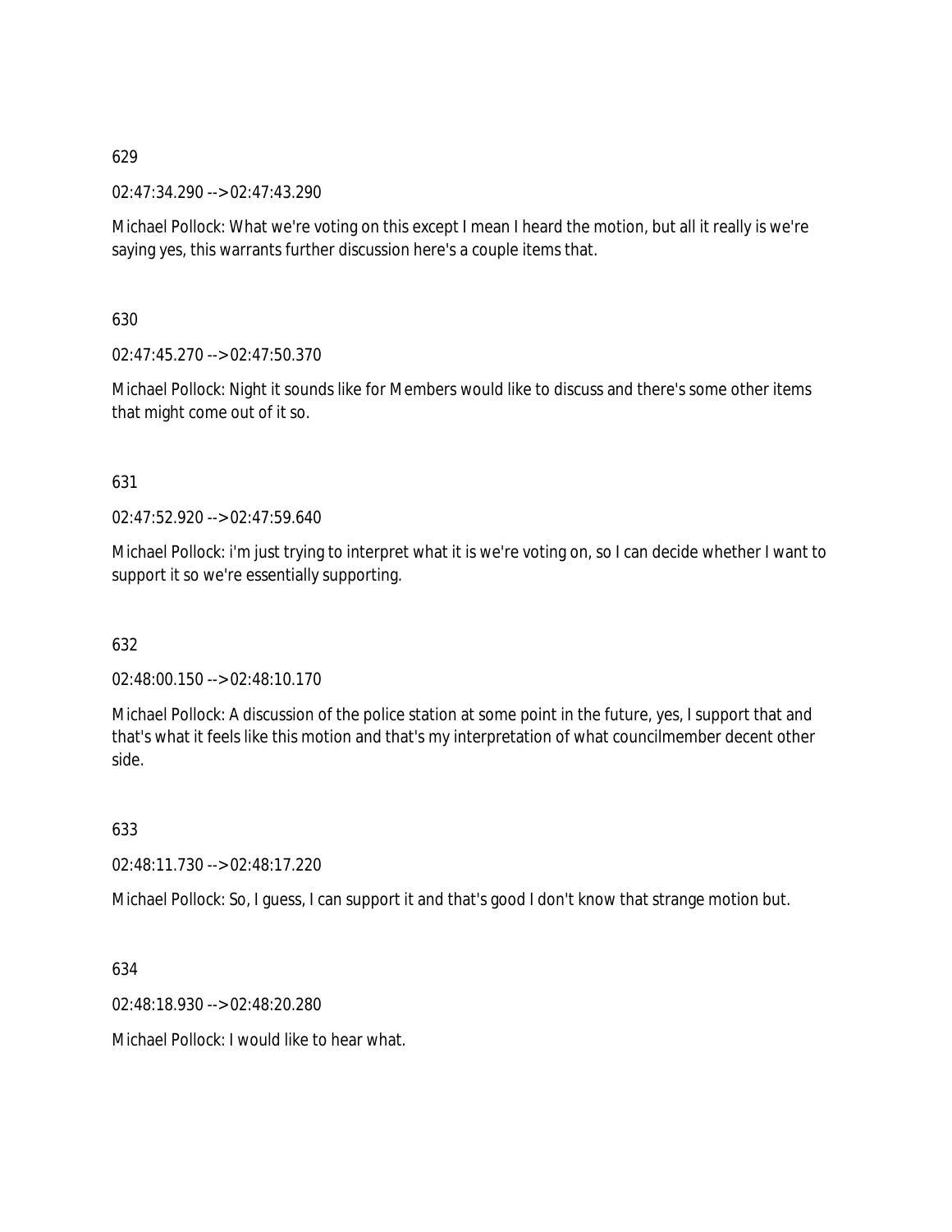629

02:47:34.290 --> 02:47:43.290

Michael Pollock: What we're voting on this except I mean I heard the motion, but all it really is we're saying yes, this warrants further discussion here's a couple items that.

630

02:47:45.270 --> 02:47:50.370

Michael Pollock: Night it sounds like for Members would like to discuss and there's some other items that might come out of it so.

631

02:47:52.920 --> 02:47:59.640

Michael Pollock: i'm just trying to interpret what it is we're voting on, so I can decide whether I want to support it so we're essentially supporting.

632

02:48:00.150 --> 02:48:10.170

Michael Pollock: A discussion of the police station at some point in the future, yes, I support that and that's what it feels like this motion and that's my interpretation of what councilmember decent other side.

633

02:48:11.730 --> 02:48:17.220

Michael Pollock: So, I guess, I can support it and that's good I don't know that strange motion but.

634

02:48:18.930 --> 02:48:20.280

Michael Pollock: I would like to hear what.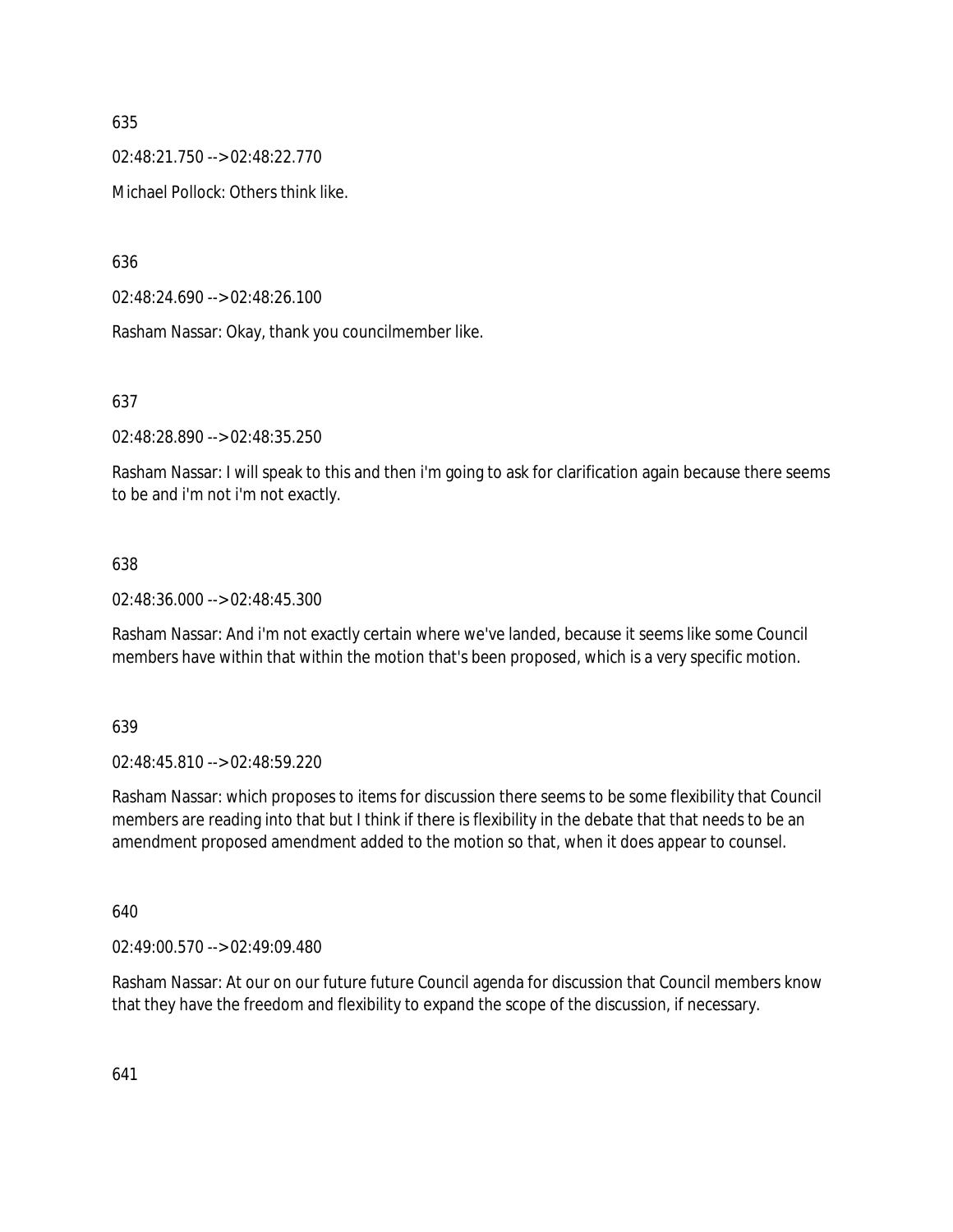635

02:48:21.750 --> 02:48:22.770

Michael Pollock: Others think like.

636

02:48:24.690 --> 02:48:26.100

Rasham Nassar: Okay, thank you councilmember like.

637

02:48:28.890 --> 02:48:35.250

Rasham Nassar: I will speak to this and then i'm going to ask for clarification again because there seems to be and i'm not i'm not exactly.

638

02:48:36.000 --> 02:48:45.300

Rasham Nassar: And i'm not exactly certain where we've landed, because it seems like some Council members have within that within the motion that's been proposed, which is a very specific motion.

639

02:48:45.810 --> 02:48:59.220

Rasham Nassar: which proposes to items for discussion there seems to be some flexibility that Council members are reading into that but I think if there is flexibility in the debate that that needs to be an amendment proposed amendment added to the motion so that, when it does appear to counsel.

640

02:49:00.570 --> 02:49:09.480

Rasham Nassar: At our on our future future Council agenda for discussion that Council members know that they have the freedom and flexibility to expand the scope of the discussion, if necessary.

641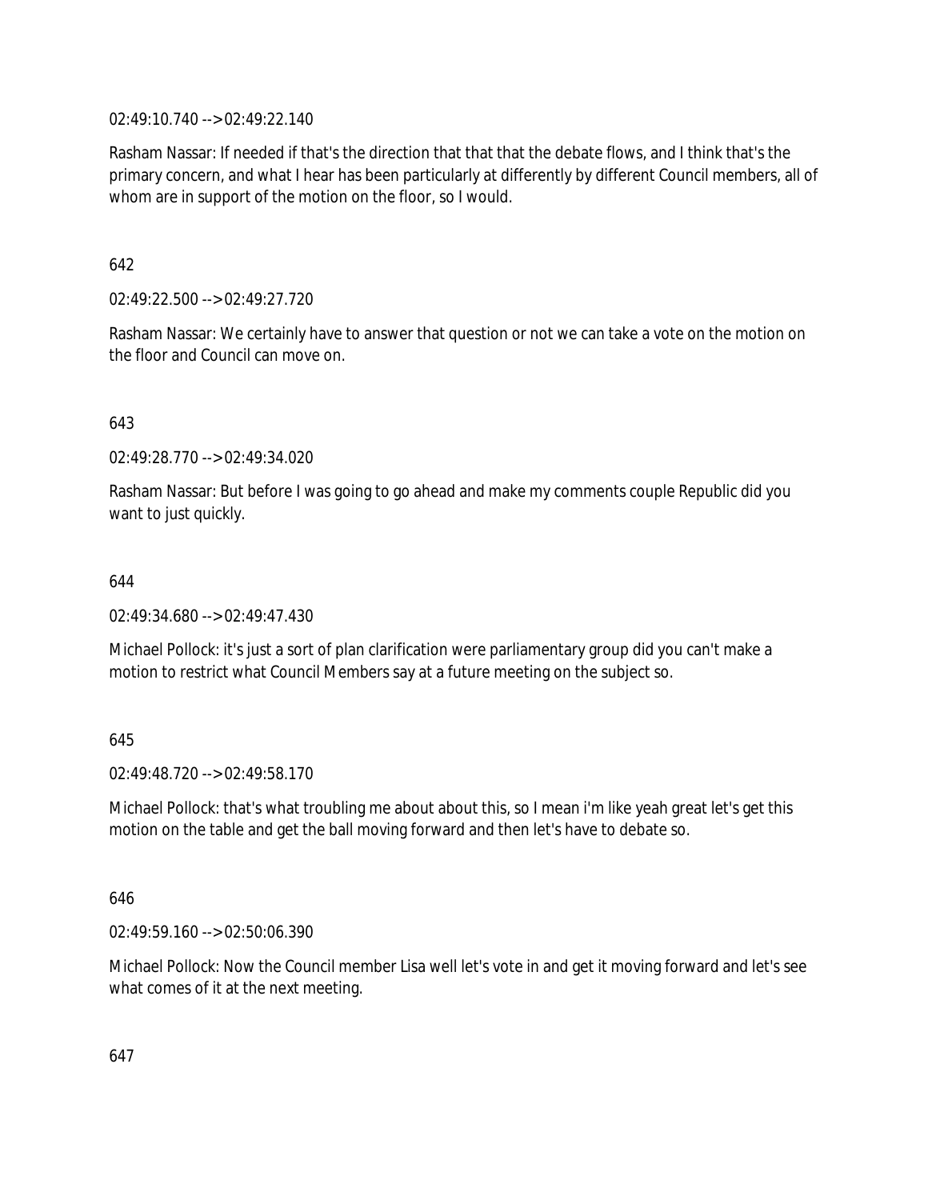02:49:10.740 --> 02:49:22.140

Rasham Nassar: If needed if that's the direction that that that the debate flows, and I think that's the primary concern, and what I hear has been particularly at differently by different Council members, all of whom are in support of the motion on the floor, so I would.

642

02:49:22.500 --> 02:49:27.720

Rasham Nassar: We certainly have to answer that question or not we can take a vote on the motion on the floor and Council can move on.

643

02:49:28.770 --> 02:49:34.020

Rasham Nassar: But before I was going to go ahead and make my comments couple Republic did you want to just quickly.

644

02:49:34.680 --> 02:49:47.430

Michael Pollock: it's just a sort of plan clarification were parliamentary group did you can't make a motion to restrict what Council Members say at a future meeting on the subject so.

645

02:49:48.720 --> 02:49:58.170

Michael Pollock: that's what troubling me about about this, so I mean i'm like yeah great let's get this motion on the table and get the ball moving forward and then let's have to debate so.

646

02:49:59.160 --> 02:50:06.390

Michael Pollock: Now the Council member Lisa well let's vote in and get it moving forward and let's see what comes of it at the next meeting.

647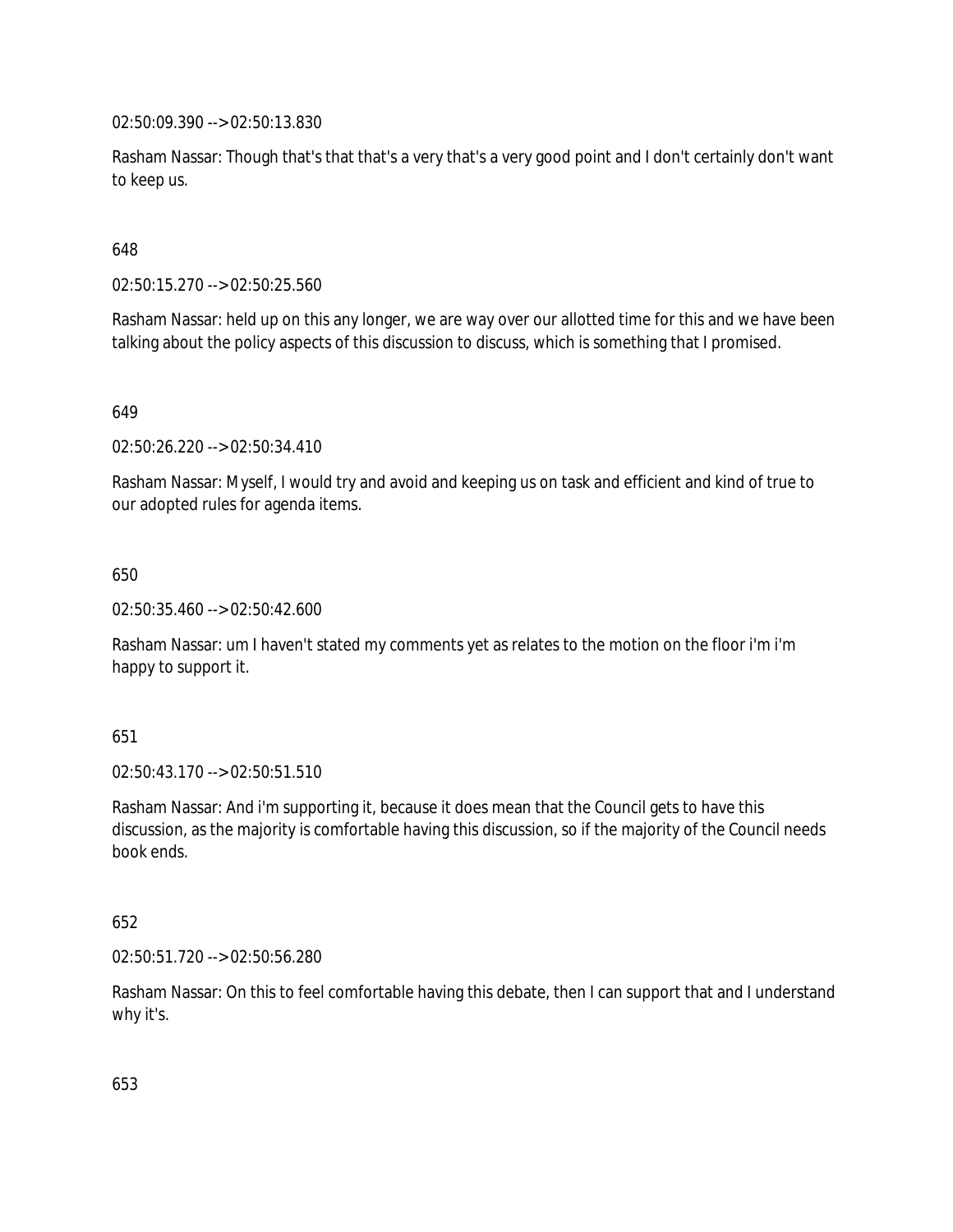02:50:09.390 --> 02:50:13.830

Rasham Nassar: Though that's that that's a very that's a very good point and I don't certainly don't want to keep us.

648

02:50:15.270 --> 02:50:25.560

Rasham Nassar: held up on this any longer, we are way over our allotted time for this and we have been talking about the policy aspects of this discussion to discuss, which is something that I promised.

649

02:50:26.220 --> 02:50:34.410

Rasham Nassar: Myself, I would try and avoid and keeping us on task and efficient and kind of true to our adopted rules for agenda items.

650

02:50:35.460 --> 02:50:42.600

Rasham Nassar: um I haven't stated my comments yet as relates to the motion on the floor i'm i'm happy to support it.

651

02:50:43.170 --> 02:50:51.510

Rasham Nassar: And i'm supporting it, because it does mean that the Council gets to have this discussion, as the majority is comfortable having this discussion, so if the majority of the Council needs book ends.

652

02:50:51.720 --> 02:50:56.280

Rasham Nassar: On this to feel comfortable having this debate, then I can support that and I understand why it's.

653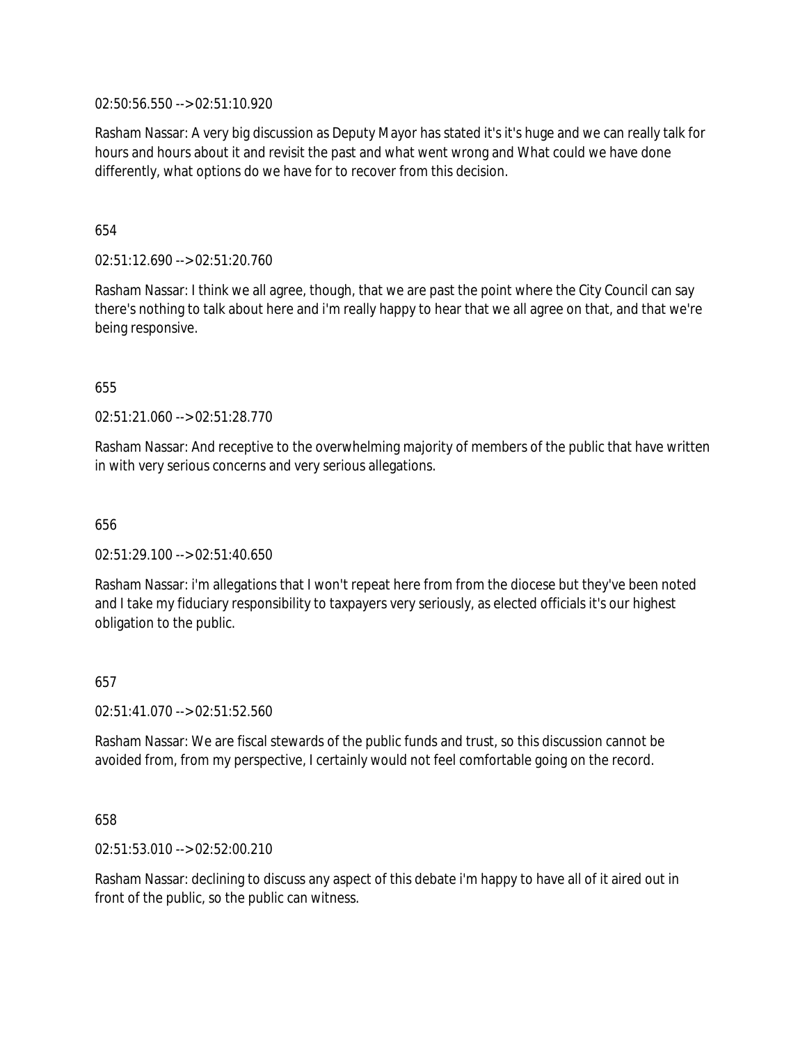02:50:56.550 --> 02:51:10.920

Rasham Nassar: A very big discussion as Deputy Mayor has stated it's it's huge and we can really talk for hours and hours about it and revisit the past and what went wrong and What could we have done differently, what options do we have for to recover from this decision.

654

02:51:12.690 --> 02:51:20.760

Rasham Nassar: I think we all agree, though, that we are past the point where the City Council can say there's nothing to talk about here and i'm really happy to hear that we all agree on that, and that we're being responsive.

655

02:51:21.060 --> 02:51:28.770

Rasham Nassar: And receptive to the overwhelming majority of members of the public that have written in with very serious concerns and very serious allegations.

656

02:51:29.100 --> 02:51:40.650

Rasham Nassar: i'm allegations that I won't repeat here from from the diocese but they've been noted and I take my fiduciary responsibility to taxpayers very seriously, as elected officials it's our highest obligation to the public.

657

02:51:41.070 --> 02:51:52.560

Rasham Nassar: We are fiscal stewards of the public funds and trust, so this discussion cannot be avoided from, from my perspective, I certainly would not feel comfortable going on the record.

658

02:51:53.010 --> 02:52:00.210

Rasham Nassar: declining to discuss any aspect of this debate i'm happy to have all of it aired out in front of the public, so the public can witness.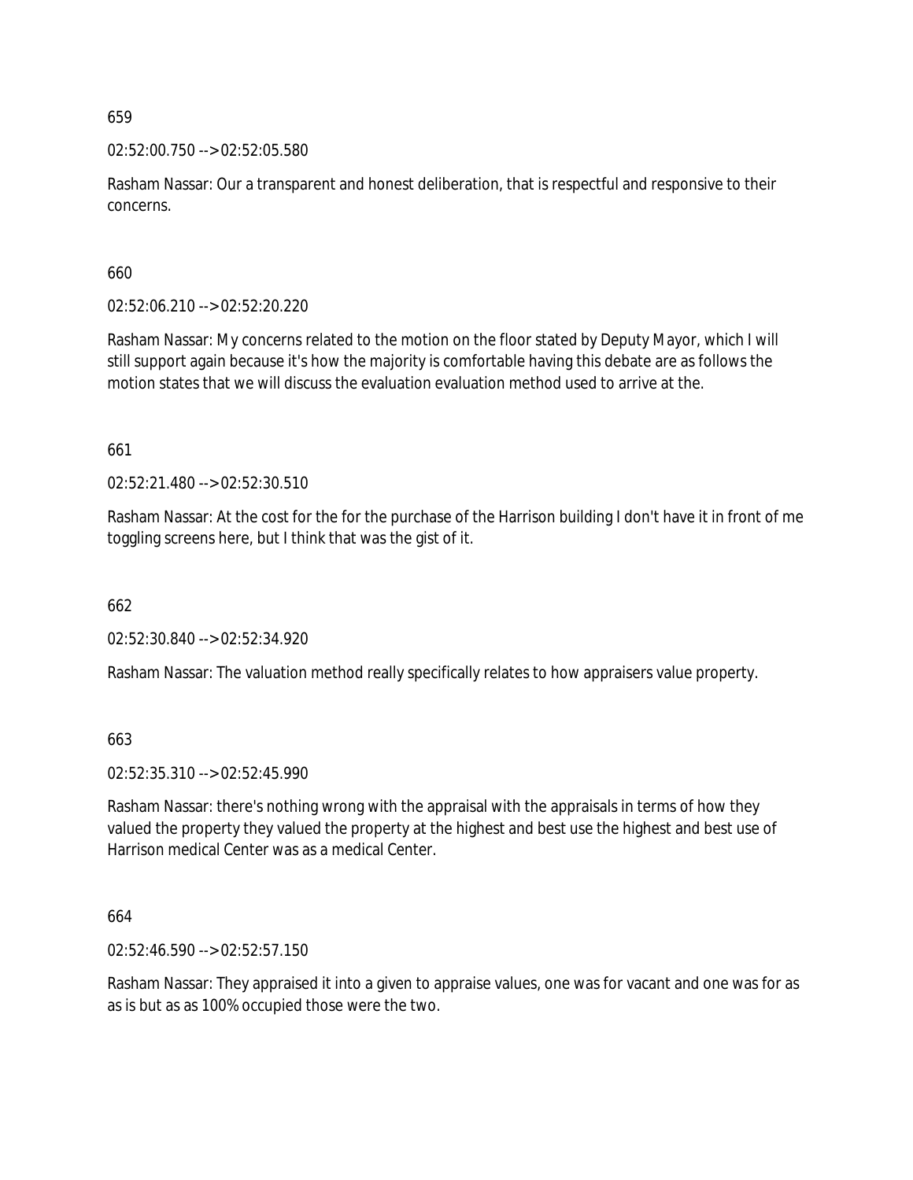659

02:52:00.750 --> 02:52:05.580

Rasham Nassar: Our a transparent and honest deliberation, that is respectful and responsive to their concerns.

660

02:52:06.210 --> 02:52:20.220

Rasham Nassar: My concerns related to the motion on the floor stated by Deputy Mayor, which I will still support again because it's how the majority is comfortable having this debate are as follows the motion states that we will discuss the evaluation evaluation method used to arrive at the.

661

02:52:21.480 --> 02:52:30.510

Rasham Nassar: At the cost for the for the purchase of the Harrison building I don't have it in front of me toggling screens here, but I think that was the gist of it.

662

02:52:30.840 --> 02:52:34.920

Rasham Nassar: The valuation method really specifically relates to how appraisers value property.

663

02:52:35.310 --> 02:52:45.990

Rasham Nassar: there's nothing wrong with the appraisal with the appraisals in terms of how they valued the property they valued the property at the highest and best use the highest and best use of Harrison medical Center was as a medical Center.

664

02:52:46.590 --> 02:52:57.150

Rasham Nassar: They appraised it into a given to appraise values, one was for vacant and one was for as as is but as as 100% occupied those were the two.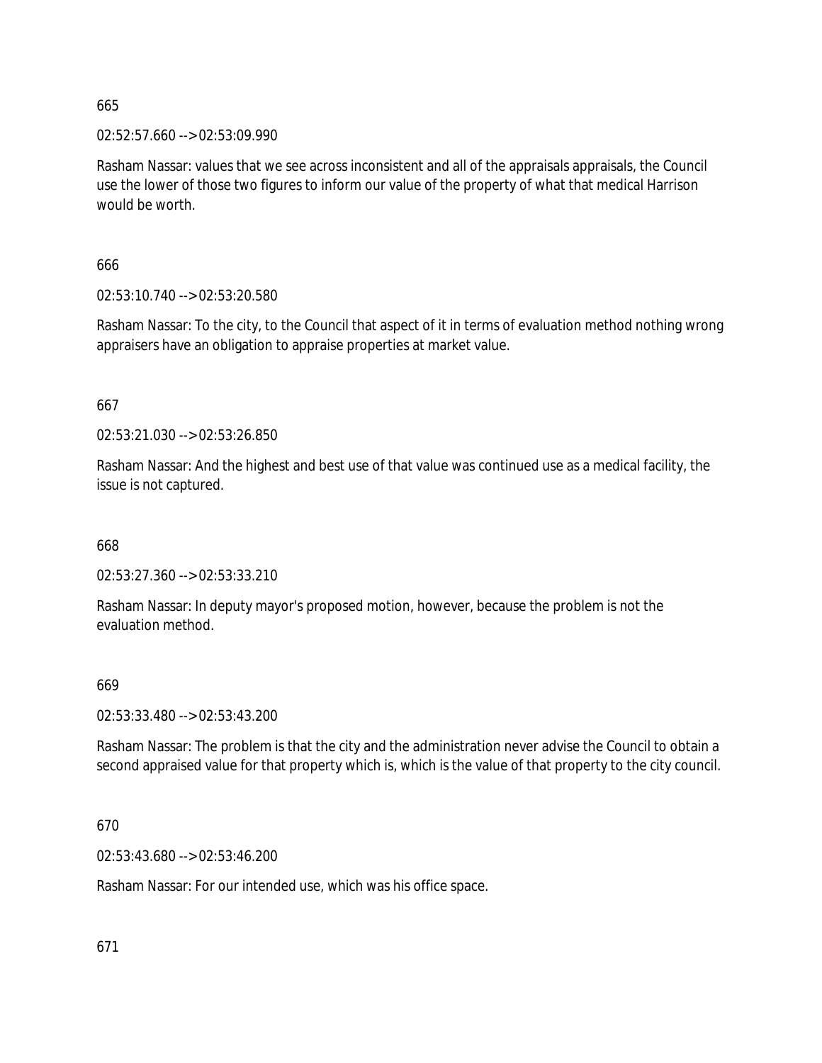665

02:52:57.660 --> 02:53:09.990

Rasham Nassar: values that we see across inconsistent and all of the appraisals appraisals, the Council use the lower of those two figures to inform our value of the property of what that medical Harrison would be worth.

666

02:53:10.740 --> 02:53:20.580

Rasham Nassar: To the city, to the Council that aspect of it in terms of evaluation method nothing wrong appraisers have an obligation to appraise properties at market value.

667

02:53:21.030 --> 02:53:26.850

Rasham Nassar: And the highest and best use of that value was continued use as a medical facility, the issue is not captured.

668

02:53:27.360 --> 02:53:33.210

Rasham Nassar: In deputy mayor's proposed motion, however, because the problem is not the evaluation method.

669

02:53:33.480 --> 02:53:43.200

Rasham Nassar: The problem is that the city and the administration never advise the Council to obtain a second appraised value for that property which is, which is the value of that property to the city council.

670

02:53:43.680 --> 02:53:46.200

Rasham Nassar: For our intended use, which was his office space.

671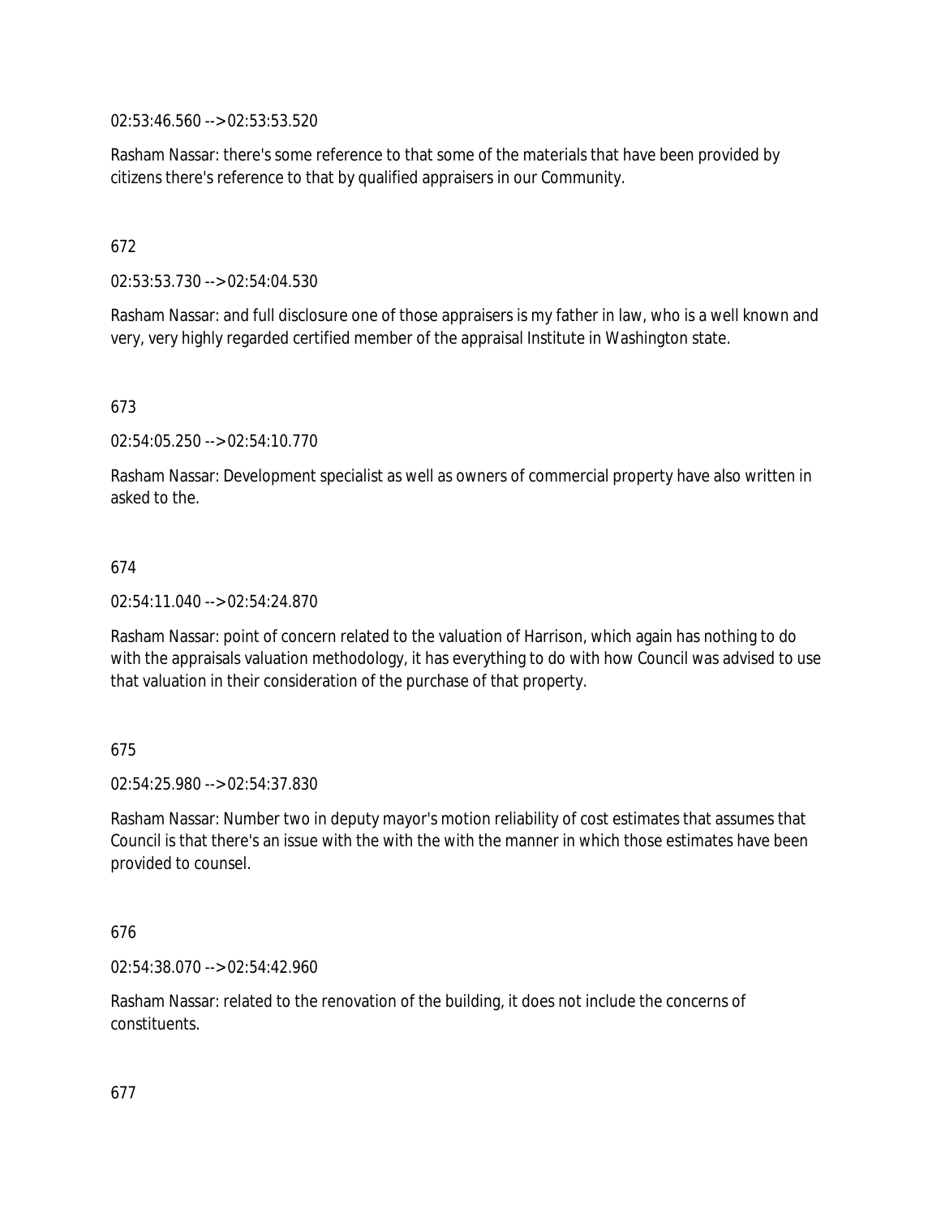02:53:46.560 --> 02:53:53.520

Rasham Nassar: there's some reference to that some of the materials that have been provided by citizens there's reference to that by qualified appraisers in our Community.

672

02:53:53.730 --> 02:54:04.530

Rasham Nassar: and full disclosure one of those appraisers is my father in law, who is a well known and very, very highly regarded certified member of the appraisal Institute in Washington state.

673

02:54:05.250 --> 02:54:10.770

Rasham Nassar: Development specialist as well as owners of commercial property have also written in asked to the.

674

02:54:11.040 --> 02:54:24.870

Rasham Nassar: point of concern related to the valuation of Harrison, which again has nothing to do with the appraisals valuation methodology, it has everything to do with how Council was advised to use that valuation in their consideration of the purchase of that property.

675

02:54:25.980 --> 02:54:37.830

Rasham Nassar: Number two in deputy mayor's motion reliability of cost estimates that assumes that Council is that there's an issue with the with the with the manner in which those estimates have been provided to counsel.

676

02:54:38.070 --> 02:54:42.960

Rasham Nassar: related to the renovation of the building, it does not include the concerns of constituents.

677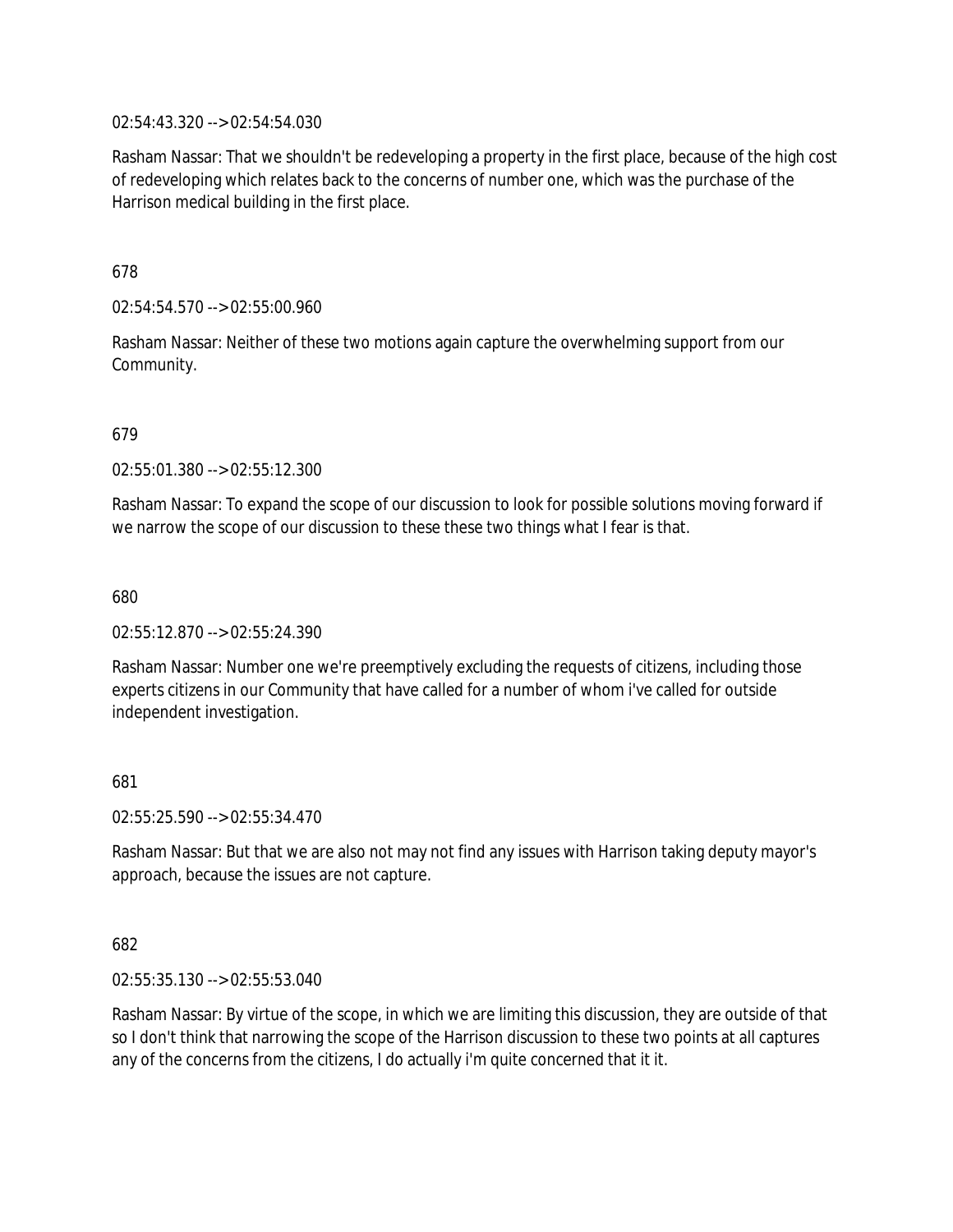02:54:43.320 --> 02:54:54.030

Rasham Nassar: That we shouldn't be redeveloping a property in the first place, because of the high cost of redeveloping which relates back to the concerns of number one, which was the purchase of the Harrison medical building in the first place.

678

02:54:54.570 --> 02:55:00.960

Rasham Nassar: Neither of these two motions again capture the overwhelming support from our Community.

679

02:55:01.380 --> 02:55:12.300

Rasham Nassar: To expand the scope of our discussion to look for possible solutions moving forward if we narrow the scope of our discussion to these these two things what I fear is that.

680

02:55:12.870 --> 02:55:24.390

Rasham Nassar: Number one we're preemptively excluding the requests of citizens, including those experts citizens in our Community that have called for a number of whom i've called for outside independent investigation.

681

02:55:25.590 --> 02:55:34.470

Rasham Nassar: But that we are also not may not find any issues with Harrison taking deputy mayor's approach, because the issues are not capture.

682

02:55:35.130 --> 02:55:53.040

Rasham Nassar: By virtue of the scope, in which we are limiting this discussion, they are outside of that so I don't think that narrowing the scope of the Harrison discussion to these two points at all captures any of the concerns from the citizens, I do actually i'm quite concerned that it it.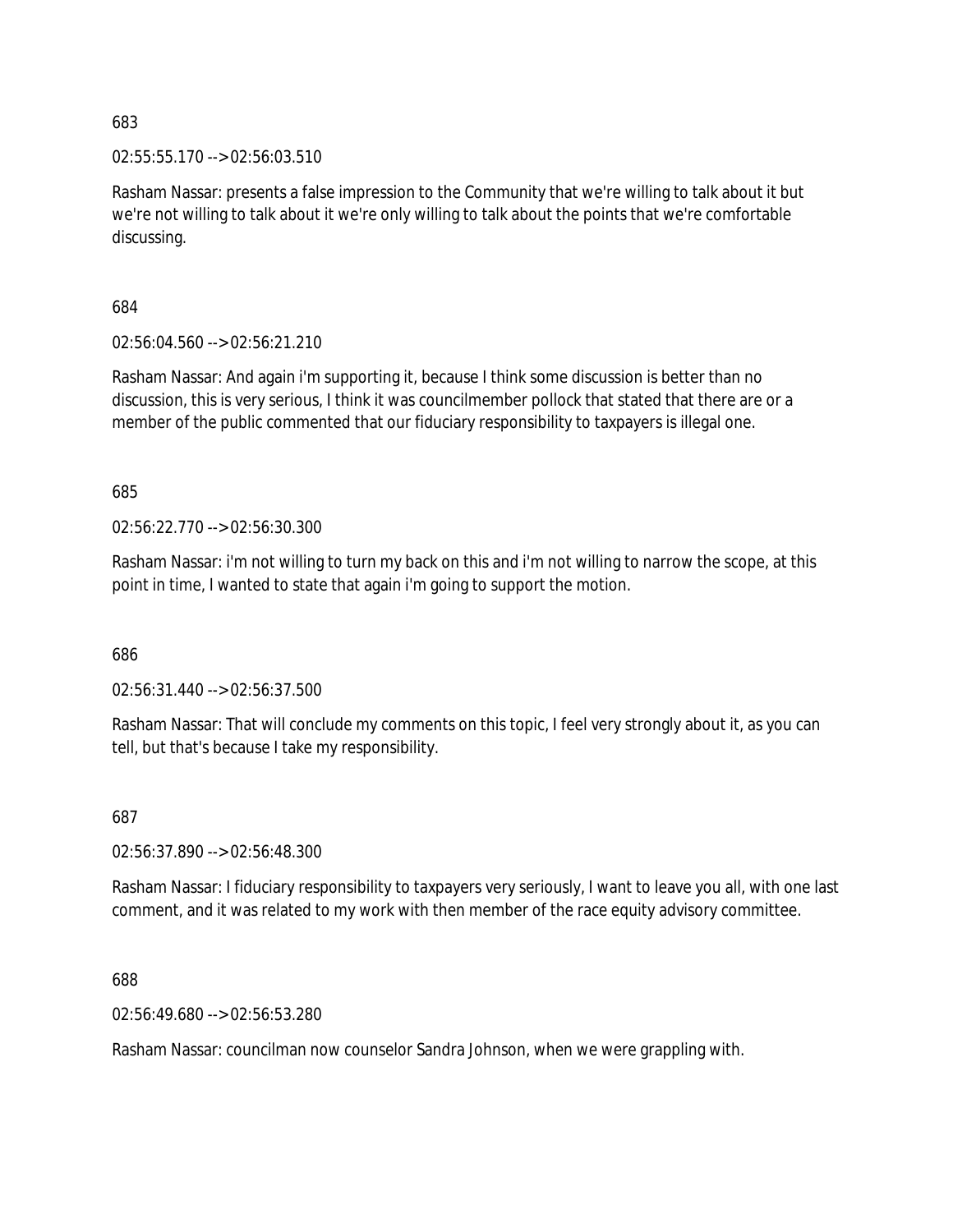683

02:55:55.170 --> 02:56:03.510

Rasham Nassar: presents a false impression to the Community that we're willing to talk about it but we're not willing to talk about it we're only willing to talk about the points that we're comfortable discussing.

684

02:56:04.560 --> 02:56:21.210

Rasham Nassar: And again i'm supporting it, because I think some discussion is better than no discussion, this is very serious, I think it was councilmember pollock that stated that there are or a member of the public commented that our fiduciary responsibility to taxpayers is illegal one.

685

02:56:22.770 --> 02:56:30.300

Rasham Nassar: i'm not willing to turn my back on this and i'm not willing to narrow the scope, at this point in time, I wanted to state that again i'm going to support the motion.

686

02:56:31.440 --> 02:56:37.500

Rasham Nassar: That will conclude my comments on this topic, I feel very strongly about it, as you can tell, but that's because I take my responsibility.

687

02:56:37.890 --> 02:56:48.300

Rasham Nassar: I fiduciary responsibility to taxpayers very seriously, I want to leave you all, with one last comment, and it was related to my work with then member of the race equity advisory committee.

688

02:56:49.680 --> 02:56:53.280

Rasham Nassar: councilman now counselor Sandra Johnson, when we were grappling with.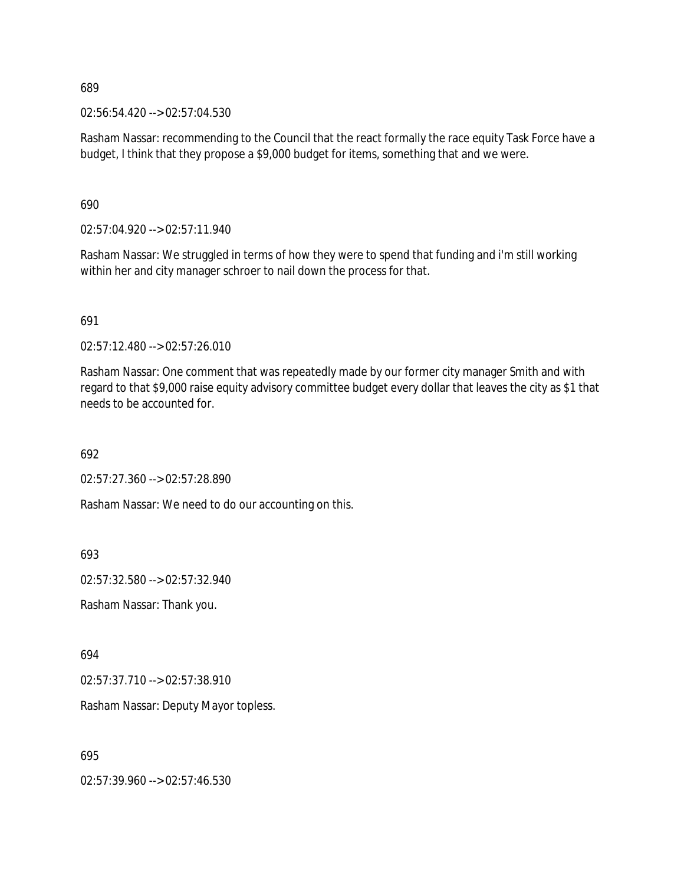689

02:56:54.420 --> 02:57:04.530

Rasham Nassar: recommending to the Council that the react formally the race equity Task Force have a budget, I think that they propose a $9,000 budget for items, something that and we were.

690

02:57:04.920 --> 02:57:11.940

Rasham Nassar: We struggled in terms of how they were to spend that funding and i'm still working within her and city manager schroer to nail down the process for that.

691

02:57:12.480 --> 02:57:26.010

Rasham Nassar: One comment that was repeatedly made by our former city manager Smith and with regard to that $9,000 raise equity advisory committee budget every dollar that leaves the city as $1 that needs to be accounted for.

692

02:57:27.360 --> 02:57:28.890

Rasham Nassar: We need to do our accounting on this.

693

02:57:32.580 --> 02:57:32.940

Rasham Nassar: Thank you.

694

02:57:37.710 --> 02:57:38.910

Rasham Nassar: Deputy Mayor topless.

695

02:57:39.960 --> 02:57:46.530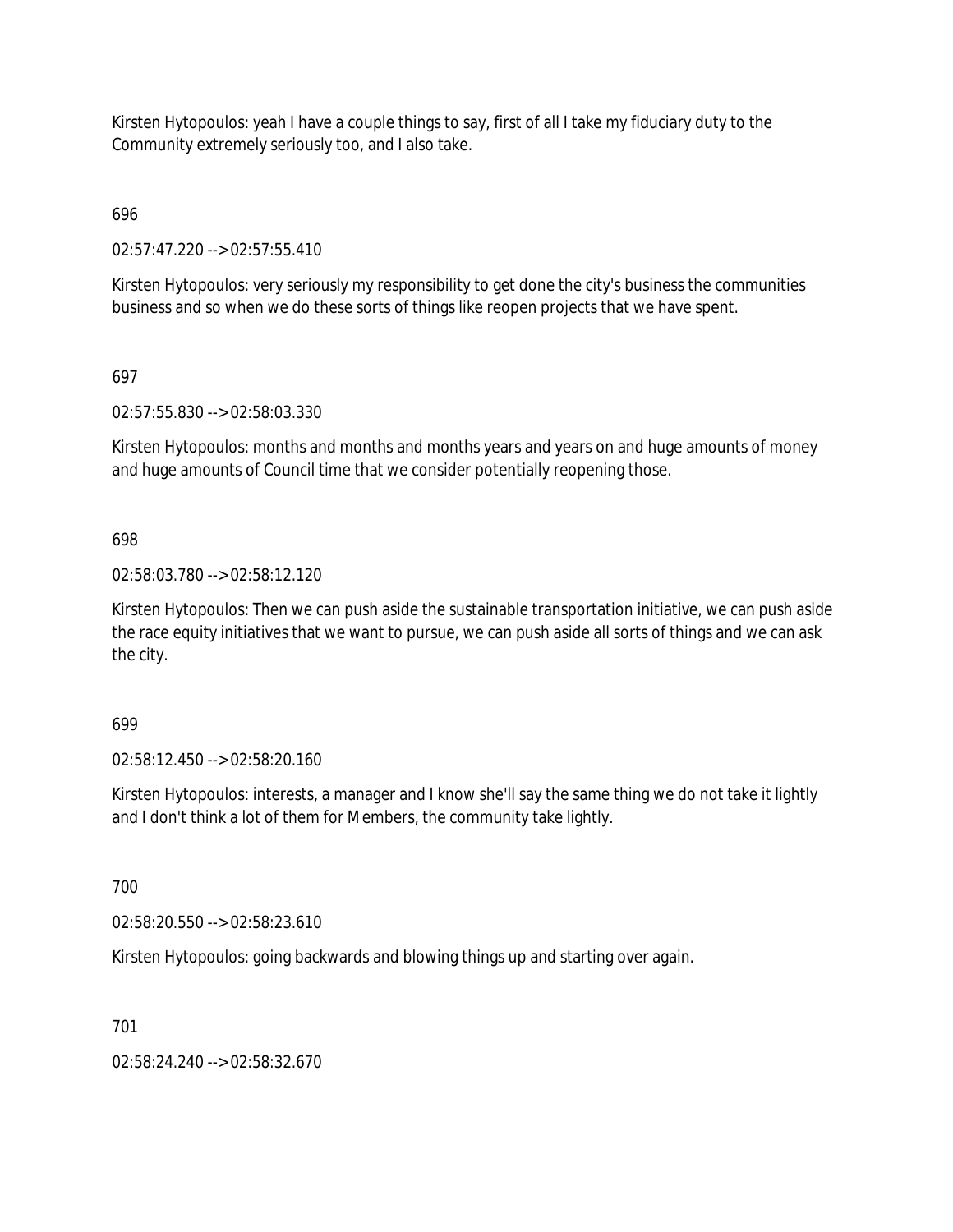Kirsten Hytopoulos: yeah I have a couple things to say, first of all I take my fiduciary duty to the Community extremely seriously too, and I also take.

696

02:57:47.220 --> 02:57:55.410

Kirsten Hytopoulos: very seriously my responsibility to get done the city's business the communities business and so when we do these sorts of things like reopen projects that we have spent.

697

02:57:55.830 --> 02:58:03.330

Kirsten Hytopoulos: months and months and months years and years on and huge amounts of money and huge amounts of Council time that we consider potentially reopening those.

698

02:58:03.780 --> 02:58:12.120

Kirsten Hytopoulos: Then we can push aside the sustainable transportation initiative, we can push aside the race equity initiatives that we want to pursue, we can push aside all sorts of things and we can ask the city.

699

02:58:12.450 --> 02:58:20.160

Kirsten Hytopoulos: interests, a manager and I know she'll say the same thing we do not take it lightly and I don't think a lot of them for Members, the community take lightly.

700

02:58:20.550 --> 02:58:23.610

Kirsten Hytopoulos: going backwards and blowing things up and starting over again.

701

02:58:24.240 --> 02:58:32.670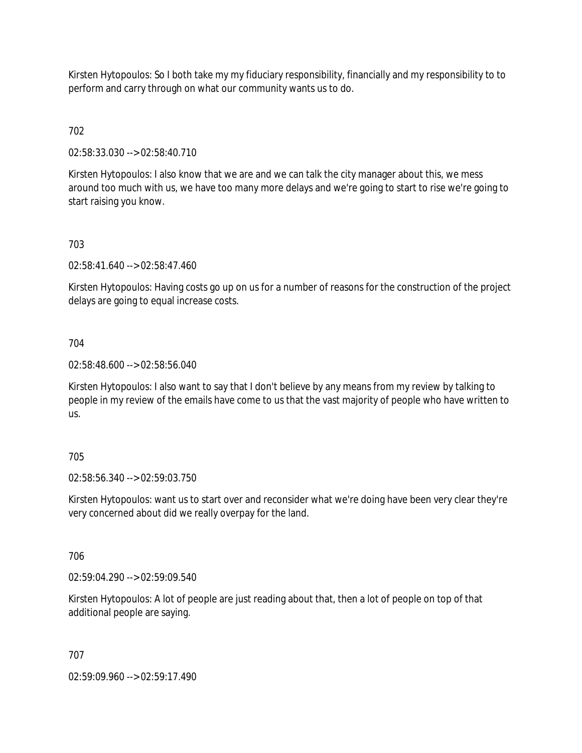Kirsten Hytopoulos: So I both take my my fiduciary responsibility, financially and my responsibility to to perform and carry through on what our community wants us to do.

702

02:58:33.030 --> 02:58:40.710

Kirsten Hytopoulos: I also know that we are and we can talk the city manager about this, we mess around too much with us, we have too many more delays and we're going to start to rise we're going to start raising you know.

703

02:58:41.640 --> 02:58:47.460

Kirsten Hytopoulos: Having costs go up on us for a number of reasons for the construction of the project delays are going to equal increase costs.

704

02:58:48.600 --> 02:58:56.040

Kirsten Hytopoulos: I also want to say that I don't believe by any means from my review by talking to people in my review of the emails have come to us that the vast majority of people who have written to us.

705

02:58:56.340 --> 02:59:03.750

Kirsten Hytopoulos: want us to start over and reconsider what we're doing have been very clear they're very concerned about did we really overpay for the land.

706

02:59:04.290 --> 02:59:09.540

Kirsten Hytopoulos: A lot of people are just reading about that, then a lot of people on top of that additional people are saying.

707

02:59:09.960 --> 02:59:17.490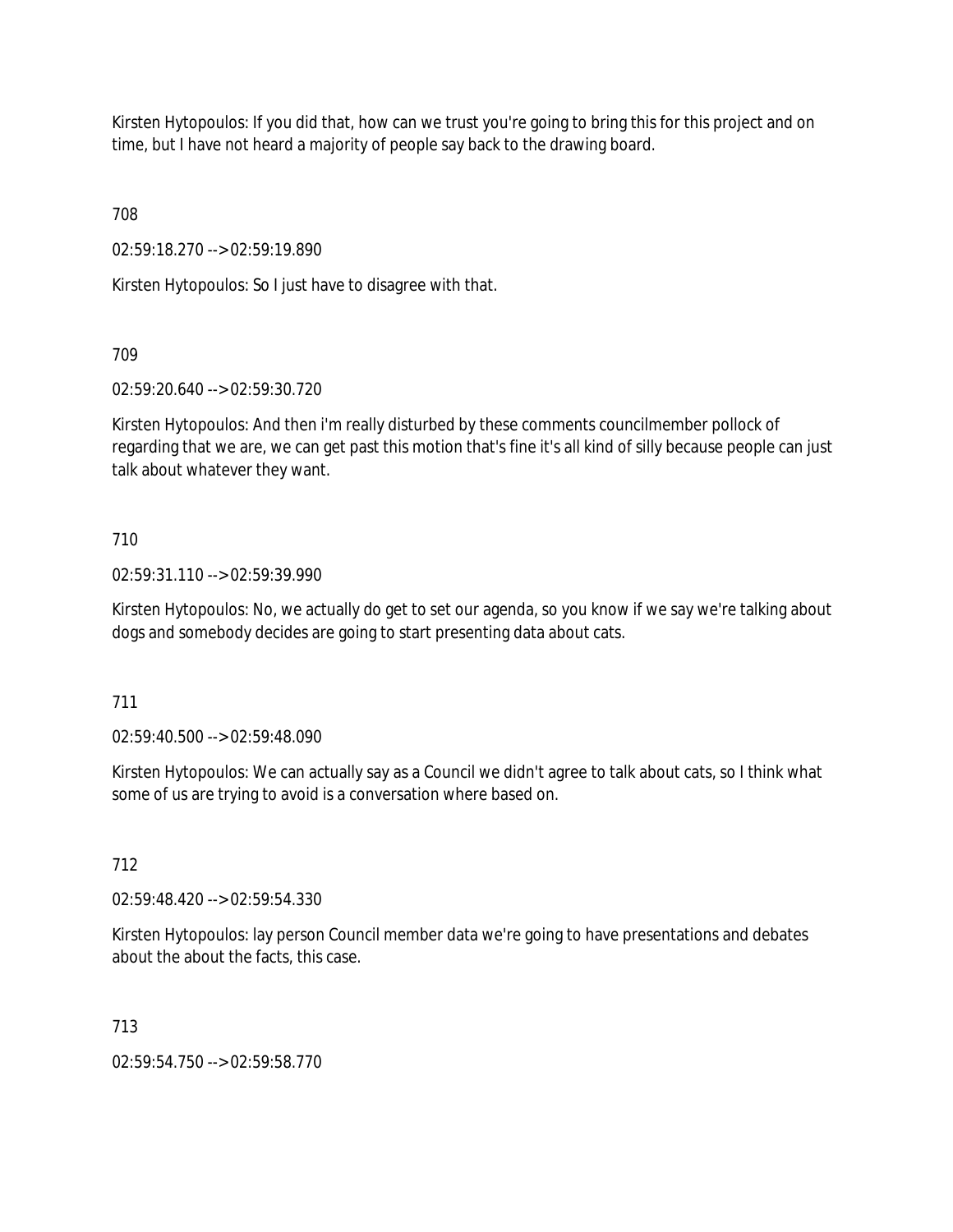Kirsten Hytopoulos: If you did that, how can we trust you're going to bring this for this project and on time, but I have not heard a majority of people say back to the drawing board.

708

02:59:18.270 --> 02:59:19.890

Kirsten Hytopoulos: So I just have to disagree with that.

709

02:59:20.640 --> 02:59:30.720

Kirsten Hytopoulos: And then i'm really disturbed by these comments councilmember pollock of regarding that we are, we can get past this motion that's fine it's all kind of silly because people can just talk about whatever they want.

710

02:59:31.110 --> 02:59:39.990

Kirsten Hytopoulos: No, we actually do get to set our agenda, so you know if we say we're talking about dogs and somebody decides are going to start presenting data about cats.

711

02:59:40.500 --> 02:59:48.090

Kirsten Hytopoulos: We can actually say as a Council we didn't agree to talk about cats, so I think what some of us are trying to avoid is a conversation where based on.

712

02:59:48.420 --> 02:59:54.330

Kirsten Hytopoulos: lay person Council member data we're going to have presentations and debates about the about the facts, this case.

713

02:59:54.750 --> 02:59:58.770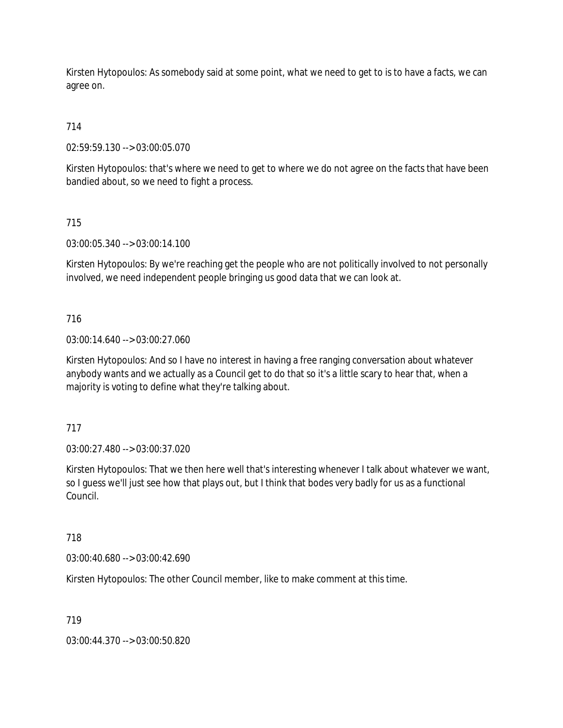Kirsten Hytopoulos: As somebody said at some point, what we need to get to is to have a facts, we can agree on.

714

02:59:59.130 --> 03:00:05.070

Kirsten Hytopoulos: that's where we need to get to where we do not agree on the facts that have been bandied about, so we need to fight a process.

715

03:00:05.340 --> 03:00:14.100

Kirsten Hytopoulos: By we're reaching get the people who are not politically involved to not personally involved, we need independent people bringing us good data that we can look at.

716

03:00:14.640 --> 03:00:27.060

Kirsten Hytopoulos: And so I have no interest in having a free ranging conversation about whatever anybody wants and we actually as a Council get to do that so it's a little scary to hear that, when a majority is voting to define what they're talking about.

717

03:00:27.480 --> 03:00:37.020

Kirsten Hytopoulos: That we then here well that's interesting whenever I talk about whatever we want, so I guess we'll just see how that plays out, but I think that bodes very badly for us as a functional Council.

718

03:00:40.680 --> 03:00:42.690

Kirsten Hytopoulos: The other Council member, like to make comment at this time.

719

03:00:44.370 --> 03:00:50.820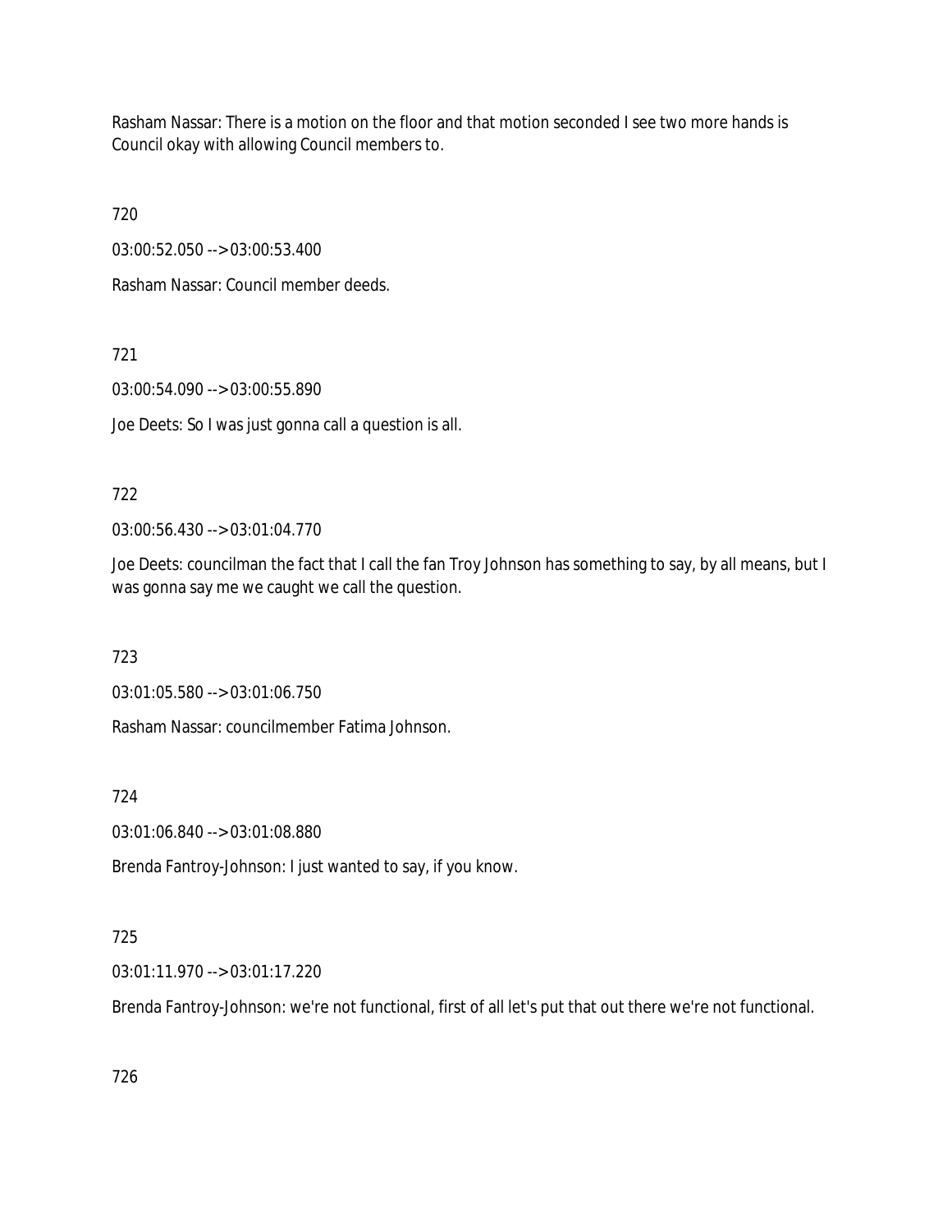Rasham Nassar: There is a motion on the floor and that motion seconded I see two more hands is Council okay with allowing Council members to.

720

03:00:52.050 --> 03:00:53.400

Rasham Nassar: Council member deeds.

721

03:00:54.090 --> 03:00:55.890

Joe Deets: So I was just gonna call a question is all.

722

03:00:56.430 --> 03:01:04.770

Joe Deets: councilman the fact that I call the fan Troy Johnson has something to say, by all means, but I was gonna say me we caught we call the question.

723

03:01:05.580 --> 03:01:06.750

Rasham Nassar: councilmember Fatima Johnson.

724

03:01:06.840 --> 03:01:08.880

Brenda Fantroy-Johnson: I just wanted to say, if you know.

725

03:01:11.970 --> 03:01:17.220

Brenda Fantroy-Johnson: we're not functional, first of all let's put that out there we're not functional.

726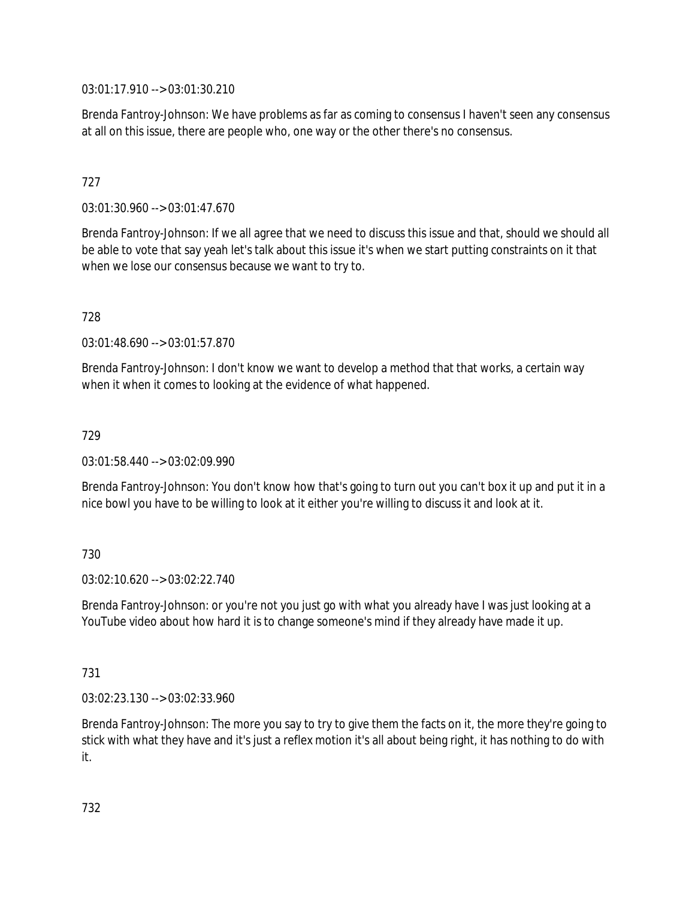03:01:17.910 --> 03:01:30.210

Brenda Fantroy-Johnson: We have problems as far as coming to consensus I haven't seen any consensus at all on this issue, there are people who, one way or the other there's no consensus.

727

03:01:30.960 --> 03:01:47.670

Brenda Fantroy-Johnson: If we all agree that we need to discuss this issue and that, should we should all be able to vote that say yeah let's talk about this issue it's when we start putting constraints on it that when we lose our consensus because we want to try to.

728

03:01:48.690 --> 03:01:57.870

Brenda Fantroy-Johnson: I don't know we want to develop a method that that works, a certain way when it when it comes to looking at the evidence of what happened.

729

03:01:58.440 --> 03:02:09.990

Brenda Fantroy-Johnson: You don't know how that's going to turn out you can't box it up and put it in a nice bowl you have to be willing to look at it either you're willing to discuss it and look at it.

730

03:02:10.620 --> 03:02:22.740

Brenda Fantroy-Johnson: or you're not you just go with what you already have I was just looking at a YouTube video about how hard it is to change someone's mind if they already have made it up.

731

03:02:23.130 --> 03:02:33.960

Brenda Fantroy-Johnson: The more you say to try to give them the facts on it, the more they're going to stick with what they have and it's just a reflex motion it's all about being right, it has nothing to do with it.

732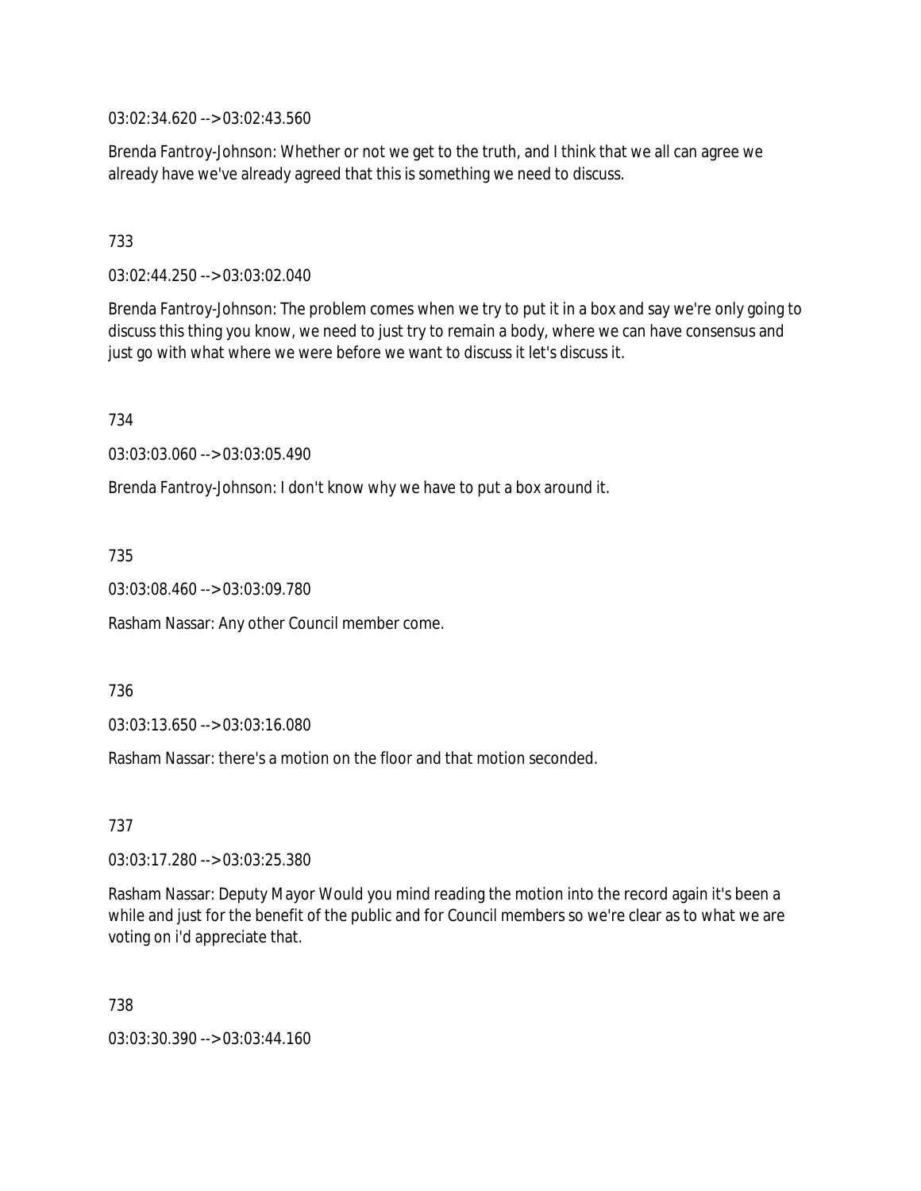03:02:34.620 --> 03:02:43.560

Brenda Fantroy-Johnson: Whether or not we get to the truth, and I think that we all can agree we already have we've already agreed that this is something we need to discuss.

733

03:02:44.250 --> 03:03:02.040

Brenda Fantroy-Johnson: The problem comes when we try to put it in a box and say we're only going to discuss this thing you know, we need to just try to remain a body, where we can have consensus and just go with what where we were before we want to discuss it let's discuss it.

734

03:03:03.060 --> 03:03:05.490

Brenda Fantroy-Johnson: I don't know why we have to put a box around it.

735

03:03:08.460 --> 03:03:09.780

Rasham Nassar: Any other Council member come.

736

03:03:13.650 --> 03:03:16.080

Rasham Nassar: there's a motion on the floor and that motion seconded.

737

03:03:17.280 --> 03:03:25.380

Rasham Nassar: Deputy Mayor Would you mind reading the motion into the record again it's been a while and just for the benefit of the public and for Council members so we're clear as to what we are voting on i'd appreciate that.

738

03:03:30.390 --> 03:03:44.160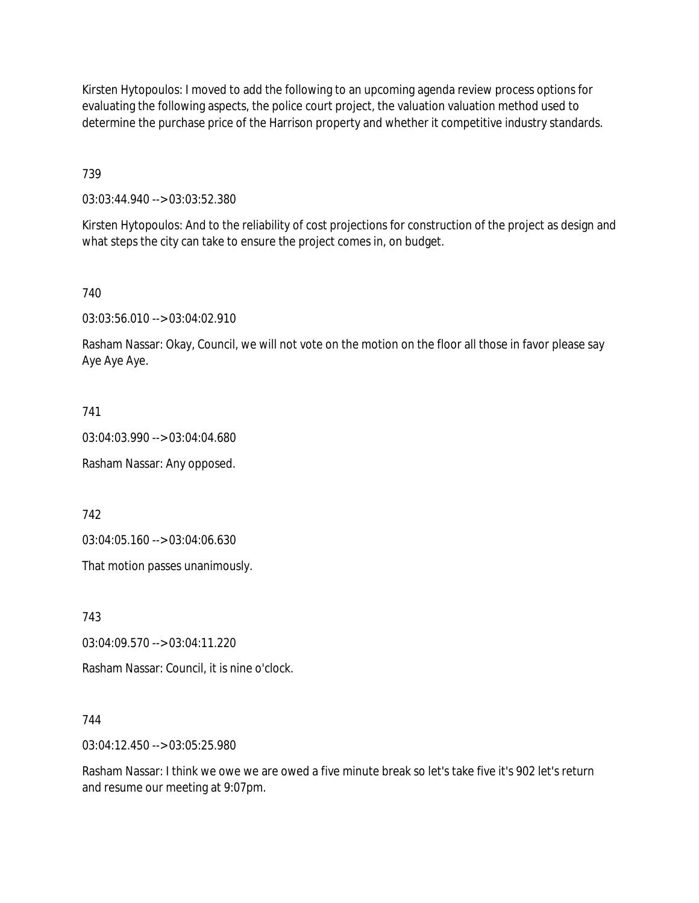Kirsten Hytopoulos: I moved to add the following to an upcoming agenda review process options for evaluating the following aspects, the police court project, the valuation valuation method used to determine the purchase price of the Harrison property and whether it competitive industry standards.

739

03:03:44.940 --> 03:03:52.380

Kirsten Hytopoulos: And to the reliability of cost projections for construction of the project as design and what steps the city can take to ensure the project comes in, on budget.

740

03:03:56.010 --> 03:04:02.910

Rasham Nassar: Okay, Council, we will not vote on the motion on the floor all those in favor please say Aye Aye Aye.

741

03:04:03.990 --> 03:04:04.680

Rasham Nassar: Any opposed.

742

03:04:05.160 --> 03:04:06.630

That motion passes unanimously.

743

03:04:09.570 --> 03:04:11.220

Rasham Nassar: Council, it is nine o'clock.

744

03:04:12.450 --> 03:05:25.980

Rasham Nassar: I think we owe we are owed a five minute break so let's take five it's 902 let's return and resume our meeting at 9:07pm.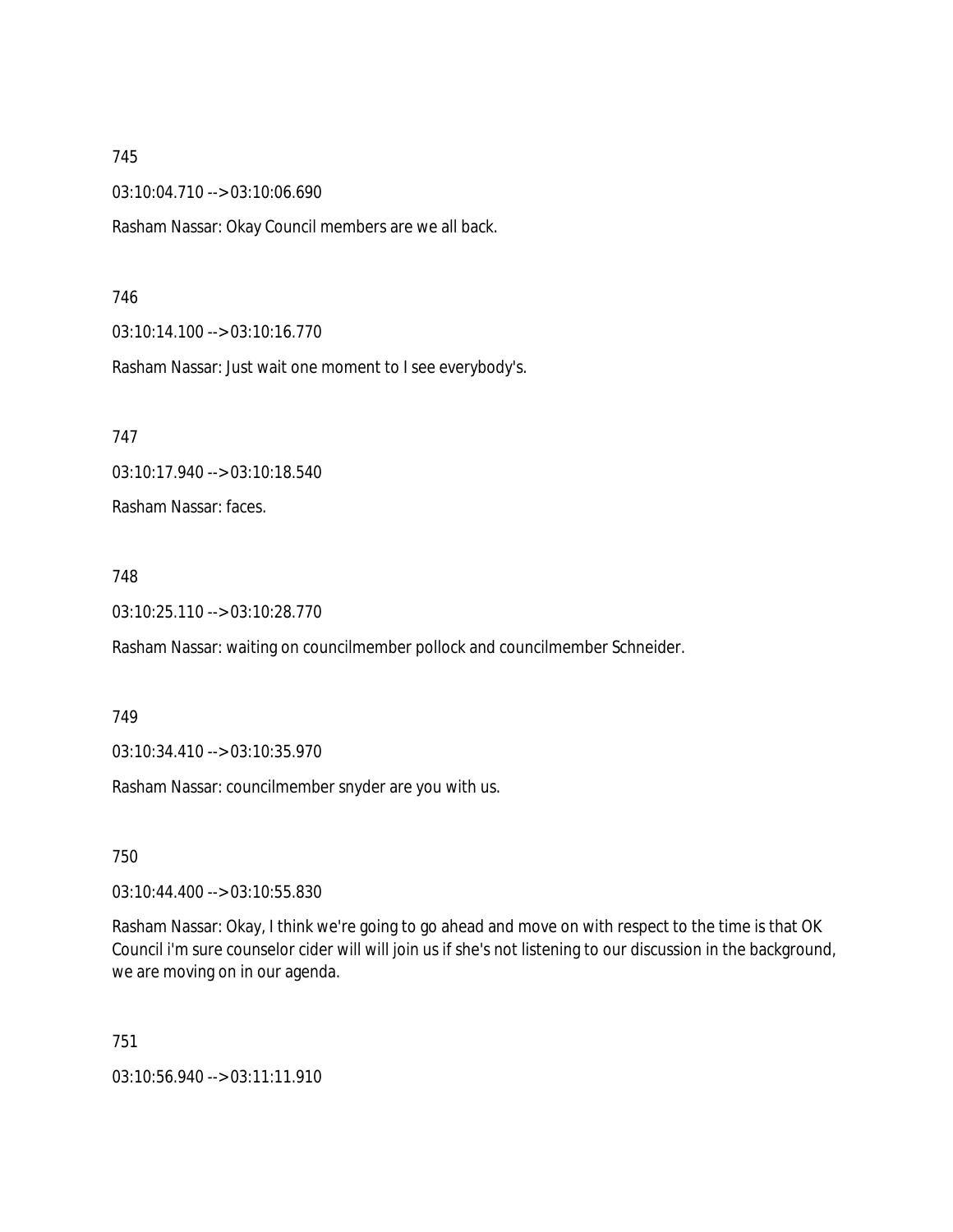745

03:10:04.710 --> 03:10:06.690

Rasham Nassar: Okay Council members are we all back.

746

03:10:14.100 --> 03:10:16.770

Rasham Nassar: Just wait one moment to I see everybody's.

747

03:10:17.940 --> 03:10:18.540

Rasham Nassar: faces.

748

03:10:25.110 --> 03:10:28.770

Rasham Nassar: waiting on councilmember pollock and councilmember Schneider.

749

03:10:34.410 --> 03:10:35.970

Rasham Nassar: councilmember snyder are you with us.

750

03:10:44.400 --> 03:10:55.830

Rasham Nassar: Okay, I think we're going to go ahead and move on with respect to the time is that OK Council i'm sure counselor cider will will join us if she's not listening to our discussion in the background, we are moving on in our agenda.

751

03:10:56.940 --> 03:11:11.910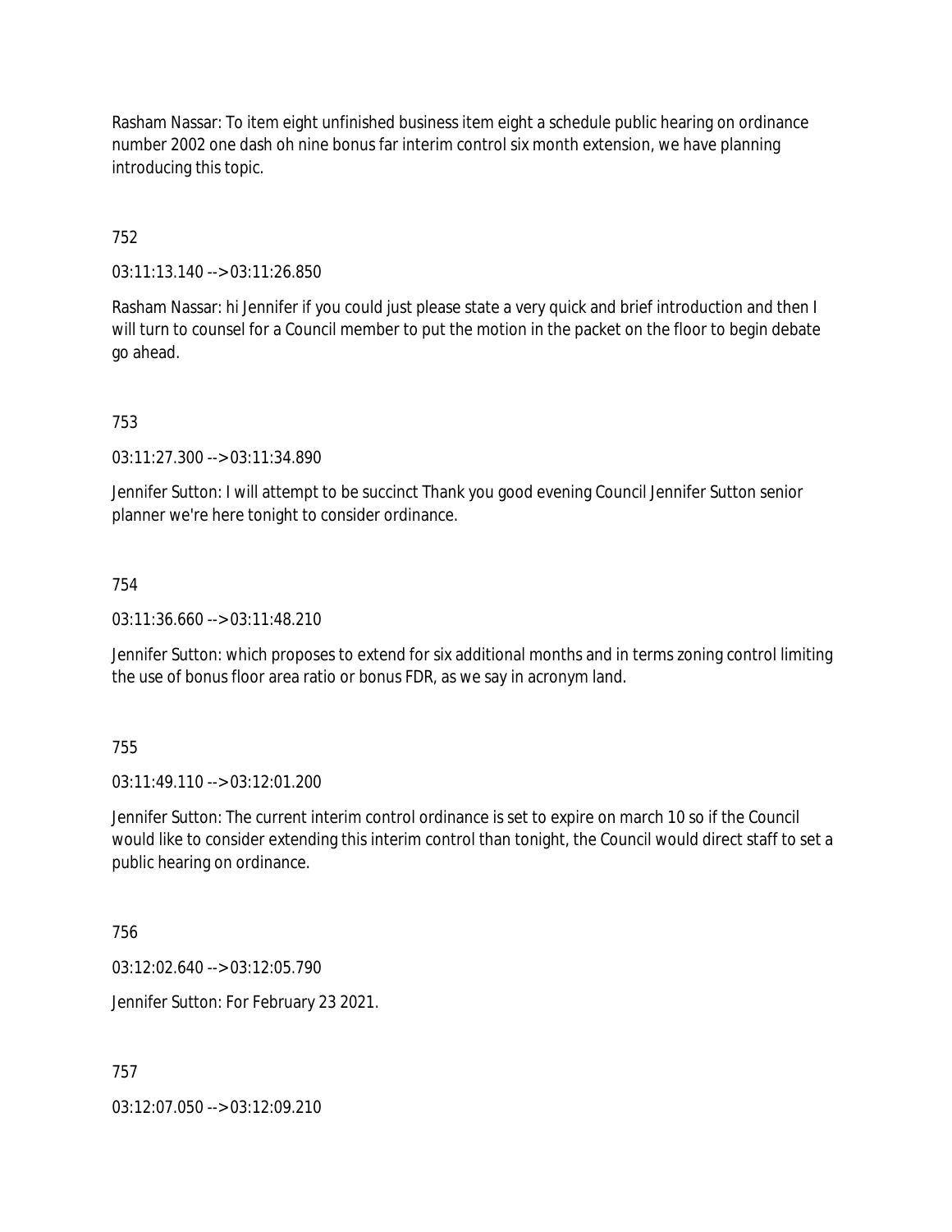Rasham Nassar: To item eight unfinished business item eight a schedule public hearing on ordinance number 2002 one dash oh nine bonus far interim control six month extension, we have planning introducing this topic.

752

03:11:13.140 --> 03:11:26.850

Rasham Nassar: hi Jennifer if you could just please state a very quick and brief introduction and then I will turn to counsel for a Council member to put the motion in the packet on the floor to begin debate go ahead.

753

03:11:27.300 --> 03:11:34.890

Jennifer Sutton: I will attempt to be succinct Thank you good evening Council Jennifer Sutton senior planner we're here tonight to consider ordinance.

754

03:11:36.660 --> 03:11:48.210

Jennifer Sutton: which proposes to extend for six additional months and in terms zoning control limiting the use of bonus floor area ratio or bonus FDR, as we say in acronym land.

755

03:11:49.110 --> 03:12:01.200

Jennifer Sutton: The current interim control ordinance is set to expire on march 10 so if the Council would like to consider extending this interim control than tonight, the Council would direct staff to set a public hearing on ordinance.

756

03:12:02.640 --> 03:12:05.790

Jennifer Sutton: For February 23 2021.

757

03:12:07.050 --> 03:12:09.210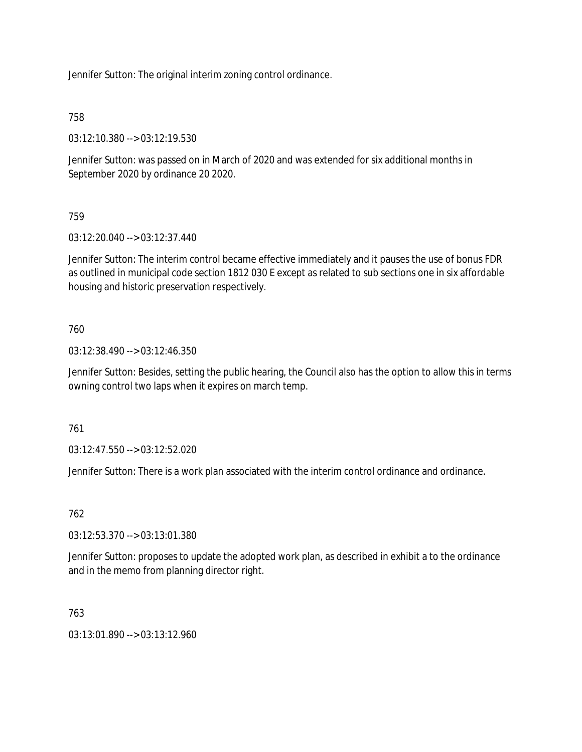Jennifer Sutton: The original interim zoning control ordinance.

758

03:12:10.380 --> 03:12:19.530

Jennifer Sutton: was passed on in March of 2020 and was extended for six additional months in September 2020 by ordinance 20 2020.

759

03:12:20.040 --> 03:12:37.440

Jennifer Sutton: The interim control became effective immediately and it pauses the use of bonus FDR as outlined in municipal code section 1812 030 E except as related to sub sections one in six affordable housing and historic preservation respectively.

760

03:12:38.490 --> 03:12:46.350

Jennifer Sutton: Besides, setting the public hearing, the Council also has the option to allow this in terms owning control two laps when it expires on march temp.

761

03:12:47.550 --> 03:12:52.020

Jennifer Sutton: There is a work plan associated with the interim control ordinance and ordinance.

762

03:12:53.370 --> 03:13:01.380

Jennifer Sutton: proposes to update the adopted work plan, as described in exhibit a to the ordinance and in the memo from planning director right.

763

03:13:01.890 --> 03:13:12.960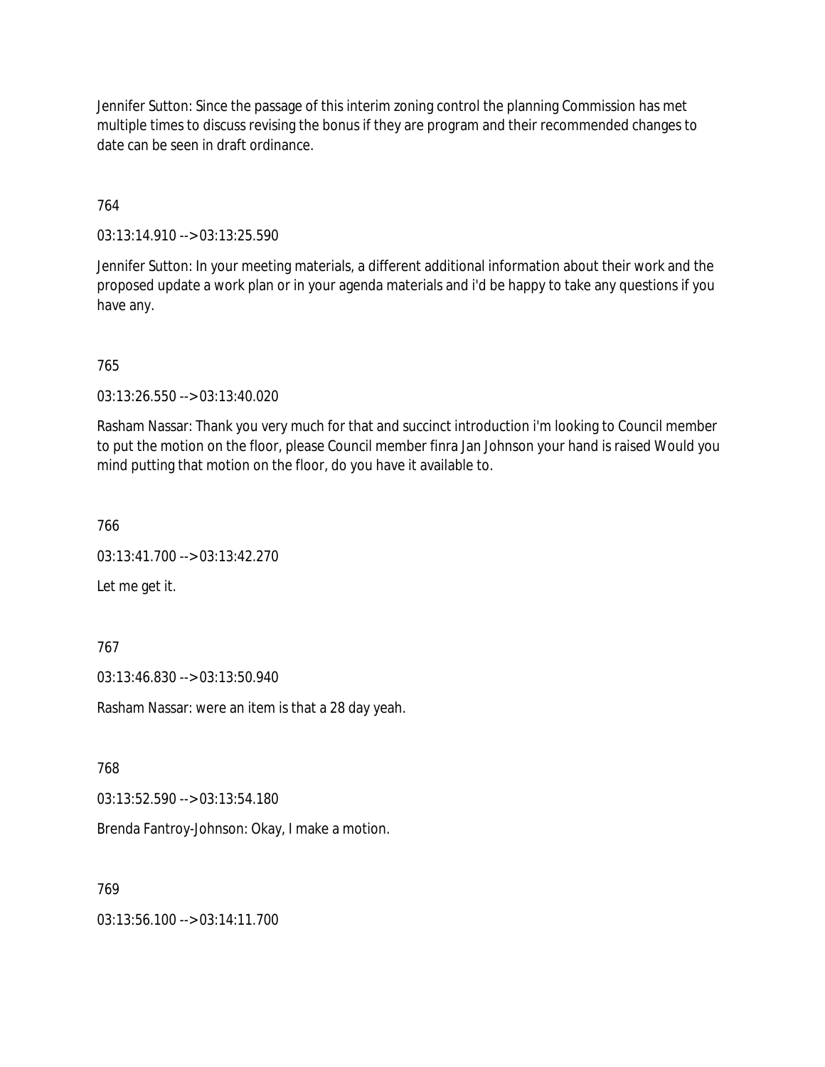Jennifer Sutton: Since the passage of this interim zoning control the planning Commission has met multiple times to discuss revising the bonus if they are program and their recommended changes to date can be seen in draft ordinance.

764

03:13:14.910 --> 03:13:25.590

Jennifer Sutton: In your meeting materials, a different additional information about their work and the proposed update a work plan or in your agenda materials and i'd be happy to take any questions if you have any.

765

03:13:26.550 --> 03:13:40.020

Rasham Nassar: Thank you very much for that and succinct introduction i'm looking to Council member to put the motion on the floor, please Council member finra Jan Johnson your hand is raised Would you mind putting that motion on the floor, do you have it available to.

766

03:13:41.700 --> 03:13:42.270

Let me get it.

767

03:13:46.830 --> 03:13:50.940

Rasham Nassar: were an item is that a 28 day yeah.

768

03:13:52.590 --> 03:13:54.180

Brenda Fantroy-Johnson: Okay, I make a motion.

769

03:13:56.100 --> 03:14:11.700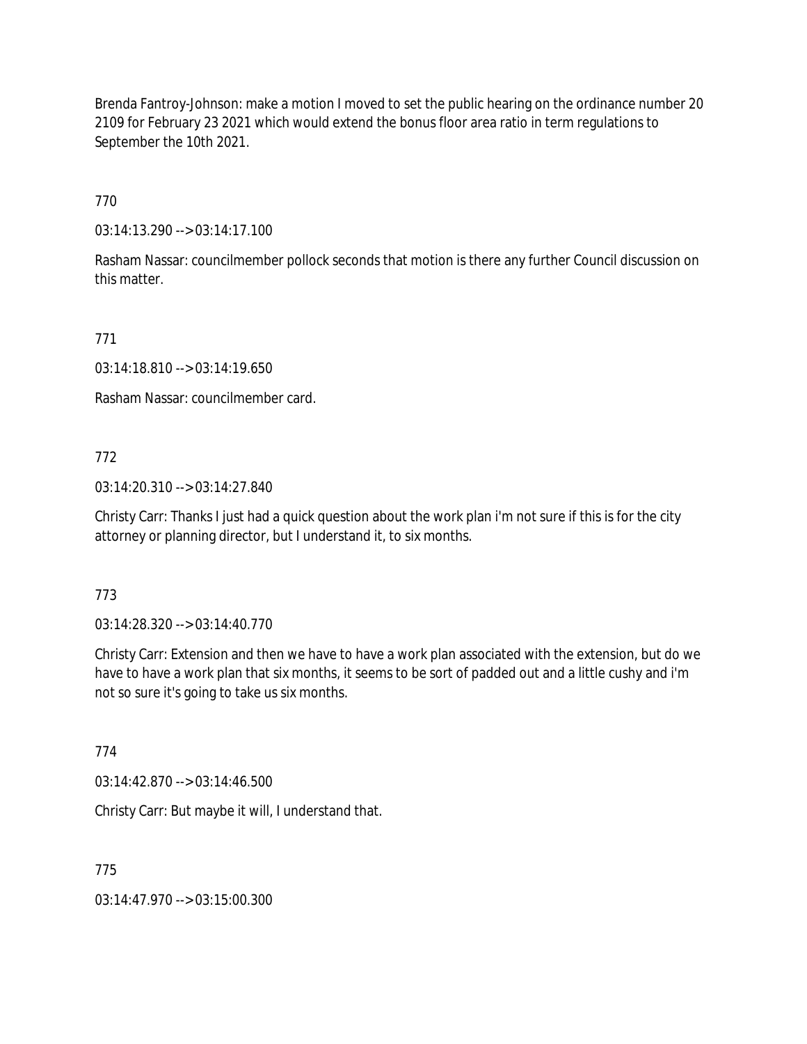Brenda Fantroy-Johnson: make a motion I moved to set the public hearing on the ordinance number 20 2109 for February 23 2021 which would extend the bonus floor area ratio in term regulations to September the 10th 2021.

770

03:14:13.290 --> 03:14:17.100

Rasham Nassar: councilmember pollock seconds that motion is there any further Council discussion on this matter.

771

03:14:18.810 --> 03:14:19.650

Rasham Nassar: councilmember card.

772

03:14:20.310 --> 03:14:27.840

Christy Carr: Thanks I just had a quick question about the work plan i'm not sure if this is for the city attorney or planning director, but I understand it, to six months.

773

03:14:28.320 --> 03:14:40.770

Christy Carr: Extension and then we have to have a work plan associated with the extension, but do we have to have a work plan that six months, it seems to be sort of padded out and a little cushy and i'm not so sure it's going to take us six months.

774

03:14:42.870 --> 03:14:46.500

Christy Carr: But maybe it will, I understand that.

775

03:14:47.970 --> 03:15:00.300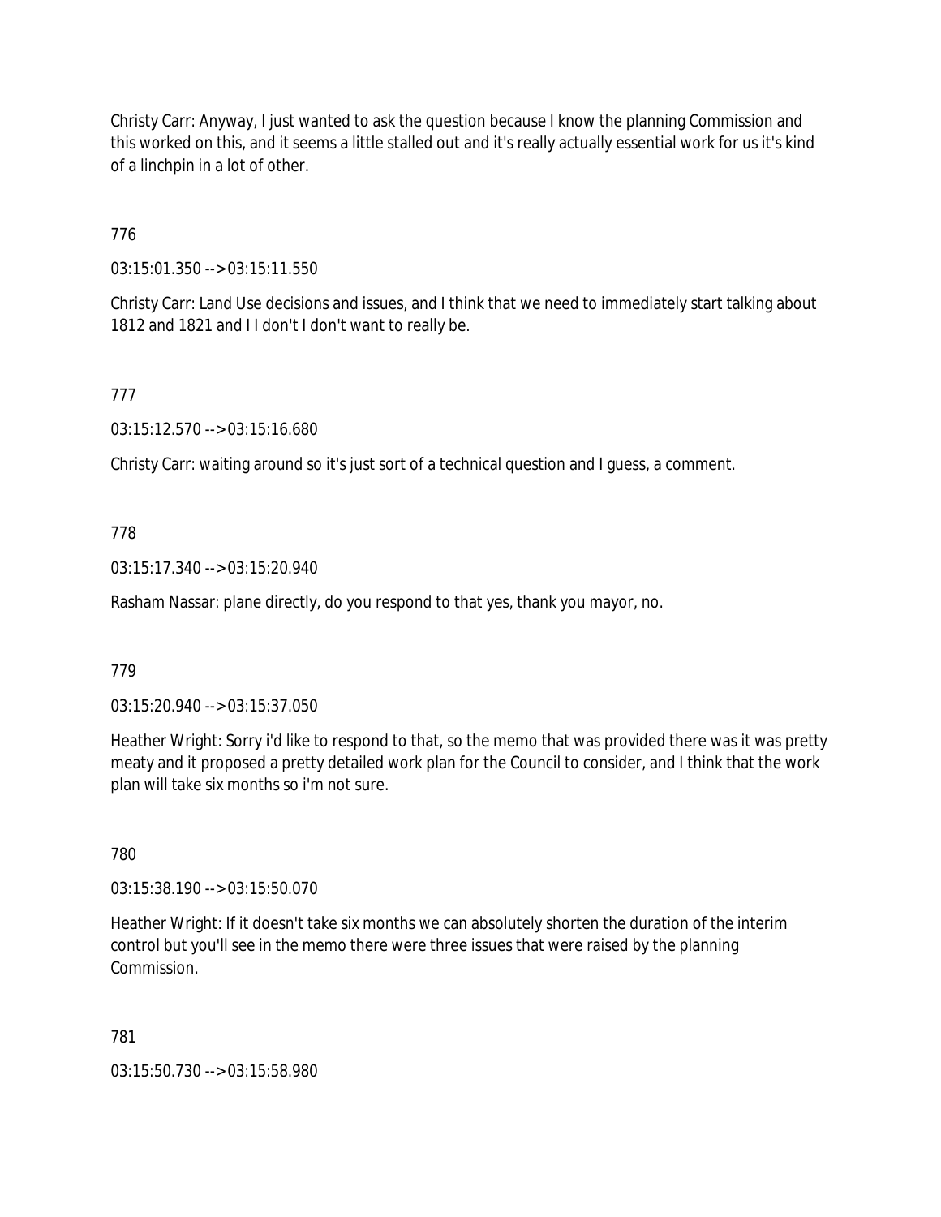Christy Carr: Anyway, I just wanted to ask the question because I know the planning Commission and this worked on this, and it seems a little stalled out and it's really actually essential work for us it's kind of a linchpin in a lot of other.

776

03:15:01.350 --> 03:15:11.550

Christy Carr: Land Use decisions and issues, and I think that we need to immediately start talking about 1812 and 1821 and I I don't I don't want to really be.

777

03:15:12.570 --> 03:15:16.680

Christy Carr: waiting around so it's just sort of a technical question and I guess, a comment.

778

03:15:17.340 --> 03:15:20.940

Rasham Nassar: plane directly, do you respond to that yes, thank you mayor, no.

779

03:15:20.940 --> 03:15:37.050

Heather Wright: Sorry i'd like to respond to that, so the memo that was provided there was it was pretty meaty and it proposed a pretty detailed work plan for the Council to consider, and I think that the work plan will take six months so i'm not sure.

780

03:15:38.190 --> 03:15:50.070

Heather Wright: If it doesn't take six months we can absolutely shorten the duration of the interim control but you'll see in the memo there were three issues that were raised by the planning Commission.

781

03:15:50.730 --> 03:15:58.980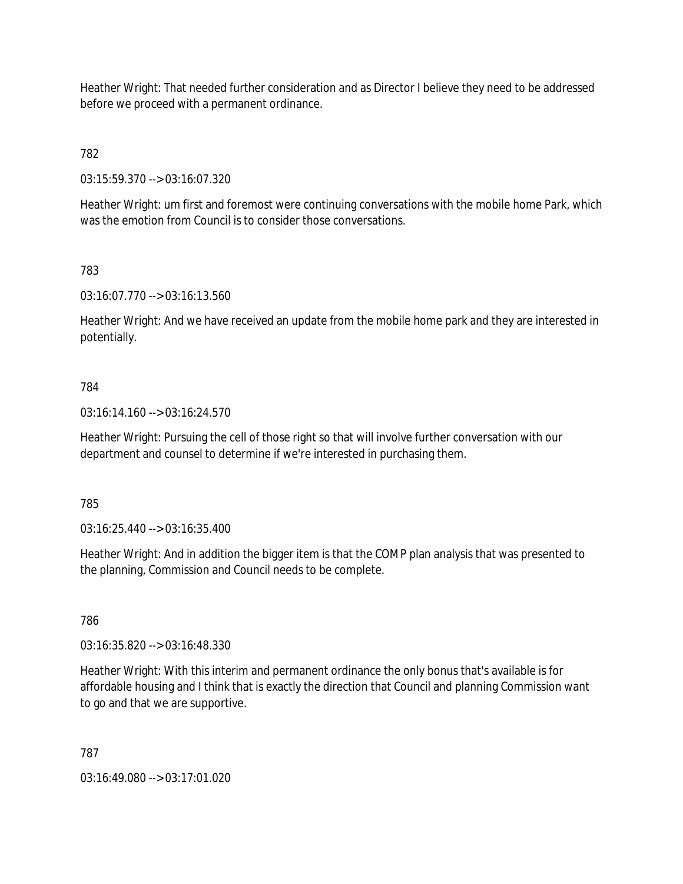Heather Wright: That needed further consideration and as Director I believe they need to be addressed before we proceed with a permanent ordinance.

782

03:15:59.370 --> 03:16:07.320

Heather Wright: um first and foremost were continuing conversations with the mobile home Park, which was the emotion from Council is to consider those conversations.

783

03:16:07.770 --> 03:16:13.560

Heather Wright: And we have received an update from the mobile home park and they are interested in potentially.

784

03:16:14.160 --> 03:16:24.570

Heather Wright: Pursuing the cell of those right so that will involve further conversation with our department and counsel to determine if we're interested in purchasing them.

785

03:16:25.440 --> 03:16:35.400

Heather Wright: And in addition the bigger item is that the COMP plan analysis that was presented to the planning, Commission and Council needs to be complete.

786

03:16:35.820 --> 03:16:48.330

Heather Wright: With this interim and permanent ordinance the only bonus that's available is for affordable housing and I think that is exactly the direction that Council and planning Commission want to go and that we are supportive.

787

03:16:49.080 --> 03:17:01.020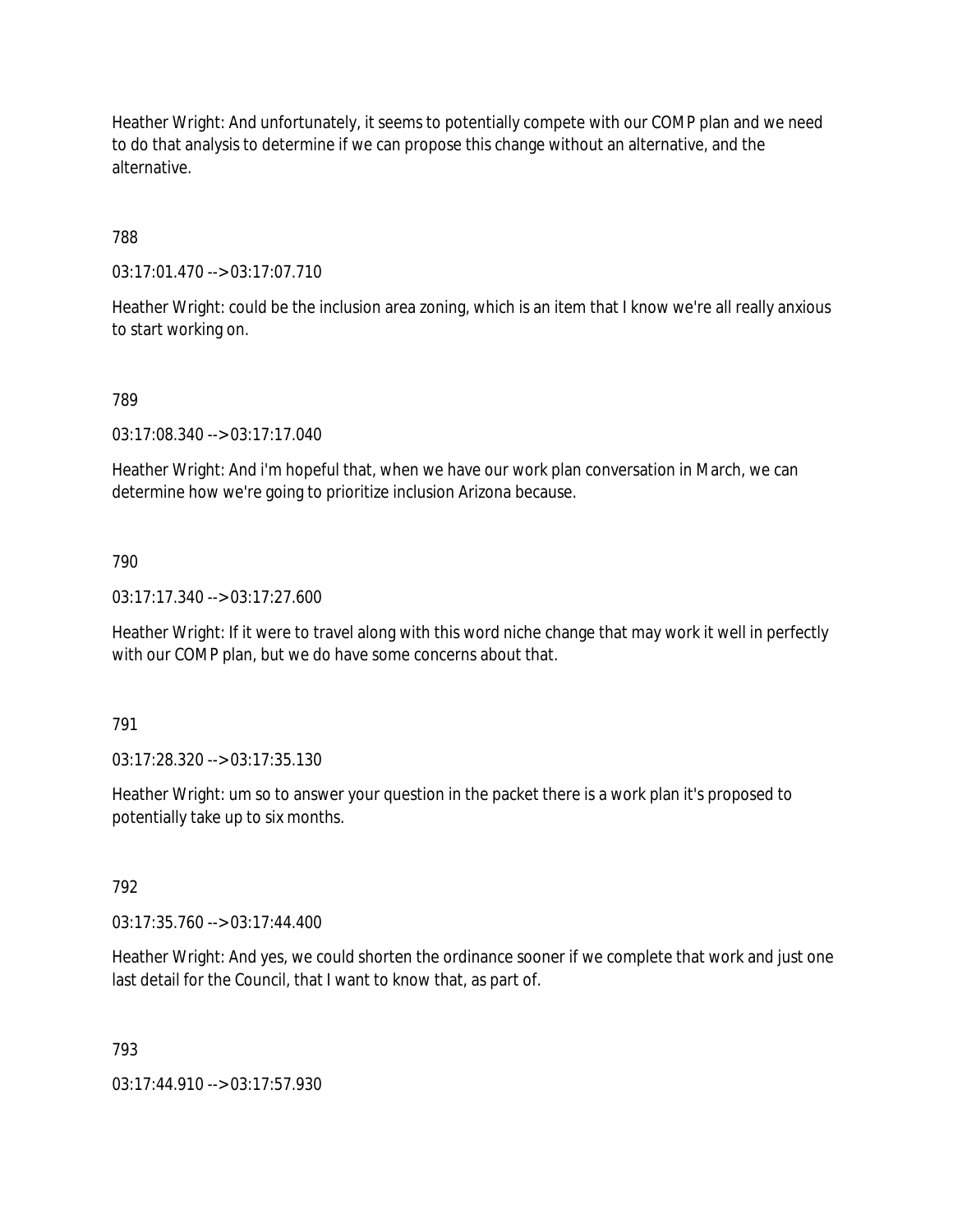Heather Wright: And unfortunately, it seems to potentially compete with our COMP plan and we need to do that analysis to determine if we can propose this change without an alternative, and the alternative.

788

03:17:01.470 --> 03:17:07.710

Heather Wright: could be the inclusion area zoning, which is an item that I know we're all really anxious to start working on.

789

03:17:08.340 --> 03:17:17.040

Heather Wright: And i'm hopeful that, when we have our work plan conversation in March, we can determine how we're going to prioritize inclusion Arizona because.

790

03:17:17.340 --> 03:17:27.600

Heather Wright: If it were to travel along with this word niche change that may work it well in perfectly with our COMP plan, but we do have some concerns about that.

791

03:17:28.320 --> 03:17:35.130

Heather Wright: um so to answer your question in the packet there is a work plan it's proposed to potentially take up to six months.

792

03:17:35.760 --> 03:17:44.400

Heather Wright: And yes, we could shorten the ordinance sooner if we complete that work and just one last detail for the Council, that I want to know that, as part of.

793

03:17:44.910 --> 03:17:57.930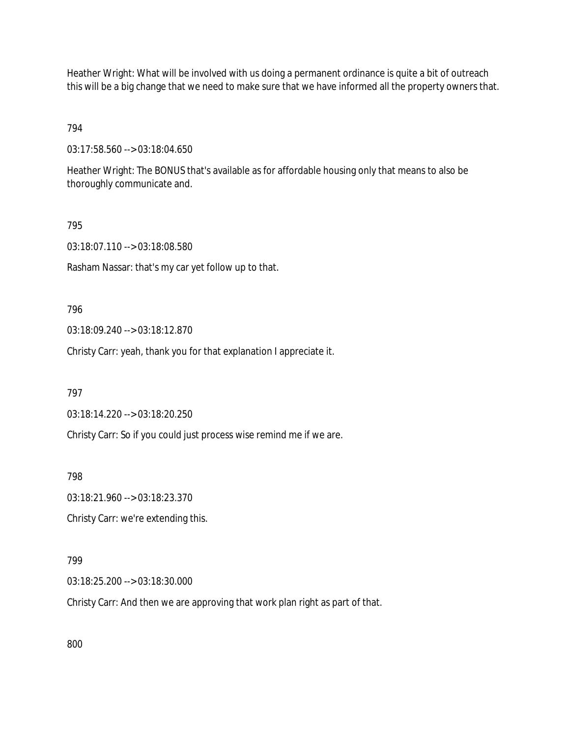Heather Wright: What will be involved with us doing a permanent ordinance is quite a bit of outreach this will be a big change that we need to make sure that we have informed all the property owners that.

794

03:17:58.560 --> 03:18:04.650

Heather Wright: The BONUS that's available as for affordable housing only that means to also be thoroughly communicate and.

795

03:18:07.110 --> 03:18:08.580

Rasham Nassar: that's my car yet follow up to that.

796

03:18:09.240 --> 03:18:12.870

Christy Carr: yeah, thank you for that explanation I appreciate it.

797

03:18:14.220 --> 03:18:20.250

Christy Carr: So if you could just process wise remind me if we are.

798

03:18:21.960 --> 03:18:23.370

Christy Carr: we're extending this.

799

03:18:25.200 --> 03:18:30.000

Christy Carr: And then we are approving that work plan right as part of that.

800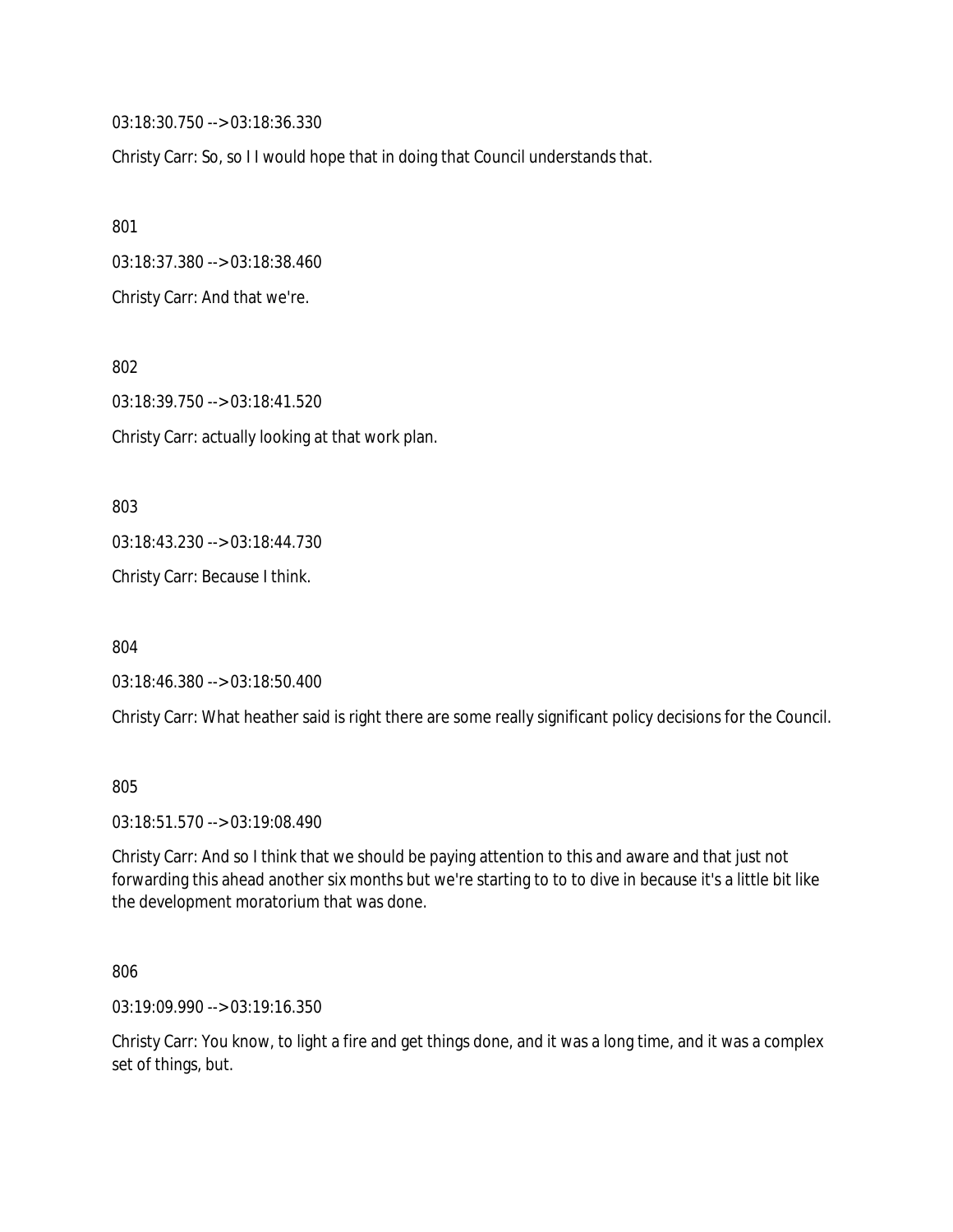03:18:30.750 --> 03:18:36.330

Christy Carr: So, so I I would hope that in doing that Council understands that.

801

03:18:37.380 --> 03:18:38.460

Christy Carr: And that we're.

802

03:18:39.750 --> 03:18:41.520

Christy Carr: actually looking at that work plan.

803

03:18:43.230 --> 03:18:44.730

Christy Carr: Because I think.

804

03:18:46.380 --> 03:18:50.400

Christy Carr: What heather said is right there are some really significant policy decisions for the Council.

805

03:18:51.570 --> 03:19:08.490

Christy Carr: And so I think that we should be paying attention to this and aware and that just not forwarding this ahead another six months but we're starting to to to dive in because it's a little bit like the development moratorium that was done.

806

03:19:09.990 --> 03:19:16.350

Christy Carr: You know, to light a fire and get things done, and it was a long time, and it was a complex set of things, but.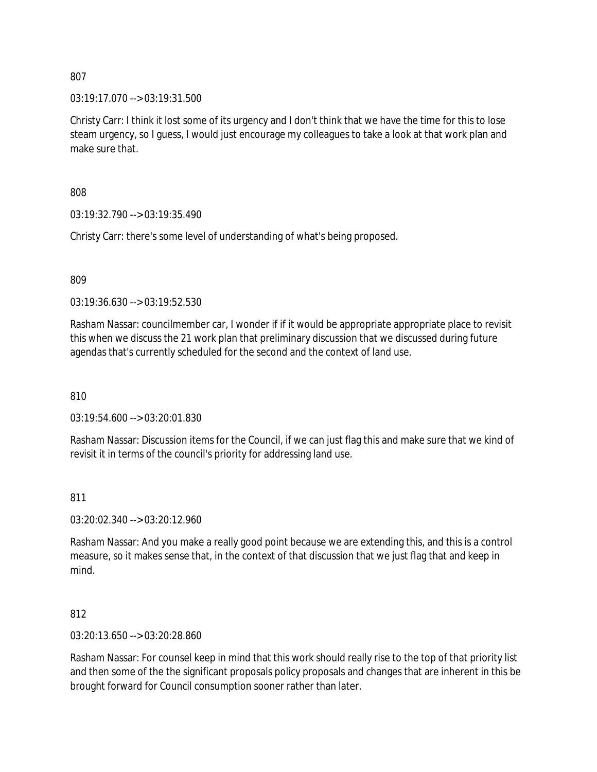807

03:19:17.070 --> 03:19:31.500

Christy Carr: I think it lost some of its urgency and I don't think that we have the time for this to lose steam urgency, so I guess, I would just encourage my colleagues to take a look at that work plan and make sure that.

808

03:19:32.790 --> 03:19:35.490

Christy Carr: there's some level of understanding of what's being proposed.

809

03:19:36.630 --> 03:19:52.530

Rasham Nassar: councilmember car, I wonder if if it would be appropriate appropriate place to revisit this when we discuss the 21 work plan that preliminary discussion that we discussed during future agendas that's currently scheduled for the second and the context of land use.

810

03:19:54.600 --> 03:20:01.830

Rasham Nassar: Discussion items for the Council, if we can just flag this and make sure that we kind of revisit it in terms of the council's priority for addressing land use.

811

03:20:02.340 --> 03:20:12.960

Rasham Nassar: And you make a really good point because we are extending this, and this is a control measure, so it makes sense that, in the context of that discussion that we just flag that and keep in mind.

812

03:20:13.650 --> 03:20:28.860

Rasham Nassar: For counsel keep in mind that this work should really rise to the top of that priority list and then some of the the significant proposals policy proposals and changes that are inherent in this be brought forward for Council consumption sooner rather than later.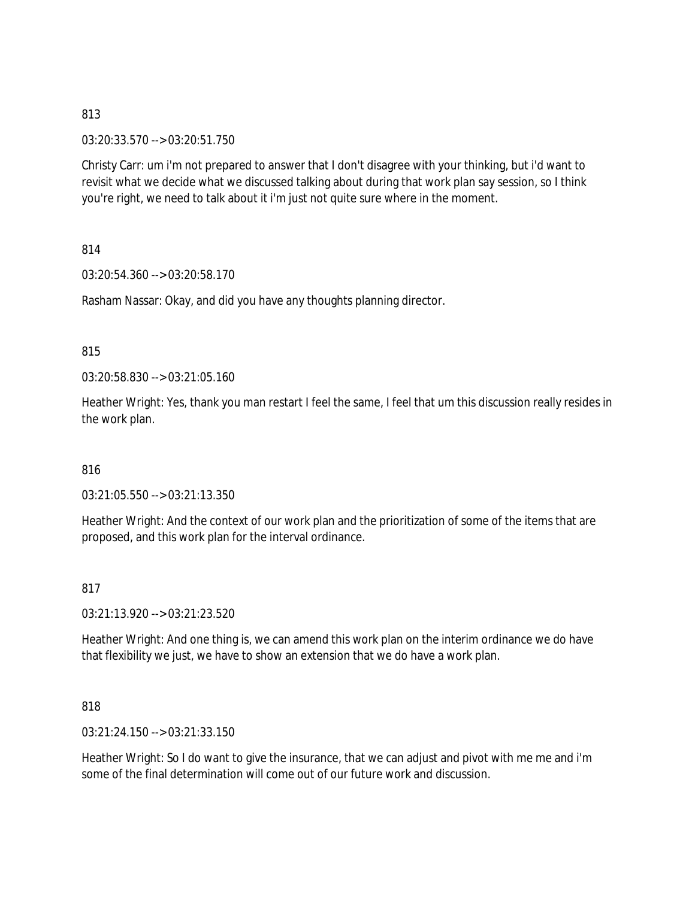813

03:20:33.570 --> 03:20:51.750

Christy Carr: um i'm not prepared to answer that I don't disagree with your thinking, but i'd want to revisit what we decide what we discussed talking about during that work plan say session, so I think you're right, we need to talk about it i'm just not quite sure where in the moment.

814

03:20:54.360 --> 03:20:58.170

Rasham Nassar: Okay, and did you have any thoughts planning director.

815

03:20:58.830 --> 03:21:05.160

Heather Wright: Yes, thank you man restart I feel the same, I feel that um this discussion really resides in the work plan.

816

03:21:05.550 --> 03:21:13.350

Heather Wright: And the context of our work plan and the prioritization of some of the items that are proposed, and this work plan for the interval ordinance.

817

03:21:13.920 --> 03:21:23.520

Heather Wright: And one thing is, we can amend this work plan on the interim ordinance we do have that flexibility we just, we have to show an extension that we do have a work plan.

818

03:21:24.150 --> 03:21:33.150

Heather Wright: So I do want to give the insurance, that we can adjust and pivot with me me and i'm some of the final determination will come out of our future work and discussion.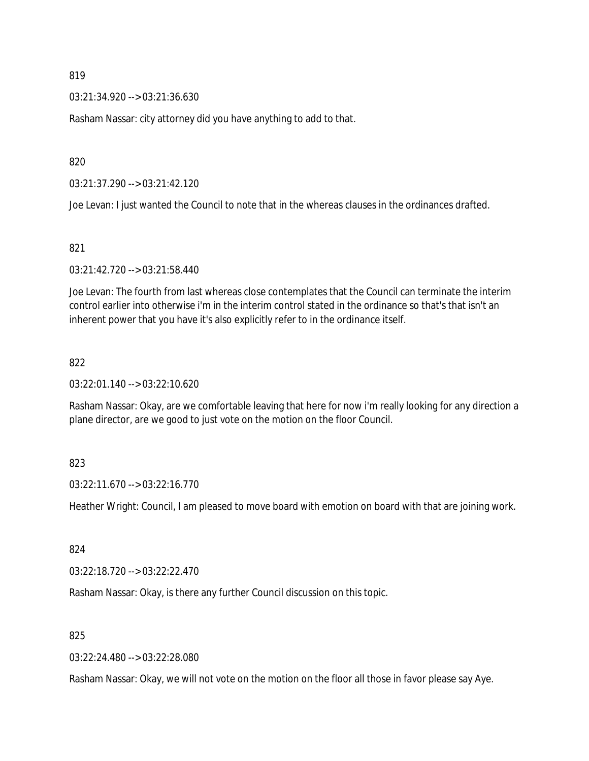819

03:21:34.920 --> 03:21:36.630

Rasham Nassar: city attorney did you have anything to add to that.

820

03:21:37.290 --> 03:21:42.120

Joe Levan: I just wanted the Council to note that in the whereas clauses in the ordinances drafted.

821

03:21:42.720 --> 03:21:58.440

Joe Levan: The fourth from last whereas close contemplates that the Council can terminate the interim control earlier into otherwise i'm in the interim control stated in the ordinance so that's that isn't an inherent power that you have it's also explicitly refer to in the ordinance itself.

822

03:22:01.140 --> 03:22:10.620

Rasham Nassar: Okay, are we comfortable leaving that here for now i'm really looking for any direction a plane director, are we good to just vote on the motion on the floor Council.

823

03:22:11.670 --> 03:22:16.770

Heather Wright: Council, I am pleased to move board with emotion on board with that are joining work.

824

03:22:18.720 --> 03:22:22.470

Rasham Nassar: Okay, is there any further Council discussion on this topic.

825

03:22:24.480 --> 03:22:28.080

Rasham Nassar: Okay, we will not vote on the motion on the floor all those in favor please say Aye.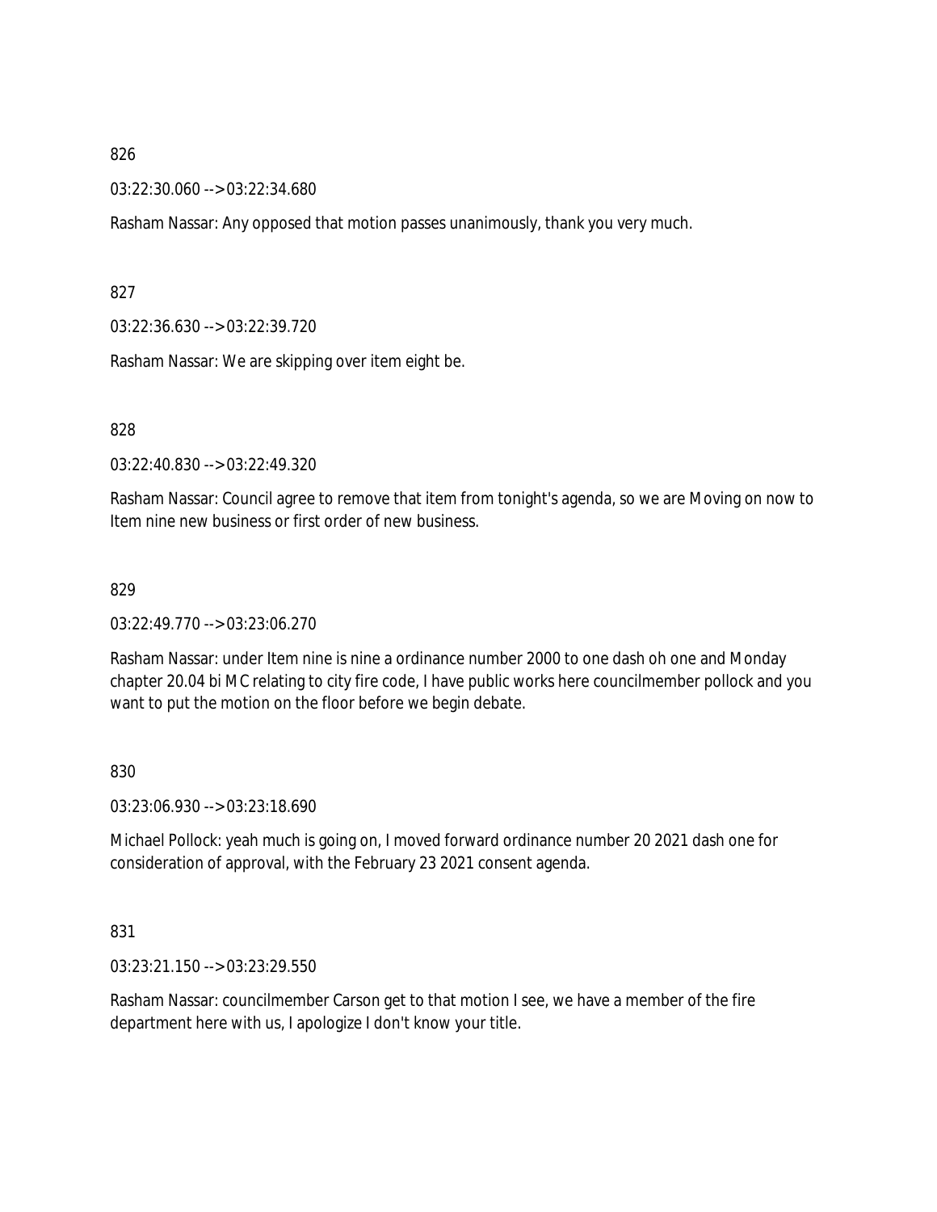826

03:22:30.060 --> 03:22:34.680

Rasham Nassar: Any opposed that motion passes unanimously, thank you very much.

827

03:22:36.630 --> 03:22:39.720

Rasham Nassar: We are skipping over item eight be.

828

03:22:40.830 --> 03:22:49.320

Rasham Nassar: Council agree to remove that item from tonight's agenda, so we are Moving on now to Item nine new business or first order of new business.

829

03:22:49.770 --> 03:23:06.270

Rasham Nassar: under Item nine is nine a ordinance number 2000 to one dash oh one and Monday chapter 20.04 bi MC relating to city fire code, I have public works here councilmember pollock and you want to put the motion on the floor before we begin debate.

830

03:23:06.930 --> 03:23:18.690

Michael Pollock: yeah much is going on, I moved forward ordinance number 20 2021 dash one for consideration of approval, with the February 23 2021 consent agenda.

831

03:23:21.150 --> 03:23:29.550

Rasham Nassar: councilmember Carson get to that motion I see, we have a member of the fire department here with us, I apologize I don't know your title.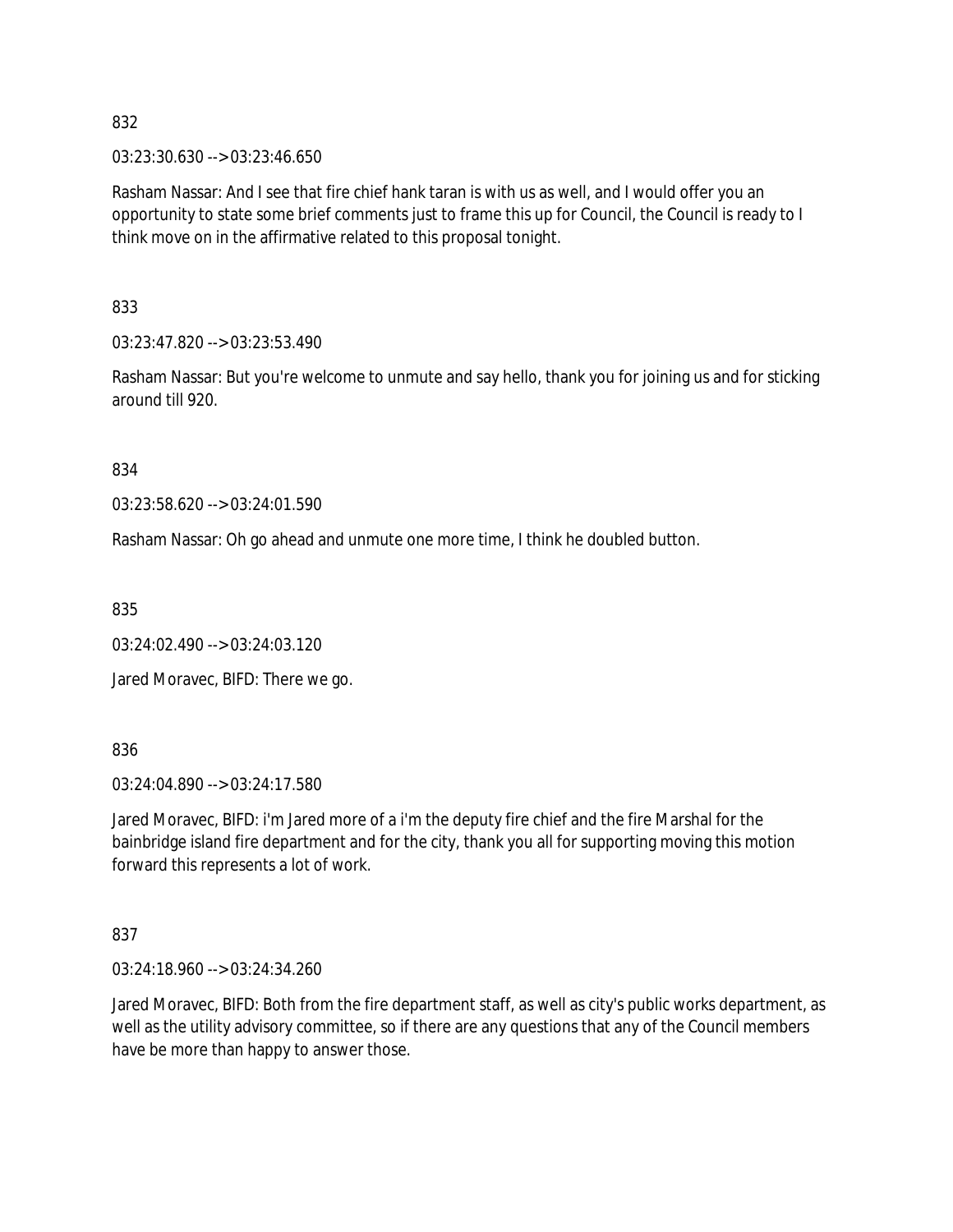832

03:23:30.630 --> 03:23:46.650

Rasham Nassar: And I see that fire chief hank taran is with us as well, and I would offer you an opportunity to state some brief comments just to frame this up for Council, the Council is ready to I think move on in the affirmative related to this proposal tonight.

833

03:23:47.820 --> 03:23:53.490

Rasham Nassar: But you're welcome to unmute and say hello, thank you for joining us and for sticking around till 920.

834

03:23:58.620 --> 03:24:01.590

Rasham Nassar: Oh go ahead and unmute one more time, I think he doubled button.

835

03:24:02.490 --> 03:24:03.120

Jared Moravec, BIFD: There we go.

836

03:24:04.890 --> 03:24:17.580

Jared Moravec, BIFD: i'm Jared more of a i'm the deputy fire chief and the fire Marshal for the bainbridge island fire department and for the city, thank you all for supporting moving this motion forward this represents a lot of work.

837

03:24:18.960 --> 03:24:34.260

Jared Moravec, BIFD: Both from the fire department staff, as well as city's public works department, as well as the utility advisory committee, so if there are any questions that any of the Council members have be more than happy to answer those.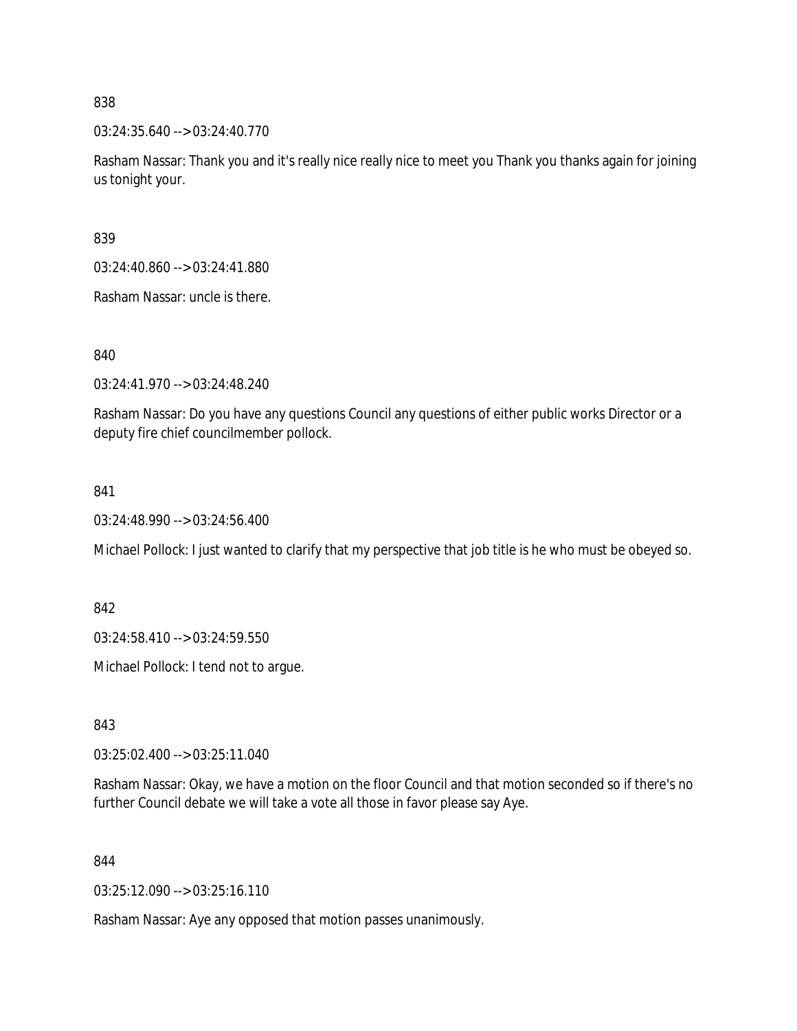838

03:24:35.640 --> 03:24:40.770

Rasham Nassar: Thank you and it's really nice really nice to meet you Thank you thanks again for joining us tonight your.

839

03:24:40.860 --> 03:24:41.880

Rasham Nassar: uncle is there.

840

03:24:41.970 --> 03:24:48.240

Rasham Nassar: Do you have any questions Council any questions of either public works Director or a deputy fire chief councilmember pollock.

841

03:24:48.990 --> 03:24:56.400

Michael Pollock: I just wanted to clarify that my perspective that job title is he who must be obeyed so.

842

03:24:58.410 --> 03:24:59.550

Michael Pollock: I tend not to argue.

843

03:25:02.400 --> 03:25:11.040

Rasham Nassar: Okay, we have a motion on the floor Council and that motion seconded so if there's no further Council debate we will take a vote all those in favor please say Aye.

844

03:25:12.090 --> 03:25:16.110

Rasham Nassar: Aye any opposed that motion passes unanimously.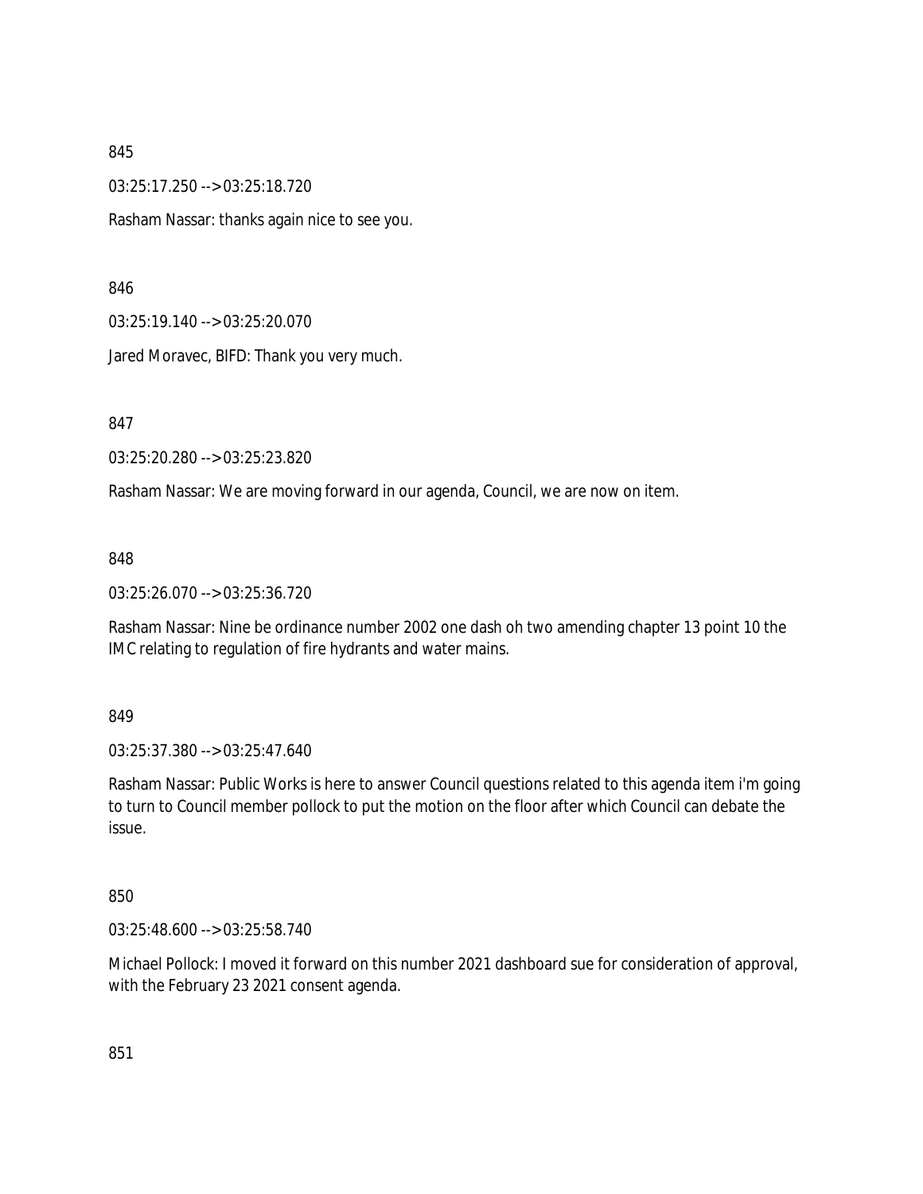845

03:25:17.250 --> 03:25:18.720

Rasham Nassar: thanks again nice to see you.

846

03:25:19.140 --> 03:25:20.070

Jared Moravec, BIFD: Thank you very much.

847

03:25:20.280 --> 03:25:23.820

Rasham Nassar: We are moving forward in our agenda, Council, we are now on item.

848

03:25:26.070 --> 03:25:36.720

Rasham Nassar: Nine be ordinance number 2002 one dash oh two amending chapter 13 point 10 the IMC relating to regulation of fire hydrants and water mains.

849

03:25:37.380 --> 03:25:47.640

Rasham Nassar: Public Works is here to answer Council questions related to this agenda item i'm going to turn to Council member pollock to put the motion on the floor after which Council can debate the issue.

850

03:25:48.600 --> 03:25:58.740

Michael Pollock: I moved it forward on this number 2021 dashboard sue for consideration of approval, with the February 23 2021 consent agenda.

851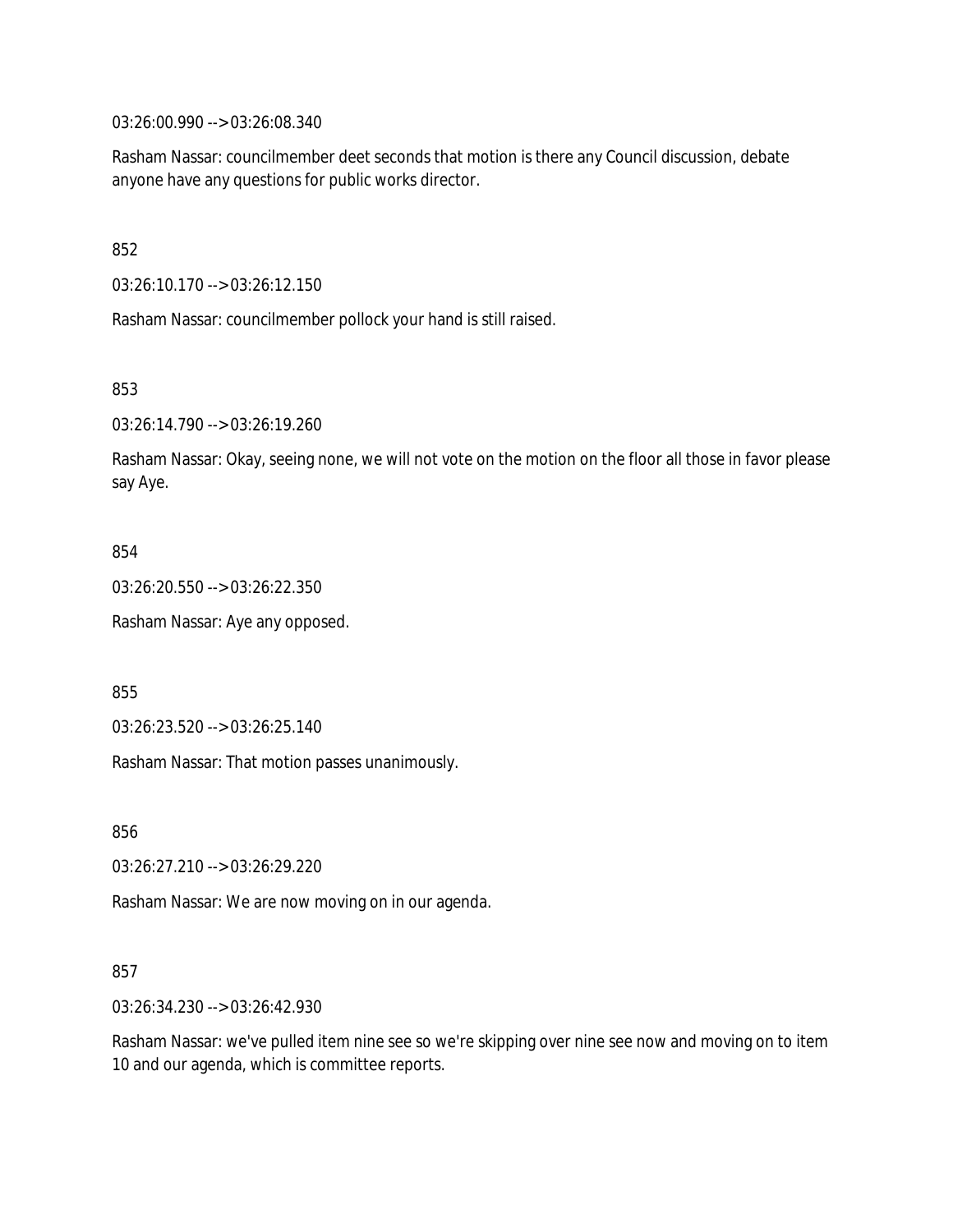03:26:00.990 --> 03:26:08.340

Rasham Nassar: councilmember deet seconds that motion is there any Council discussion, debate anyone have any questions for public works director.

852

03:26:10.170 --> 03:26:12.150

Rasham Nassar: councilmember pollock your hand is still raised.

853

03:26:14.790 --> 03:26:19.260

Rasham Nassar: Okay, seeing none, we will not vote on the motion on the floor all those in favor please say Aye.

854

03:26:20.550 --> 03:26:22.350

Rasham Nassar: Aye any opposed.

855

03:26:23.520 --> 03:26:25.140

Rasham Nassar: That motion passes unanimously.

856

03:26:27.210 --> 03:26:29.220

Rasham Nassar: We are now moving on in our agenda.

857

03:26:34.230 --> 03:26:42.930

Rasham Nassar: we've pulled item nine see so we're skipping over nine see now and moving on to item 10 and our agenda, which is committee reports.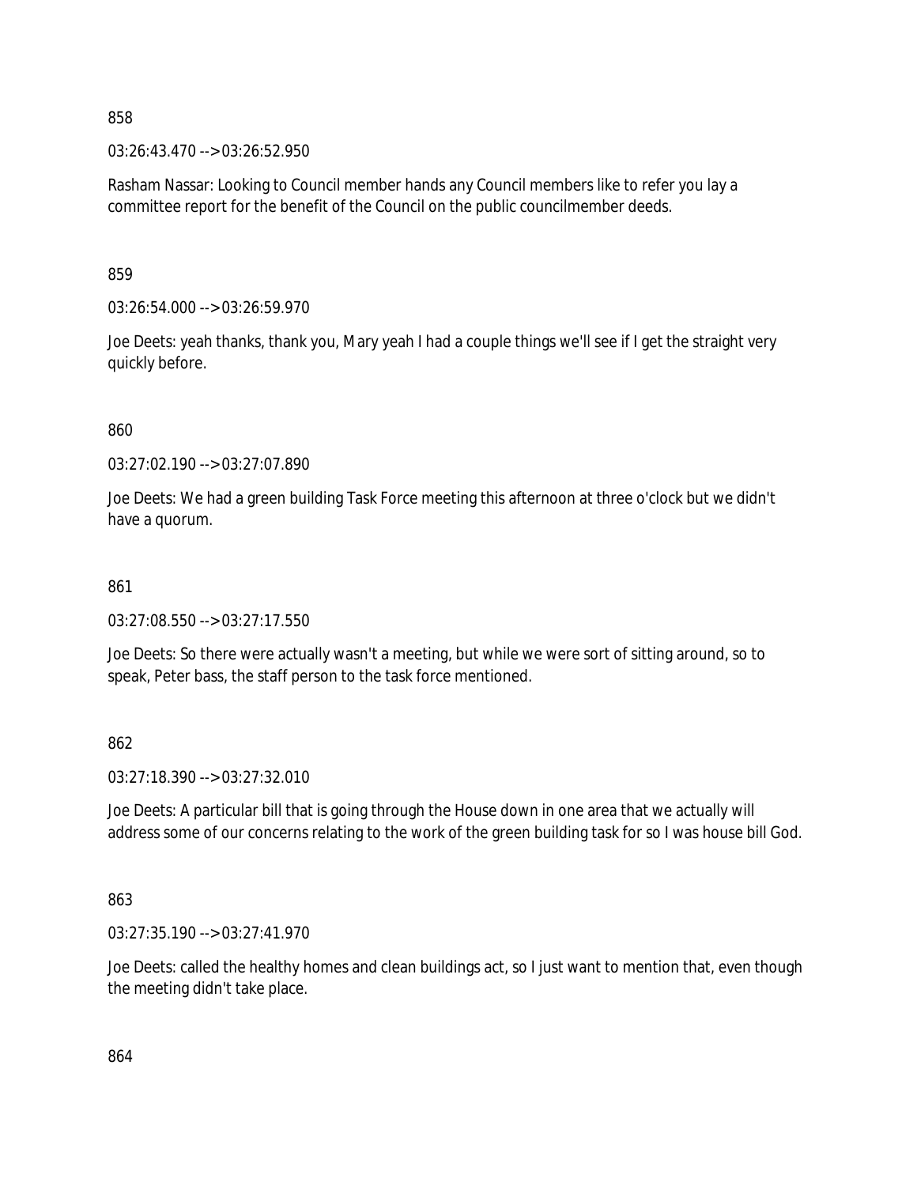858

03:26:43.470 --> 03:26:52.950

Rasham Nassar: Looking to Council member hands any Council members like to refer you lay a committee report for the benefit of the Council on the public councilmember deeds.

859

03:26:54.000 --> 03:26:59.970

Joe Deets: yeah thanks, thank you, Mary yeah I had a couple things we'll see if I get the straight very quickly before.

860

03:27:02.190 --> 03:27:07.890

Joe Deets: We had a green building Task Force meeting this afternoon at three o'clock but we didn't have a quorum.

861

03:27:08.550 --> 03:27:17.550

Joe Deets: So there were actually wasn't a meeting, but while we were sort of sitting around, so to speak, Peter bass, the staff person to the task force mentioned.

862

03:27:18.390 --> 03:27:32.010

Joe Deets: A particular bill that is going through the House down in one area that we actually will address some of our concerns relating to the work of the green building task for so I was house bill God.

863

03:27:35.190 --> 03:27:41.970

Joe Deets: called the healthy homes and clean buildings act, so I just want to mention that, even though the meeting didn't take place.

864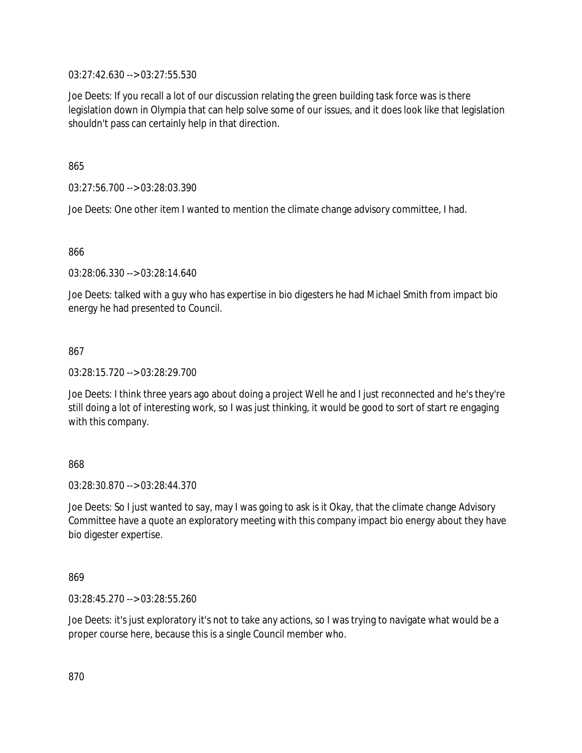03:27:42.630 --> 03:27:55.530

Joe Deets: If you recall a lot of our discussion relating the green building task force was is there legislation down in Olympia that can help solve some of our issues, and it does look like that legislation shouldn't pass can certainly help in that direction.

865

03:27:56.700 --> 03:28:03.390

Joe Deets: One other item I wanted to mention the climate change advisory committee, I had.

866

03:28:06.330 --> 03:28:14.640

Joe Deets: talked with a guy who has expertise in bio digesters he had Michael Smith from impact bio energy he had presented to Council.

867

03:28:15.720 --> 03:28:29.700

Joe Deets: I think three years ago about doing a project Well he and I just reconnected and he's they're still doing a lot of interesting work, so I was just thinking, it would be good to sort of start re engaging with this company.

868

03:28:30.870 --> 03:28:44.370

Joe Deets: So I just wanted to say, may I was going to ask is it Okay, that the climate change Advisory Committee have a quote an exploratory meeting with this company impact bio energy about they have bio digester expertise.

869

03:28:45.270 --> 03:28:55.260

Joe Deets: it's just exploratory it's not to take any actions, so I was trying to navigate what would be a proper course here, because this is a single Council member who.

870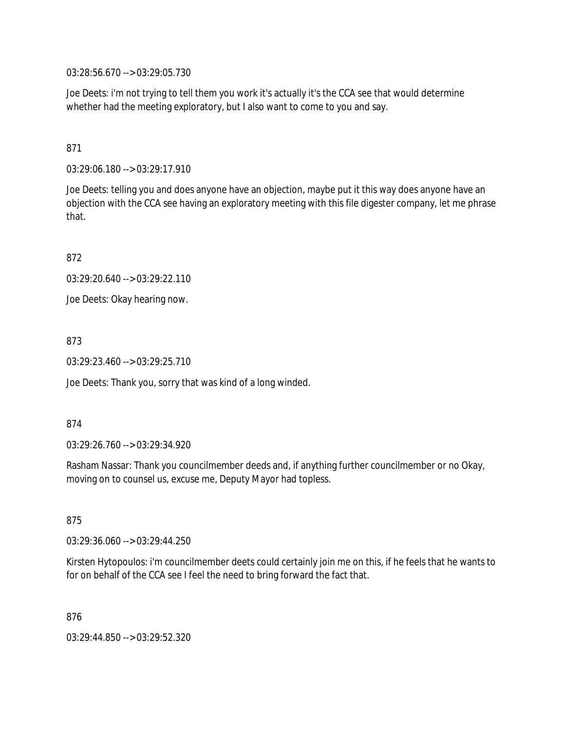03:28:56.670 --> 03:29:05.730

Joe Deets: i'm not trying to tell them you work it's actually it's the CCA see that would determine whether had the meeting exploratory, but I also want to come to you and say.

871

03:29:06.180 --> 03:29:17.910

Joe Deets: telling you and does anyone have an objection, maybe put it this way does anyone have an objection with the CCA see having an exploratory meeting with this file digester company, let me phrase that.

872

03:29:20.640 --> 03:29:22.110

Joe Deets: Okay hearing now.

873

03:29:23.460 --> 03:29:25.710

Joe Deets: Thank you, sorry that was kind of a long winded.

874

03:29:26.760 --> 03:29:34.920

Rasham Nassar: Thank you councilmember deeds and, if anything further councilmember or no Okay, moving on to counsel us, excuse me, Deputy Mayor had topless.

875

03:29:36.060 --> 03:29:44.250

Kirsten Hytopoulos: i'm councilmember deets could certainly join me on this, if he feels that he wants to for on behalf of the CCA see I feel the need to bring forward the fact that.

876

03:29:44.850 --> 03:29:52.320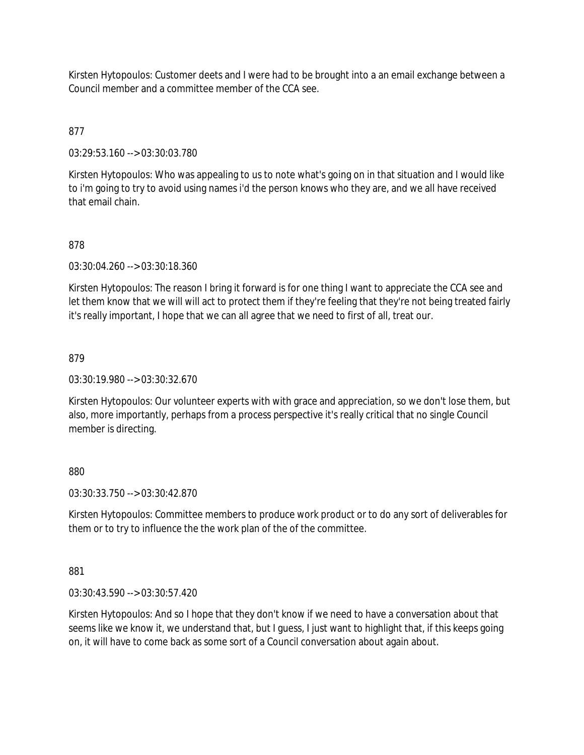Kirsten Hytopoulos: Customer deets and I were had to be brought into a an email exchange between a Council member and a committee member of the CCA see.

877

03:29:53.160 --> 03:30:03.780

Kirsten Hytopoulos: Who was appealing to us to note what's going on in that situation and I would like to i'm going to try to avoid using names i'd the person knows who they are, and we all have received that email chain.

878

03:30:04.260 --> 03:30:18.360

Kirsten Hytopoulos: The reason I bring it forward is for one thing I want to appreciate the CCA see and let them know that we will will act to protect them if they're feeling that they're not being treated fairly it's really important, I hope that we can all agree that we need to first of all, treat our.

879

03:30:19.980 --> 03:30:32.670

Kirsten Hytopoulos: Our volunteer experts with with grace and appreciation, so we don't lose them, but also, more importantly, perhaps from a process perspective it's really critical that no single Council member is directing.

880

03:30:33.750 --> 03:30:42.870

Kirsten Hytopoulos: Committee members to produce work product or to do any sort of deliverables for them or to try to influence the the work plan of the of the committee.

881

03:30:43.590 --> 03:30:57.420

Kirsten Hytopoulos: And so I hope that they don't know if we need to have a conversation about that seems like we know it, we understand that, but I guess, I just want to highlight that, if this keeps going on, it will have to come back as some sort of a Council conversation about again about.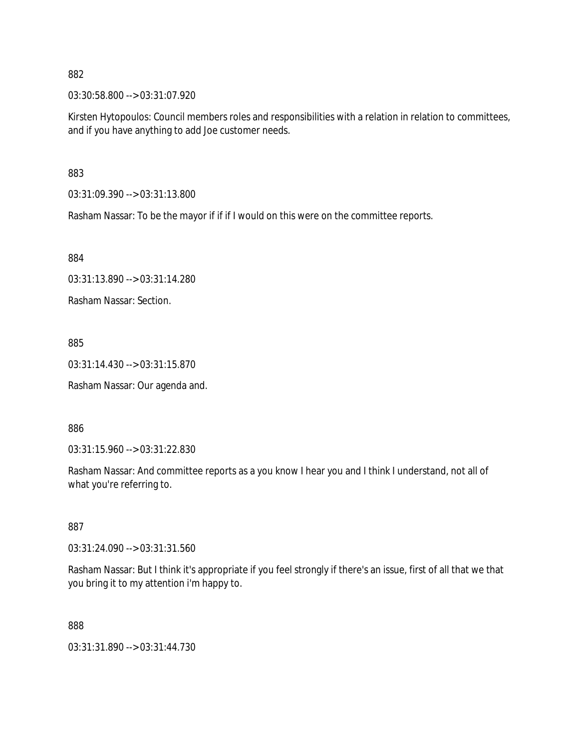882

03:30:58.800 --> 03:31:07.920

Kirsten Hytopoulos: Council members roles and responsibilities with a relation in relation to committees, and if you have anything to add Joe customer needs.

883

03:31:09.390 --> 03:31:13.800

Rasham Nassar: To be the mayor if if if I would on this were on the committee reports.

884

03:31:13.890 --> 03:31:14.280

Rasham Nassar: Section.

885

03:31:14.430 --> 03:31:15.870

Rasham Nassar: Our agenda and.

886

03:31:15.960 --> 03:31:22.830

Rasham Nassar: And committee reports as a you know I hear you and I think I understand, not all of what you're referring to.

887

03:31:24.090 --> 03:31:31.560

Rasham Nassar: But I think it's appropriate if you feel strongly if there's an issue, first of all that we that you bring it to my attention i'm happy to.

888

03:31:31.890 --> 03:31:44.730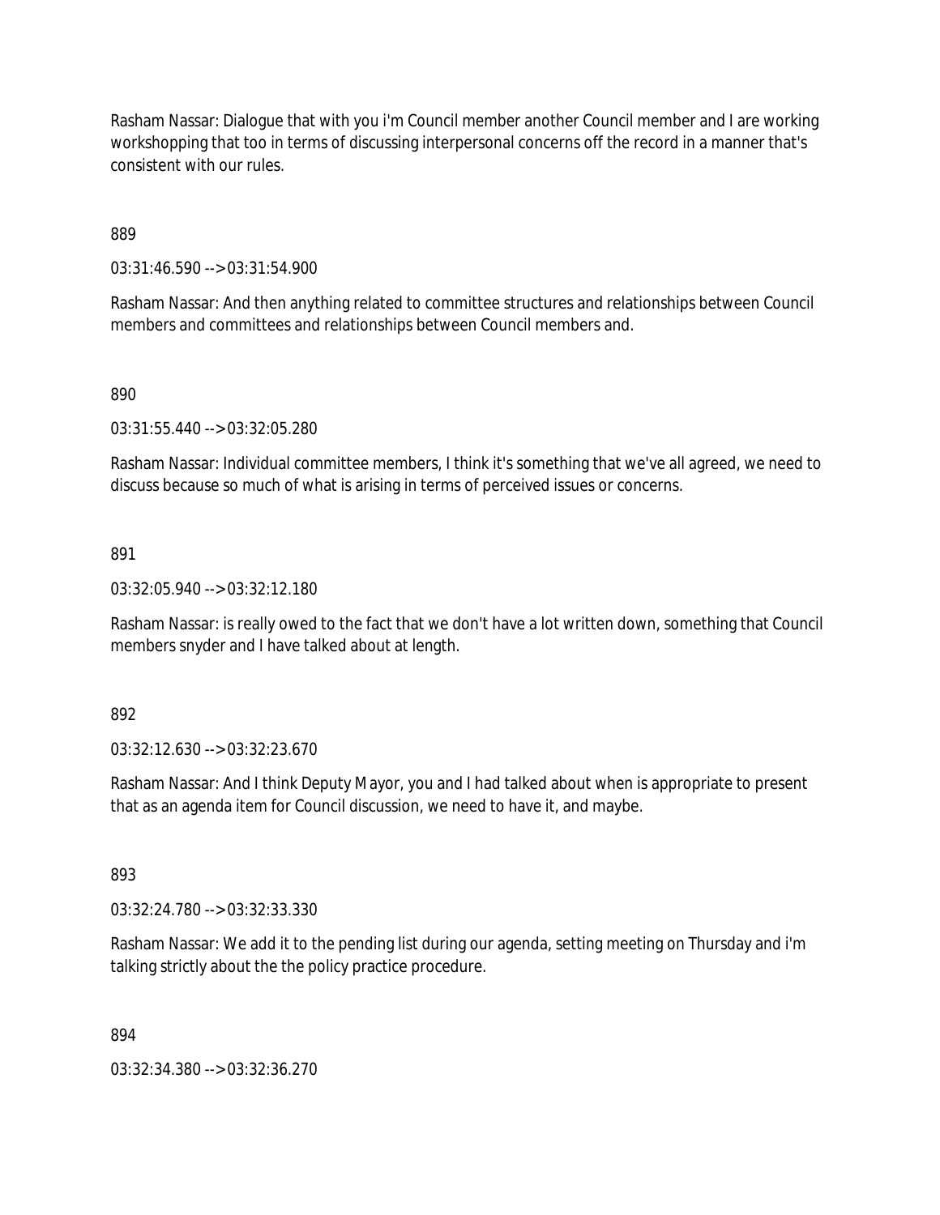Rasham Nassar: Dialogue that with you i'm Council member another Council member and I are working workshopping that too in terms of discussing interpersonal concerns off the record in a manner that's consistent with our rules.

889

03:31:46.590 --> 03:31:54.900

Rasham Nassar: And then anything related to committee structures and relationships between Council members and committees and relationships between Council members and.

890

03:31:55.440 --> 03:32:05.280

Rasham Nassar: Individual committee members, I think it's something that we've all agreed, we need to discuss because so much of what is arising in terms of perceived issues or concerns.

891

03:32:05.940 --> 03:32:12.180

Rasham Nassar: is really owed to the fact that we don't have a lot written down, something that Council members snyder and I have talked about at length.

892

03:32:12.630 --> 03:32:23.670

Rasham Nassar: And I think Deputy Mayor, you and I had talked about when is appropriate to present that as an agenda item for Council discussion, we need to have it, and maybe.

893

03:32:24.780 --> 03:32:33.330

Rasham Nassar: We add it to the pending list during our agenda, setting meeting on Thursday and i'm talking strictly about the the policy practice procedure.

894

03:32:34.380 --> 03:32:36.270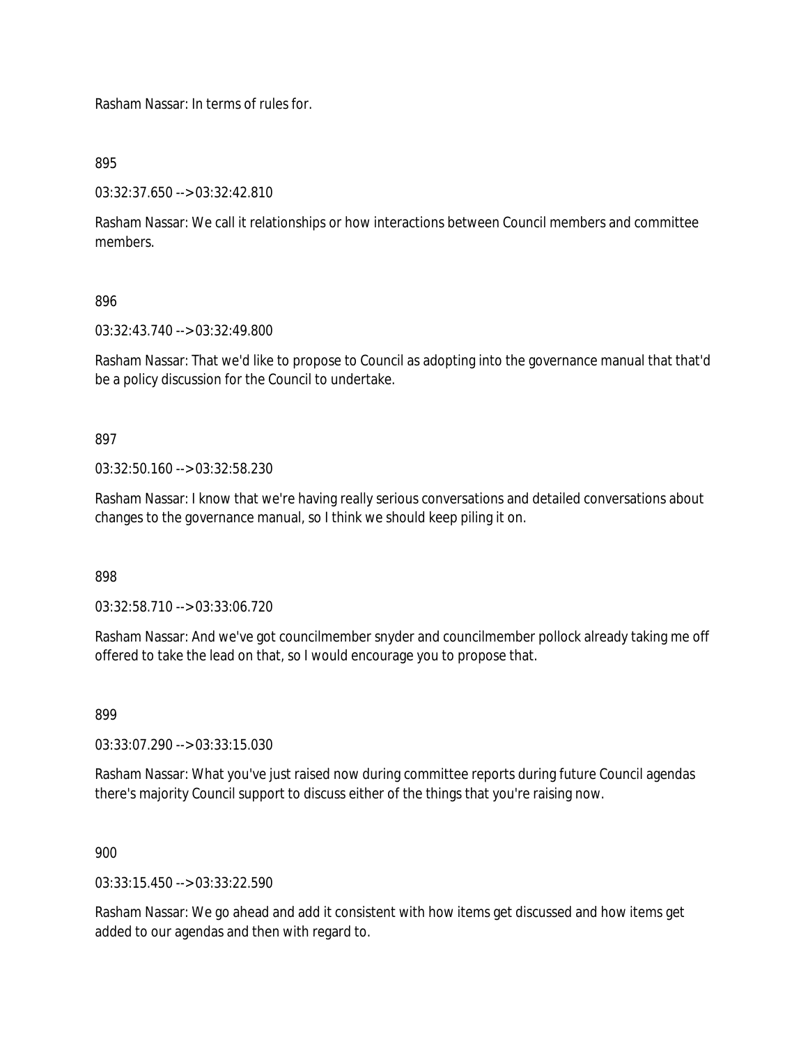Rasham Nassar: In terms of rules for.

895

03:32:37.650 --> 03:32:42.810

Rasham Nassar: We call it relationships or how interactions between Council members and committee members.

896

03:32:43.740 --> 03:32:49.800

Rasham Nassar: That we'd like to propose to Council as adopting into the governance manual that that'd be a policy discussion for the Council to undertake.

897

03:32:50.160 --> 03:32:58.230

Rasham Nassar: I know that we're having really serious conversations and detailed conversations about changes to the governance manual, so I think we should keep piling it on.

898

03:32:58.710 --> 03:33:06.720

Rasham Nassar: And we've got councilmember snyder and councilmember pollock already taking me off offered to take the lead on that, so I would encourage you to propose that.

899

03:33:07.290 --> 03:33:15.030

Rasham Nassar: What you've just raised now during committee reports during future Council agendas there's majority Council support to discuss either of the things that you're raising now.

900

03:33:15.450 --> 03:33:22.590

Rasham Nassar: We go ahead and add it consistent with how items get discussed and how items get added to our agendas and then with regard to.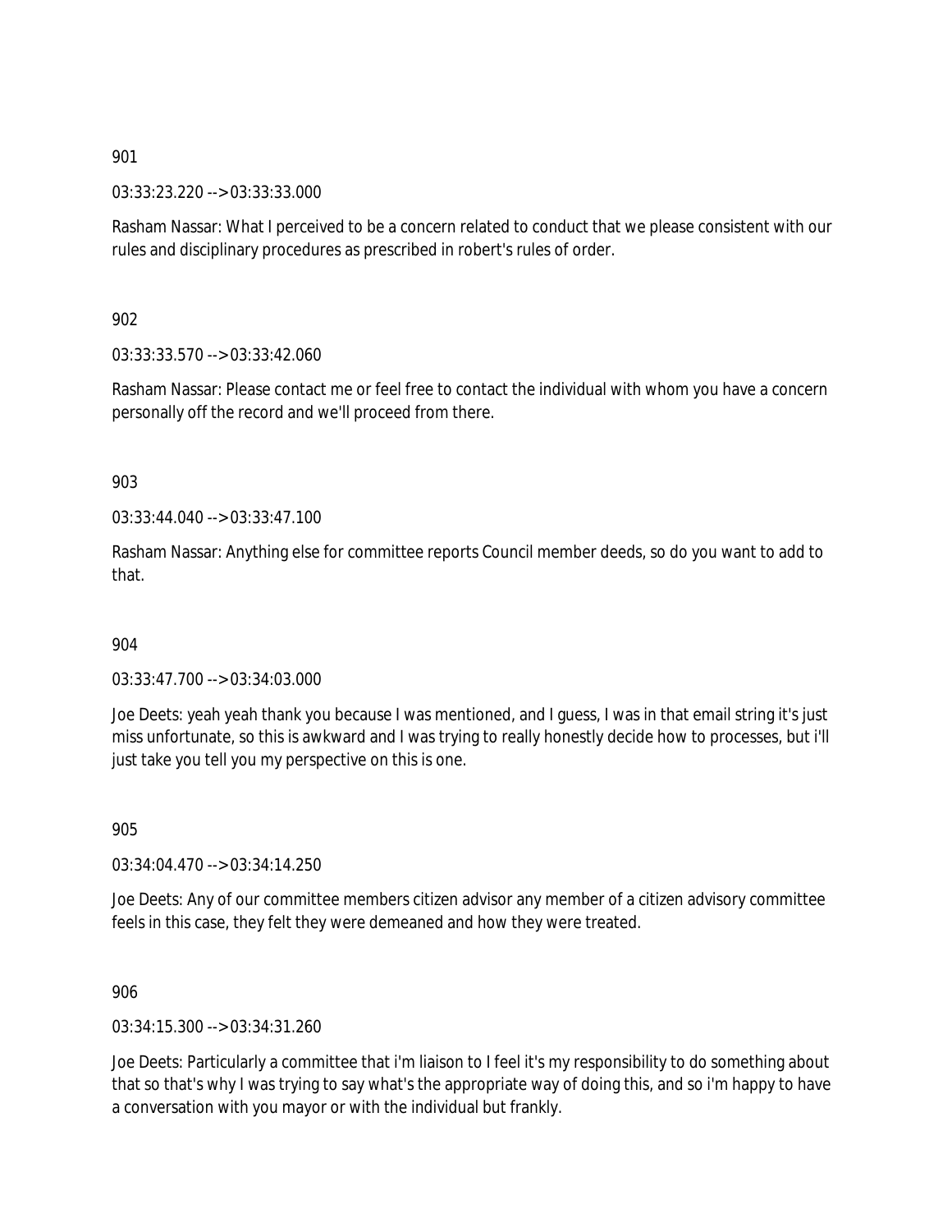901

03:33:23.220 --> 03:33:33.000

Rasham Nassar: What I perceived to be a concern related to conduct that we please consistent with our rules and disciplinary procedures as prescribed in robert's rules of order.

902

03:33:33.570 --> 03:33:42.060

Rasham Nassar: Please contact me or feel free to contact the individual with whom you have a concern personally off the record and we'll proceed from there.

903

03:33:44.040 --> 03:33:47.100

Rasham Nassar: Anything else for committee reports Council member deeds, so do you want to add to that.

904

03:33:47.700 --> 03:34:03.000

Joe Deets: yeah yeah thank you because I was mentioned, and I guess, I was in that email string it's just miss unfortunate, so this is awkward and I was trying to really honestly decide how to processes, but i'll just take you tell you my perspective on this is one.

905

03:34:04.470 --> 03:34:14.250

Joe Deets: Any of our committee members citizen advisor any member of a citizen advisory committee feels in this case, they felt they were demeaned and how they were treated.

906

03:34:15.300 --> 03:34:31.260

Joe Deets: Particularly a committee that i'm liaison to I feel it's my responsibility to do something about that so that's why I was trying to say what's the appropriate way of doing this, and so i'm happy to have a conversation with you mayor or with the individual but frankly.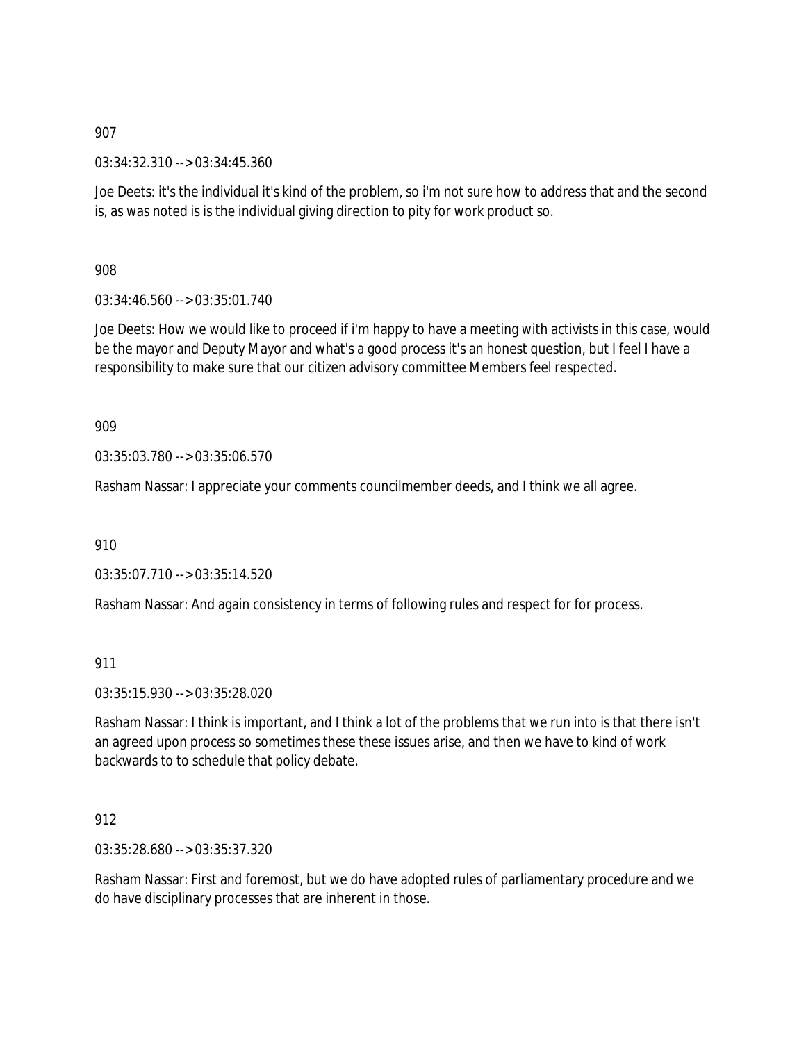907

03:34:32.310 --> 03:34:45.360

Joe Deets: it's the individual it's kind of the problem, so i'm not sure how to address that and the second is, as was noted is is the individual giving direction to pity for work product so.

908

03:34:46.560 --> 03:35:01.740

Joe Deets: How we would like to proceed if i'm happy to have a meeting with activists in this case, would be the mayor and Deputy Mayor and what's a good process it's an honest question, but I feel I have a responsibility to make sure that our citizen advisory committee Members feel respected.

909

03:35:03.780 --> 03:35:06.570

Rasham Nassar: I appreciate your comments councilmember deeds, and I think we all agree.

910

03:35:07.710 --> 03:35:14.520

Rasham Nassar: And again consistency in terms of following rules and respect for for process.

911

03:35:15.930 --> 03:35:28.020

Rasham Nassar: I think is important, and I think a lot of the problems that we run into is that there isn't an agreed upon process so sometimes these these issues arise, and then we have to kind of work backwards to to schedule that policy debate.

912

03:35:28.680 --> 03:35:37.320

Rasham Nassar: First and foremost, but we do have adopted rules of parliamentary procedure and we do have disciplinary processes that are inherent in those.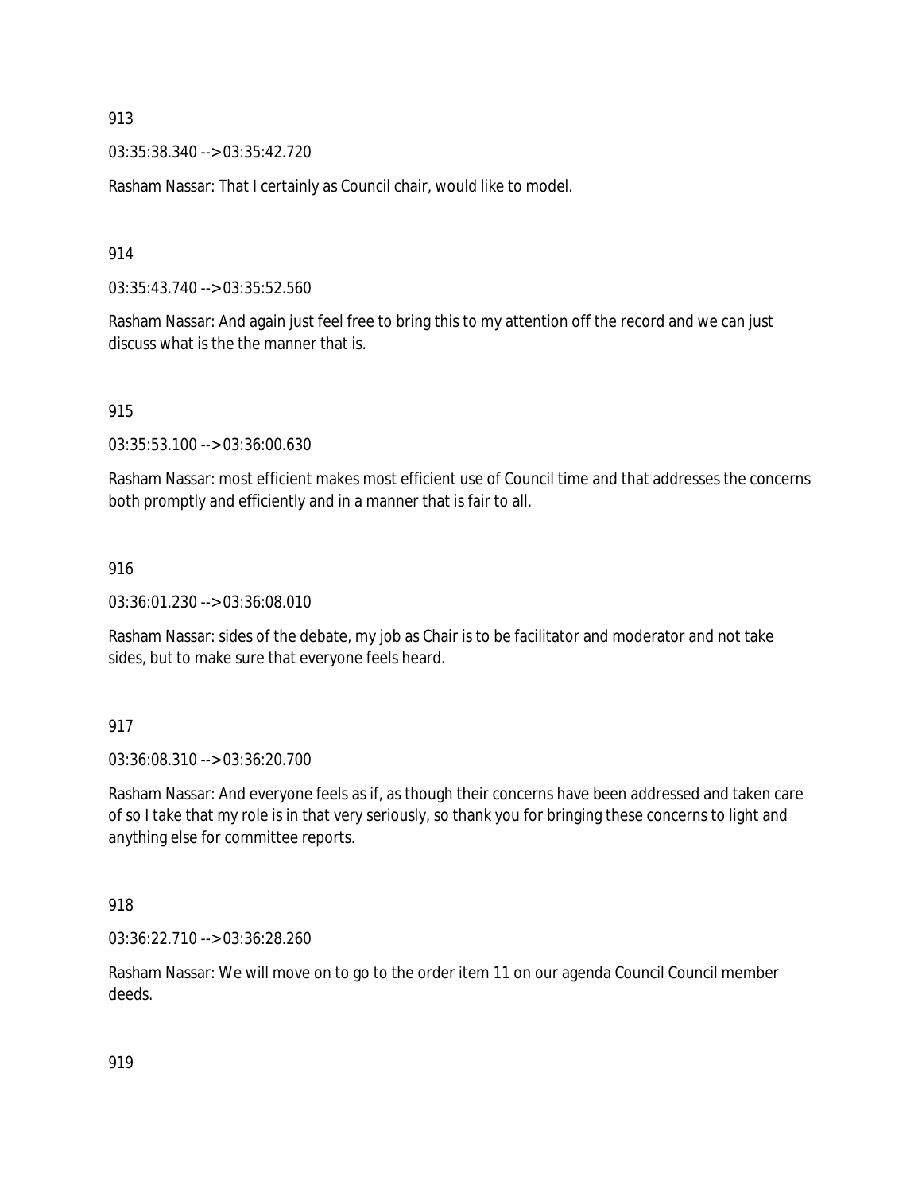913

03:35:38.340 --> 03:35:42.720

Rasham Nassar: That I certainly as Council chair, would like to model.

914

03:35:43.740 --> 03:35:52.560

Rasham Nassar: And again just feel free to bring this to my attention off the record and we can just discuss what is the the manner that is.

915

03:35:53.100 --> 03:36:00.630

Rasham Nassar: most efficient makes most efficient use of Council time and that addresses the concerns both promptly and efficiently and in a manner that is fair to all.

916

03:36:01.230 --> 03:36:08.010

Rasham Nassar: sides of the debate, my job as Chair is to be facilitator and moderator and not take sides, but to make sure that everyone feels heard.

917

03:36:08.310 --> 03:36:20.700

Rasham Nassar: And everyone feels as if, as though their concerns have been addressed and taken care of so I take that my role is in that very seriously, so thank you for bringing these concerns to light and anything else for committee reports.

918

03:36:22.710 --> 03:36:28.260

Rasham Nassar: We will move on to go to the order item 11 on our agenda Council Council member deeds.

919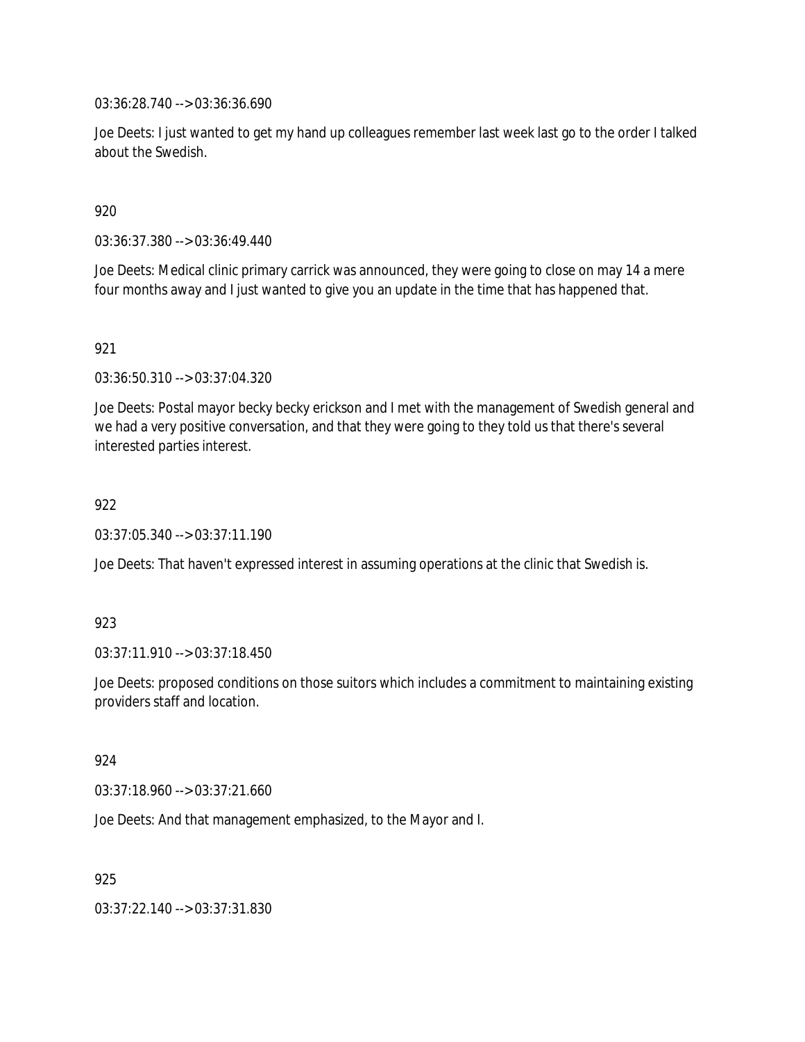03:36:28.740 --> 03:36:36.690

Joe Deets: I just wanted to get my hand up colleagues remember last week last go to the order I talked about the Swedish.

920

03:36:37.380 --> 03:36:49.440

Joe Deets: Medical clinic primary carrick was announced, they were going to close on may 14 a mere four months away and I just wanted to give you an update in the time that has happened that.

921

03:36:50.310 --> 03:37:04.320

Joe Deets: Postal mayor becky becky erickson and I met with the management of Swedish general and we had a very positive conversation, and that they were going to they told us that there's several interested parties interest.

922

03:37:05.340 --> 03:37:11.190

Joe Deets: That haven't expressed interest in assuming operations at the clinic that Swedish is.

923

03:37:11.910 --> 03:37:18.450

Joe Deets: proposed conditions on those suitors which includes a commitment to maintaining existing providers staff and location.

924

03:37:18.960 --> 03:37:21.660

Joe Deets: And that management emphasized, to the Mayor and I.

925

03:37:22.140 --> 03:37:31.830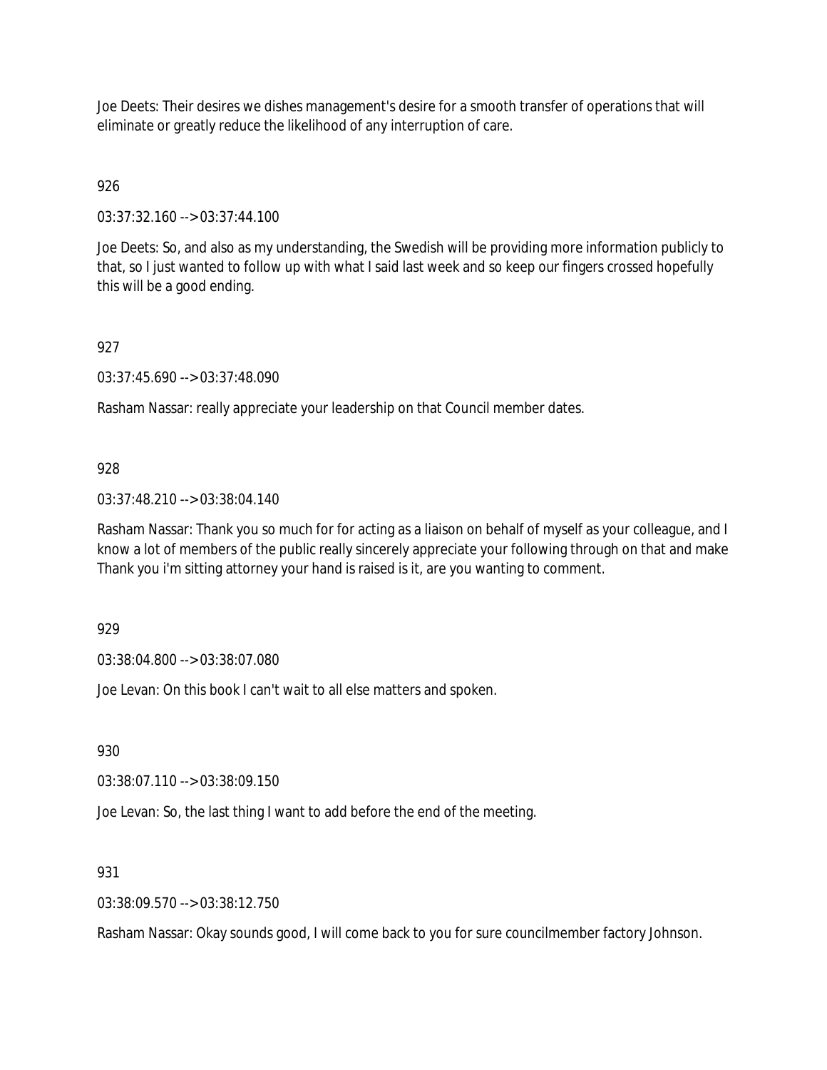Joe Deets: Their desires we dishes management's desire for a smooth transfer of operations that will eliminate or greatly reduce the likelihood of any interruption of care.

926

03:37:32.160 --> 03:37:44.100

Joe Deets: So, and also as my understanding, the Swedish will be providing more information publicly to that, so I just wanted to follow up with what I said last week and so keep our fingers crossed hopefully this will be a good ending.

927

03:37:45.690 --> 03:37:48.090

Rasham Nassar: really appreciate your leadership on that Council member dates.

928

03:37:48.210 --> 03:38:04.140

Rasham Nassar: Thank you so much for for acting as a liaison on behalf of myself as your colleague, and I know a lot of members of the public really sincerely appreciate your following through on that and make Thank you i'm sitting attorney your hand is raised is it, are you wanting to comment.

929

03:38:04.800 --> 03:38:07.080

Joe Levan: On this book I can't wait to all else matters and spoken.

930

03:38:07.110 --> 03:38:09.150

Joe Levan: So, the last thing I want to add before the end of the meeting.

931

03:38:09.570 --> 03:38:12.750

Rasham Nassar: Okay sounds good, I will come back to you for sure councilmember factory Johnson.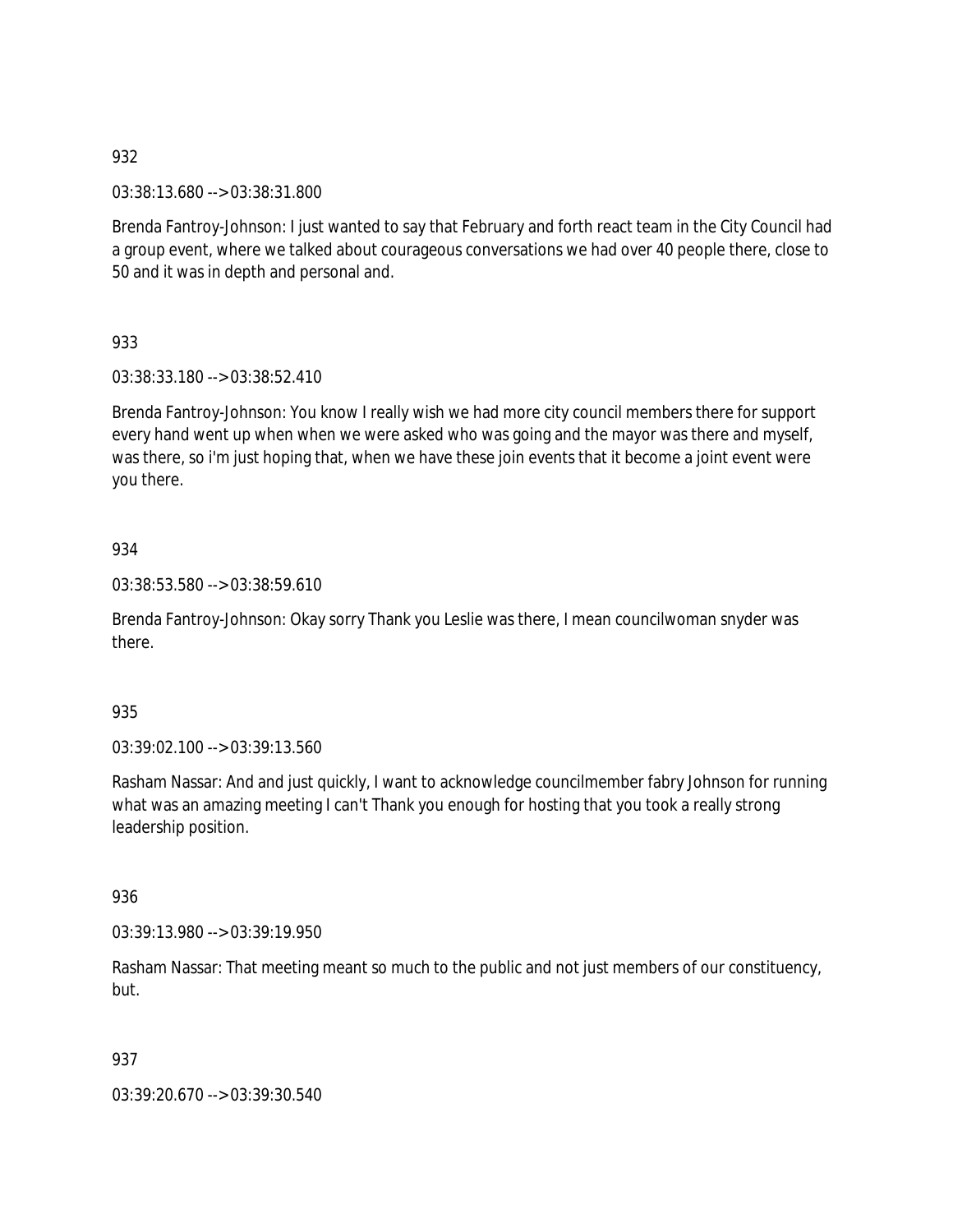932

03:38:13.680 --> 03:38:31.800

Brenda Fantroy-Johnson: I just wanted to say that February and forth react team in the City Council had a group event, where we talked about courageous conversations we had over 40 people there, close to 50 and it was in depth and personal and.

933

03:38:33.180 --> 03:38:52.410

Brenda Fantroy-Johnson: You know I really wish we had more city council members there for support every hand went up when when we were asked who was going and the mayor was there and myself, was there, so i'm just hoping that, when we have these join events that it become a joint event were you there.

934

03:38:53.580 --> 03:38:59.610

Brenda Fantroy-Johnson: Okay sorry Thank you Leslie was there, I mean councilwoman snyder was there.

935

03:39:02.100 --> 03:39:13.560

Rasham Nassar: And and just quickly, I want to acknowledge councilmember fabry Johnson for running what was an amazing meeting I can't Thank you enough for hosting that you took a really strong leadership position.

936

03:39:13.980 --> 03:39:19.950

Rasham Nassar: That meeting meant so much to the public and not just members of our constituency, but.

937

03:39:20.670 --> 03:39:30.540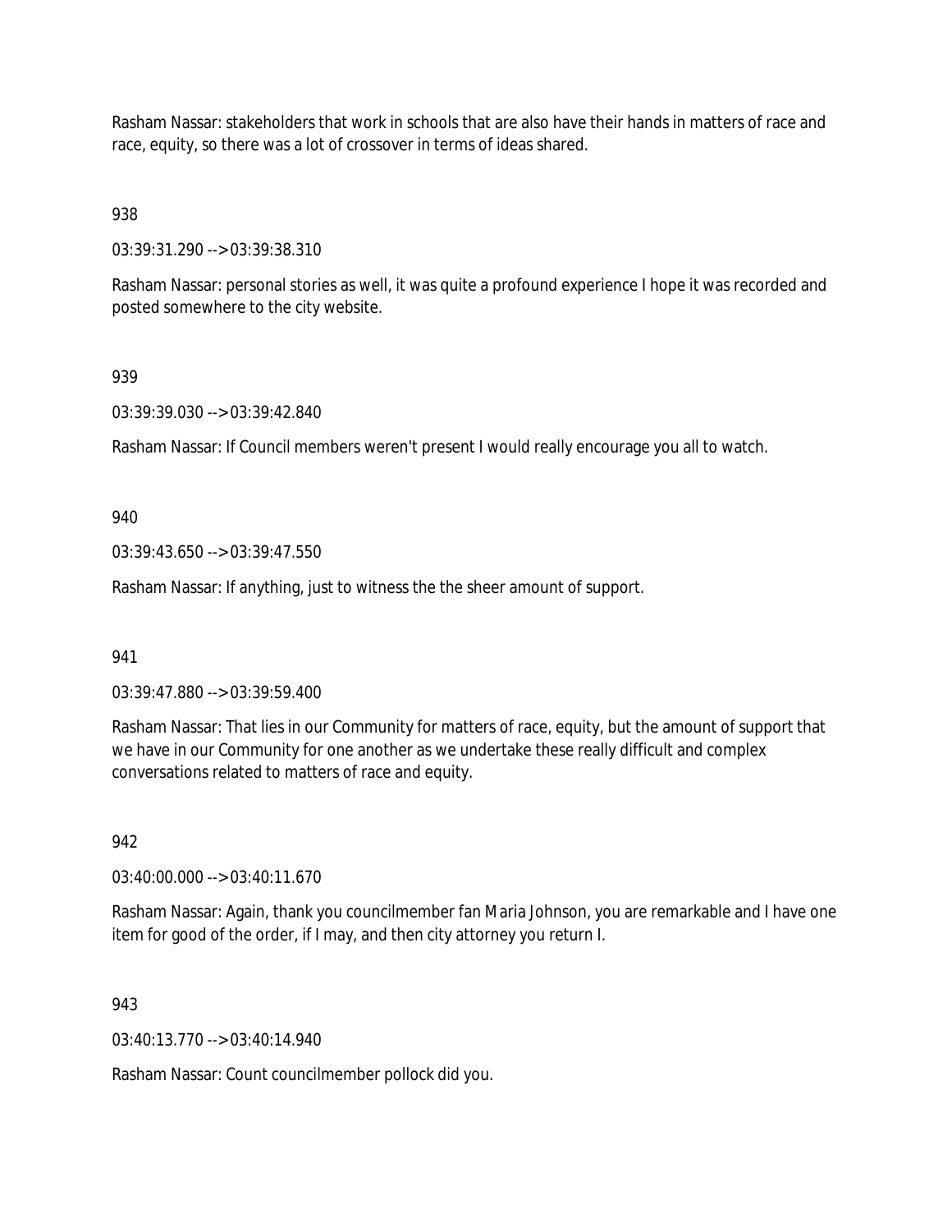Rasham Nassar: stakeholders that work in schools that are also have their hands in matters of race and race, equity, so there was a lot of crossover in terms of ideas shared.

938

03:39:31.290 --> 03:39:38.310

Rasham Nassar: personal stories as well, it was quite a profound experience I hope it was recorded and posted somewhere to the city website.

939

03:39:39.030 --> 03:39:42.840

Rasham Nassar: If Council members weren't present I would really encourage you all to watch.

940

03:39:43.650 --> 03:39:47.550

Rasham Nassar: If anything, just to witness the the sheer amount of support.

941

03:39:47.880 --> 03:39:59.400

Rasham Nassar: That lies in our Community for matters of race, equity, but the amount of support that we have in our Community for one another as we undertake these really difficult and complex conversations related to matters of race and equity.

942

03:40:00.000 --> 03:40:11.670

Rasham Nassar: Again, thank you councilmember fan Maria Johnson, you are remarkable and I have one item for good of the order, if I may, and then city attorney you return I.

943

03:40:13.770 --> 03:40:14.940

Rasham Nassar: Count councilmember pollock did you.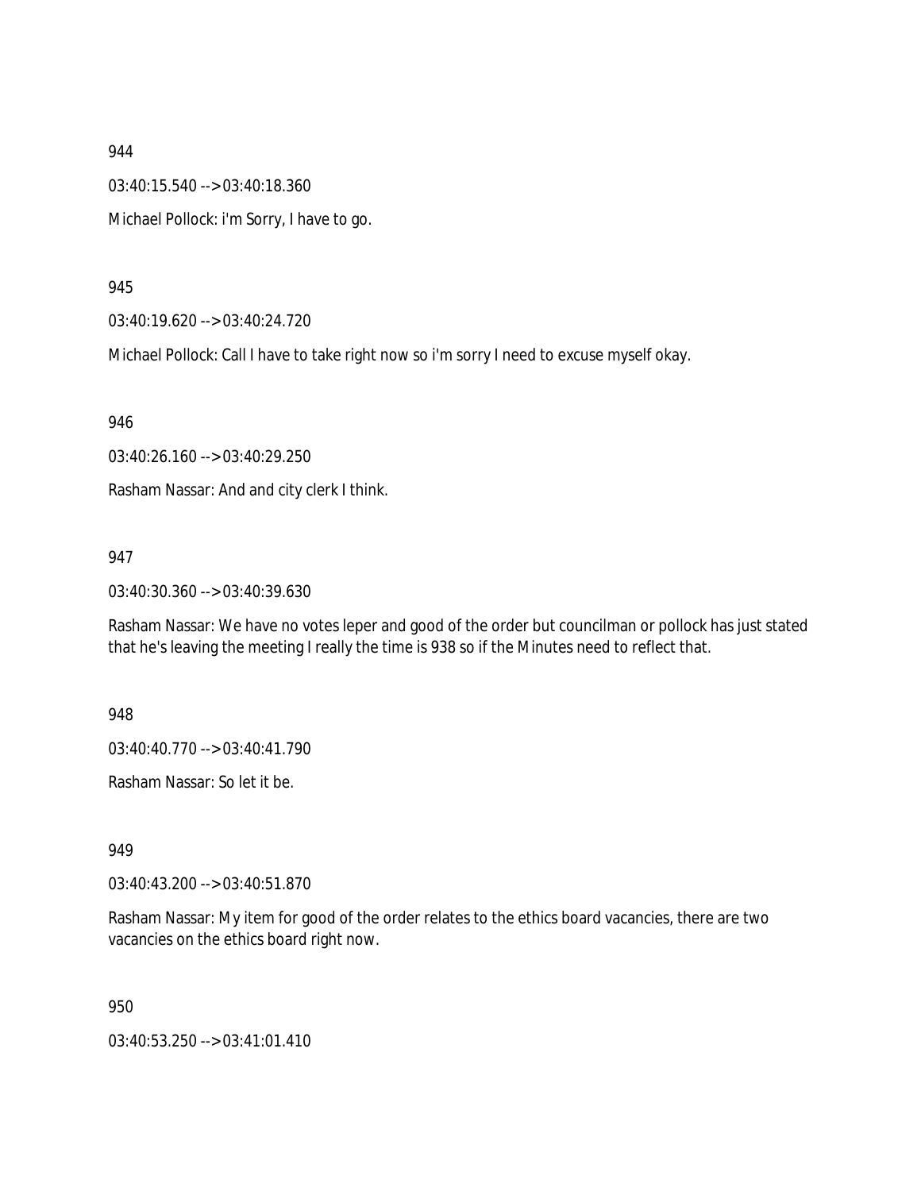944

03:40:15.540 --> 03:40:18.360

Michael Pollock: i'm Sorry, I have to go.

945

03:40:19.620 --> 03:40:24.720

Michael Pollock: Call I have to take right now so i'm sorry I need to excuse myself okay.

946

03:40:26.160 --> 03:40:29.250

Rasham Nassar: And and city clerk I think.

947

03:40:30.360 --> 03:40:39.630

Rasham Nassar: We have no votes leper and good of the order but councilman or pollock has just stated that he's leaving the meeting I really the time is 938 so if the Minutes need to reflect that.

948

03:40:40.770 --> 03:40:41.790

Rasham Nassar: So let it be.

949

03:40:43.200 --> 03:40:51.870

Rasham Nassar: My item for good of the order relates to the ethics board vacancies, there are two vacancies on the ethics board right now.

950

03:40:53.250 --> 03:41:01.410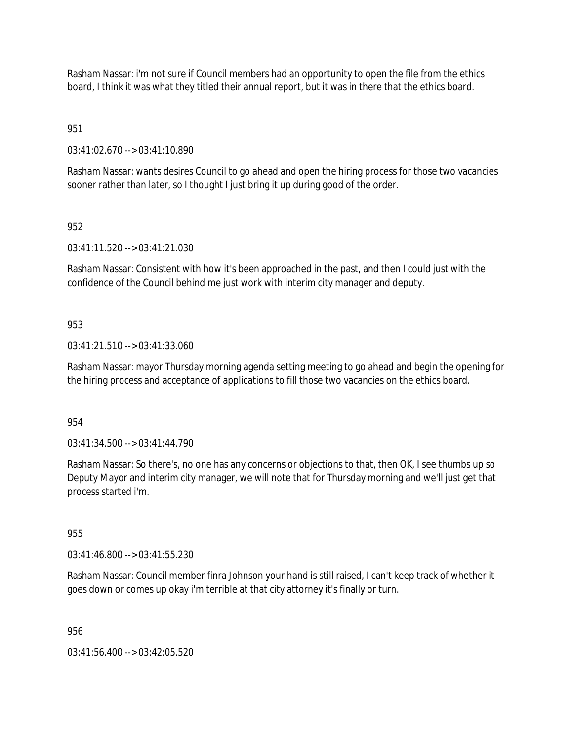Rasham Nassar: i'm not sure if Council members had an opportunity to open the file from the ethics board, I think it was what they titled their annual report, but it was in there that the ethics board.

951

03:41:02.670 --> 03:41:10.890

Rasham Nassar: wants desires Council to go ahead and open the hiring process for those two vacancies sooner rather than later, so I thought I just bring it up during good of the order.

952

03:41:11.520 --> 03:41:21.030

Rasham Nassar: Consistent with how it's been approached in the past, and then I could just with the confidence of the Council behind me just work with interim city manager and deputy.

953

03:41:21.510 --> 03:41:33.060

Rasham Nassar: mayor Thursday morning agenda setting meeting to go ahead and begin the opening for the hiring process and acceptance of applications to fill those two vacancies on the ethics board.

954

03:41:34.500 --> 03:41:44.790

Rasham Nassar: So there's, no one has any concerns or objections to that, then OK, I see thumbs up so Deputy Mayor and interim city manager, we will note that for Thursday morning and we'll just get that process started i'm.

955

03:41:46.800 --> 03:41:55.230

Rasham Nassar: Council member finra Johnson your hand is still raised, I can't keep track of whether it goes down or comes up okay i'm terrible at that city attorney it's finally or turn.

956

03:41:56.400 --> 03:42:05.520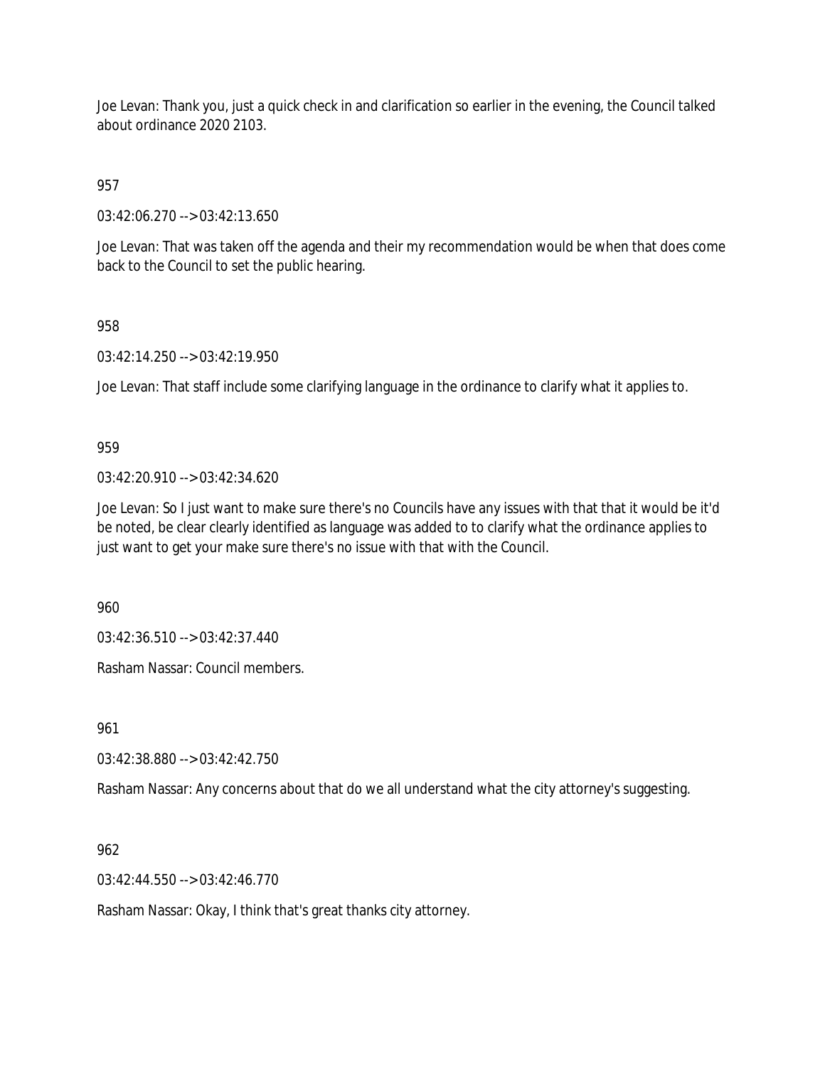Joe Levan: Thank you, just a quick check in and clarification so earlier in the evening, the Council talked about ordinance 2020 2103.

957

03:42:06.270 --> 03:42:13.650

Joe Levan: That was taken off the agenda and their my recommendation would be when that does come back to the Council to set the public hearing.

958

03:42:14.250 --> 03:42:19.950

Joe Levan: That staff include some clarifying language in the ordinance to clarify what it applies to.

959

03:42:20.910 --> 03:42:34.620

Joe Levan: So I just want to make sure there's no Councils have any issues with that that it would be it'd be noted, be clear clearly identified as language was added to to clarify what the ordinance applies to just want to get your make sure there's no issue with that with the Council.

960

03:42:36.510 --> 03:42:37.440

Rasham Nassar: Council members.

961

03:42:38.880 --> 03:42:42.750

Rasham Nassar: Any concerns about that do we all understand what the city attorney's suggesting.

962

03:42:44.550 --> 03:42:46.770

Rasham Nassar: Okay, I think that's great thanks city attorney.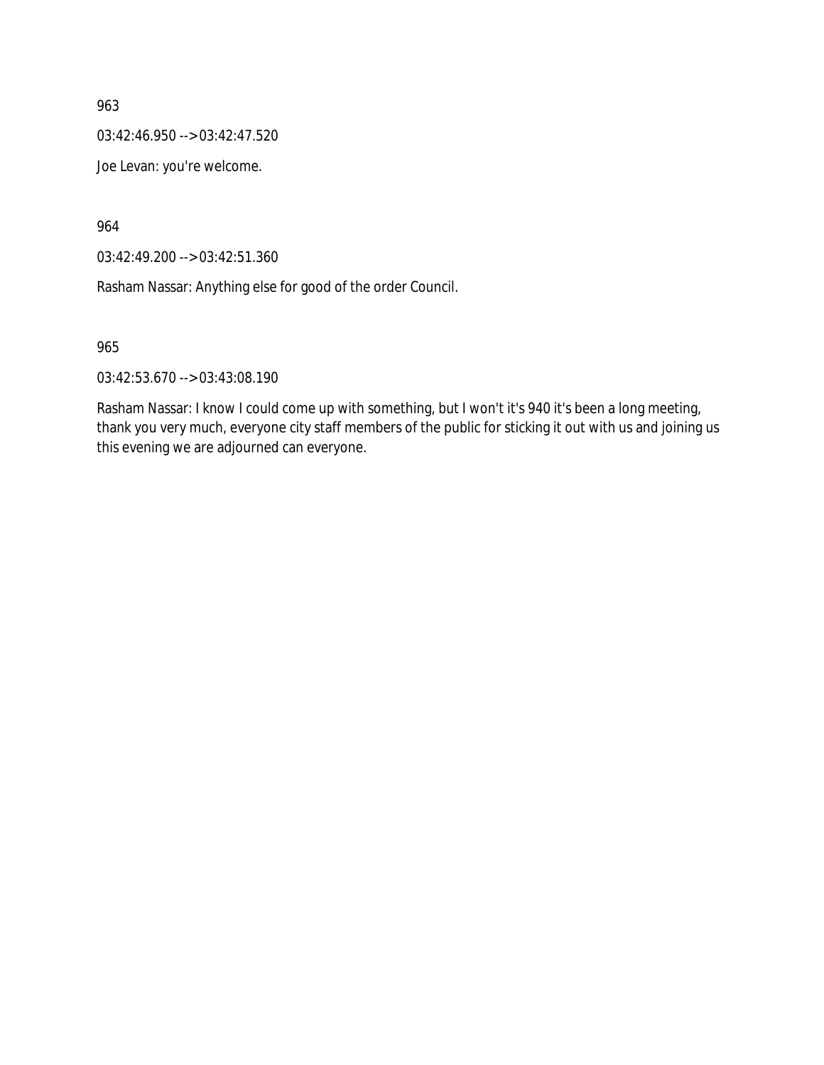963

03:42:46.950 --> 03:42:47.520

Joe Levan: you're welcome.

964

03:42:49.200 --> 03:42:51.360

Rasham Nassar: Anything else for good of the order Council.

965

03:42:53.670 --> 03:43:08.190

Rasham Nassar: I know I could come up with something, but I won't it's 940 it's been a long meeting, thank you very much, everyone city staff members of the public for sticking it out with us and joining us this evening we are adjourned can everyone.